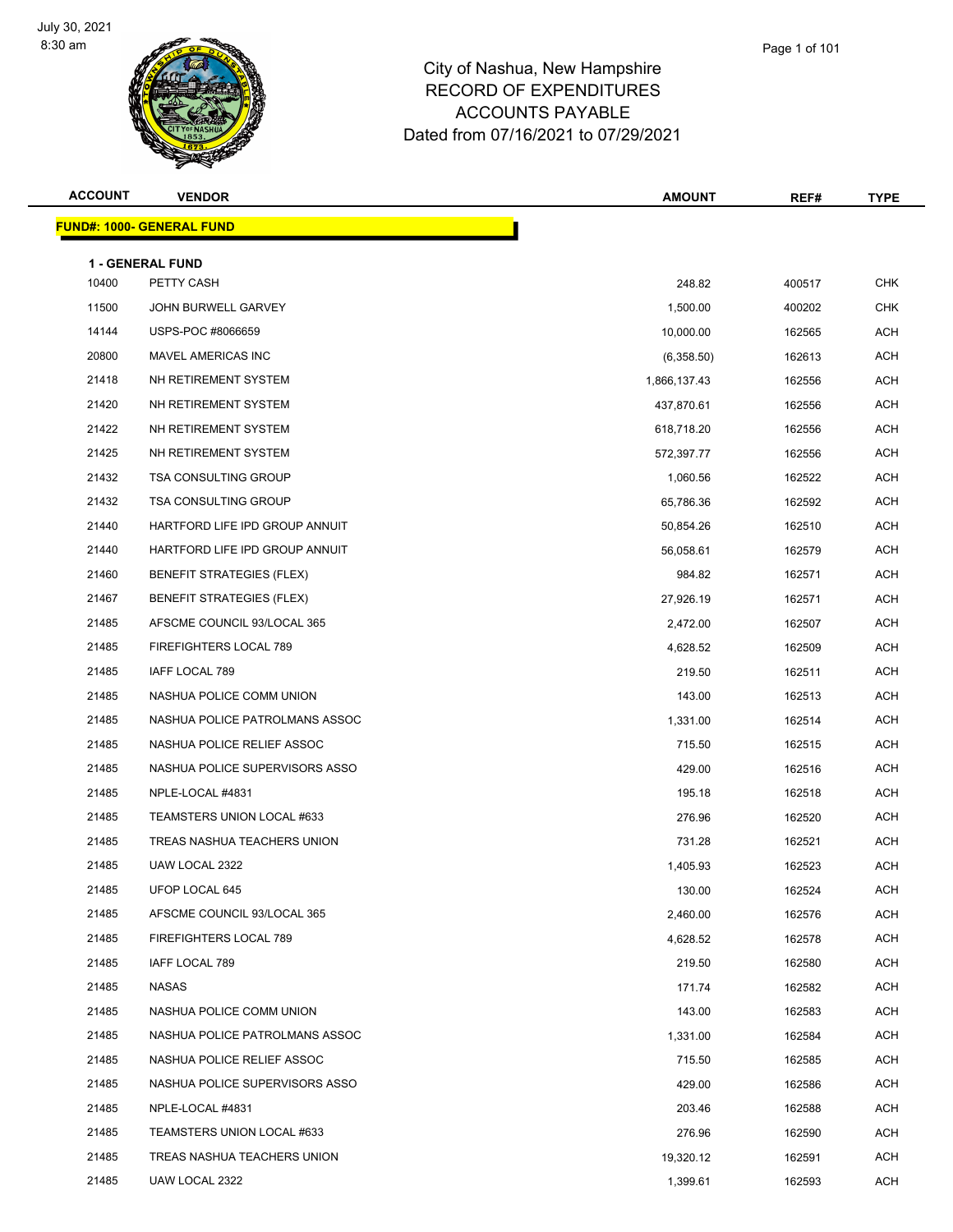# City of Nashua, New Hampshire
## RECORD OF EXPENDITURES
## ACCOUNTS PAYABLE
### Dated from 07/16/2021 to 07/29/2021

| ACCOUNT | VENDOR | AMOUNT | REF# | TYPE |
|---|---|---|---|---|
| **FUND#: 1000- GENERAL FUND** | | | | |
| **1 - GENERAL FUND** | | | | |
| 10400 | PETTY CASH | 248.82 | 400517 | CHK |
| 11500 | JOHN BURWELL GARVEY | 1,500.00 | 400202 | CHK |
| 14144 | USPS-POC #8066659 | 10,000.00 | 162565 | ACH |
| 20800 | MAVEL AMERICAS INC | (6,358.50) | 162613 | ACH |
| 21418 | NH RETIREMENT SYSTEM | 1,866,137.43 | 162556 | ACH |
| 21420 | NH RETIREMENT SYSTEM | 437,870.61 | 162556 | ACH |
| 21422 | NH RETIREMENT SYSTEM | 618,718.20 | 162556 | ACH |
| 21425 | NH RETIREMENT SYSTEM | 572,397.77 | 162556 | ACH |
| 21432 | TSA CONSULTING GROUP | 1,060.56 | 162522 | ACH |
| 21432 | TSA CONSULTING GROUP | 65,786.36 | 162592 | ACH |
| 21440 | HARTFORD LIFE IPD GROUP ANNUIT | 50,854.26 | 162510 | ACH |
| 21440 | HARTFORD LIFE IPD GROUP ANNUIT | 56,058.61 | 162579 | ACH |
| 21460 | BENEFIT STRATEGIES (FLEX) | 984.82 | 162571 | ACH |
| 21467 | BENEFIT STRATEGIES (FLEX) | 27,926.19 | 162571 | ACH |
| 21485 | AFSCME COUNCIL 93/LOCAL 365 | 2,472.00 | 162507 | ACH |
| 21485 | FIREFIGHTERS LOCAL 789 | 4,628.52 | 162509 | ACH |
| 21485 | IAFF LOCAL 789 | 219.50 | 162511 | ACH |
| 21485 | NASHUA POLICE COMM UNION | 143.00 | 162513 | ACH |
| 21485 | NASHUA POLICE PATROLMANS ASSOC | 1,331.00 | 162514 | ACH |
| 21485 | NASHUA POLICE RELIEF ASSOC | 715.50 | 162515 | ACH |
| 21485 | NASHUA POLICE SUPERVISORS ASSO | 429.00 | 162516 | ACH |
| 21485 | NPLE-LOCAL #4831 | 195.18 | 162518 | ACH |
| 21485 | TEAMSTERS UNION LOCAL #633 | 276.96 | 162520 | ACH |
| 21485 | TREAS NASHUA TEACHERS UNION | 731.28 | 162521 | ACH |
| 21485 | UAW LOCAL 2322 | 1,405.93 | 162523 | ACH |
| 21485 | UFOP LOCAL 645 | 130.00 | 162524 | ACH |
| 21485 | AFSCME COUNCIL 93/LOCAL 365 | 2,460.00 | 162576 | ACH |
| 21485 | FIREFIGHTERS LOCAL 789 | 4,628.52 | 162578 | ACH |
| 21485 | IAFF LOCAL 789 | 219.50 | 162580 | ACH |
| 21485 | NASAS | 171.74 | 162582 | ACH |
| 21485 | NASHUA POLICE COMM UNION | 143.00 | 162583 | ACH |
| 21485 | NASHUA POLICE PATROLMANS ASSOC | 1,331.00 | 162584 | ACH |
| 21485 | NASHUA POLICE RELIEF ASSOC | 715.50 | 162585 | ACH |
| 21485 | NASHUA POLICE SUPERVISORS ASSO | 429.00 | 162586 | ACH |
| 21485 | NPLE-LOCAL #4831 | 203.46 | 162588 | ACH |
| 21485 | TEAMSTERS UNION LOCAL #633 | 276.96 | 162590 | ACH |
| 21485 | TREAS NASHUA TEACHERS UNION | 19,320.12 | 162591 | ACH |
| 21485 | UAW LOCAL 2322 | 1,399.61 | 162593 | ACH |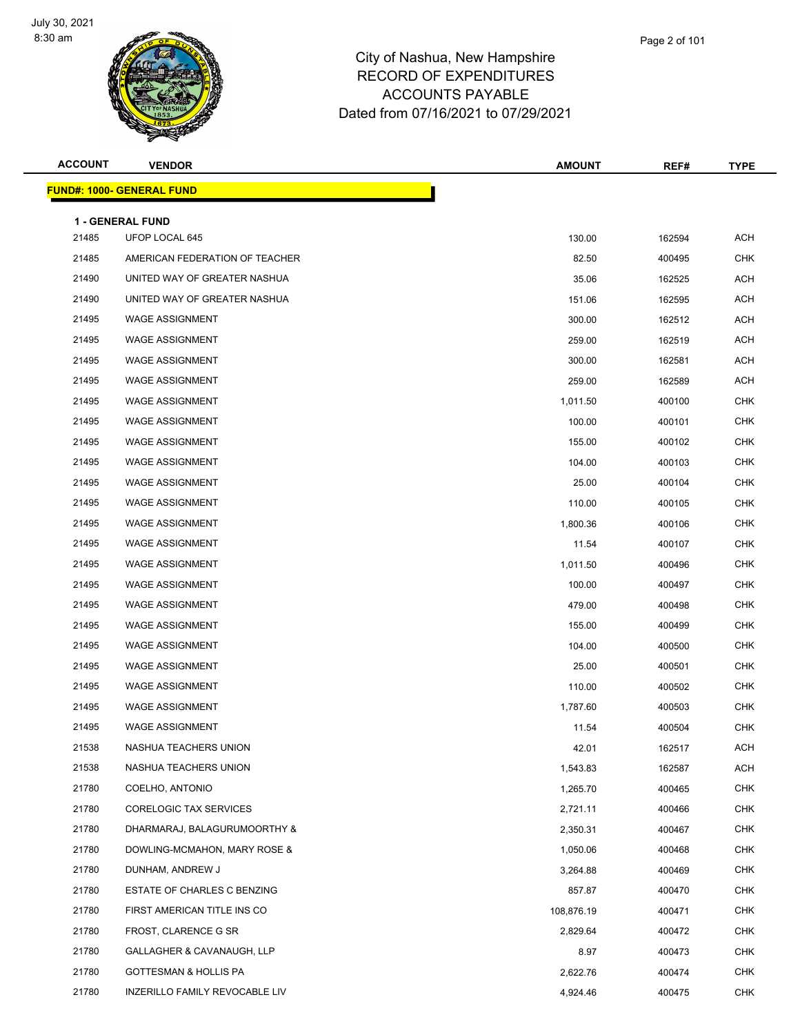# City of Nashua, New Hampshire
# RECORD OF EXPENDITURES
# ACCOUNTS PAYABLE
# Dated from 07/16/2021 to 07/29/2021

| ACCOUNT | VENDOR | AMOUNT | REF# | TYPE |
|---|---|---|---|---|
| **FUND#: 1000- GENERAL FUND** | | | | |
| **1 - GENERAL FUND** | | | | |
| 21485 | UFOP LOCAL 645 | 130.00 | 162594 | ACH |
| 21485 | AMERICAN FEDERATION OF TEACHER | 82.50 | 400495 | CHK |
| 21490 | UNITED WAY OF GREATER NASHUA | 35.06 | 162525 | ACH |
| 21490 | UNITED WAY OF GREATER NASHUA | 151.06 | 162595 | ACH |
| 21495 | WAGE ASSIGNMENT | 300.00 | 162512 | ACH |
| 21495 | WAGE ASSIGNMENT | 259.00 | 162519 | ACH |
| 21495 | WAGE ASSIGNMENT | 300.00 | 162581 | ACH |
| 21495 | WAGE ASSIGNMENT | 259.00 | 162589 | ACH |
| 21495 | WAGE ASSIGNMENT | 1,011.50 | 400100 | CHK |
| 21495 | WAGE ASSIGNMENT | 100.00 | 400101 | CHK |
| 21495 | WAGE ASSIGNMENT | 155.00 | 400102 | CHK |
| 21495 | WAGE ASSIGNMENT | 104.00 | 400103 | CHK |
| 21495 | WAGE ASSIGNMENT | 25.00 | 400104 | CHK |
| 21495 | WAGE ASSIGNMENT | 110.00 | 400105 | CHK |
| 21495 | WAGE ASSIGNMENT | 1,800.36 | 400106 | CHK |
| 21495 | WAGE ASSIGNMENT | 11.54 | 400107 | CHK |
| 21495 | WAGE ASSIGNMENT | 1,011.50 | 400496 | CHK |
| 21495 | WAGE ASSIGNMENT | 100.00 | 400497 | CHK |
| 21495 | WAGE ASSIGNMENT | 479.00 | 400498 | CHK |
| 21495 | WAGE ASSIGNMENT | 155.00 | 400499 | CHK |
| 21495 | WAGE ASSIGNMENT | 104.00 | 400500 | CHK |
| 21495 | WAGE ASSIGNMENT | 25.00 | 400501 | CHK |
| 21495 | WAGE ASSIGNMENT | 110.00 | 400502 | CHK |
| 21495 | WAGE ASSIGNMENT | 1,787.60 | 400503 | CHK |
| 21495 | WAGE ASSIGNMENT | 11.54 | 400504 | CHK |
| 21538 | NASHUA TEACHERS UNION | 42.01 | 162517 | ACH |
| 21538 | NASHUA TEACHERS UNION | 1,543.83 | 162587 | ACH |
| 21780 | COELHO, ANTONIO | 1,265.70 | 400465 | CHK |
| 21780 | CORELOGIC TAX SERVICES | 2,721.11 | 400466 | CHK |
| 21780 | DHARMARAJ, BALAGURUMOORTHY & | 2,350.31 | 400467 | CHK |
| 21780 | DOWLING-MCMAHON, MARY ROSE & | 1,050.06 | 400468 | CHK |
| 21780 | DUNHAM, ANDREW J | 3,264.88 | 400469 | CHK |
| 21780 | ESTATE OF CHARLES C BENZING | 857.87 | 400470 | CHK |
| 21780 | FIRST AMERICAN TITLE INS CO | 108,876.19 | 400471 | CHK |
| 21780 | FROST, CLARENCE G SR | 2,829.64 | 400472 | CHK |
| 21780 | GALLAGHER & CAVANAUGH, LLP | 8.97 | 400473 | CHK |
| 21780 | GOTTESMAN & HOLLIS PA | 2,622.76 | 400474 | CHK |
| 21780 | INZERILLO FAMILY REVOCABLE LIV | 4,924.46 | 400475 | CHK |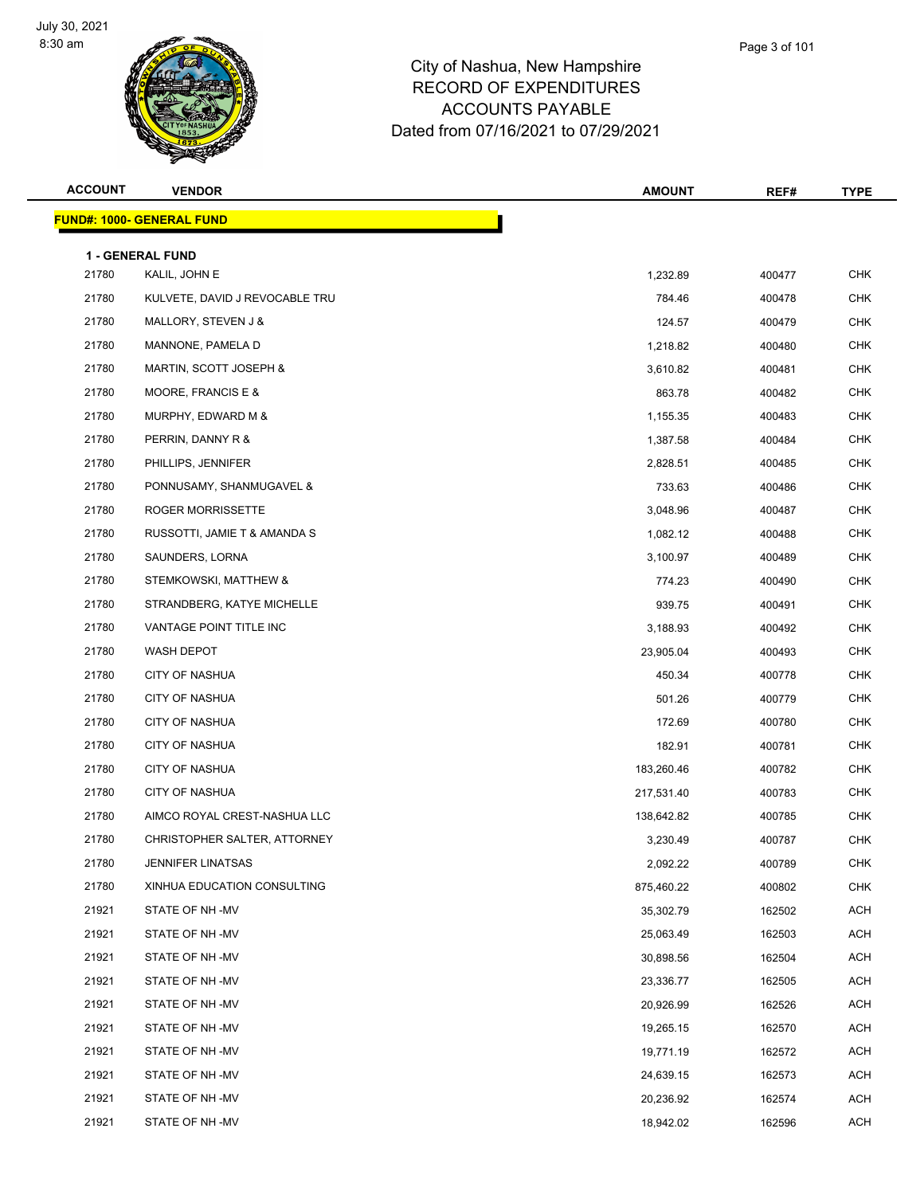# City of Nashua, New Hampshire
## RECORD OF EXPENDITURES
## ACCOUNTS PAYABLE
## Dated from 07/16/2021 to 07/29/2021

**FUND#: 1000- GENERAL FUND**

**1 - GENERAL FUND**

| ACCOUNT | VENDOR | AMOUNT | REF# | TYPE |
|---|---|---|---|---|
| 21780 | KALIL, JOHN E | 1,232.89 | 400477 | CHK |
| 21780 | KULVETE, DAVID J REVOCABLE TRU | 784.46 | 400478 | CHK |
| 21780 | MALLORY, STEVEN J & | 124.57 | 400479 | CHK |
| 21780 | MANNONE, PAMELA D | 1,218.82 | 400480 | CHK |
| 21780 | MARTIN, SCOTT JOSEPH & | 3,610.82 | 400481 | CHK |
| 21780 | MOORE, FRANCIS E & | 863.78 | 400482 | CHK |
| 21780 | MURPHY, EDWARD M & | 1,155.35 | 400483 | CHK |
| 21780 | PERRIN, DANNY R & | 1,387.58 | 400484 | CHK |
| 21780 | PHILLIPS, JENNIFER | 2,828.51 | 400485 | CHK |
| 21780 | PONNUSAMY, SHANMUGAVEL & | 733.63 | 400486 | CHK |
| 21780 | ROGER MORRISSETTE | 3,048.96 | 400487 | CHK |
| 21780 | RUSSOTTI, JAMIE T & AMANDA S | 1,082.12 | 400488 | CHK |
| 21780 | SAUNDERS, LORNA | 3,100.97 | 400489 | CHK |
| 21780 | STEMKOWSKI, MATTHEW & | 774.23 | 400490 | CHK |
| 21780 | STRANDBERG, KATYE MICHELLE | 939.75 | 400491 | CHK |
| 21780 | VANTAGE POINT TITLE INC | 3,188.93 | 400492 | CHK |
| 21780 | WASH DEPOT | 23,905.04 | 400493 | CHK |
| 21780 | CITY OF NASHUA | 450.34 | 400778 | CHK |
| 21780 | CITY OF NASHUA | 501.26 | 400779 | CHK |
| 21780 | CITY OF NASHUA | 172.69 | 400780 | CHK |
| 21780 | CITY OF NASHUA | 182.91 | 400781 | CHK |
| 21780 | CITY OF NASHUA | 183,260.46 | 400782 | CHK |
| 21780 | CITY OF NASHUA | 217,531.40 | 400783 | CHK |
| 21780 | AIMCO ROYAL CREST-NASHUA LLC | 138,642.82 | 400785 | CHK |
| 21780 | CHRISTOPHER SALTER, ATTORNEY | 3,230.49 | 400787 | CHK |
| 21780 | JENNIFER LINATSAS | 2,092.22 | 400789 | CHK |
| 21780 | XINHUA EDUCATION CONSULTING | 875,460.22 | 400802 | CHK |
| 21921 | STATE OF NH -MV | 35,302.79 | 162502 | ACH |
| 21921 | STATE OF NH -MV | 25,063.49 | 162503 | ACH |
| 21921 | STATE OF NH -MV | 30,898.56 | 162504 | ACH |
| 21921 | STATE OF NH -MV | 23,336.77 | 162505 | ACH |
| 21921 | STATE OF NH -MV | 20,926.99 | 162526 | ACH |
| 21921 | STATE OF NH -MV | 19,265.15 | 162570 | ACH |
| 21921 | STATE OF NH -MV | 19,771.19 | 162572 | ACH |
| 21921 | STATE OF NH -MV | 24,639.15 | 162573 | ACH |
| 21921 | STATE OF NH -MV | 20,236.92 | 162574 | ACH |
| 21921 | STATE OF NH -MV | 18,942.02 | 162596 | ACH |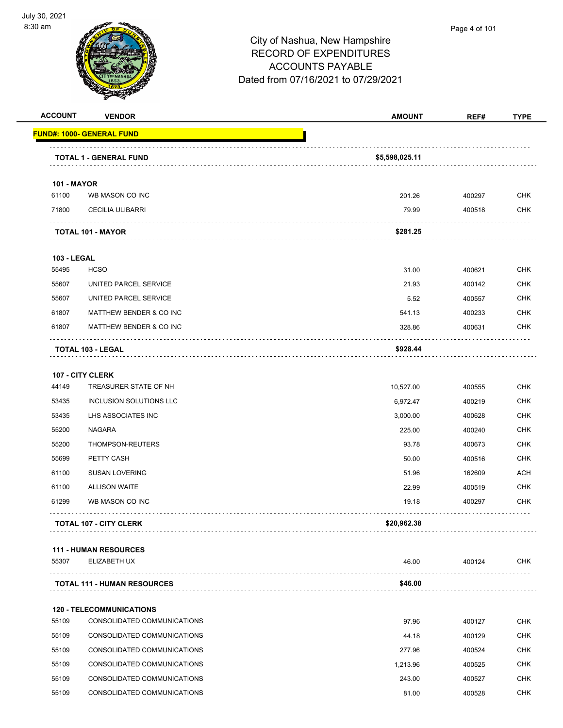# City of Nashua, New Hampshire
## RECORD OF EXPENDITURES
## ACCOUNTS PAYABLE
## Dated from 07/16/2021 to 07/29/2021

| ACCOUNT | VENDOR | AMOUNT | REF# | TYPE |
|---|---|---|---|---|
| **FUND#: 1000- GENERAL FUND** | | | | |
| | **TOTAL 1 - GENERAL FUND** | **$5,598,025.11** | | |
| **101 - MAYOR** | | | | |
| 61100 | WB MASON CO INC | 201.26 | 400297 | CHK |
| 71800 | CECILIA ULIBARRI | 79.99 | 400518 | CHK |
| | **TOTAL 101 - MAYOR** | **$281.25** | | |
| **103 - LEGAL** | | | | |
| 55495 | HCSO | 31.00 | 400621 | CHK |
| 55607 | UNITED PARCEL SERVICE | 21.93 | 400142 | CHK |
| 55607 | UNITED PARCEL SERVICE | 5.52 | 400557 | CHK |
| 61807 | MATTHEW BENDER & CO INC | 541.13 | 400233 | CHK |
| 61807 | MATTHEW BENDER & CO INC | 328.86 | 400631 | CHK |
| | **TOTAL 103 - LEGAL** | **$928.44** | | |
| **107 - CITY CLERK** | | | | |
| 44149 | TREASURER STATE OF NH | 10,527.00 | 400555 | CHK |
| 53435 | INCLUSION SOLUTIONS LLC | 6,972.47 | 400219 | CHK |
| 53435 | LHS ASSOCIATES INC | 3,000.00 | 400628 | CHK |
| 55200 | NAGARA | 225.00 | 400240 | CHK |
| 55200 | THOMPSON-REUTERS | 93.78 | 400673 | CHK |
| 55699 | PETTY CASH | 50.00 | 400516 | CHK |
| 61100 | SUSAN LOVERING | 51.96 | 162609 | ACH |
| 61100 | ALLISON WAITE | 22.99 | 400519 | CHK |
| 61299 | WB MASON CO INC | 19.18 | 400297 | CHK |
| | **TOTAL 107 - CITY CLERK** | **$20,962.38** | | |
| **111 - HUMAN RESOURCES** | | | | |
| 55307 | ELIZABETH UX | 46.00 | 400124 | CHK |
| | **TOTAL 111 - HUMAN RESOURCES** | **$46.00** | | |
| **120 - TELECOMMUNICATIONS** | | | | |
| 55109 | CONSOLIDATED COMMUNICATIONS | 97.96 | 400127 | CHK |
| 55109 | CONSOLIDATED COMMUNICATIONS | 44.18 | 400129 | CHK |
| 55109 | CONSOLIDATED COMMUNICATIONS | 277.96 | 400524 | CHK |
| 55109 | CONSOLIDATED COMMUNICATIONS | 1,213.96 | 400525 | CHK |
| 55109 | CONSOLIDATED COMMUNICATIONS | 243.00 | 400527 | CHK |
| 55109 | CONSOLIDATED COMMUNICATIONS | 81.00 | 400528 | CHK |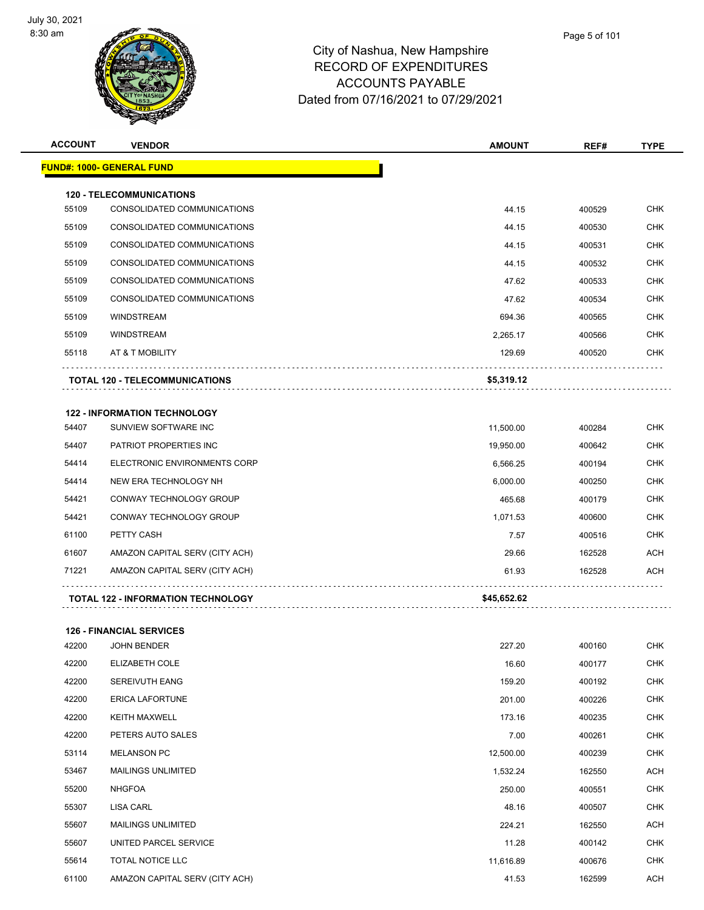# City of Nashua, New Hampshire
# RECORD OF EXPENDITURES
# ACCOUNTS PAYABLE
# Dated from 07/16/2021 to 07/29/2021

| ACCOUNT | VENDOR | AMOUNT | REF# | TYPE |
|---|---|---|---|---|
| **FUND#: 1000- GENERAL FUND** | | | | |
| **120 - TELECOMMUNICATIONS** | | | | |
| 55109 | CONSOLIDATED COMMUNICATIONS | 44.15 | 400529 | CHK |
| 55109 | CONSOLIDATED COMMUNICATIONS | 44.15 | 400530 | CHK |
| 55109 | CONSOLIDATED COMMUNICATIONS | 44.15 | 400531 | CHK |
| 55109 | CONSOLIDATED COMMUNICATIONS | 44.15 | 400532 | CHK |
| 55109 | CONSOLIDATED COMMUNICATIONS | 47.62 | 400533 | CHK |
| 55109 | CONSOLIDATED COMMUNICATIONS | 47.62 | 400534 | CHK |
| 55109 | WINDSTREAM | 694.36 | 400565 | CHK |
| 55109 | WINDSTREAM | 2,265.17 | 400566 | CHK |
| 55118 | AT & T MOBILITY | 129.69 | 400520 | CHK |
| **TOTAL 120 - TELECOMMUNICATIONS** | | **$5,319.12** | | |
| **122 - INFORMATION TECHNOLOGY** | | | | |
| 54407 | SUNVIEW SOFTWARE INC | 11,500.00 | 400284 | CHK |
| 54407 | PATRIOT PROPERTIES INC | 19,950.00 | 400642 | CHK |
| 54414 | ELECTRONIC ENVIRONMENTS CORP | 6,566.25 | 400194 | CHK |
| 54414 | NEW ERA TECHNOLOGY NH | 6,000.00 | 400250 | CHK |
| 54421 | CONWAY TECHNOLOGY GROUP | 465.68 | 400179 | CHK |
| 54421 | CONWAY TECHNOLOGY GROUP | 1,071.53 | 400600 | CHK |
| 61100 | PETTY CASH | 7.57 | 400516 | CHK |
| 61607 | AMAZON CAPITAL SERV (CITY ACH) | 29.66 | 162528 | ACH |
| 71221 | AMAZON CAPITAL SERV (CITY ACH) | 61.93 | 162528 | ACH |
| **TOTAL 122 - INFORMATION TECHNOLOGY** | | **$45,652.62** | | |
| **126 - FINANCIAL SERVICES** | | | | |
| 42200 | JOHN BENDER | 227.20 | 400160 | CHK |
| 42200 | ELIZABETH COLE | 16.60 | 400177 | CHK |
| 42200 | SEREIVUTH EANG | 159.20 | 400192 | CHK |
| 42200 | ERICA LAFORTUNE | 201.00 | 400226 | CHK |
| 42200 | KEITH MAXWELL | 173.16 | 400235 | CHK |
| 42200 | PETERS AUTO SALES | 7.00 | 400261 | CHK |
| 53114 | MELANSON PC | 12,500.00 | 400239 | CHK |
| 53467 | MAILINGS UNLIMITED | 1,532.24 | 162550 | ACH |
| 55200 | NHGFOA | 250.00 | 400551 | CHK |
| 55307 | LISA CARL | 48.16 | 400507 | CHK |
| 55607 | MAILINGS UNLIMITED | 224.21 | 162550 | ACH |
| 55607 | UNITED PARCEL SERVICE | 11.28 | 400142 | CHK |
| 55614 | TOTAL NOTICE LLC | 11,616.89 | 400676 | CHK |
| 61100 | AMAZON CAPITAL SERV (CITY ACH) | 41.53 | 162599 | ACH |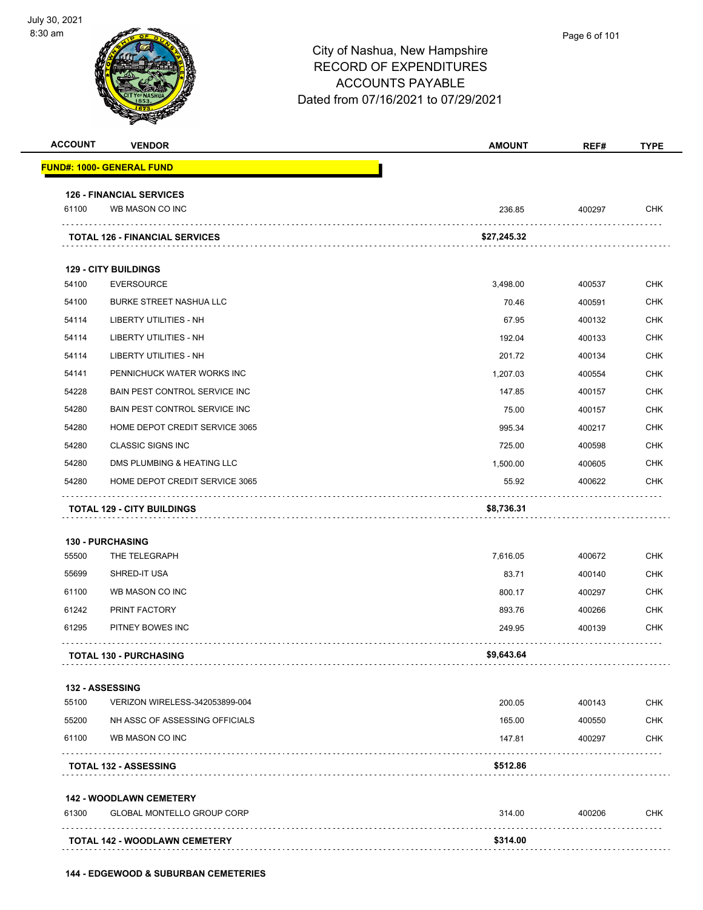City of Nashua, New Hampshire
RECORD OF EXPENDITURES
ACCOUNTS PAYABLE
Dated from 07/16/2021 to 07/29/2021

| ACCOUNT | VENDOR | AMOUNT | REF# | TYPE |
|---|---|---|---|---|
| **FUND#: 1000- GENERAL FUND** | | | | |
| **126 - FINANCIAL SERVICES** | | | | |
| 61100 | WB MASON CO INC | 236.85 | 400297 | CHK |
| | **TOTAL 126 - FINANCIAL SERVICES** | **$27,245.32** | | |
| **129 - CITY BUILDINGS** | | | | |
| 54100 | EVERSOURCE | 3,498.00 | 400537 | CHK |
| 54100 | BURKE STREET NASHUA LLC | 70.46 | 400591 | CHK |
| 54114 | LIBERTY UTILITIES - NH | 67.95 | 400132 | CHK |
| 54114 | LIBERTY UTILITIES - NH | 192.04 | 400133 | CHK |
| 54114 | LIBERTY UTILITIES - NH | 201.72 | 400134 | CHK |
| 54141 | PENNICHUCK WATER WORKS INC | 1,207.03 | 400554 | CHK |
| 54228 | BAIN PEST CONTROL SERVICE INC | 147.85 | 400157 | CHK |
| 54280 | BAIN PEST CONTROL SERVICE INC | 75.00 | 400157 | CHK |
| 54280 | HOME DEPOT CREDIT SERVICE 3065 | 995.34 | 400217 | CHK |
| 54280 | CLASSIC SIGNS INC | 725.00 | 400598 | CHK |
| 54280 | DMS PLUMBING & HEATING LLC | 1,500.00 | 400605 | CHK |
| 54280 | HOME DEPOT CREDIT SERVICE 3065 | 55.92 | 400622 | CHK |
| | **TOTAL 129 - CITY BUILDINGS** | **$8,736.31** | | |
| **130 - PURCHASING** | | | | |
| 55500 | THE TELEGRAPH | 7,616.05 | 400672 | CHK |
| 55699 | SHRED-IT USA | 83.71 | 400140 | CHK |
| 61100 | WB MASON CO INC | 800.17 | 400297 | CHK |
| 61242 | PRINT FACTORY | 893.76 | 400266 | CHK |
| 61295 | PITNEY BOWES INC | 249.95 | 400139 | CHK |
| | **TOTAL 130 - PURCHASING** | **$9,643.64** | | |
| **132 - ASSESSING** | | | | |
| 55100 | VERIZON WIRELESS-342053899-004 | 200.05 | 400143 | CHK |
| 55200 | NH ASSC OF ASSESSING OFFICIALS | 165.00 | 400550 | CHK |
| 61100 | WB MASON CO INC | 147.81 | 400297 | CHK |
| | **TOTAL 132 - ASSESSING** | **$512.86** | | |
| **142 - WOODLAWN CEMETERY** | | | | |
| 61300 | GLOBAL MONTELLO GROUP CORP | 314.00 | 400206 | CHK |
| | **TOTAL 142 - WOODLAWN CEMETERY** | **$314.00** | | |
| **144 - EDGEWOOD & SUBURBAN CEMETERIES** | | | | |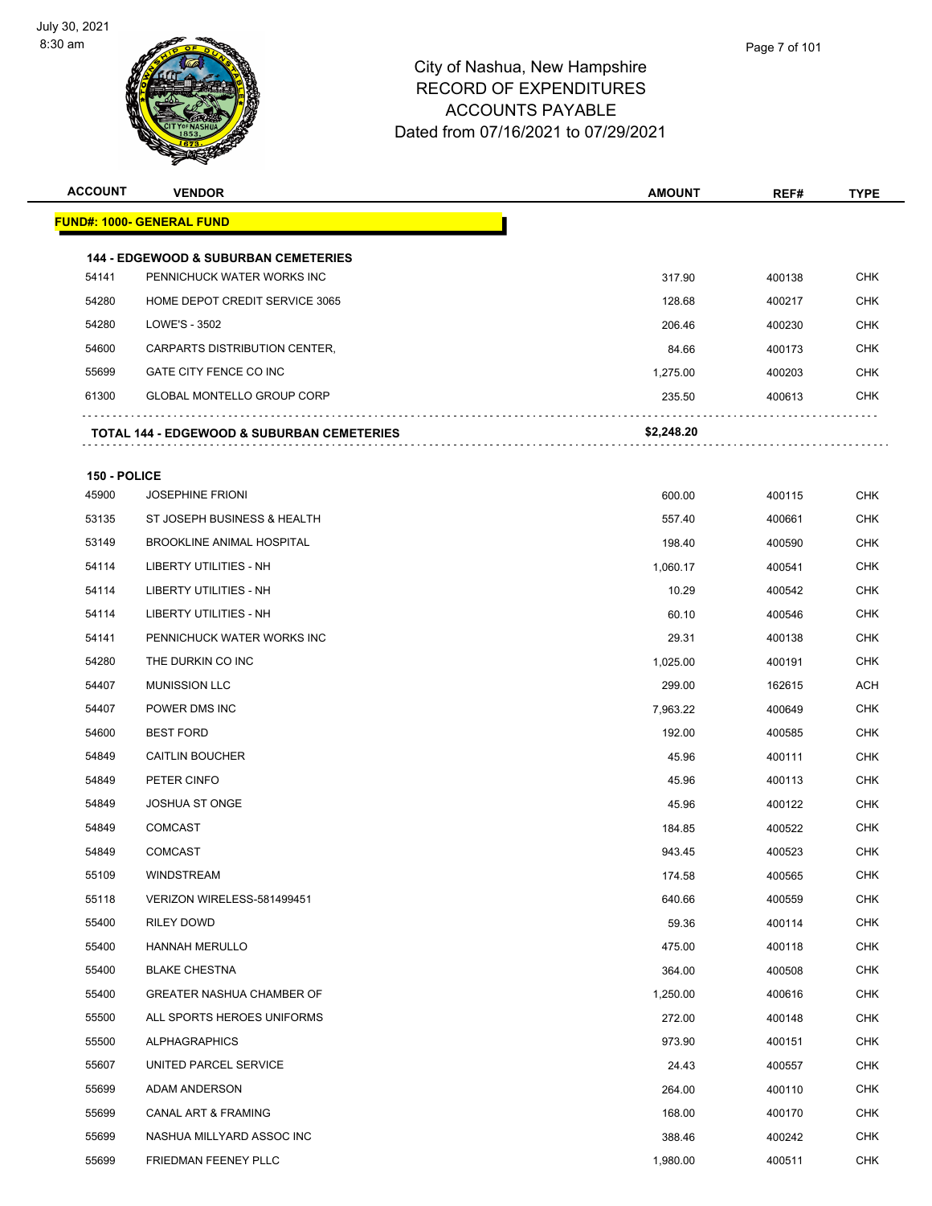# City of Nashua, New Hampshire
## RECORD OF EXPENDITURES
## ACCOUNTS PAYABLE
## Dated from 07/16/2021 to 07/29/2021

| ACCOUNT | VENDOR | AMOUNT | REF# | TYPE |
|---|---|---|---|---|
| **FUND#: 1000- GENERAL FUND** | | | | |
| **144 - EDGEWOOD & SUBURBAN CEMETERIES** | | | | |
| 54141 | PENNICHUCK WATER WORKS INC | 317.90 | 400138 | CHK |
| 54280 | HOME DEPOT CREDIT SERVICE 3065 | 128.68 | 400217 | CHK |
| 54280 | LOWE'S - 3502 | 206.46 | 400230 | CHK |
| 54600 | CARPARTS DISTRIBUTION CENTER, | 84.66 | 400173 | CHK |
| 55699 | GATE CITY FENCE CO INC | 1,275.00 | 400203 | CHK |
| 61300 | GLOBAL MONTELLO GROUP CORP | 235.50 | 400613 | CHK |
| | **TOTAL 144 - EDGEWOOD & SUBURBAN CEMETERIES** | **$2,248.20** | | |
| **150 - POLICE** | | | | |
| 45900 | JOSEPHINE FRIONI | 600.00 | 400115 | CHK |
| 53135 | ST JOSEPH BUSINESS & HEALTH | 557.40 | 400661 | CHK |
| 53149 | BROOKLINE ANIMAL HOSPITAL | 198.40 | 400590 | CHK |
| 54114 | LIBERTY UTILITIES - NH | 1,060.17 | 400541 | CHK |
| 54114 | LIBERTY UTILITIES - NH | 10.29 | 400542 | CHK |
| 54114 | LIBERTY UTILITIES - NH | 60.10 | 400546 | CHK |
| 54141 | PENNICHUCK WATER WORKS INC | 29.31 | 400138 | CHK |
| 54280 | THE DURKIN CO INC | 1,025.00 | 400191 | CHK |
| 54407 | MUNISSION LLC | 299.00 | 162615 | ACH |
| 54407 | POWER DMS INC | 7,963.22 | 400649 | CHK |
| 54600 | BEST FORD | 192.00 | 400585 | CHK |
| 54849 | CAITLIN BOUCHER | 45.96 | 400111 | CHK |
| 54849 | PETER CINFO | 45.96 | 400113 | CHK |
| 54849 | JOSHUA ST ONGE | 45.96 | 400122 | CHK |
| 54849 | COMCAST | 184.85 | 400522 | CHK |
| 54849 | COMCAST | 943.45 | 400523 | CHK |
| 55109 | WINDSTREAM | 174.58 | 400565 | CHK |
| 55118 | VERIZON WIRELESS-581499451 | 640.66 | 400559 | CHK |
| 55400 | RILEY DOWD | 59.36 | 400114 | CHK |
| 55400 | HANNAH MERULLO | 475.00 | 400118 | CHK |
| 55400 | BLAKE CHESTNA | 364.00 | 400508 | CHK |
| 55400 | GREATER NASHUA CHAMBER OF | 1,250.00 | 400616 | CHK |
| 55500 | ALL SPORTS HEROES UNIFORMS | 272.00 | 400148 | CHK |
| 55500 | ALPHAGRAPHICS | 973.90 | 400151 | CHK |
| 55607 | UNITED PARCEL SERVICE | 24.43 | 400557 | CHK |
| 55699 | ADAM ANDERSON | 264.00 | 400110 | CHK |
| 55699 | CANAL ART & FRAMING | 168.00 | 400170 | CHK |
| 55699 | NASHUA MILLYARD ASSOC INC | 388.46 | 400242 | CHK |
| 55699 | FRIEDMAN FEENEY PLLC | 1,980.00 | 400511 | CHK |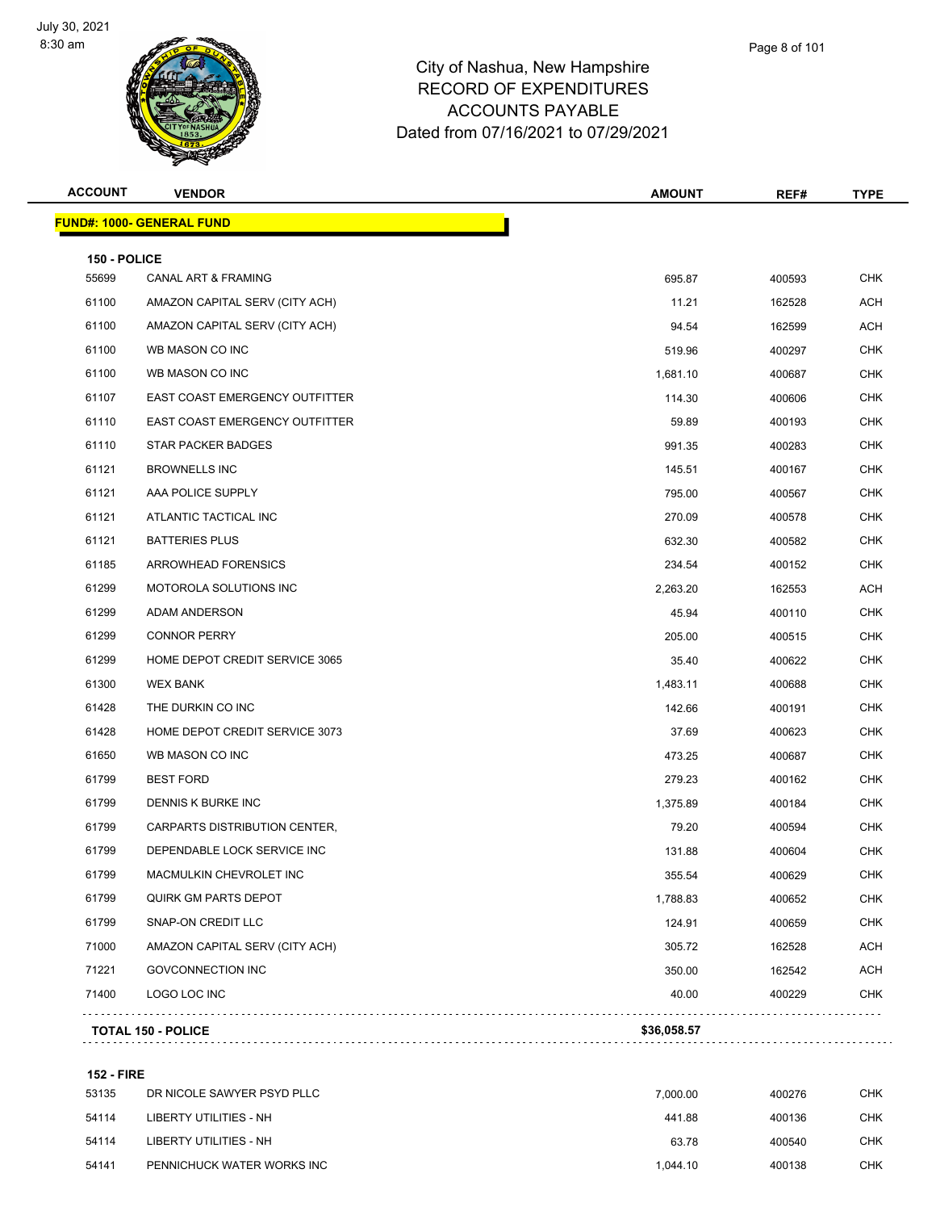# City of Nashua, New Hampshire
## RECORD OF EXPENDITURES
## ACCOUNTS PAYABLE
### Dated from 07/16/2021 to 07/29/2021

| ACCOUNT | VENDOR | AMOUNT | REF# | TYPE |
|---|---|---|---|---|
| **FUND#: 1000- GENERAL FUND** | | | | |
| **150 - POLICE** | | | | |
| 55699 | CANAL ART & FRAMING | 695.87 | 400593 | CHK |
| 61100 | AMAZON CAPITAL SERV (CITY ACH) | 11.21 | 162528 | ACH |
| 61100 | AMAZON CAPITAL SERV (CITY ACH) | 94.54 | 162599 | ACH |
| 61100 | WB MASON CO INC | 519.96 | 400297 | CHK |
| 61100 | WB MASON CO INC | 1,681.10 | 400687 | CHK |
| 61107 | EAST COAST EMERGENCY OUTFITTER | 114.30 | 400606 | CHK |
| 61110 | EAST COAST EMERGENCY OUTFITTER | 59.89 | 400193 | CHK |
| 61110 | STAR PACKER BADGES | 991.35 | 400283 | CHK |
| 61121 | BROWNELLS INC | 145.51 | 400167 | CHK |
| 61121 | AAA POLICE SUPPLY | 795.00 | 400567 | CHK |
| 61121 | ATLANTIC TACTICAL INC | 270.09 | 400578 | CHK |
| 61121 | BATTERIES PLUS | 632.30 | 400582 | CHK |
| 61185 | ARROWHEAD FORENSICS | 234.54 | 400152 | CHK |
| 61299 | MOTOROLA SOLUTIONS INC | 2,263.20 | 162553 | ACH |
| 61299 | ADAM ANDERSON | 45.94 | 400110 | CHK |
| 61299 | CONNOR PERRY | 205.00 | 400515 | CHK |
| 61299 | HOME DEPOT CREDIT SERVICE 3065 | 35.40 | 400622 | CHK |
| 61300 | WEX BANK | 1,483.11 | 400688 | CHK |
| 61428 | THE DURKIN CO INC | 142.66 | 400191 | CHK |
| 61428 | HOME DEPOT CREDIT SERVICE 3073 | 37.69 | 400623 | CHK |
| 61650 | WB MASON CO INC | 473.25 | 400687 | CHK |
| 61799 | BEST FORD | 279.23 | 400162 | CHK |
| 61799 | DENNIS K BURKE INC | 1,375.89 | 400184 | CHK |
| 61799 | CARPARTS DISTRIBUTION CENTER, | 79.20 | 400594 | CHK |
| 61799 | DEPENDABLE LOCK SERVICE INC | 131.88 | 400604 | CHK |
| 61799 | MACMULKIN CHEVROLET INC | 355.54 | 400629 | CHK |
| 61799 | QUIRK GM PARTS DEPOT | 1,788.83 | 400652 | CHK |
| 61799 | SNAP-ON CREDIT LLC | 124.91 | 400659 | CHK |
| 71000 | AMAZON CAPITAL SERV (CITY ACH) | 305.72 | 162528 | ACH |
| 71221 | GOVCONNECTION INC | 350.00 | 162542 | ACH |
| 71400 | LOGO LOC INC | 40.00 | 400229 | CHK |
| **TOTAL 150 - POLICE** | | **$36,058.57** | | |
| **152 - FIRE** | | | | |
| 53135 | DR NICOLE SAWYER PSYD PLLC | 7,000.00 | 400276 | CHK |
| 54114 | LIBERTY UTILITIES - NH | 441.88 | 400136 | CHK |
| 54114 | LIBERTY UTILITIES - NH | 63.78 | 400540 | CHK |
| 54141 | PENNICHUCK WATER WORKS INC | 1,044.10 | 400138 | CHK |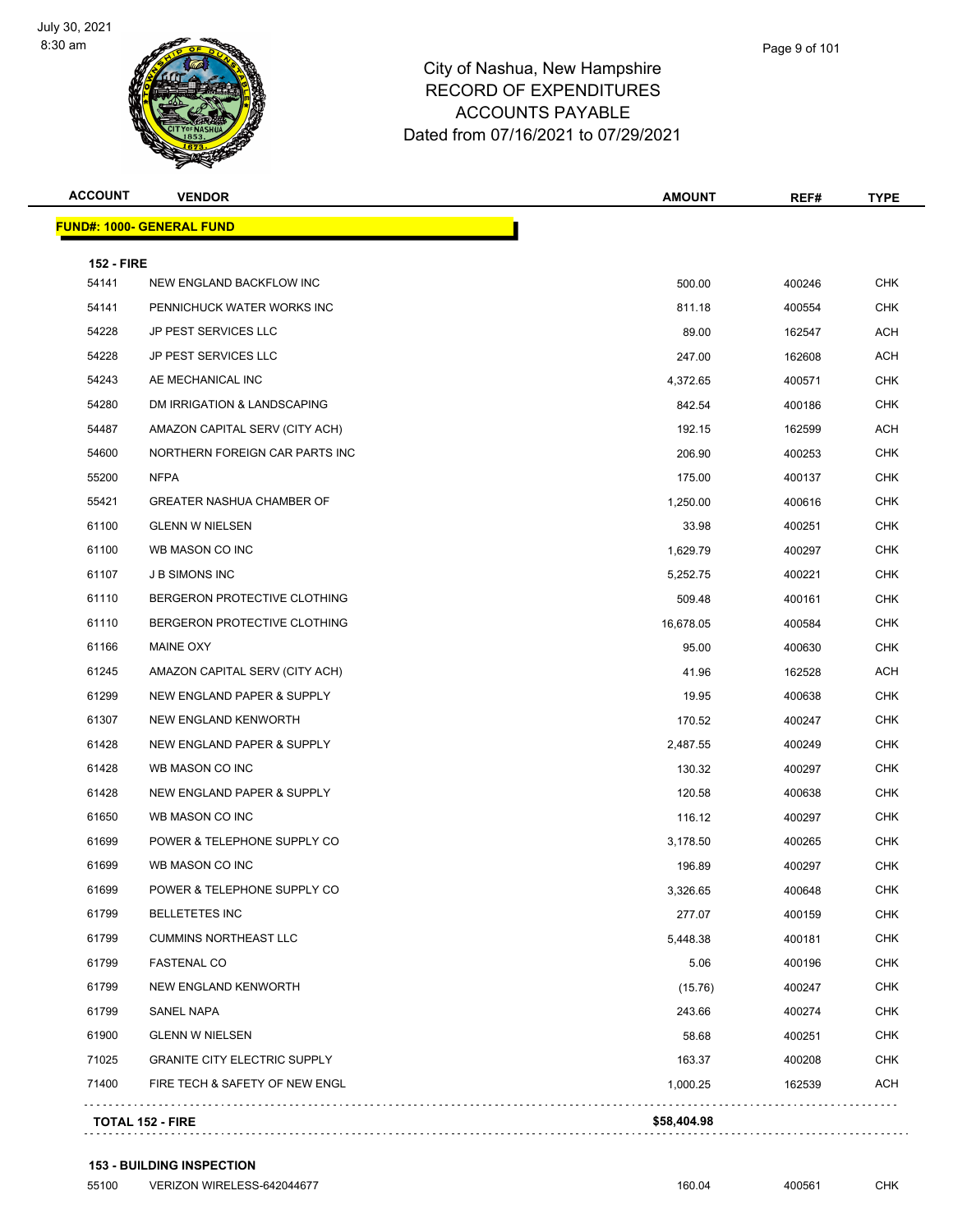July 30, 2021
8:30 am

# City of Nashua, New Hampshire
## RECORD OF EXPENDITURES
## ACCOUNTS PAYABLE
## Dated from 07/16/2021 to 07/29/2021

| ACCOUNT | VENDOR | AMOUNT | REF# | TYPE |
|---|---|---|---|---|
| **FUND#: 1000- GENERAL FUND** | | | | |
| **152 - FIRE** | | | | |
| 54141 | NEW ENGLAND BACKFLOW INC | 500.00 | 400246 | CHK |
| 54141 | PENNICHUCK WATER WORKS INC | 811.18 | 400554 | CHK |
| 54228 | JP PEST SERVICES LLC | 89.00 | 162547 | ACH |
| 54228 | JP PEST SERVICES LLC | 247.00 | 162608 | ACH |
| 54243 | AE MECHANICAL INC | 4,372.65 | 400571 | CHK |
| 54280 | DM IRRIGATION & LANDSCAPING | 842.54 | 400186 | CHK |
| 54487 | AMAZON CAPITAL SERV (CITY ACH) | 192.15 | 162599 | ACH |
| 54600 | NORTHERN FOREIGN CAR PARTS INC | 206.90 | 400253 | CHK |
| 55200 | NFPA | 175.00 | 400137 | CHK |
| 55421 | GREATER NASHUA CHAMBER OF | 1,250.00 | 400616 | CHK |
| 61100 | GLENN W NIELSEN | 33.98 | 400251 | CHK |
| 61100 | WB MASON CO INC | 1,629.79 | 400297 | CHK |
| 61107 | J B SIMONS INC | 5,252.75 | 400221 | CHK |
| 61110 | BERGERON PROTECTIVE CLOTHING | 509.48 | 400161 | CHK |
| 61110 | BERGERON PROTECTIVE CLOTHING | 16,678.05 | 400584 | CHK |
| 61166 | MAINE OXY | 95.00 | 400630 | CHK |
| 61245 | AMAZON CAPITAL SERV (CITY ACH) | 41.96 | 162528 | ACH |
| 61299 | NEW ENGLAND PAPER & SUPPLY | 19.95 | 400638 | CHK |
| 61307 | NEW ENGLAND KENWORTH | 170.52 | 400247 | CHK |
| 61428 | NEW ENGLAND PAPER & SUPPLY | 2,487.55 | 400249 | CHK |
| 61428 | WB MASON CO INC | 130.32 | 400297 | CHK |
| 61428 | NEW ENGLAND PAPER & SUPPLY | 120.58 | 400638 | CHK |
| 61650 | WB MASON CO INC | 116.12 | 400297 | CHK |
| 61699 | POWER & TELEPHONE SUPPLY CO | 3,178.50 | 400265 | CHK |
| 61699 | WB MASON CO INC | 196.89 | 400297 | CHK |
| 61699 | POWER & TELEPHONE SUPPLY CO | 3,326.65 | 400648 | CHK |
| 61799 | BELLETETES INC | 277.07 | 400159 | CHK |
| 61799 | CUMMINS NORTHEAST LLC | 5,448.38 | 400181 | CHK |
| 61799 | FASTENAL CO | 5.06 | 400196 | CHK |
| 61799 | NEW ENGLAND KENWORTH | (15.76) | 400247 | CHK |
| 61799 | SANEL NAPA | 243.66 | 400274 | CHK |
| 61900 | GLENN W NIELSEN | 58.68 | 400251 | CHK |
| 71025 | GRANITE CITY ELECTRIC SUPPLY | 163.37 | 400208 | CHK |
| 71400 | FIRE TECH & SAFETY OF NEW ENGL | 1,000.25 | 162539 | ACH |
| **TOTAL 152 - FIRE** | | **$58,404.98** | | |
| **153 - BUILDING INSPECTION** | | | | |
| 55100 | VERIZON WIRELESS-642044677 | 160.04 | 400561 | CHK |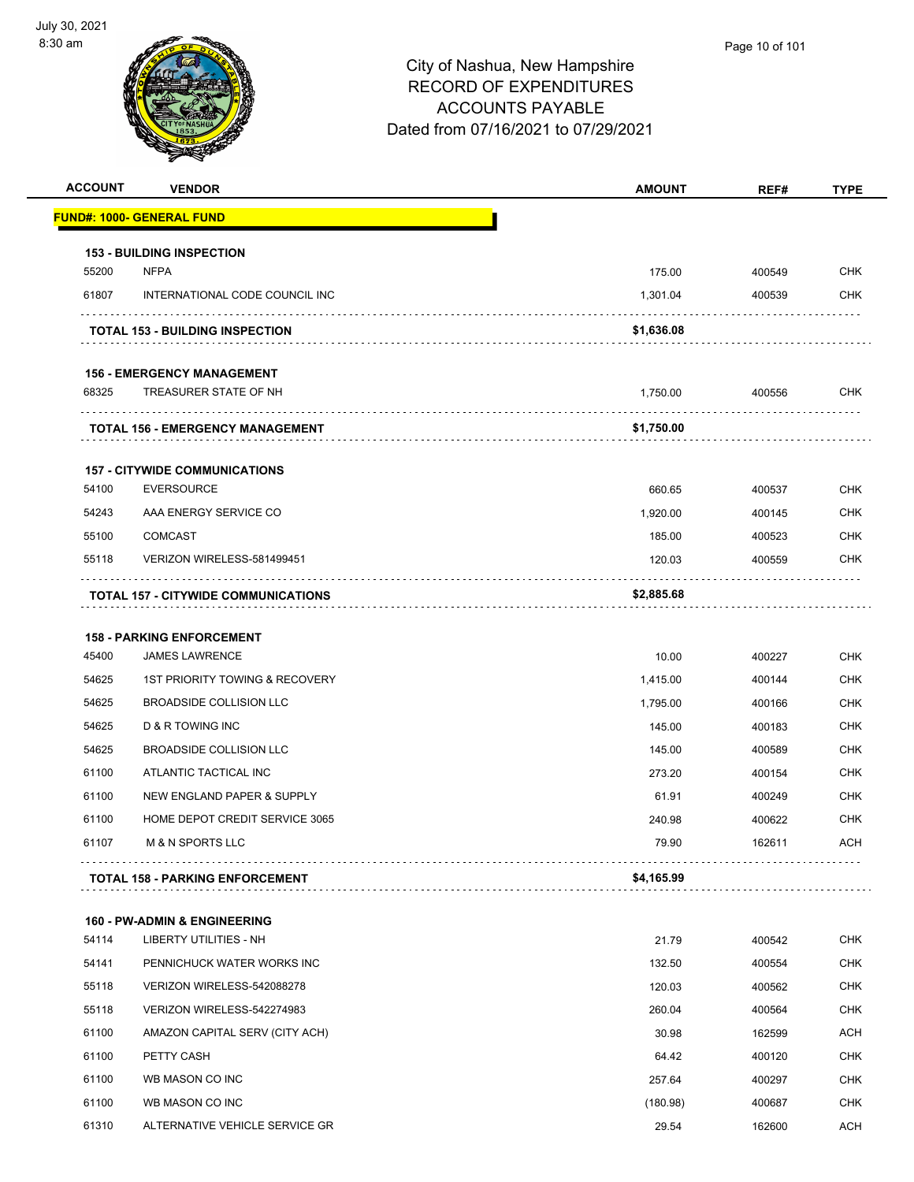# City of Nashua, New Hampshire
## RECORD OF EXPENDITURES
## ACCOUNTS PAYABLE
## Dated from 07/16/2021 to 07/29/2021

| ACCOUNT | VENDOR | AMOUNT | REF# | TYPE |
|---|---|---|---|---|
| **FUND#: 1000- GENERAL FUND** | | | | |
| **153 - BUILDING INSPECTION** | | | | |
| 55200 | NFPA | 175.00 | 400549 | CHK |
| 61807 | INTERNATIONAL CODE COUNCIL INC | 1,301.04 | 400539 | CHK |
| | **TOTAL 153 - BUILDING INSPECTION** | **$1,636.08** | | |
| **156 - EMERGENCY MANAGEMENT** | | | | |
| 68325 | TREASURER STATE OF NH | 1,750.00 | 400556 | CHK |
| | **TOTAL 156 - EMERGENCY MANAGEMENT** | **$1,750.00** | | |
| **157 - CITYWIDE COMMUNICATIONS** | | | | |
| 54100 | EVERSOURCE | 660.65 | 400537 | CHK |
| 54243 | AAA ENERGY SERVICE CO | 1,920.00 | 400145 | CHK |
| 55100 | COMCAST | 185.00 | 400523 | CHK |
| 55118 | VERIZON WIRELESS-581499451 | 120.03 | 400559 | CHK |
| | **TOTAL 157 - CITYWIDE COMMUNICATIONS** | **$2,885.68** | | |
| **158 - PARKING ENFORCEMENT** | | | | |
| 45400 | JAMES LAWRENCE | 10.00 | 400227 | CHK |
| 54625 | 1ST PRIORITY TOWING & RECOVERY | 1,415.00 | 400144 | CHK |
| 54625 | BROADSIDE COLLISION LLC | 1,795.00 | 400166 | CHK |
| 54625 | D & R TOWING INC | 145.00 | 400183 | CHK |
| 54625 | BROADSIDE COLLISION LLC | 145.00 | 400589 | CHK |
| 61100 | ATLANTIC TACTICAL INC | 273.20 | 400154 | CHK |
| 61100 | NEW ENGLAND PAPER & SUPPLY | 61.91 | 400249 | CHK |
| 61100 | HOME DEPOT CREDIT SERVICE 3065 | 240.98 | 400622 | CHK |
| 61107 | M & N SPORTS LLC | 79.90 | 162611 | ACH |
| | **TOTAL 158 - PARKING ENFORCEMENT** | **$4,165.99** | | |
| **160 - PW-ADMIN & ENGINEERING** | | | | |
| 54114 | LIBERTY UTILITIES - NH | 21.79 | 400542 | CHK |
| 54141 | PENNICHUCK WATER WORKS INC | 132.50 | 400554 | CHK |
| 55118 | VERIZON WIRELESS-542088278 | 120.03 | 400562 | CHK |
| 55118 | VERIZON WIRELESS-542274983 | 260.04 | 400564 | CHK |
| 61100 | AMAZON CAPITAL SERV (CITY ACH) | 30.98 | 162599 | ACH |
| 61100 | PETTY CASH | 64.42 | 400120 | CHK |
| 61100 | WB MASON CO INC | 257.64 | 400297 | CHK |
| 61100 | WB MASON CO INC | (180.98) | 400687 | CHK |
| 61310 | ALTERNATIVE VEHICLE SERVICE GR | 29.54 | 162600 | ACH |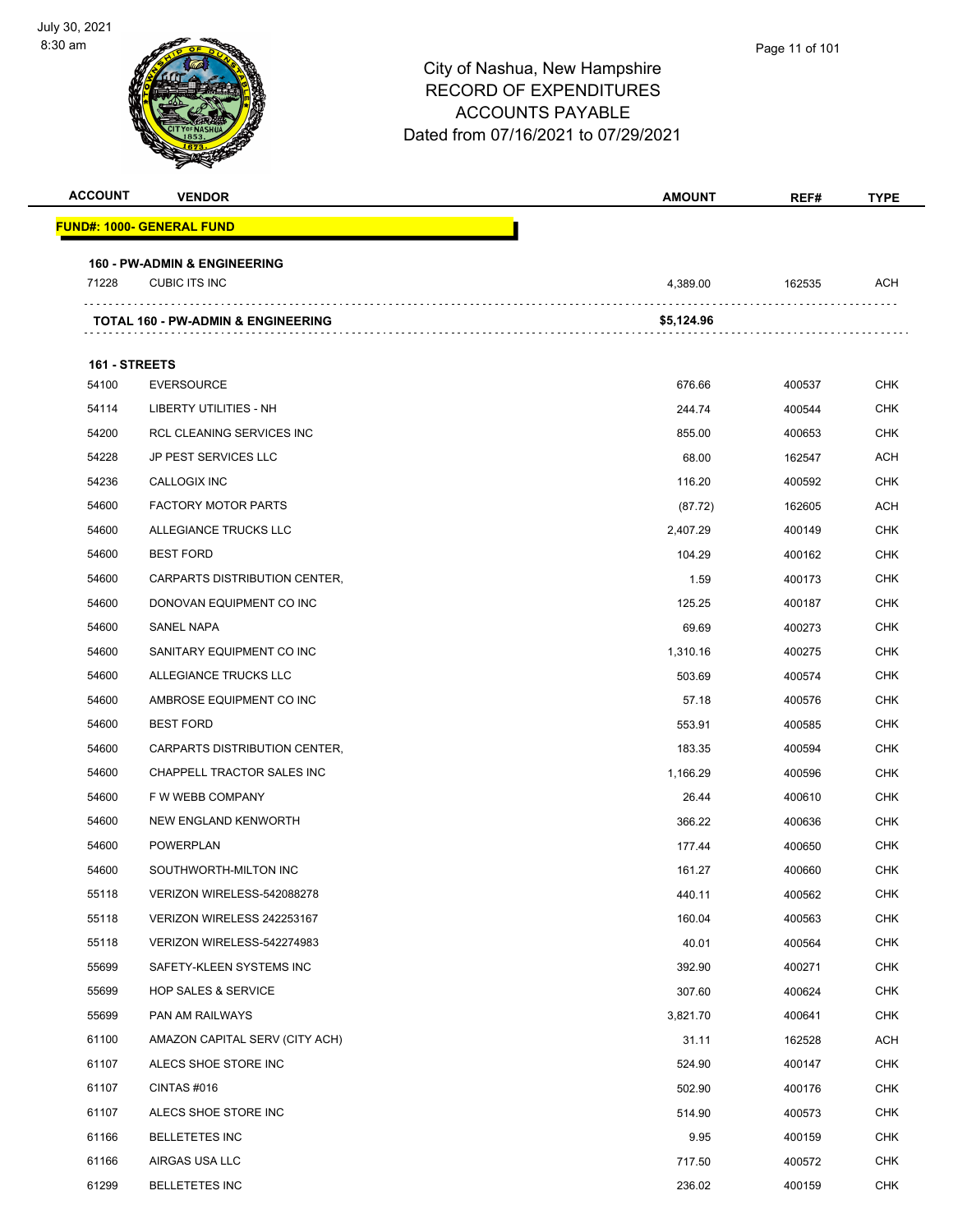City of Nashua, New Hampshire
RECORD OF EXPENDITURES
ACCOUNTS PAYABLE
Dated from 07/16/2021 to 07/29/2021

| ACCOUNT | VENDOR | AMOUNT | REF# | TYPE |
|---|---|---|---|---|
| **FUND#: 1000- GENERAL FUND** | | | | |
| **160 - PW-ADMIN & ENGINEERING** | | | | |
| 71228 | CUBIC ITS INC | 4,389.00 | 162535 | ACH |
| | **TOTAL 160 - PW-ADMIN & ENGINEERING** | **$5,124.96** | | |
| **161 - STREETS** | | | | |
| 54100 | EVERSOURCE | 676.66 | 400537 | CHK |
| 54114 | LIBERTY UTILITIES - NH | 244.74 | 400544 | CHK |
| 54200 | RCL CLEANING SERVICES INC | 855.00 | 400653 | CHK |
| 54228 | JP PEST SERVICES LLC | 68.00 | 162547 | ACH |
| 54236 | CALLOGIX INC | 116.20 | 400592 | CHK |
| 54600 | FACTORY MOTOR PARTS | (87.72) | 162605 | ACH |
| 54600 | ALLEGIANCE TRUCKS LLC | 2,407.29 | 400149 | CHK |
| 54600 | BEST FORD | 104.29 | 400162 | CHK |
| 54600 | CARPARTS DISTRIBUTION CENTER, | 1.59 | 400173 | CHK |
| 54600 | DONOVAN EQUIPMENT CO INC | 125.25 | 400187 | CHK |
| 54600 | SANEL NAPA | 69.69 | 400273 | CHK |
| 54600 | SANITARY EQUIPMENT CO INC | 1,310.16 | 400275 | CHK |
| 54600 | ALLEGIANCE TRUCKS LLC | 503.69 | 400574 | CHK |
| 54600 | AMBROSE EQUIPMENT CO INC | 57.18 | 400576 | CHK |
| 54600 | BEST FORD | 553.91 | 400585 | CHK |
| 54600 | CARPARTS DISTRIBUTION CENTER, | 183.35 | 400594 | CHK |
| 54600 | CHAPPELL TRACTOR SALES INC | 1,166.29 | 400596 | CHK |
| 54600 | F W WEBB COMPANY | 26.44 | 400610 | CHK |
| 54600 | NEW ENGLAND KENWORTH | 366.22 | 400636 | CHK |
| 54600 | POWERPLAN | 177.44 | 400650 | CHK |
| 54600 | SOUTHWORTH-MILTON INC | 161.27 | 400660 | CHK |
| 55118 | VERIZON WIRELESS-542088278 | 440.11 | 400562 | CHK |
| 55118 | VERIZON WIRELESS 242253167 | 160.04 | 400563 | CHK |
| 55118 | VERIZON WIRELESS-542274983 | 40.01 | 400564 | CHK |
| 55699 | SAFETY-KLEEN SYSTEMS INC | 392.90 | 400271 | CHK |
| 55699 | HOP SALES & SERVICE | 307.60 | 400624 | CHK |
| 55699 | PAN AM RAILWAYS | 3,821.70 | 400641 | CHK |
| 61100 | AMAZON CAPITAL SERV (CITY ACH) | 31.11 | 162528 | ACH |
| 61107 | ALECS SHOE STORE INC | 524.90 | 400147 | CHK |
| 61107 | CINTAS #016 | 502.90 | 400176 | CHK |
| 61107 | ALECS SHOE STORE INC | 514.90 | 400573 | CHK |
| 61166 | BELLETETES INC | 9.95 | 400159 | CHK |
| 61166 | AIRGAS USA LLC | 717.50 | 400572 | CHK |
| 61299 | BELLETETES INC | 236.02 | 400159 | CHK |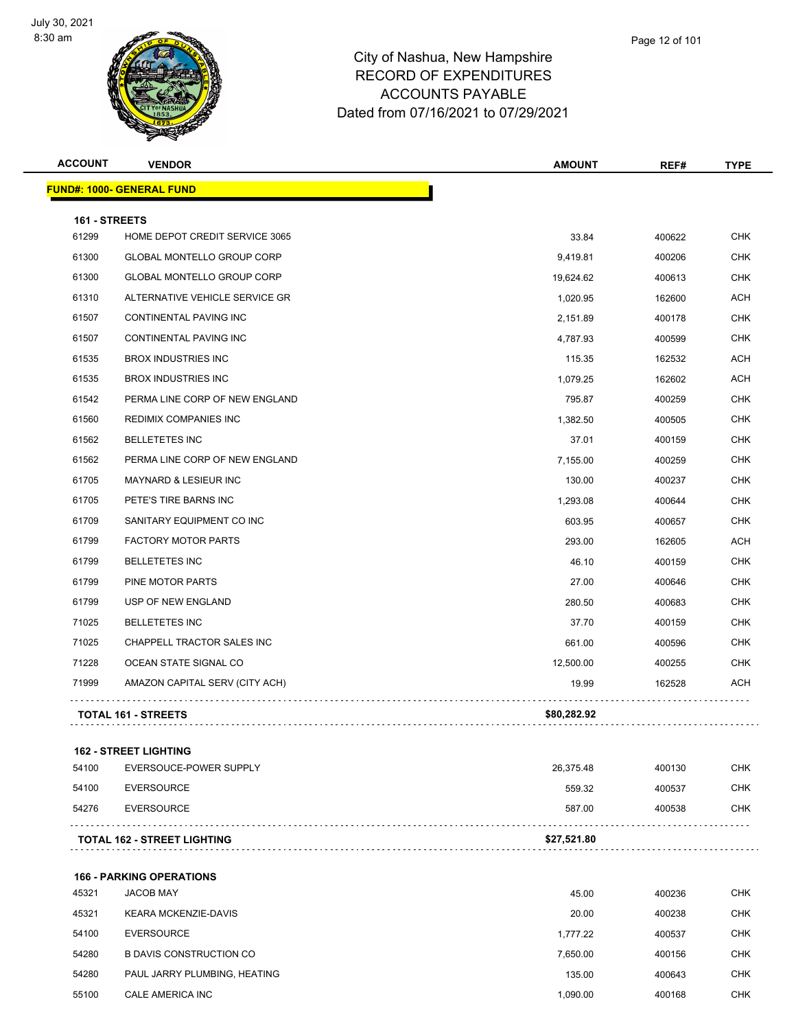July 30, 2021
8:30 am

# City of Nashua, New Hampshire
## RECORD OF EXPENDITURES
## ACCOUNTS PAYABLE
### Dated from 07/16/2021 to 07/29/2021

| ACCOUNT | VENDOR | AMOUNT | REF# | TYPE |
|---|---|---|---|---|
| **FUND#: 1000- GENERAL FUND** | | | | |
| **161 - STREETS** | | | | |
| 61299 | HOME DEPOT CREDIT SERVICE 3065 | 33.84 | 400622 | CHK |
| 61300 | GLOBAL MONTELLO GROUP CORP | 9,419.81 | 400206 | CHK |
| 61300 | GLOBAL MONTELLO GROUP CORP | 19,624.62 | 400613 | CHK |
| 61310 | ALTERNATIVE VEHICLE SERVICE GR | 1,020.95 | 162600 | ACH |
| 61507 | CONTINENTAL PAVING INC | 2,151.89 | 400178 | CHK |
| 61507 | CONTINENTAL PAVING INC | 4,787.93 | 400599 | CHK |
| 61535 | BROX INDUSTRIES INC | 115.35 | 162532 | ACH |
| 61535 | BROX INDUSTRIES INC | 1,079.25 | 162602 | ACH |
| 61542 | PERMA LINE CORP OF NEW ENGLAND | 795.87 | 400259 | CHK |
| 61560 | REDIMIX COMPANIES INC | 1,382.50 | 400505 | CHK |
| 61562 | BELLETETES INC | 37.01 | 400159 | CHK |
| 61562 | PERMA LINE CORP OF NEW ENGLAND | 7,155.00 | 400259 | CHK |
| 61705 | MAYNARD & LESIEUR INC | 130.00 | 400237 | CHK |
| 61705 | PETE'S TIRE BARNS INC | 1,293.08 | 400644 | CHK |
| 61709 | SANITARY EQUIPMENT CO INC | 603.95 | 400657 | CHK |
| 61799 | FACTORY MOTOR PARTS | 293.00 | 162605 | ACH |
| 61799 | BELLETETES INC | 46.10 | 400159 | CHK |
| 61799 | PINE MOTOR PARTS | 27.00 | 400646 | CHK |
| 61799 | USP OF NEW ENGLAND | 280.50 | 400683 | CHK |
| 71025 | BELLETETES INC | 37.70 | 400159 | CHK |
| 71025 | CHAPPELL TRACTOR SALES INC | 661.00 | 400596 | CHK |
| 71228 | OCEAN STATE SIGNAL CO | 12,500.00 | 400255 | CHK |
| 71999 | AMAZON CAPITAL SERV (CITY ACH) | 19.99 | 162528 | ACH |
| **TOTAL 161 - STREETS** | | **$80,282.92** | | |
| **162 - STREET LIGHTING** | | | | |
| 54100 | EVERSOUCE-POWER SUPPLY | 26,375.48 | 400130 | CHK |
| 54100 | EVERSOURCE | 559.32 | 400537 | CHK |
| 54276 | EVERSOURCE | 587.00 | 400538 | CHK |
| **TOTAL 162 - STREET LIGHTING** | | **$27,521.80** | | |
| **166 - PARKING OPERATIONS** | | | | |
| 45321 | JACOB MAY | 45.00 | 400236 | CHK |
| 45321 | KEARA MCKENZIE-DAVIS | 20.00 | 400238 | CHK |
| 54100 | EVERSOURCE | 1,777.22 | 400537 | CHK |
| 54280 | B DAVIS CONSTRUCTION CO | 7,650.00 | 400156 | CHK |
| 54280 | PAUL JARRY PLUMBING, HEATING | 135.00 | 400643 | CHK |
| 55100 | CALE AMERICA INC | 1,090.00 | 400168 | CHK |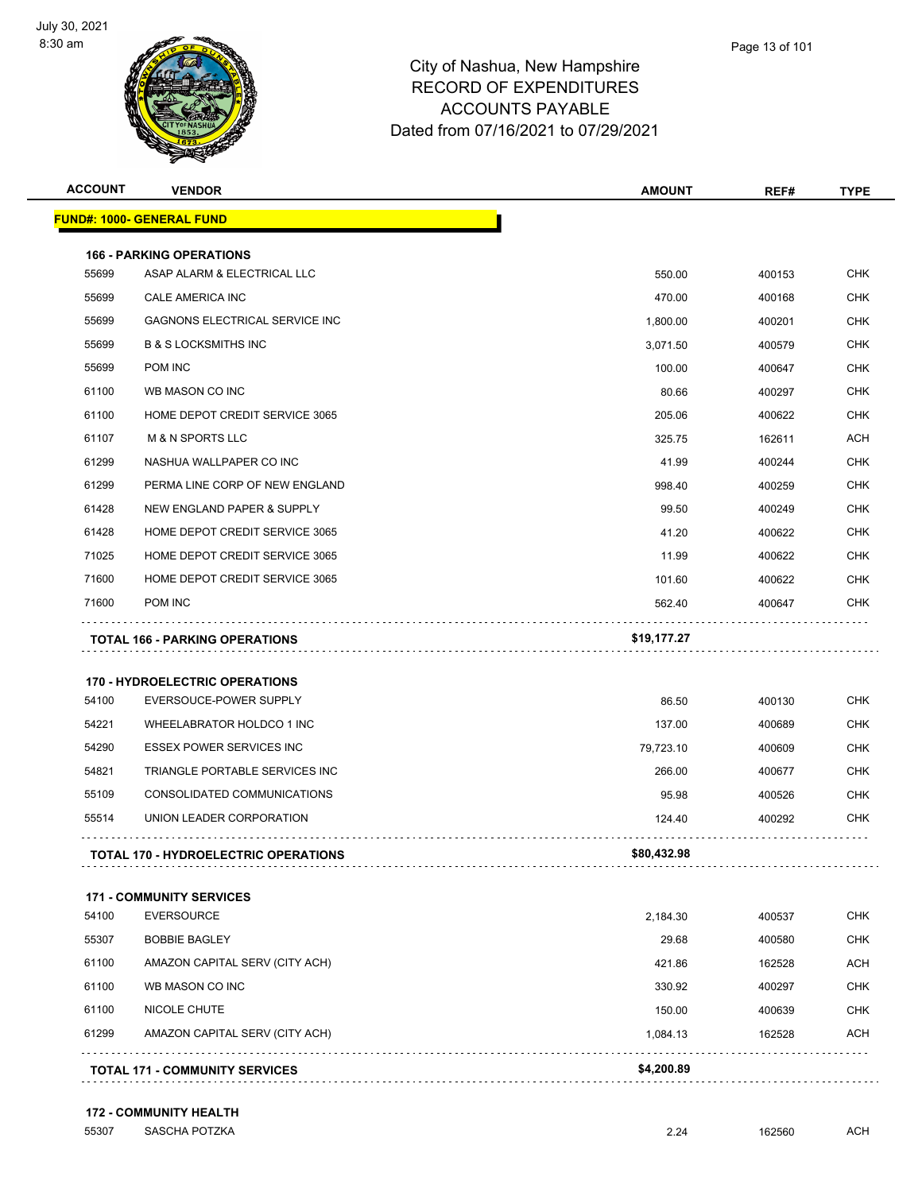# City of Nashua, New Hampshire
## RECORD OF EXPENDITURES
## ACCOUNTS PAYABLE
## Dated from 07/16/2021 to 07/29/2021

| ACCOUNT | VENDOR | AMOUNT | REF# | TYPE |
|---|---|---|---|---|
| **FUND#: 1000- GENERAL FUND** | | | | |
| **166 - PARKING OPERATIONS** | | | | |
| 55699 | ASAP ALARM & ELECTRICAL LLC | 550.00 | 400153 | CHK |
| 55699 | CALE AMERICA INC | 470.00 | 400168 | CHK |
| 55699 | GAGNONS ELECTRICAL SERVICE INC | 1,800.00 | 400201 | CHK |
| 55699 | B & S LOCKSMITHS INC | 3,071.50 | 400579 | CHK |
| 55699 | POM INC | 100.00 | 400647 | CHK |
| 61100 | WB MASON CO INC | 80.66 | 400297 | CHK |
| 61100 | HOME DEPOT CREDIT SERVICE 3065 | 205.06 | 400622 | CHK |
| 61107 | M & N SPORTS LLC | 325.75 | 162611 | ACH |
| 61299 | NASHUA WALLPAPER CO INC | 41.99 | 400244 | CHK |
| 61299 | PERMA LINE CORP OF NEW ENGLAND | 998.40 | 400259 | CHK |
| 61428 | NEW ENGLAND PAPER & SUPPLY | 99.50 | 400249 | CHK |
| 61428 | HOME DEPOT CREDIT SERVICE 3065 | 41.20 | 400622 | CHK |
| 71025 | HOME DEPOT CREDIT SERVICE 3065 | 11.99 | 400622 | CHK |
| 71600 | HOME DEPOT CREDIT SERVICE 3065 | 101.60 | 400622 | CHK |
| 71600 | POM INC | 562.40 | 400647 | CHK |
| | **TOTAL 166 - PARKING OPERATIONS** | **$19,177.27** | | |
| **170 - HYDROELECTRIC OPERATIONS** | | | | |
| 54100 | EVERSOUCE-POWER SUPPLY | 86.50 | 400130 | CHK |
| 54221 | WHEELABRATOR HOLDCO 1 INC | 137.00 | 400689 | CHK |
| 54290 | ESSEX POWER SERVICES INC | 79,723.10 | 400609 | CHK |
| 54821 | TRIANGLE PORTABLE SERVICES INC | 266.00 | 400677 | CHK |
| 55109 | CONSOLIDATED COMMUNICATIONS | 95.98 | 400526 | CHK |
| 55514 | UNION LEADER CORPORATION | 124.40 | 400292 | CHK |
| | **TOTAL 170 - HYDROELECTRIC OPERATIONS** | **$80,432.98** | | |
| **171 - COMMUNITY SERVICES** | | | | |
| 54100 | EVERSOURCE | 2,184.30 | 400537 | CHK |
| 55307 | BOBBIE BAGLEY | 29.68 | 400580 | CHK |
| 61100 | AMAZON CAPITAL SERV (CITY ACH) | 421.86 | 162528 | ACH |
| 61100 | WB MASON CO INC | 330.92 | 400297 | CHK |
| 61100 | NICOLE CHUTE | 150.00 | 400639 | CHK |
| 61299 | AMAZON CAPITAL SERV (CITY ACH) | 1,084.13 | 162528 | ACH |
| | **TOTAL 171 - COMMUNITY SERVICES** | **$4,200.89** | | |
| **172 - COMMUNITY HEALTH** | | | | |
| 55307 | SASCHA POTZKA | 2.24 | 162560 | ACH |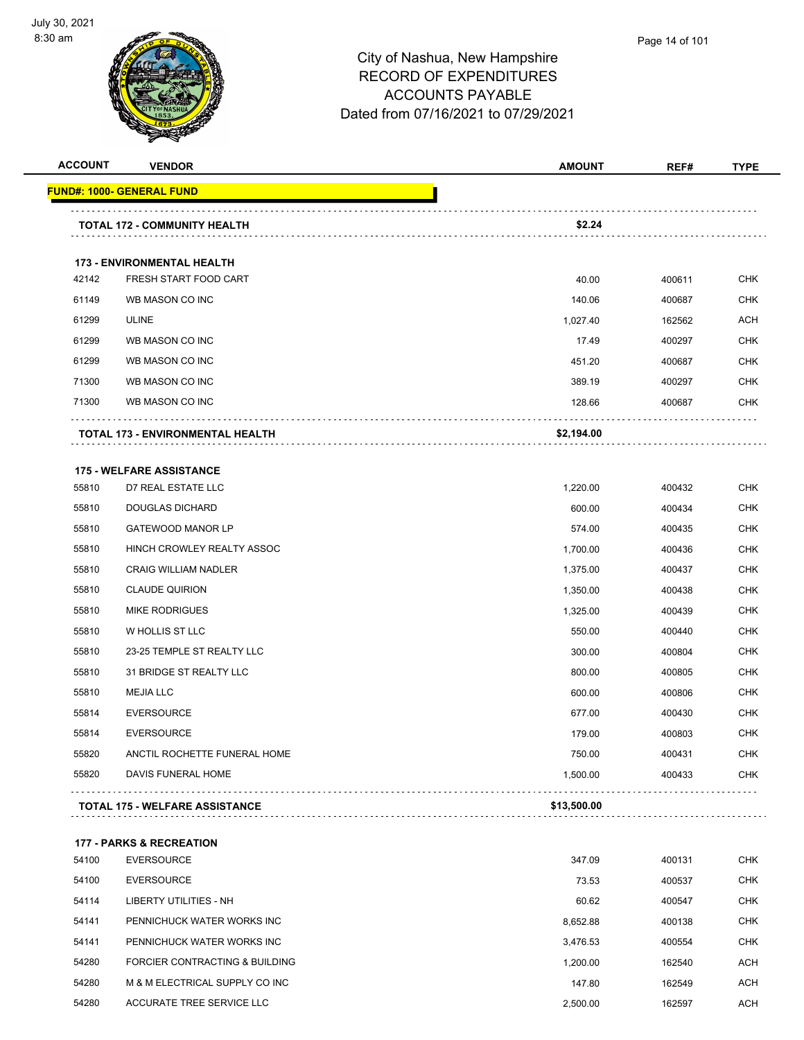City of Nashua, New Hampshire
RECORD OF EXPENDITURES
ACCOUNTS PAYABLE
Dated from 07/16/2021 to 07/29/2021

| ACCOUNT | VENDOR | AMOUNT | REF# | TYPE |
|---|---|---|---|---|
| **FUND#: 1000- GENERAL FUND** | | | | |
| | **TOTAL 172 - COMMUNITY HEALTH** | **$2.24** | | |
| **173 - ENVIRONMENTAL HEALTH** | | | | |
| 42142 | FRESH START FOOD CART | 40.00 | 400611 | CHK |
| 61149 | WB MASON CO INC | 140.06 | 400687 | CHK |
| 61299 | ULINE | 1,027.40 | 162562 | ACH |
| 61299 | WB MASON CO INC | 17.49 | 400297 | CHK |
| 61299 | WB MASON CO INC | 451.20 | 400687 | CHK |
| 71300 | WB MASON CO INC | 389.19 | 400297 | CHK |
| 71300 | WB MASON CO INC | 128.66 | 400687 | CHK |
| | **TOTAL 173 - ENVIRONMENTAL HEALTH** | **$2,194.00** | | |
| **175 - WELFARE ASSISTANCE** | | | | |
| 55810 | D7 REAL ESTATE LLC | 1,220.00 | 400432 | CHK |
| 55810 | DOUGLAS DICHARD | 600.00 | 400434 | CHK |
| 55810 | GATEWOOD MANOR LP | 574.00 | 400435 | CHK |
| 55810 | HINCH CROWLEY REALTY ASSOC | 1,700.00 | 400436 | CHK |
| 55810 | CRAIG WILLIAM NADLER | 1,375.00 | 400437 | CHK |
| 55810 | CLAUDE QUIRION | 1,350.00 | 400438 | CHK |
| 55810 | MIKE RODRIGUES | 1,325.00 | 400439 | CHK |
| 55810 | W HOLLIS ST LLC | 550.00 | 400440 | CHK |
| 55810 | 23-25 TEMPLE ST REALTY LLC | 300.00 | 400804 | CHK |
| 55810 | 31 BRIDGE ST REALTY LLC | 800.00 | 400805 | CHK |
| 55810 | MEJIA LLC | 600.00 | 400806 | CHK |
| 55814 | EVERSOURCE | 677.00 | 400430 | CHK |
| 55814 | EVERSOURCE | 179.00 | 400803 | CHK |
| 55820 | ANCTIL ROCHETTE FUNERAL HOME | 750.00 | 400431 | CHK |
| 55820 | DAVIS FUNERAL HOME | 1,500.00 | 400433 | CHK |
| | **TOTAL 175 - WELFARE ASSISTANCE** | **$13,500.00** | | |
| **177 - PARKS & RECREATION** | | | | |
| 54100 | EVERSOURCE | 347.09 | 400131 | CHK |
| 54100 | EVERSOURCE | 73.53 | 400537 | CHK |
| 54114 | LIBERTY UTILITIES - NH | 60.62 | 400547 | CHK |
| 54141 | PENNICHUCK WATER WORKS INC | 8,652.88 | 400138 | CHK |
| 54141 | PENNICHUCK WATER WORKS INC | 3,476.53 | 400554 | CHK |
| 54280 | FORCIER CONTRACTING & BUILDING | 1,200.00 | 162540 | ACH |
| 54280 | M & M ELECTRICAL SUPPLY CO INC | 147.80 | 162549 | ACH |
| 54280 | ACCURATE TREE SERVICE LLC | 2,500.00 | 162597 | ACH |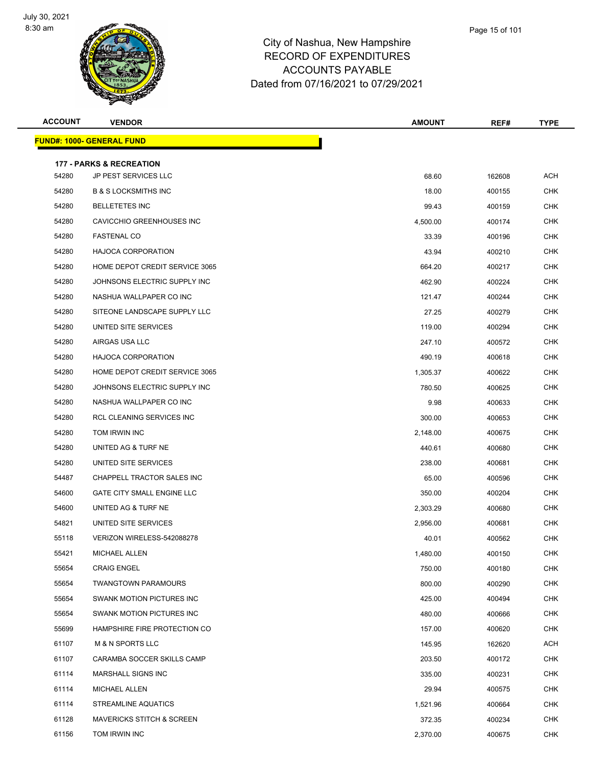# City of Nashua, New Hampshire
## RECORD OF EXPENDITURES
## ACCOUNTS PAYABLE
### Dated from 07/16/2021 to 07/29/2021

July 30, 2021
8:30 am

| ACCOUNT | VENDOR | AMOUNT | REF# | TYPE |
|---|---|---|---|---|
| **FUND#: 1000- GENERAL FUND** | | | | |
| **177 - PARKS & RECREATION** | | | | |
| 54280 | JP PEST SERVICES LLC | 68.60 | 162608 | ACH |
| 54280 | B & S LOCKSMITHS INC | 18.00 | 400155 | CHK |
| 54280 | BELLETETES INC | 99.43 | 400159 | CHK |
| 54280 | CAVICCHIO GREENHOUSES INC | 4,500.00 | 400174 | CHK |
| 54280 | FASTENAL CO | 33.39 | 400196 | CHK |
| 54280 | HAJOCA CORPORATION | 43.94 | 400210 | CHK |
| 54280 | HOME DEPOT CREDIT SERVICE 3065 | 664.20 | 400217 | CHK |
| 54280 | JOHNSONS ELECTRIC SUPPLY INC | 462.90 | 400224 | CHK |
| 54280 | NASHUA WALLPAPER CO INC | 121.47 | 400244 | CHK |
| 54280 | SITEONE LANDSCAPE SUPPLY LLC | 27.25 | 400279 | CHK |
| 54280 | UNITED SITE SERVICES | 119.00 | 400294 | CHK |
| 54280 | AIRGAS USA LLC | 247.10 | 400572 | CHK |
| 54280 | HAJOCA CORPORATION | 490.19 | 400618 | CHK |
| 54280 | HOME DEPOT CREDIT SERVICE 3065 | 1,305.37 | 400622 | CHK |
| 54280 | JOHNSONS ELECTRIC SUPPLY INC | 780.50 | 400625 | CHK |
| 54280 | NASHUA WALLPAPER CO INC | 9.98 | 400633 | CHK |
| 54280 | RCL CLEANING SERVICES INC | 300.00 | 400653 | CHK |
| 54280 | TOM IRWIN INC | 2,148.00 | 400675 | CHK |
| 54280 | UNITED AG & TURF NE | 440.61 | 400680 | CHK |
| 54280 | UNITED SITE SERVICES | 238.00 | 400681 | CHK |
| 54487 | CHAPPELL TRACTOR SALES INC | 65.00 | 400596 | CHK |
| 54600 | GATE CITY SMALL ENGINE LLC | 350.00 | 400204 | CHK |
| 54600 | UNITED AG & TURF NE | 2,303.29 | 400680 | CHK |
| 54821 | UNITED SITE SERVICES | 2,956.00 | 400681 | CHK |
| 55118 | VERIZON WIRELESS-542088278 | 40.01 | 400562 | CHK |
| 55421 | MICHAEL ALLEN | 1,480.00 | 400150 | CHK |
| 55654 | CRAIG ENGEL | 750.00 | 400180 | CHK |
| 55654 | TWANGTOWN PARAMOURS | 800.00 | 400290 | CHK |
| 55654 | SWANK MOTION PICTURES INC | 425.00 | 400494 | CHK |
| 55654 | SWANK MOTION PICTURES INC | 480.00 | 400666 | CHK |
| 55699 | HAMPSHIRE FIRE PROTECTION CO | 157.00 | 400620 | CHK |
| 61107 | M & N SPORTS LLC | 145.95 | 162620 | ACH |
| 61107 | CARAMBA SOCCER SKILLS CAMP | 203.50 | 400172 | CHK |
| 61114 | MARSHALL SIGNS INC | 335.00 | 400231 | CHK |
| 61114 | MICHAEL ALLEN | 29.94 | 400575 | CHK |
| 61114 | STREAMLINE AQUATICS | 1,521.96 | 400664 | CHK |
| 61128 | MAVERICKS STITCH & SCREEN | 372.35 | 400234 | CHK |
| 61156 | TOM IRWIN INC | 2,370.00 | 400675 | CHK |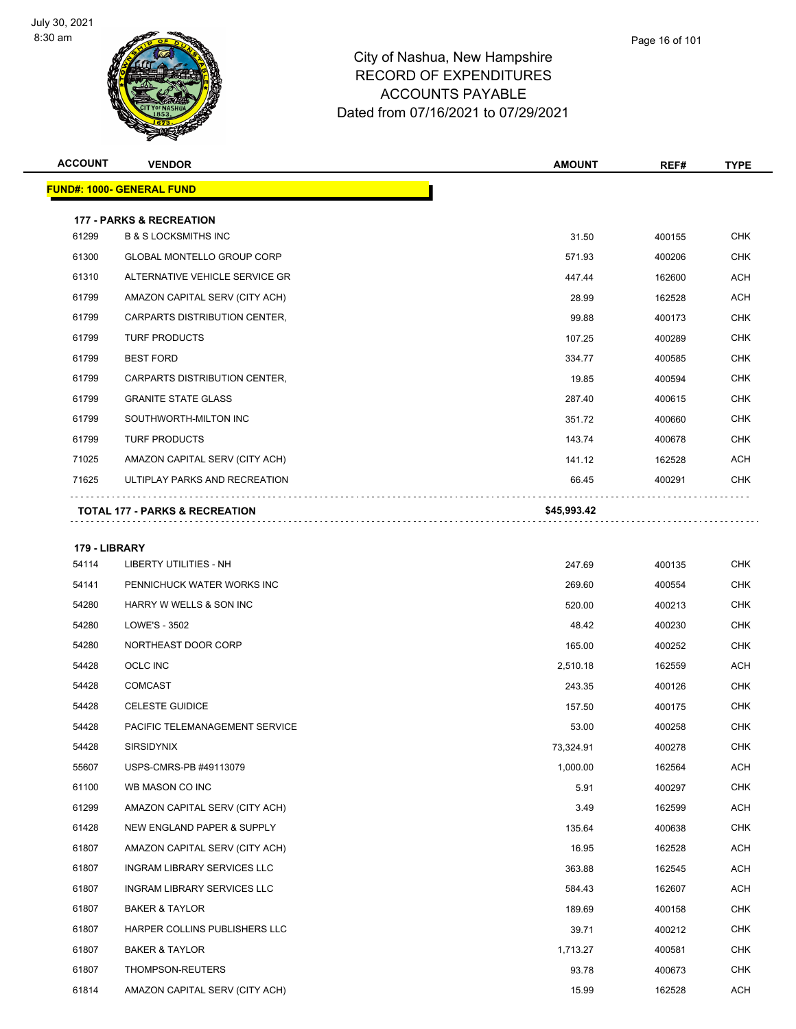# City of Nashua, New Hampshire
## RECORD OF EXPENDITURES
## ACCOUNTS PAYABLE
## Dated from 07/16/2021 to 07/29/2021

| ACCOUNT | VENDOR | AMOUNT | REF# | TYPE |
|---|---|---|---|---|
| **FUND#: 1000- GENERAL FUND** | | | | |
| **177 - PARKS & RECREATION** | | | | |
| 61299 | B & S LOCKSMITHS INC | 31.50 | 400155 | CHK |
| 61300 | GLOBAL MONTELLO GROUP CORP | 571.93 | 400206 | CHK |
| 61310 | ALTERNATIVE VEHICLE SERVICE GR | 447.44 | 162600 | ACH |
| 61799 | AMAZON CAPITAL SERV (CITY ACH) | 28.99 | 162528 | ACH |
| 61799 | CARPARTS DISTRIBUTION CENTER, | 99.88 | 400173 | CHK |
| 61799 | TURF PRODUCTS | 107.25 | 400289 | CHK |
| 61799 | BEST FORD | 334.77 | 400585 | CHK |
| 61799 | CARPARTS DISTRIBUTION CENTER, | 19.85 | 400594 | CHK |
| 61799 | GRANITE STATE GLASS | 287.40 | 400615 | CHK |
| 61799 | SOUTHWORTH-MILTON INC | 351.72 | 400660 | CHK |
| 61799 | TURF PRODUCTS | 143.74 | 400678 | CHK |
| 71025 | AMAZON CAPITAL SERV (CITY ACH) | 141.12 | 162528 | ACH |
| 71625 | ULTIPLAY PARKS AND RECREATION | 66.45 | 400291 | CHK |
| **TOTAL 177 - PARKS & RECREATION** | | **$45,993.42** | | |
| **179 - LIBRARY** | | | | |
| 54114 | LIBERTY UTILITIES - NH | 247.69 | 400135 | CHK |
| 54141 | PENNICHUCK WATER WORKS INC | 269.60 | 400554 | CHK |
| 54280 | HARRY W WELLS & SON INC | 520.00 | 400213 | CHK |
| 54280 | LOWE'S - 3502 | 48.42 | 400230 | CHK |
| 54280 | NORTHEAST DOOR CORP | 165.00 | 400252 | CHK |
| 54428 | OCLC INC | 2,510.18 | 162559 | ACH |
| 54428 | COMCAST | 243.35 | 400126 | CHK |
| 54428 | CELESTE GUIDICE | 157.50 | 400175 | CHK |
| 54428 | PACIFIC TELEMANAGEMENT SERVICE | 53.00 | 400258 | CHK |
| 54428 | SIRSIDYNIX | 73,324.91 | 400278 | CHK |
| 55607 | USPS-CMRS-PB #49113079 | 1,000.00 | 162564 | ACH |
| 61100 | WB MASON CO INC | 5.91 | 400297 | CHK |
| 61299 | AMAZON CAPITAL SERV (CITY ACH) | 3.49 | 162599 | ACH |
| 61428 | NEW ENGLAND PAPER & SUPPLY | 135.64 | 400638 | CHK |
| 61807 | AMAZON CAPITAL SERV (CITY ACH) | 16.95 | 162528 | ACH |
| 61807 | INGRAM LIBRARY SERVICES LLC | 363.88 | 162545 | ACH |
| 61807 | INGRAM LIBRARY SERVICES LLC | 584.43 | 162607 | ACH |
| 61807 | BAKER & TAYLOR | 189.69 | 400158 | CHK |
| 61807 | HARPER COLLINS PUBLISHERS LLC | 39.71 | 400212 | CHK |
| 61807 | BAKER & TAYLOR | 1,713.27 | 400581 | CHK |
| 61807 | THOMPSON-REUTERS | 93.78 | 400673 | CHK |
| 61814 | AMAZON CAPITAL SERV (CITY ACH) | 15.99 | 162528 | ACH |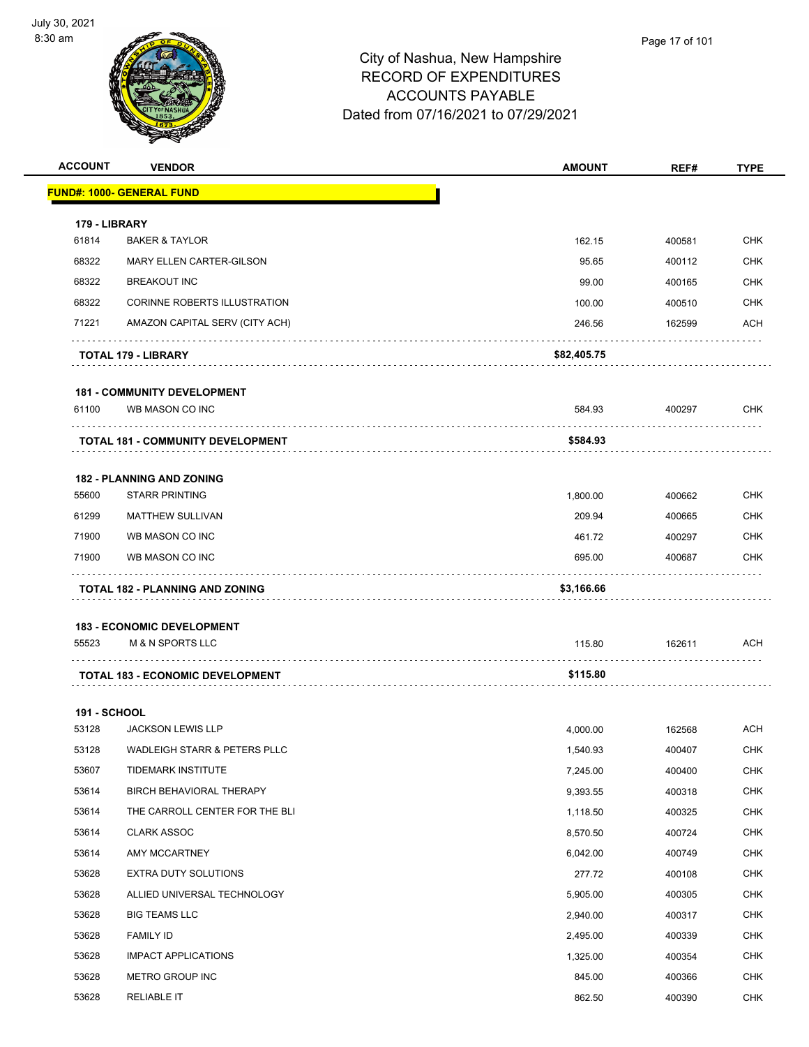# City of Nashua, New Hampshire
## RECORD OF EXPENDITURES
## ACCOUNTS PAYABLE
## Dated from 07/16/2021 to 07/29/2021

| ACCOUNT | VENDOR | AMOUNT | REF# | TYPE |
|---|---|---|---|---|
| **FUND#: 1000- GENERAL FUND** | | | | |
| **179 - LIBRARY** | | | | |
| 61814 | BAKER & TAYLOR | 162.15 | 400581 | CHK |
| 68322 | MARY ELLEN CARTER-GILSON | 95.65 | 400112 | CHK |
| 68322 | BREAKOUT INC | 99.00 | 400165 | CHK |
| 68322 | CORINNE ROBERTS ILLUSTRATION | 100.00 | 400510 | CHK |
| 71221 | AMAZON CAPITAL SERV (CITY ACH) | 246.56 | 162599 | ACH |
| | **TOTAL 179 - LIBRARY** | **$82,405.75** | | |
| **181 - COMMUNITY DEVELOPMENT** | | | | |
| 61100 | WB MASON CO INC | 584.93 | 400297 | CHK |
| | **TOTAL 181 - COMMUNITY DEVELOPMENT** | **$584.93** | | |
| **182 - PLANNING AND ZONING** | | | | |
| 55600 | STARR PRINTING | 1,800.00 | 400662 | CHK |
| 61299 | MATTHEW SULLIVAN | 209.94 | 400665 | CHK |
| 71900 | WB MASON CO INC | 461.72 | 400297 | CHK |
| 71900 | WB MASON CO INC | 695.00 | 400687 | CHK |
| | **TOTAL 182 - PLANNING AND ZONING** | **$3,166.66** | | |
| **183 - ECONOMIC DEVELOPMENT** | | | | |
| 55523 | M & N SPORTS LLC | 115.80 | 162611 | ACH |
| | **TOTAL 183 - ECONOMIC DEVELOPMENT** | **$115.80** | | |
| **191 - SCHOOL** | | | | |
| 53128 | JACKSON LEWIS LLP | 4,000.00 | 162568 | ACH |
| 53128 | WADLEIGH STARR & PETERS PLLC | 1,540.93 | 400407 | CHK |
| 53607 | TIDEMARK INSTITUTE | 7,245.00 | 400400 | CHK |
| 53614 | BIRCH BEHAVIORAL THERAPY | 9,393.55 | 400318 | CHK |
| 53614 | THE CARROLL CENTER FOR THE BLI | 1,118.50 | 400325 | CHK |
| 53614 | CLARK ASSOC | 8,570.50 | 400724 | CHK |
| 53614 | AMY MCCARTNEY | 6,042.00 | 400749 | CHK |
| 53628 | EXTRA DUTY SOLUTIONS | 277.72 | 400108 | CHK |
| 53628 | ALLIED UNIVERSAL TECHNOLOGY | 5,905.00 | 400305 | CHK |
| 53628 | BIG TEAMS LLC | 2,940.00 | 400317 | CHK |
| 53628 | FAMILY ID | 2,495.00 | 400339 | CHK |
| 53628 | IMPACT APPLICATIONS | 1,325.00 | 400354 | CHK |
| 53628 | METRO GROUP INC | 845.00 | 400366 | CHK |
| 53628 | RELIABLE IT | 862.50 | 400390 | CHK |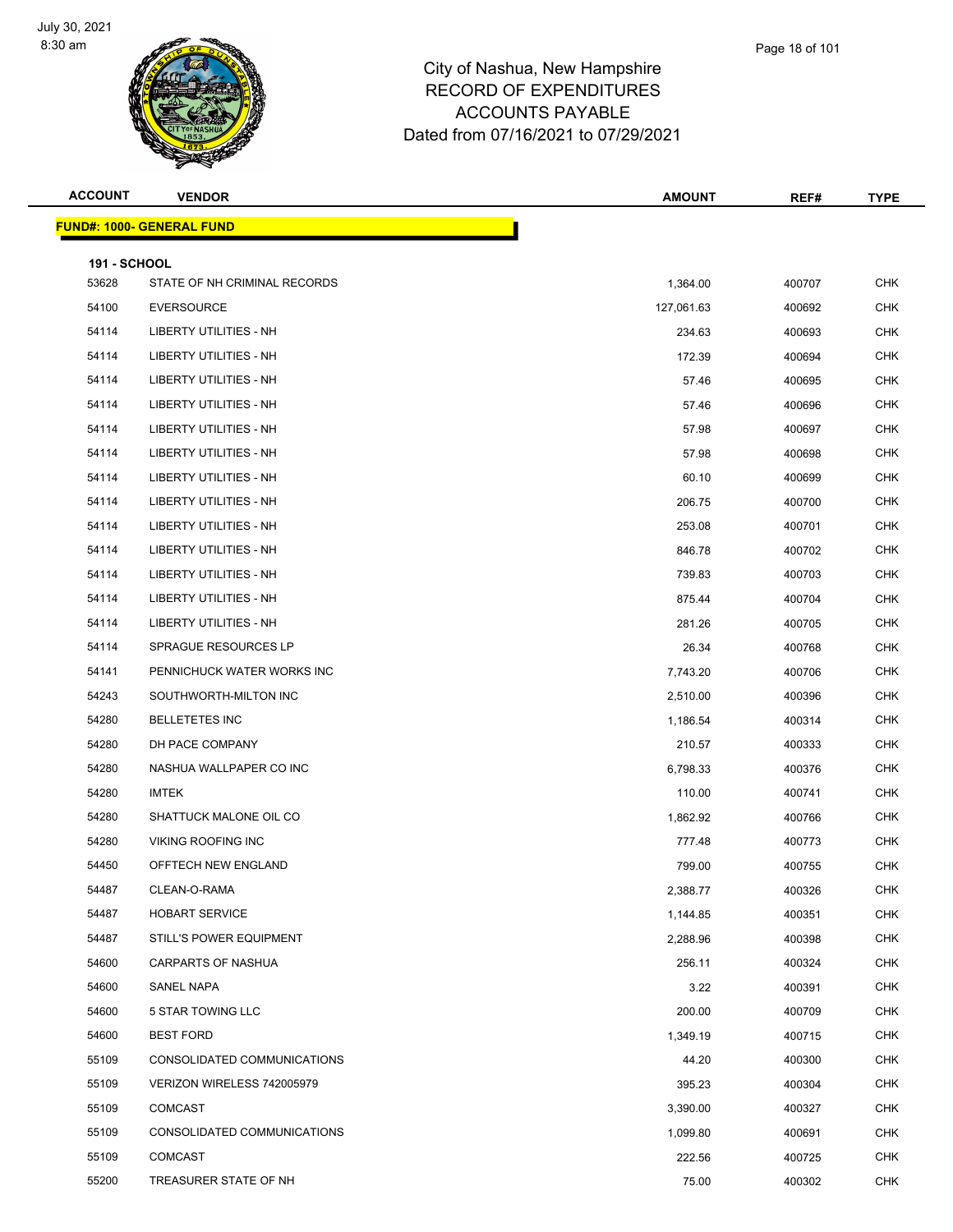# City of Nashua, New Hampshire
## RECORD OF EXPENDITURES
## ACCOUNTS PAYABLE
## Dated from 07/16/2021 to 07/29/2021

| ACCOUNT | VENDOR | AMOUNT | REF# | TYPE |
|---|---|---|---|---|
| **FUND#: 1000- GENERAL FUND** | | | | |
| **191 - SCHOOL** | | | | |
| 53628 | STATE OF NH CRIMINAL RECORDS | 1,364.00 | 400707 | CHK |
| 54100 | EVERSOURCE | 127,061.63 | 400692 | CHK |
| 54114 | LIBERTY UTILITIES - NH | 234.63 | 400693 | CHK |
| 54114 | LIBERTY UTILITIES - NH | 172.39 | 400694 | CHK |
| 54114 | LIBERTY UTILITIES - NH | 57.46 | 400695 | CHK |
| 54114 | LIBERTY UTILITIES - NH | 57.46 | 400696 | CHK |
| 54114 | LIBERTY UTILITIES - NH | 57.98 | 400697 | CHK |
| 54114 | LIBERTY UTILITIES - NH | 57.98 | 400698 | CHK |
| 54114 | LIBERTY UTILITIES - NH | 60.10 | 400699 | CHK |
| 54114 | LIBERTY UTILITIES - NH | 206.75 | 400700 | CHK |
| 54114 | LIBERTY UTILITIES - NH | 253.08 | 400701 | CHK |
| 54114 | LIBERTY UTILITIES - NH | 846.78 | 400702 | CHK |
| 54114 | LIBERTY UTILITIES - NH | 739.83 | 400703 | CHK |
| 54114 | LIBERTY UTILITIES - NH | 875.44 | 400704 | CHK |
| 54114 | LIBERTY UTILITIES - NH | 281.26 | 400705 | CHK |
| 54114 | SPRAGUE RESOURCES LP | 26.34 | 400768 | CHK |
| 54141 | PENNICHUCK WATER WORKS INC | 7,743.20 | 400706 | CHK |
| 54243 | SOUTHWORTH-MILTON INC | 2,510.00 | 400396 | CHK |
| 54280 | BELLETETES INC | 1,186.54 | 400314 | CHK |
| 54280 | DH PACE COMPANY | 210.57 | 400333 | CHK |
| 54280 | NASHUA WALLPAPER CO INC | 6,798.33 | 400376 | CHK |
| 54280 | IMTEK | 110.00 | 400741 | CHK |
| 54280 | SHATTUCK MALONE OIL CO | 1,862.92 | 400766 | CHK |
| 54280 | VIKING ROOFING INC | 777.48 | 400773 | CHK |
| 54450 | OFFTECH NEW ENGLAND | 799.00 | 400755 | CHK |
| 54487 | CLEAN-O-RAMA | 2,388.77 | 400326 | CHK |
| 54487 | HOBART SERVICE | 1,144.85 | 400351 | CHK |
| 54487 | STILL'S POWER EQUIPMENT | 2,288.96 | 400398 | CHK |
| 54600 | CARPARTS OF NASHUA | 256.11 | 400324 | CHK |
| 54600 | SANEL NAPA | 3.22 | 400391 | CHK |
| 54600 | 5 STAR TOWING LLC | 200.00 | 400709 | CHK |
| 54600 | BEST FORD | 1,349.19 | 400715 | CHK |
| 55109 | CONSOLIDATED COMMUNICATIONS | 44.20 | 400300 | CHK |
| 55109 | VERIZON WIRELESS 742005979 | 395.23 | 400304 | CHK |
| 55109 | COMCAST | 3,390.00 | 400327 | CHK |
| 55109 | CONSOLIDATED COMMUNICATIONS | 1,099.80 | 400691 | CHK |
| 55109 | COMCAST | 222.56 | 400725 | CHK |
| 55200 | TREASURER STATE OF NH | 75.00 | 400302 | CHK |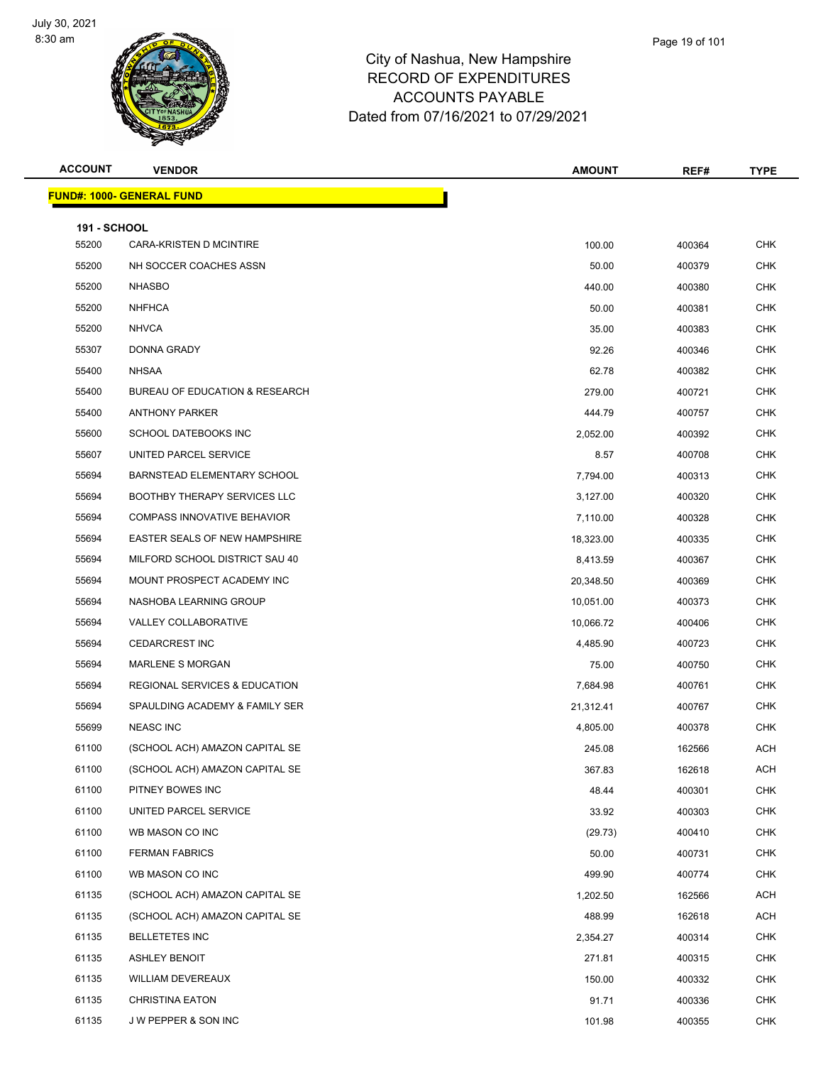City of Nashua, New Hampshire
RECORD OF EXPENDITURES
ACCOUNTS PAYABLE
Dated from 07/16/2021 to 07/29/2021

| ACCOUNT | VENDOR | AMOUNT | REF# | TYPE |
|---|---|---|---|---|
| **FUND#: 1000- GENERAL FUND** | | | | |
| **191 - SCHOOL** | | | | |
| 55200 | CARA-KRISTEN D MCINTIRE | 100.00 | 400364 | CHK |
| 55200 | NH SOCCER COACHES ASSN | 50.00 | 400379 | CHK |
| 55200 | NHASBO | 440.00 | 400380 | CHK |
| 55200 | NHFHCA | 50.00 | 400381 | CHK |
| 55200 | NHVCA | 35.00 | 400383 | CHK |
| 55307 | DONNA GRADY | 92.26 | 400346 | CHK |
| 55400 | NHSAA | 62.78 | 400382 | CHK |
| 55400 | BUREAU OF EDUCATION & RESEARCH | 279.00 | 400721 | CHK |
| 55400 | ANTHONY PARKER | 444.79 | 400757 | CHK |
| 55600 | SCHOOL DATEBOOKS INC | 2,052.00 | 400392 | CHK |
| 55607 | UNITED PARCEL SERVICE | 8.57 | 400708 | CHK |
| 55694 | BARNSTEAD ELEMENTARY SCHOOL | 7,794.00 | 400313 | CHK |
| 55694 | BOOTHBY THERAPY SERVICES LLC | 3,127.00 | 400320 | CHK |
| 55694 | COMPASS INNOVATIVE BEHAVIOR | 7,110.00 | 400328 | CHK |
| 55694 | EASTER SEALS OF NEW HAMPSHIRE | 18,323.00 | 400335 | CHK |
| 55694 | MILFORD SCHOOL DISTRICT SAU 40 | 8,413.59 | 400367 | CHK |
| 55694 | MOUNT PROSPECT ACADEMY INC | 20,348.50 | 400369 | CHK |
| 55694 | NASHOBA LEARNING GROUP | 10,051.00 | 400373 | CHK |
| 55694 | VALLEY COLLABORATIVE | 10,066.72 | 400406 | CHK |
| 55694 | CEDARCREST INC | 4,485.90 | 400723 | CHK |
| 55694 | MARLENE S MORGAN | 75.00 | 400750 | CHK |
| 55694 | REGIONAL SERVICES & EDUCATION | 7,684.98 | 400761 | CHK |
| 55694 | SPAULDING ACADEMY & FAMILY SER | 21,312.41 | 400767 | CHK |
| 55699 | NEASC INC | 4,805.00 | 400378 | CHK |
| 61100 | (SCHOOL ACH) AMAZON CAPITAL SE | 245.08 | 162566 | ACH |
| 61100 | (SCHOOL ACH) AMAZON CAPITAL SE | 367.83 | 162618 | ACH |
| 61100 | PITNEY BOWES INC | 48.44 | 400301 | CHK |
| 61100 | UNITED PARCEL SERVICE | 33.92 | 400303 | CHK |
| 61100 | WB MASON CO INC | (29.73) | 400410 | CHK |
| 61100 | FERMAN FABRICS | 50.00 | 400731 | CHK |
| 61100 | WB MASON CO INC | 499.90 | 400774 | CHK |
| 61135 | (SCHOOL ACH) AMAZON CAPITAL SE | 1,202.50 | 162566 | ACH |
| 61135 | (SCHOOL ACH) AMAZON CAPITAL SE | 488.99 | 162618 | ACH |
| 61135 | BELLETETES INC | 2,354.27 | 400314 | CHK |
| 61135 | ASHLEY BENOIT | 271.81 | 400315 | CHK |
| 61135 | WILLIAM DEVEREAUX | 150.00 | 400332 | CHK |
| 61135 | CHRISTINA EATON | 91.71 | 400336 | CHK |
| 61135 | J W PEPPER & SON INC | 101.98 | 400355 | CHK |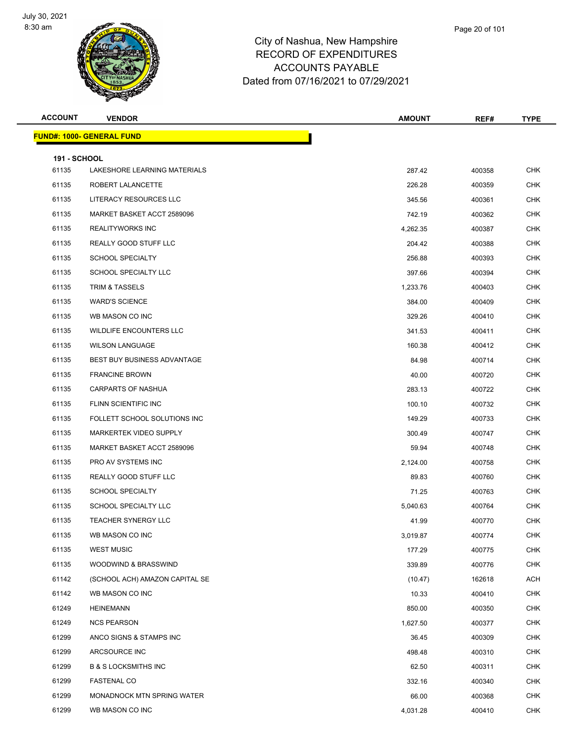# City of Nashua, New Hampshire
# RECORD OF EXPENDITURES
# ACCOUNTS PAYABLE
# Dated from 07/16/2021 to 07/29/2021

| ACCOUNT | VENDOR | AMOUNT | REF# | TYPE |
|---|---|---|---|---|
| **FUND#: 1000- GENERAL FUND** | | | | |
| **191 - SCHOOL** | | | | |
| 61135 | LAKESHORE LEARNING MATERIALS | 287.42 | 400358 | CHK |
| 61135 | ROBERT LALANCETTE | 226.28 | 400359 | CHK |
| 61135 | LITERACY RESOURCES LLC | 345.56 | 400361 | CHK |
| 61135 | MARKET BASKET ACCT 2589096 | 742.19 | 400362 | CHK |
| 61135 | REALITYWORKS INC | 4,262.35 | 400387 | CHK |
| 61135 | REALLY GOOD STUFF LLC | 204.42 | 400388 | CHK |
| 61135 | SCHOOL SPECIALTY | 256.88 | 400393 | CHK |
| 61135 | SCHOOL SPECIALTY LLC | 397.66 | 400394 | CHK |
| 61135 | TRIM & TASSELS | 1,233.76 | 400403 | CHK |
| 61135 | WARD'S SCIENCE | 384.00 | 400409 | CHK |
| 61135 | WB MASON CO INC | 329.26 | 400410 | CHK |
| 61135 | WILDLIFE ENCOUNTERS LLC | 341.53 | 400411 | CHK |
| 61135 | WILSON LANGUAGE | 160.38 | 400412 | CHK |
| 61135 | BEST BUY BUSINESS ADVANTAGE | 84.98 | 400714 | CHK |
| 61135 | FRANCINE BROWN | 40.00 | 400720 | CHK |
| 61135 | CARPARTS OF NASHUA | 283.13 | 400722 | CHK |
| 61135 | FLINN SCIENTIFIC INC | 100.10 | 400732 | CHK |
| 61135 | FOLLETT SCHOOL SOLUTIONS INC | 149.29 | 400733 | CHK |
| 61135 | MARKERTEK VIDEO SUPPLY | 300.49 | 400747 | CHK |
| 61135 | MARKET BASKET ACCT 2589096 | 59.94 | 400748 | CHK |
| 61135 | PRO AV SYSTEMS INC | 2,124.00 | 400758 | CHK |
| 61135 | REALLY GOOD STUFF LLC | 89.83 | 400760 | CHK |
| 61135 | SCHOOL SPECIALTY | 71.25 | 400763 | CHK |
| 61135 | SCHOOL SPECIALTY LLC | 5,040.63 | 400764 | CHK |
| 61135 | TEACHER SYNERGY LLC | 41.99 | 400770 | CHK |
| 61135 | WB MASON CO INC | 3,019.87 | 400774 | CHK |
| 61135 | WEST MUSIC | 177.29 | 400775 | CHK |
| 61135 | WOODWIND & BRASSWIND | 339.89 | 400776 | CHK |
| 61142 | (SCHOOL ACH) AMAZON CAPITAL SE | (10.47) | 162618 | ACH |
| 61142 | WB MASON CO INC | 10.33 | 400410 | CHK |
| 61249 | HEINEMANN | 850.00 | 400350 | CHK |
| 61249 | NCS PEARSON | 1,627.50 | 400377 | CHK |
| 61299 | ANCO SIGNS & STAMPS INC | 36.45 | 400309 | CHK |
| 61299 | ARCSOURCE INC | 498.48 | 400310 | CHK |
| 61299 | B & S LOCKSMITHS INC | 62.50 | 400311 | CHK |
| 61299 | FASTENAL CO | 332.16 | 400340 | CHK |
| 61299 | MONADNOCK MTN SPRING WATER | 66.00 | 400368 | CHK |
| 61299 | WB MASON CO INC | 4,031.28 | 400410 | CHK |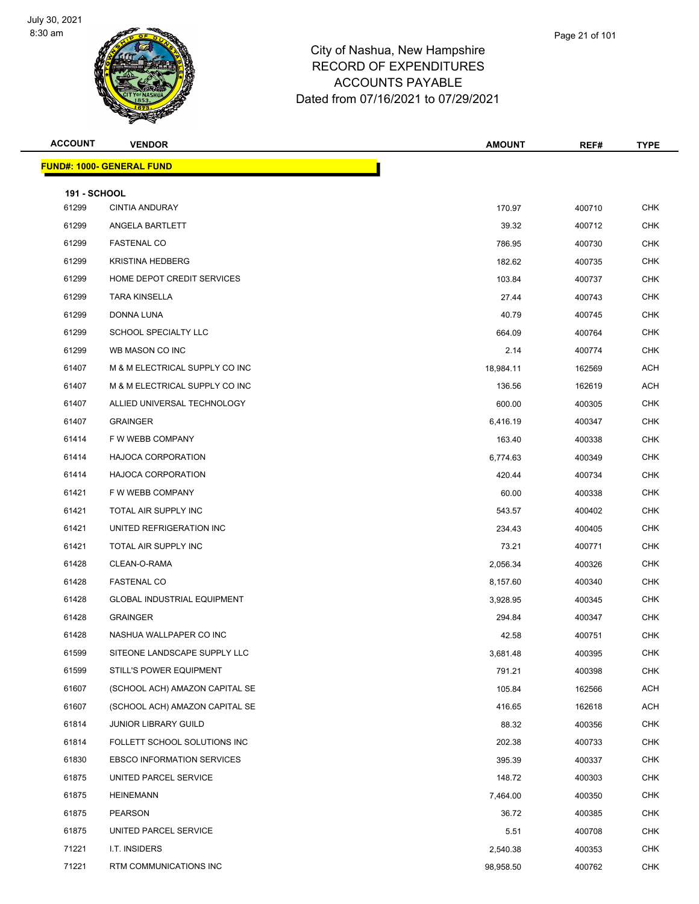# City of Nashua, New Hampshire
## RECORD OF EXPENDITURES
## ACCOUNTS PAYABLE
## Dated from 07/16/2021 to 07/29/2021

July 30, 2021
8:30 am

| ACCOUNT | VENDOR | AMOUNT | REF# | TYPE |
|---|---|---|---|---|
| **FUND#: 1000- GENERAL FUND** | | | | |
| **191 - SCHOOL** | | | | |
| 61299 | CINTIA ANDURAY | 170.97 | 400710 | CHK |
| 61299 | ANGELA BARTLETT | 39.32 | 400712 | CHK |
| 61299 | FASTENAL CO | 786.95 | 400730 | CHK |
| 61299 | KRISTINA HEDBERG | 182.62 | 400735 | CHK |
| 61299 | HOME DEPOT CREDIT SERVICES | 103.84 | 400737 | CHK |
| 61299 | TARA KINSELLA | 27.44 | 400743 | CHK |
| 61299 | DONNA LUNA | 40.79 | 400745 | CHK |
| 61299 | SCHOOL SPECIALTY LLC | 664.09 | 400764 | CHK |
| 61299 | WB MASON CO INC | 2.14 | 400774 | CHK |
| 61407 | M & M ELECTRICAL SUPPLY CO INC | 18,984.11 | 162569 | ACH |
| 61407 | M & M ELECTRICAL SUPPLY CO INC | 136.56 | 162619 | ACH |
| 61407 | ALLIED UNIVERSAL TECHNOLOGY | 600.00 | 400305 | CHK |
| 61407 | GRAINGER | 6,416.19 | 400347 | CHK |
| 61414 | F W WEBB COMPANY | 163.40 | 400338 | CHK |
| 61414 | HAJOCA CORPORATION | 6,774.63 | 400349 | CHK |
| 61414 | HAJOCA CORPORATION | 420.44 | 400734 | CHK |
| 61421 | F W WEBB COMPANY | 60.00 | 400338 | CHK |
| 61421 | TOTAL AIR SUPPLY INC | 543.57 | 400402 | CHK |
| 61421 | UNITED REFRIGERATION INC | 234.43 | 400405 | CHK |
| 61421 | TOTAL AIR SUPPLY INC | 73.21 | 400771 | CHK |
| 61428 | CLEAN-O-RAMA | 2,056.34 | 400326 | CHK |
| 61428 | FASTENAL CO | 8,157.60 | 400340 | CHK |
| 61428 | GLOBAL INDUSTRIAL EQUIPMENT | 3,928.95 | 400345 | CHK |
| 61428 | GRAINGER | 294.84 | 400347 | CHK |
| 61428 | NASHUA WALLPAPER CO INC | 42.58 | 400751 | CHK |
| 61599 | SITEONE LANDSCAPE SUPPLY LLC | 3,681.48 | 400395 | CHK |
| 61599 | STILL'S POWER EQUIPMENT | 791.21 | 400398 | CHK |
| 61607 | (SCHOOL ACH) AMAZON CAPITAL SE | 105.84 | 162566 | ACH |
| 61607 | (SCHOOL ACH) AMAZON CAPITAL SE | 416.65 | 162618 | ACH |
| 61814 | JUNIOR LIBRARY GUILD | 88.32 | 400356 | CHK |
| 61814 | FOLLETT SCHOOL SOLUTIONS INC | 202.38 | 400733 | CHK |
| 61830 | EBSCO INFORMATION SERVICES | 395.39 | 400337 | CHK |
| 61875 | UNITED PARCEL SERVICE | 148.72 | 400303 | CHK |
| 61875 | HEINEMANN | 7,464.00 | 400350 | CHK |
| 61875 | PEARSON | 36.72 | 400385 | CHK |
| 61875 | UNITED PARCEL SERVICE | 5.51 | 400708 | CHK |
| 71221 | I.T. INSIDERS | 2,540.38 | 400353 | CHK |
| 71221 | RTM COMMUNICATIONS INC | 98,958.50 | 400762 | CHK |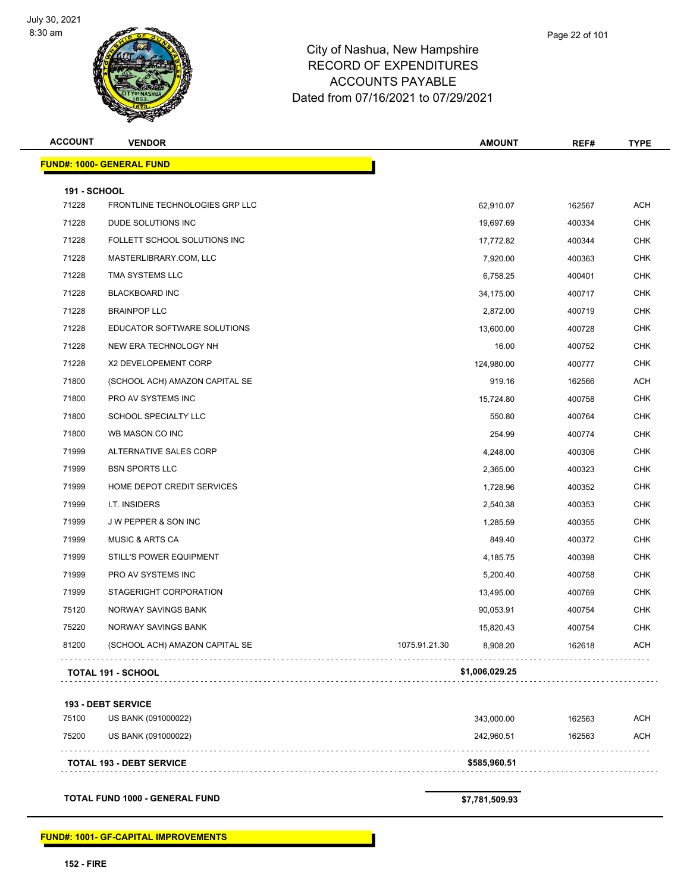City of Nashua, New Hampshire
RECORD OF EXPENDITURES
ACCOUNTS PAYABLE
Dated from 07/16/2021 to 07/29/2021

| ACCOUNT | VENDOR | | AMOUNT | REF# | TYPE |
|---|---|---|---|---|---|
| **FUND#: 1000- GENERAL FUND** | | | | | |
| **191 - SCHOOL** | | | | | |
| 71228 | FRONTLINE TECHNOLOGIES GRP LLC | | 62,910.07 | 162567 | ACH |
| 71228 | DUDE SOLUTIONS INC | | 19,697.69 | 400334 | CHK |
| 71228 | FOLLETT SCHOOL SOLUTIONS INC | | 17,772.82 | 400344 | CHK |
| 71228 | MASTERLIBRARY.COM, LLC | | 7,920.00 | 400363 | CHK |
| 71228 | TMA SYSTEMS LLC | | 6,758.25 | 400401 | CHK |
| 71228 | BLACKBOARD INC | | 34,175.00 | 400717 | CHK |
| 71228 | BRAINPOP LLC | | 2,872.00 | 400719 | CHK |
| 71228 | EDUCATOR SOFTWARE SOLUTIONS | | 13,600.00 | 400728 | CHK |
| 71228 | NEW ERA TECHNOLOGY NH | | 16.00 | 400752 | CHK |
| 71228 | X2 DEVELOPEMENT CORP | | 124,980.00 | 400777 | CHK |
| 71800 | (SCHOOL ACH) AMAZON CAPITAL SE | | 919.16 | 162566 | ACH |
| 71800 | PRO AV SYSTEMS INC | | 15,724.80 | 400758 | CHK |
| 71800 | SCHOOL SPECIALTY LLC | | 550.80 | 400764 | CHK |
| 71800 | WB MASON CO INC | | 254.99 | 400774 | CHK |
| 71999 | ALTERNATIVE SALES CORP | | 4,248.00 | 400306 | CHK |
| 71999 | BSN SPORTS LLC | | 2,365.00 | 400323 | CHK |
| 71999 | HOME DEPOT CREDIT SERVICES | | 1,728.96 | 400352 | CHK |
| 71999 | I.T. INSIDERS | | 2,540.38 | 400353 | CHK |
| 71999 | J W PEPPER & SON INC | | 1,285.59 | 400355 | CHK |
| 71999 | MUSIC & ARTS CA | | 849.40 | 400372 | CHK |
| 71999 | STILL'S POWER EQUIPMENT | | 4,185.75 | 400398 | CHK |
| 71999 | PRO AV SYSTEMS INC | | 5,200.40 | 400758 | CHK |
| 71999 | STAGERIGHT CORPORATION | | 13,495.00 | 400769 | CHK |
| 75120 | NORWAY SAVINGS BANK | | 90,053.91 | 400754 | CHK |
| 75220 | NORWAY SAVINGS BANK | | 15,820.43 | 400754 | CHK |
| 81200 | (SCHOOL ACH) AMAZON CAPITAL SE | 1075.91.21.30 | 8,908.20 | 162618 | ACH |
| **TOTAL 191 - SCHOOL** | | | **$1,006,029.25** | | |
| **193 - DEBT SERVICE** | | | | | |
| 75100 | US BANK (091000022) | | 343,000.00 | 162563 | ACH |
| 75200 | US BANK (091000022) | | 242,960.51 | 162563 | ACH |
| **TOTAL 193 - DEBT SERVICE** | | | **$585,960.51** | | |
| **TOTAL FUND 1000 - GENERAL FUND** | | | **$7,781,509.93** | | |

**FUND#: 1001- GF-CAPITAL IMPROVEMENTS**

**152 - FIRE**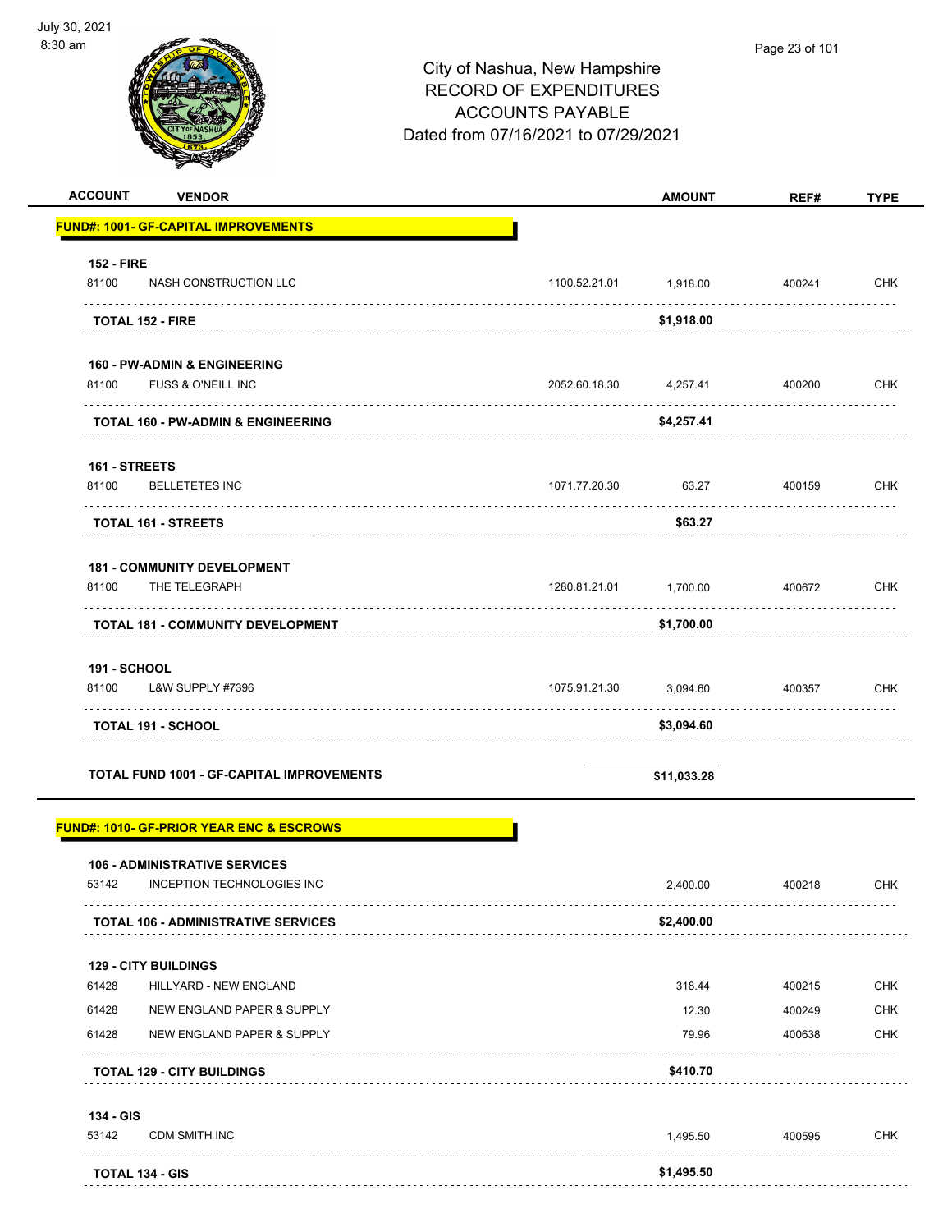City of Nashua, New Hampshire
RECORD OF EXPENDITURES
ACCOUNTS PAYABLE
Dated from 07/16/2021 to 07/29/2021

| ACCOUNT | VENDOR | | AMOUNT | REF# | TYPE |
|---|---|---|---|---|---|
| **FUND#: 1001- GF-CAPITAL IMPROVEMENTS** | | | | | |
| **152 - FIRE** | | | | | |
| 81100 | NASH CONSTRUCTION LLC | 1100.52.21.01 | 1,918.00 | 400241 | CHK |
| | **TOTAL 152 - FIRE** | | **$1,918.00** | | |
| **160 - PW-ADMIN & ENGINEERING** | | | | | |
| 81100 | FUSS & O'NEILL INC | 2052.60.18.30 | 4,257.41 | 400200 | CHK |
| | **TOTAL 160 - PW-ADMIN & ENGINEERING** | | **$4,257.41** | | |
| **161 - STREETS** | | | | | |
| 81100 | BELLETETES INC | 1071.77.20.30 | 63.27 | 400159 | CHK |
| | **TOTAL 161 - STREETS** | | **$63.27** | | |
| **181 - COMMUNITY DEVELOPMENT** | | | | | |
| 81100 | THE TELEGRAPH | 1280.81.21.01 | 1,700.00 | 400672 | CHK |
| | **TOTAL 181 - COMMUNITY DEVELOPMENT** | | **$1,700.00** | | |
| **191 - SCHOOL** | | | | | |
| 81100 | L&W SUPPLY #7396 | 1075.91.21.30 | 3,094.60 | 400357 | CHK |
| | **TOTAL 191 - SCHOOL** | | **$3,094.60** | | |
| | **TOTAL FUND 1001 - GF-CAPITAL IMPROVEMENTS** | | **$11,033.28** | | |
| **FUND#: 1010- GF-PRIOR YEAR ENC & ESCROWS** | | | | | |
| **106 - ADMINISTRATIVE SERVICES** | | | | | |
| 53142 | INCEPTION TECHNOLOGIES INC | | 2,400.00 | 400218 | CHK |
| | **TOTAL 106 - ADMINISTRATIVE SERVICES** | | **$2,400.00** | | |
| **129 - CITY BUILDINGS** | | | | | |
| 61428 | HILLYARD - NEW ENGLAND | | 318.44 | 400215 | CHK |
| 61428 | NEW ENGLAND PAPER & SUPPLY | | 12.30 | 400249 | CHK |
| 61428 | NEW ENGLAND PAPER & SUPPLY | | 79.96 | 400638 | CHK |
| | **TOTAL 129 - CITY BUILDINGS** | | **$410.70** | | |
| **134 - GIS** | | | | | |
| 53142 | CDM SMITH INC | | 1,495.50 | 400595 | CHK |
| | **TOTAL 134 - GIS** | | **$1,495.50** | | |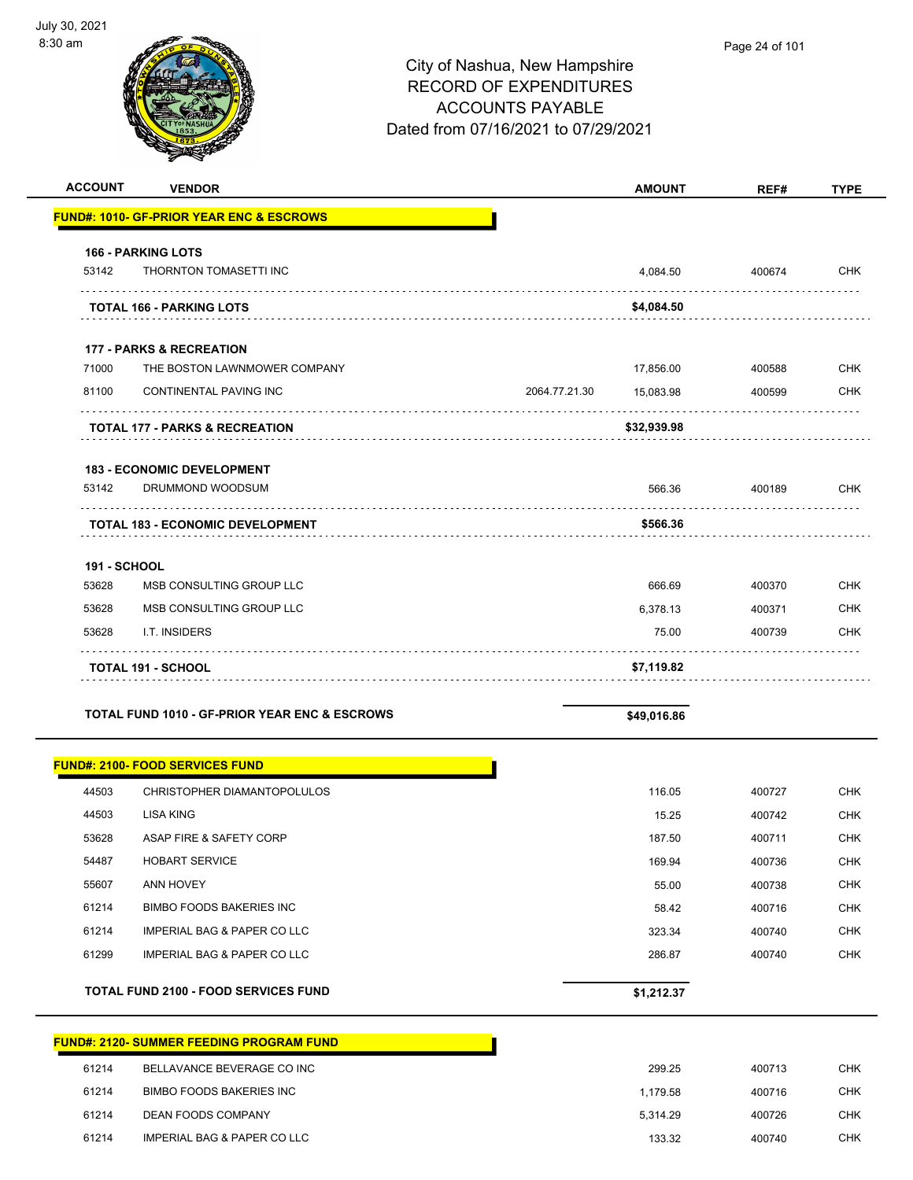July 30, 2021
8:30 am

# City of Nashua, New Hampshire
## RECORD OF EXPENDITURES
## ACCOUNTS PAYABLE
## Dated from 07/16/2021 to 07/29/2021

| ACCOUNT | VENDOR | | AMOUNT | REF# | TYPE |
|---|---|---|---|---|---|
| **FUND#: 1010- GF-PRIOR YEAR ENC & ESCROWS** | | | | | |
| **166 - PARKING LOTS** | | | | | |
| 53142 | THORNTON TOMASETTI INC | | 4,084.50 | 400674 | CHK |
| | **TOTAL 166 - PARKING LOTS** | | **$4,084.50** | | |
| **177 - PARKS & RECREATION** | | | | | |
| 71000 | THE BOSTON LAWNMOWER COMPANY | | 17,856.00 | 400588 | CHK |
| 81100 | CONTINENTAL PAVING INC | 2064.77.21.30 | 15,083.98 | 400599 | CHK |
| | **TOTAL 177 - PARKS & RECREATION** | | **$32,939.98** | | |
| **183 - ECONOMIC DEVELOPMENT** | | | | | |
| 53142 | DRUMMOND WOODSUM | | 566.36 | 400189 | CHK |
| | **TOTAL 183 - ECONOMIC DEVELOPMENT** | | **$566.36** | | |
| **191 - SCHOOL** | | | | | |
| 53628 | MSB CONSULTING GROUP LLC | | 666.69 | 400370 | CHK |
| 53628 | MSB CONSULTING GROUP LLC | | 6,378.13 | 400371 | CHK |
| 53628 | I.T. INSIDERS | | 75.00 | 400739 | CHK |
| | **TOTAL 191 - SCHOOL** | | **$7,119.82** | | |
| | **TOTAL FUND 1010 - GF-PRIOR YEAR ENC & ESCROWS** | | **$49,016.86** | | |

| ACCOUNT | VENDOR | AMOUNT | REF# | TYPE |
|---|---|---|---|---|
| **FUND#: 2100- FOOD SERVICES FUND** | | | | |
| 44503 | CHRISTOPHER DIAMANTOPOLULOS | 116.05 | 400727 | CHK |
| 44503 | LISA KING | 15.25 | 400742 | CHK |
| 53628 | ASAP FIRE & SAFETY CORP | 187.50 | 400711 | CHK |
| 54487 | HOBART SERVICE | 169.94 | 400736 | CHK |
| 55607 | ANN HOVEY | 55.00 | 400738 | CHK |
| 61214 | BIMBO FOODS BAKERIES INC | 58.42 | 400716 | CHK |
| 61214 | IMPERIAL BAG & PAPER CO LLC | 323.34 | 400740 | CHK |
| 61299 | IMPERIAL BAG & PAPER CO LLC | 286.87 | 400740 | CHK |
| | **TOTAL FUND 2100 - FOOD SERVICES FUND** | **$1,212.37** | | |

| ACCOUNT | VENDOR | AMOUNT | REF# | TYPE |
|---|---|---|---|---|
| **FUND#: 2120- SUMMER FEEDING PROGRAM FUND** | | | | |
| 61214 | BELLAVANCE BEVERAGE CO INC | 299.25 | 400713 | CHK |
| 61214 | BIMBO FOODS BAKERIES INC | 1,179.58 | 400716 | CHK |
| 61214 | DEAN FOODS COMPANY | 5,314.29 | 400726 | CHK |
| 61214 | IMPERIAL BAG & PAPER CO LLC | 133.32 | 400740 | CHK |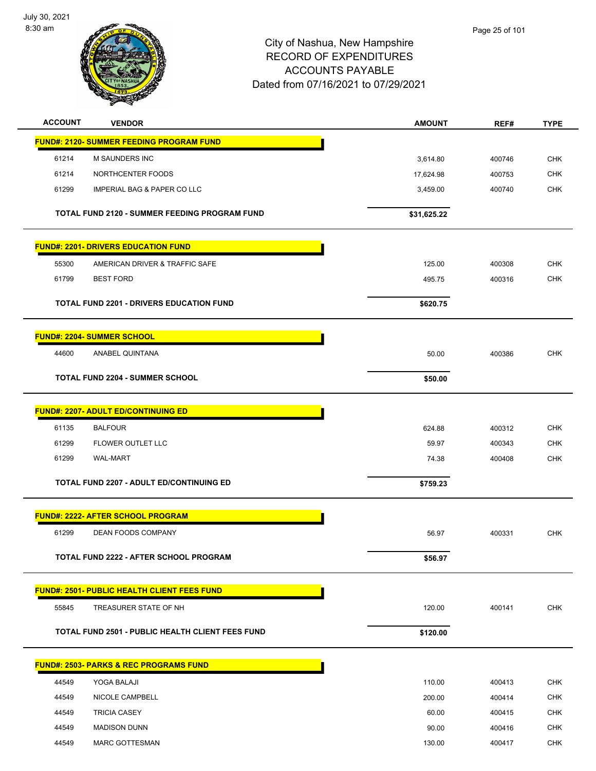City of Nashua, New Hampshire
RECORD OF EXPENDITURES
ACCOUNTS PAYABLE
Dated from 07/16/2021 to 07/29/2021

| ACCOUNT | VENDOR | AMOUNT | REF# | TYPE |
|---|---|---|---|---|
| **FUND#: 2120- SUMMER FEEDING PROGRAM FUND** | | | | |
| 61214 | M SAUNDERS INC | 3,614.80 | 400746 | CHK |
| 61214 | NORTHCENTER FOODS | 17,624.98 | 400753 | CHK |
| 61299 | IMPERIAL BAG & PAPER CO LLC | 3,459.00 | 400740 | CHK |
| | **TOTAL FUND 2120 - SUMMER FEEDING PROGRAM FUND** | **$31,625.22** | | |
| **FUND#: 2201- DRIVERS EDUCATION FUND** | | | | |
| 55300 | AMERICAN DRIVER & TRAFFIC SAFE | 125.00 | 400308 | CHK |
| 61799 | BEST FORD | 495.75 | 400316 | CHK |
| | **TOTAL FUND 2201 - DRIVERS EDUCATION FUND** | **$620.75** | | |
| **FUND#: 2204- SUMMER SCHOOL** | | | | |
| 44600 | ANABEL QUINTANA | 50.00 | 400386 | CHK |
| | **TOTAL FUND 2204 - SUMMER SCHOOL** | **$50.00** | | |
| **FUND#: 2207- ADULT ED/CONTINUING ED** | | | | |
| 61135 | BALFOUR | 624.88 | 400312 | CHK |
| 61299 | FLOWER OUTLET LLC | 59.97 | 400343 | CHK |
| 61299 | WAL-MART | 74.38 | 400408 | CHK |
| | **TOTAL FUND 2207 - ADULT ED/CONTINUING ED** | **$759.23** | | |
| **FUND#: 2222- AFTER SCHOOL PROGRAM** | | | | |
| 61299 | DEAN FOODS COMPANY | 56.97 | 400331 | CHK |
| | **TOTAL FUND 2222 - AFTER SCHOOL PROGRAM** | **$56.97** | | |
| **FUND#: 2501- PUBLIC HEALTH CLIENT FEES FUND** | | | | |
| 55845 | TREASURER STATE OF NH | 120.00 | 400141 | CHK |
| | **TOTAL FUND 2501 - PUBLIC HEALTH CLIENT FEES FUND** | **$120.00** | | |
| **FUND#: 2503- PARKS & REC PROGRAMS FUND** | | | | |
| 44549 | YOGA BALAJI | 110.00 | 400413 | CHK |
| 44549 | NICOLE CAMPBELL | 200.00 | 400414 | CHK |
| 44549 | TRICIA CASEY | 60.00 | 400415 | CHK |
| 44549 | MADISON DUNN | 90.00 | 400416 | CHK |
| 44549 | MARC GOTTESMAN | 130.00 | 400417 | CHK |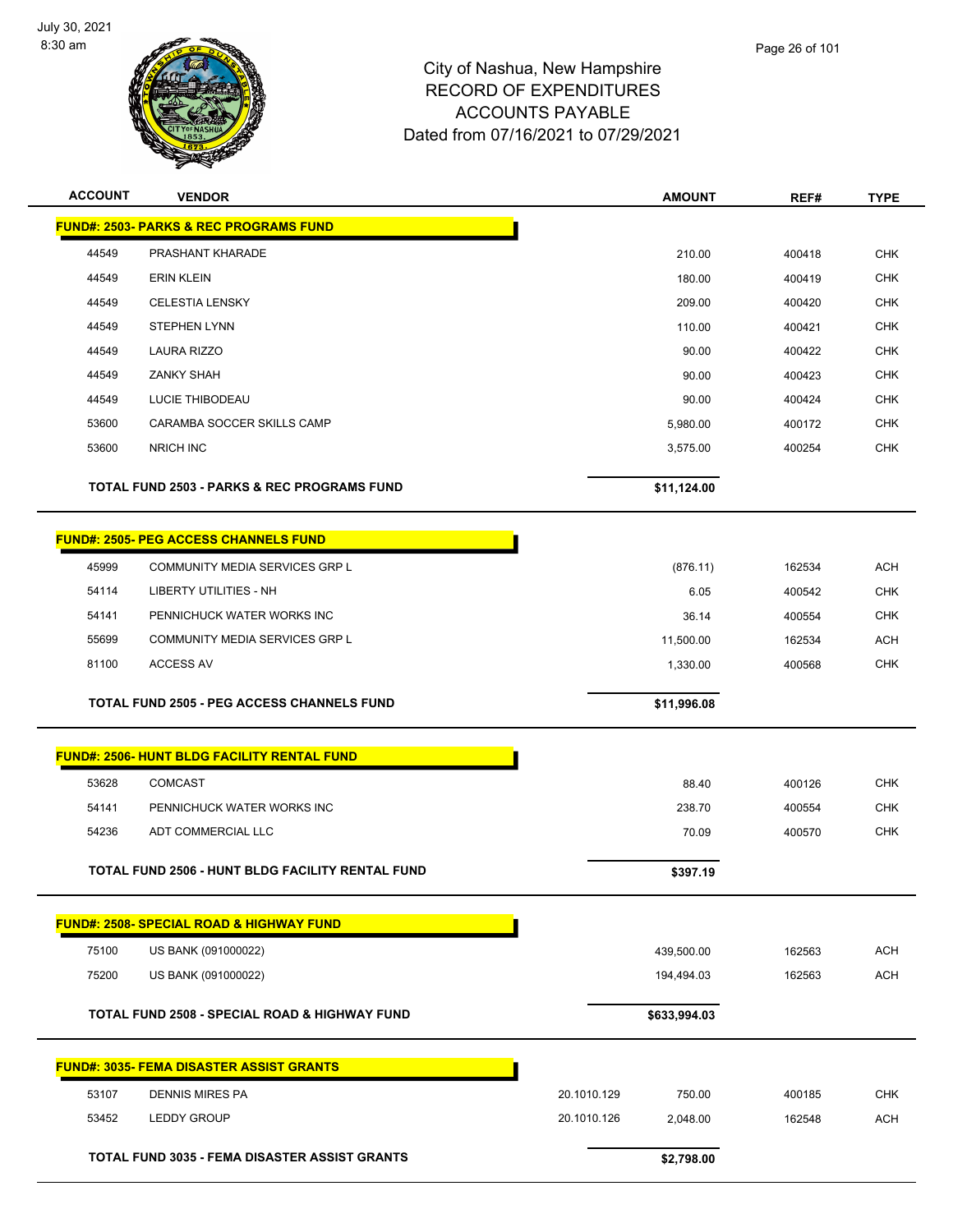City of Nashua, New Hampshire
RECORD OF EXPENDITURES
ACCOUNTS PAYABLE
Dated from 07/16/2021 to 07/29/2021

| ACCOUNT | VENDOR | | AMOUNT | REF# | TYPE |
|---|---|---|---|---|---|
| **FUND#: 2503- PARKS & REC PROGRAMS FUND** | | | | | |
| 44549 | PRASHANT KHARADE | | 210.00 | 400418 | CHK |
| 44549 | ERIN KLEIN | | 180.00 | 400419 | CHK |
| 44549 | CELESTIA LENSKY | | 209.00 | 400420 | CHK |
| 44549 | STEPHEN LYNN | | 110.00 | 400421 | CHK |
| 44549 | LAURA RIZZO | | 90.00 | 400422 | CHK |
| 44549 | ZANKY SHAH | | 90.00 | 400423 | CHK |
| 44549 | LUCIE THIBODEAU | | 90.00 | 400424 | CHK |
| 53600 | CARAMBA SOCCER SKILLS CAMP | | 5,980.00 | 400172 | CHK |
| 53600 | NRICH INC | | 3,575.00 | 400254 | CHK |
| **TOTAL FUND 2503 - PARKS & REC PROGRAMS FUND** | | | **$11,124.00** | | |
| **FUND#: 2505- PEG ACCESS CHANNELS FUND** | | | | | |
| 45999 | COMMUNITY MEDIA SERVICES GRP L | | (876.11) | 162534 | ACH |
| 54114 | LIBERTY UTILITIES - NH | | 6.05 | 400542 | CHK |
| 54141 | PENNICHUCK WATER WORKS INC | | 36.14 | 400554 | CHK |
| 55699 | COMMUNITY MEDIA SERVICES GRP L | | 11,500.00 | 162534 | ACH |
| 81100 | ACCESS AV | | 1,330.00 | 400568 | CHK |
| **TOTAL FUND 2505 - PEG ACCESS CHANNELS FUND** | | | **$11,996.08** | | |
| **FUND#: 2506- HUNT BLDG FACILITY RENTAL FUND** | | | | | |
| 53628 | COMCAST | | 88.40 | 400126 | CHK |
| 54141 | PENNICHUCK WATER WORKS INC | | 238.70 | 400554 | CHK |
| 54236 | ADT COMMERCIAL LLC | | 70.09 | 400570 | CHK |
| **TOTAL FUND 2506 - HUNT BLDG FACILITY RENTAL FUND** | | | **$397.19** | | |
| **FUND#: 2508- SPECIAL ROAD & HIGHWAY FUND** | | | | | |
| 75100 | US BANK (091000022) | | 439,500.00 | 162563 | ACH |
| 75200 | US BANK (091000022) | | 194,494.03 | 162563 | ACH |
| **TOTAL FUND 2508 - SPECIAL ROAD & HIGHWAY FUND** | | | **$633,994.03** | | |
| **FUND#: 3035- FEMA DISASTER ASSIST GRANTS** | | | | | |
| 53107 | DENNIS MIRES PA | 20.1010.129 | 750.00 | 400185 | CHK |
| 53452 | LEDDY GROUP | 20.1010.126 | 2,048.00 | 162548 | ACH |
| **TOTAL FUND 3035 - FEMA DISASTER ASSIST GRANTS** | | | **$2,798.00** | | |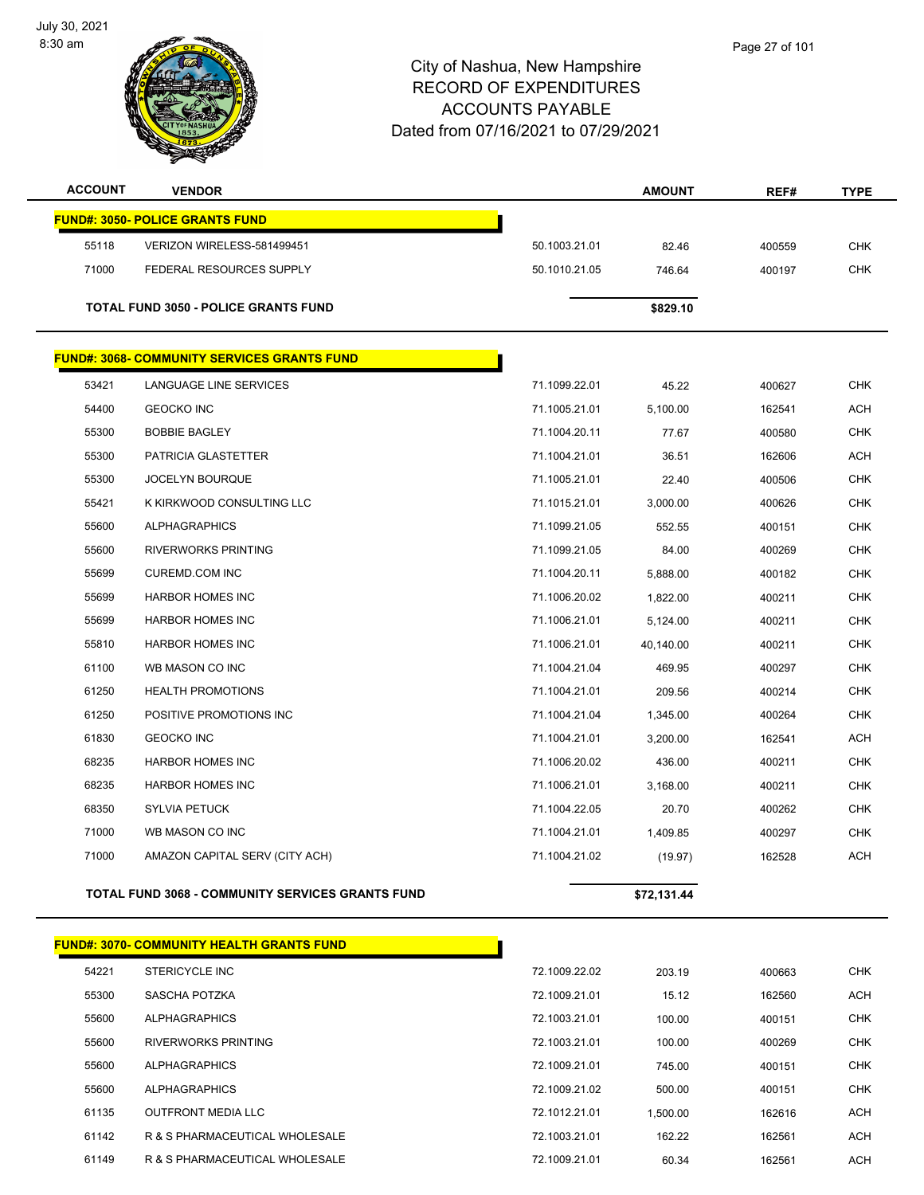City of Nashua, New Hampshire
RECORD OF EXPENDITURES
ACCOUNTS PAYABLE
Dated from 07/16/2021 to 07/29/2021

| ACCOUNT | VENDOR | | AMOUNT | REF# | TYPE |
|---|---|---|---|---|---|
| **FUND#: 3050- POLICE GRANTS FUND** | | | | | |
| 55118 | VERIZON WIRELESS-581499451 | 50.1003.21.01 | 82.46 | 400559 | CHK |
| 71000 | FEDERAL RESOURCES SUPPLY | 50.1010.21.05 | 746.64 | 400197 | CHK |
| **TOTAL FUND 3050 - POLICE GRANTS FUND** | | | **$829.10** | | |
| **FUND#: 3068- COMMUNITY SERVICES GRANTS FUND** | | | | | |
| 53421 | LANGUAGE LINE SERVICES | 71.1099.22.01 | 45.22 | 400627 | CHK |
| 54400 | GEOCKO INC | 71.1005.21.01 | 5,100.00 | 162541 | ACH |
| 55300 | BOBBIE BAGLEY | 71.1004.20.11 | 77.67 | 400580 | CHK |
| 55300 | PATRICIA GLASTETTER | 71.1004.21.01 | 36.51 | 162606 | ACH |
| 55300 | JOCELYN BOURQUE | 71.1005.21.01 | 22.40 | 400506 | CHK |
| 55421 | K KIRKWOOD CONSULTING LLC | 71.1015.21.01 | 3,000.00 | 400626 | CHK |
| 55600 | ALPHAGRAPHICS | 71.1099.21.05 | 552.55 | 400151 | CHK |
| 55600 | RIVERWORKS PRINTING | 71.1099.21.05 | 84.00 | 400269 | CHK |
| 55699 | CUREMD.COM INC | 71.1004.20.11 | 5,888.00 | 400182 | CHK |
| 55699 | HARBOR HOMES INC | 71.1006.20.02 | 1,822.00 | 400211 | CHK |
| 55699 | HARBOR HOMES INC | 71.1006.21.01 | 5,124.00 | 400211 | CHK |
| 55810 | HARBOR HOMES INC | 71.1006.21.01 | 40,140.00 | 400211 | CHK |
| 61100 | WB MASON CO INC | 71.1004.21.04 | 469.95 | 400297 | CHK |
| 61250 | HEALTH PROMOTIONS | 71.1004.21.01 | 209.56 | 400214 | CHK |
| 61250 | POSITIVE PROMOTIONS INC | 71.1004.21.04 | 1,345.00 | 400264 | CHK |
| 61830 | GEOCKO INC | 71.1004.21.01 | 3,200.00 | 162541 | ACH |
| 68235 | HARBOR HOMES INC | 71.1006.20.02 | 436.00 | 400211 | CHK |
| 68235 | HARBOR HOMES INC | 71.1006.21.01 | 3,168.00 | 400211 | CHK |
| 68350 | SYLVIA PETUCK | 71.1004.22.05 | 20.70 | 400262 | CHK |
| 71000 | WB MASON CO INC | 71.1004.21.01 | 1,409.85 | 400297 | CHK |
| 71000 | AMAZON CAPITAL SERV (CITY ACH) | 71.1004.21.02 | (19.97) | 162528 | ACH |
| **TOTAL FUND 3068 - COMMUNITY SERVICES GRANTS FUND** | | | **$72,131.44** | | |
| **FUND#: 3070- COMMUNITY HEALTH GRANTS FUND** | | | | | |
| 54221 | STERICYCLE INC | 72.1009.22.02 | 203.19 | 400663 | CHK |
| 55300 | SASCHA POTZKA | 72.1009.21.01 | 15.12 | 162560 | ACH |
| 55600 | ALPHAGRAPHICS | 72.1003.21.01 | 100.00 | 400151 | CHK |
| 55600 | RIVERWORKS PRINTING | 72.1003.21.01 | 100.00 | 400269 | CHK |
| 55600 | ALPHAGRAPHICS | 72.1009.21.01 | 745.00 | 400151 | CHK |
| 55600 | ALPHAGRAPHICS | 72.1009.21.02 | 500.00 | 400151 | CHK |
| 61135 | OUTFRONT MEDIA LLC | 72.1012.21.01 | 1,500.00 | 162616 | ACH |
| 61142 | R & S PHARMACEUTICAL WHOLESALE | 72.1003.21.01 | 162.22 | 162561 | ACH |
| 61149 | R & S PHARMACEUTICAL WHOLESALE | 72.1009.21.01 | 60.34 | 162561 | ACH |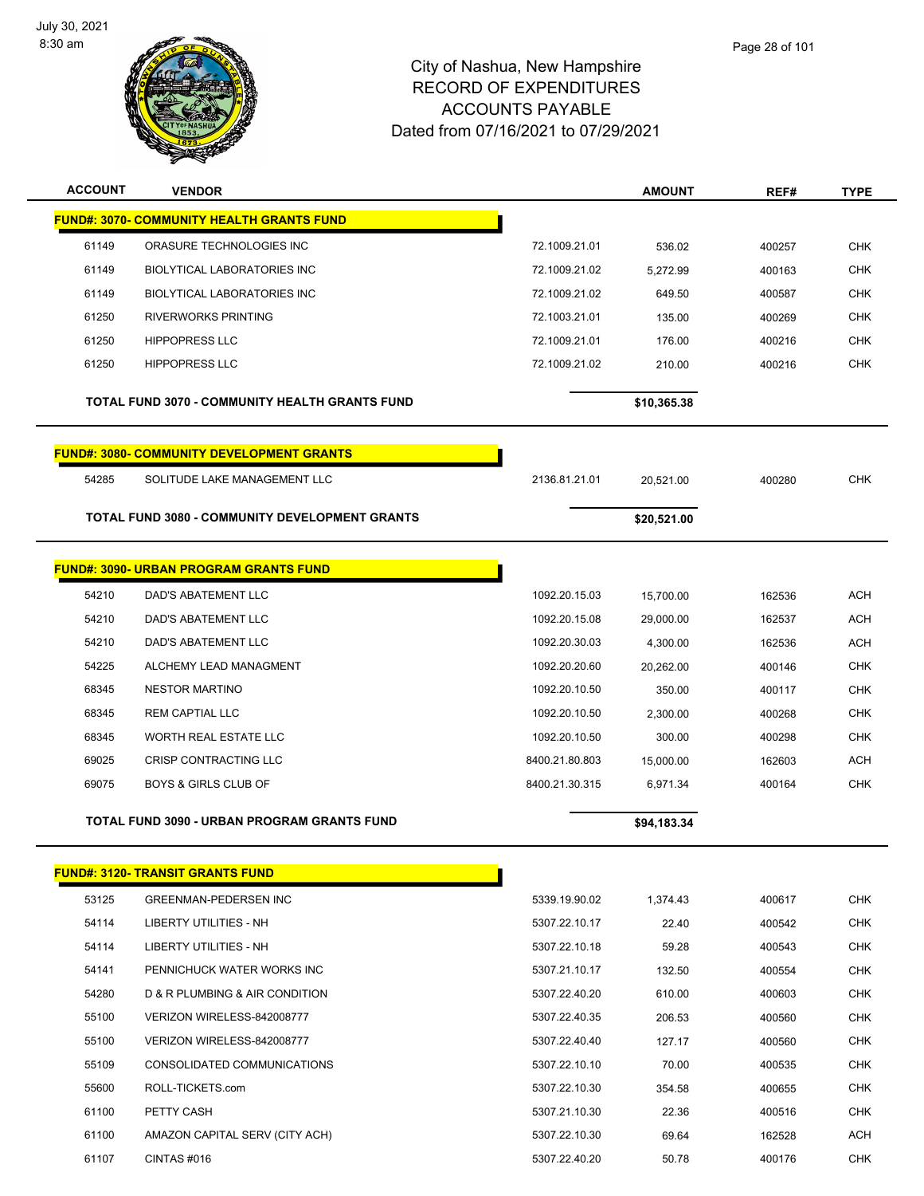# City of Nashua, New Hampshire
## RECORD OF EXPENDITURES
## ACCOUNTS PAYABLE
## Dated from 07/16/2021 to 07/29/2021

| ACCOUNT | VENDOR | | AMOUNT | REF# | TYPE |
|---|---|---|---|---|---|
| **FUND#: 3070- COMMUNITY HEALTH GRANTS FUND** | | | | | |
| 61149 | ORASURE TECHNOLOGIES INC | 72.1009.21.01 | 536.02 | 400257 | CHK |
| 61149 | BIOLYTICAL LABORATORIES INC | 72.1009.21.02 | 5,272.99 | 400163 | CHK |
| 61149 | BIOLYTICAL LABORATORIES INC | 72.1009.21.02 | 649.50 | 400587 | CHK |
| 61250 | RIVERWORKS PRINTING | 72.1003.21.01 | 135.00 | 400269 | CHK |
| 61250 | HIPPOPRESS LLC | 72.1009.21.01 | 176.00 | 400216 | CHK |
| 61250 | HIPPOPRESS LLC | 72.1009.21.02 | 210.00 | 400216 | CHK |
| **TOTAL FUND 3070 - COMMUNITY HEALTH GRANTS FUND** | | | **$10,365.38** | | |
| **FUND#: 3080- COMMUNITY DEVELOPMENT GRANTS** | | | | | |
| 54285 | SOLITUDE LAKE MANAGEMENT LLC | 2136.81.21.01 | 20,521.00 | 400280 | CHK |
| **TOTAL FUND 3080 - COMMUNITY DEVELOPMENT GRANTS** | | | **$20,521.00** | | |
| **FUND#: 3090- URBAN PROGRAM GRANTS FUND** | | | | | |
| 54210 | DAD'S ABATEMENT LLC | 1092.20.15.03 | 15,700.00 | 162536 | ACH |
| 54210 | DAD'S ABATEMENT LLC | 1092.20.15.08 | 29,000.00 | 162537 | ACH |
| 54210 | DAD'S ABATEMENT LLC | 1092.20.30.03 | 4,300.00 | 162536 | ACH |
| 54225 | ALCHEMY LEAD MANAGMENT | 1092.20.20.60 | 20,262.00 | 400146 | CHK |
| 68345 | NESTOR MARTINO | 1092.20.10.50 | 350.00 | 400117 | CHK |
| 68345 | REM CAPTIAL LLC | 1092.20.10.50 | 2,300.00 | 400268 | CHK |
| 68345 | WORTH REAL ESTATE LLC | 1092.20.10.50 | 300.00 | 400298 | CHK |
| 69025 | CRISP CONTRACTING LLC | 8400.21.80.803 | 15,000.00 | 162603 | ACH |
| 69075 | BOYS & GIRLS CLUB OF | 8400.21.30.315 | 6,971.34 | 400164 | CHK |
| **TOTAL FUND 3090 - URBAN PROGRAM GRANTS FUND** | | | **$94,183.34** | | |
| **FUND#: 3120- TRANSIT GRANTS FUND** | | | | | |
| 53125 | GREENMAN-PEDERSEN INC | 5339.19.90.02 | 1,374.43 | 400617 | CHK |
| 54114 | LIBERTY UTILITIES - NH | 5307.22.10.17 | 22.40 | 400542 | CHK |
| 54114 | LIBERTY UTILITIES - NH | 5307.22.10.18 | 59.28 | 400543 | CHK |
| 54141 | PENNICHUCK WATER WORKS INC | 5307.21.10.17 | 132.50 | 400554 | CHK |
| 54280 | D & R PLUMBING & AIR CONDITION | 5307.22.40.20 | 610.00 | 400603 | CHK |
| 55100 | VERIZON WIRELESS-842008777 | 5307.22.40.35 | 206.53 | 400560 | CHK |
| 55100 | VERIZON WIRELESS-842008777 | 5307.22.40.40 | 127.17 | 400560 | CHK |
| 55109 | CONSOLIDATED COMMUNICATIONS | 5307.22.10.10 | 70.00 | 400535 | CHK |
| 55600 | ROLL-TICKETS.com | 5307.22.10.30 | 354.58 | 400655 | CHK |
| 61100 | PETTY CASH | 5307.21.10.30 | 22.36 | 400516 | CHK |
| 61100 | AMAZON CAPITAL SERV (CITY ACH) | 5307.22.10.30 | 69.64 | 162528 | ACH |
| 61107 | CINTAS #016 | 5307.22.40.20 | 50.78 | 400176 | CHK |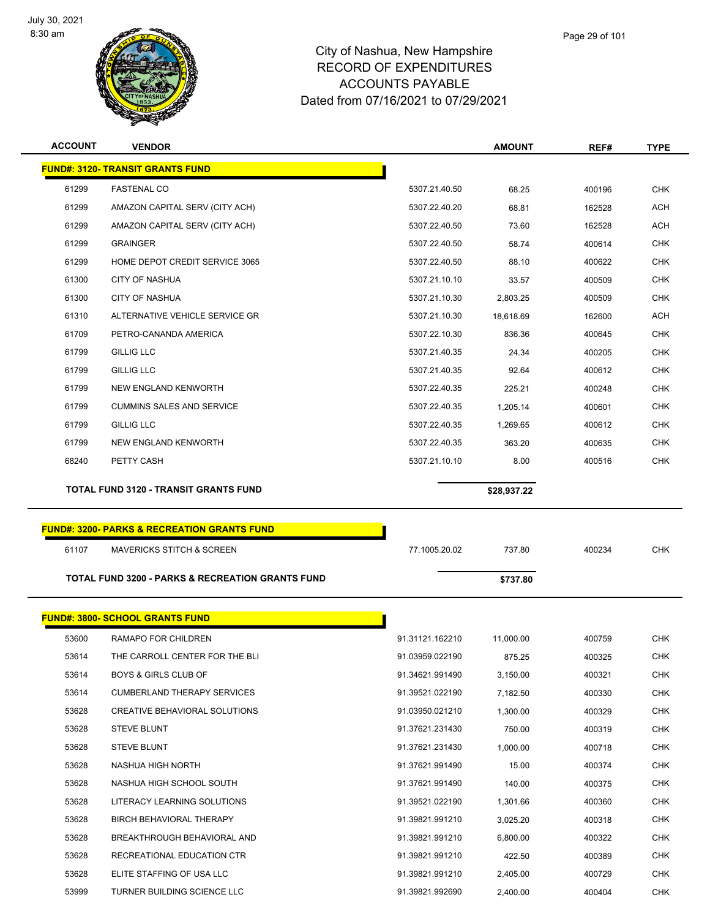# City of Nashua, New Hampshire
## RECORD OF EXPENDITURES
## ACCOUNTS PAYABLE
## Dated from 07/16/2021 to 07/29/2021

| ACCOUNT | VENDOR | | AMOUNT | REF# | TYPE |
|---|---|---|---|---|---|
| **FUND#: 3120- TRANSIT GRANTS FUND** | | | | | |
| 61299 | FASTENAL CO | 5307.21.40.50 | 68.25 | 400196 | CHK |
| 61299 | AMAZON CAPITAL SERV (CITY ACH) | 5307.22.40.20 | 68.81 | 162528 | ACH |
| 61299 | AMAZON CAPITAL SERV (CITY ACH) | 5307.22.40.50 | 73.60 | 162528 | ACH |
| 61299 | GRAINGER | 5307.22.40.50 | 58.74 | 400614 | CHK |
| 61299 | HOME DEPOT CREDIT SERVICE 3065 | 5307.22.40.50 | 88.10 | 400622 | CHK |
| 61300 | CITY OF NASHUA | 5307.21.10.10 | 33.57 | 400509 | CHK |
| 61300 | CITY OF NASHUA | 5307.21.10.30 | 2,803.25 | 400509 | CHK |
| 61310 | ALTERNATIVE VEHICLE SERVICE GR | 5307.21.10.30 | 18,618.69 | 162600 | ACH |
| 61709 | PETRO-CANANDA AMERICA | 5307.22.10.30 | 836.36 | 400645 | CHK |
| 61799 | GILLIG LLC | 5307.21.40.35 | 24.34 | 400205 | CHK |
| 61799 | GILLIG LLC | 5307.21.40.35 | 92.64 | 400612 | CHK |
| 61799 | NEW ENGLAND KENWORTH | 5307.22.40.35 | 225.21 | 400248 | CHK |
| 61799 | CUMMINS SALES AND SERVICE | 5307.22.40.35 | 1,205.14 | 400601 | CHK |
| 61799 | GILLIG LLC | 5307.22.40.35 | 1,269.65 | 400612 | CHK |
| 61799 | NEW ENGLAND KENWORTH | 5307.22.40.35 | 363.20 | 400635 | CHK |
| 68240 | PETTY CASH | 5307.21.10.10 | 8.00 | 400516 | CHK |
| **TOTAL FUND 3120 - TRANSIT GRANTS FUND** | | | **$28,937.22** | | |
| **FUND#: 3200- PARKS & RECREATION GRANTS FUND** | | | | | |
| 61107 | MAVERICKS STITCH & SCREEN | 77.1005.20.02 | 737.80 | 400234 | CHK |
| **TOTAL FUND 3200 - PARKS & RECREATION GRANTS FUND** | | | **$737.80** | | |
| **FUND#: 3800- SCHOOL GRANTS FUND** | | | | | |
| 53600 | RAMAPO FOR CHILDREN | 91.31121.162210 | 11,000.00 | 400759 | CHK |
| 53614 | THE CARROLL CENTER FOR THE BLI | 91.03959.022190 | 875.25 | 400325 | CHK |
| 53614 | BOYS & GIRLS CLUB OF | 91.34621.991490 | 3,150.00 | 400321 | CHK |
| 53614 | CUMBERLAND THERAPY SERVICES | 91.39521.022190 | 7,182.50 | 400330 | CHK |
| 53628 | CREATIVE BEHAVIORAL SOLUTIONS | 91.03950.021210 | 1,300.00 | 400329 | CHK |
| 53628 | STEVE BLUNT | 91.37621.231430 | 750.00 | 400319 | CHK |
| 53628 | STEVE BLUNT | 91.37621.231430 | 1,000.00 | 400718 | CHK |
| 53628 | NASHUA HIGH NORTH | 91.37621.991490 | 15.00 | 400374 | CHK |
| 53628 | NASHUA HIGH SCHOOL SOUTH | 91.37621.991490 | 140.00 | 400375 | CHK |
| 53628 | LITERACY LEARNING SOLUTIONS | 91.39521.022190 | 1,301.66 | 400360 | CHK |
| 53628 | BIRCH BEHAVIORAL THERAPY | 91.39821.991210 | 3,025.20 | 400318 | CHK |
| 53628 | BREAKTHROUGH BEHAVIORAL AND | 91.39821.991210 | 6,800.00 | 400322 | CHK |
| 53628 | RECREATIONAL EDUCATION CTR | 91.39821.991210 | 422.50 | 400389 | CHK |
| 53628 | ELITE STAFFING OF USA LLC | 91.39821.991210 | 2,405.00 | 400729 | CHK |
| 53999 | TURNER BUILDING SCIENCE LLC | 91.39821.992690 | 2,400.00 | 400404 | CHK |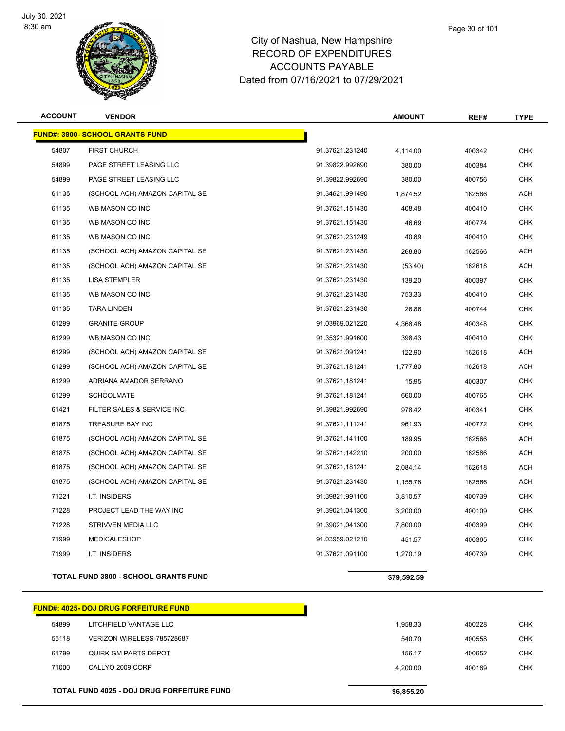July 30, 2021
8:30 am

# City of Nashua, New Hampshire
## RECORD OF EXPENDITURES
## ACCOUNTS PAYABLE
## Dated from 07/16/2021 to 07/29/2021

| ACCOUNT | VENDOR | | AMOUNT | REF# | TYPE |
|---|---|---|---|---|---|
| **FUND#: 3800- SCHOOL GRANTS FUND** | | | | | |
| 54807 | FIRST CHURCH | 91.37621.231240 | 4,114.00 | 400342 | CHK |
| 54899 | PAGE STREET LEASING LLC | 91.39822.992690 | 380.00 | 400384 | CHK |
| 54899 | PAGE STREET LEASING LLC | 91.39822.992690 | 380.00 | 400756 | CHK |
| 61135 | (SCHOOL ACH) AMAZON CAPITAL SE | 91.34621.991490 | 1,874.52 | 162566 | ACH |
| 61135 | WB MASON CO INC | 91.37621.151430 | 408.48 | 400410 | CHK |
| 61135 | WB MASON CO INC | 91.37621.151430 | 46.69 | 400774 | CHK |
| 61135 | WB MASON CO INC | 91.37621.231249 | 40.89 | 400410 | CHK |
| 61135 | (SCHOOL ACH) AMAZON CAPITAL SE | 91.37621.231430 | 268.80 | 162566 | ACH |
| 61135 | (SCHOOL ACH) AMAZON CAPITAL SE | 91.37621.231430 | (53.40) | 162618 | ACH |
| 61135 | LISA STEMPLER | 91.37621.231430 | 139.20 | 400397 | CHK |
| 61135 | WB MASON CO INC | 91.37621.231430 | 753.33 | 400410 | CHK |
| 61135 | TARA LINDEN | 91.37621.231430 | 26.86 | 400744 | CHK |
| 61299 | GRANITE GROUP | 91.03969.021220 | 4,368.48 | 400348 | CHK |
| 61299 | WB MASON CO INC | 91.35321.991600 | 398.43 | 400410 | CHK |
| 61299 | (SCHOOL ACH) AMAZON CAPITAL SE | 91.37621.091241 | 122.90 | 162618 | ACH |
| 61299 | (SCHOOL ACH) AMAZON CAPITAL SE | 91.37621.181241 | 1,777.80 | 162618 | ACH |
| 61299 | ADRIANA AMADOR SERRANO | 91.37621.181241 | 15.95 | 400307 | CHK |
| 61299 | SCHOOLMATE | 91.37621.181241 | 660.00 | 400765 | CHK |
| 61421 | FILTER SALES & SERVICE INC | 91.39821.992690 | 978.42 | 400341 | CHK |
| 61875 | TREASURE BAY INC | 91.37621.111241 | 961.93 | 400772 | CHK |
| 61875 | (SCHOOL ACH) AMAZON CAPITAL SE | 91.37621.141100 | 189.95 | 162566 | ACH |
| 61875 | (SCHOOL ACH) AMAZON CAPITAL SE | 91.37621.142210 | 200.00 | 162566 | ACH |
| 61875 | (SCHOOL ACH) AMAZON CAPITAL SE | 91.37621.181241 | 2,084.14 | 162618 | ACH |
| 61875 | (SCHOOL ACH) AMAZON CAPITAL SE | 91.37621.231430 | 1,155.78 | 162566 | ACH |
| 71221 | I.T. INSIDERS | 91.39821.991100 | 3,810.57 | 400739 | CHK |
| 71228 | PROJECT LEAD THE WAY INC | 91.39021.041300 | 3,200.00 | 400109 | CHK |
| 71228 | STRIVVEN MEDIA LLC | 91.39021.041300 | 7,800.00 | 400399 | CHK |
| 71999 | MEDICALESHOP | 91.03959.021210 | 451.57 | 400365 | CHK |
| 71999 | I.T. INSIDERS | 91.37621.091100 | 1,270.19 | 400739 | CHK |
| **TOTAL FUND 3800 - SCHOOL GRANTS FUND** | | | **$79,592.59** | | |

| ACCOUNT | VENDOR | | AMOUNT | REF# | TYPE |
|---|---|---|---|---|---|
| **FUND#: 4025- DOJ DRUG FORFEITURE FUND** | | | | | |
| 54899 | LITCHFIELD VANTAGE LLC | | 1,958.33 | 400228 | CHK |
| 55118 | VERIZON WIRELESS-785728687 | | 540.70 | 400558 | CHK |
| 61799 | QUIRK GM PARTS DEPOT | | 156.17 | 400652 | CHK |
| 71000 | CALLYO 2009 CORP | | 4,200.00 | 400169 | CHK |
| **TOTAL FUND 4025 - DOJ DRUG FORFEITURE FUND** | | | **$6,855.20** | | |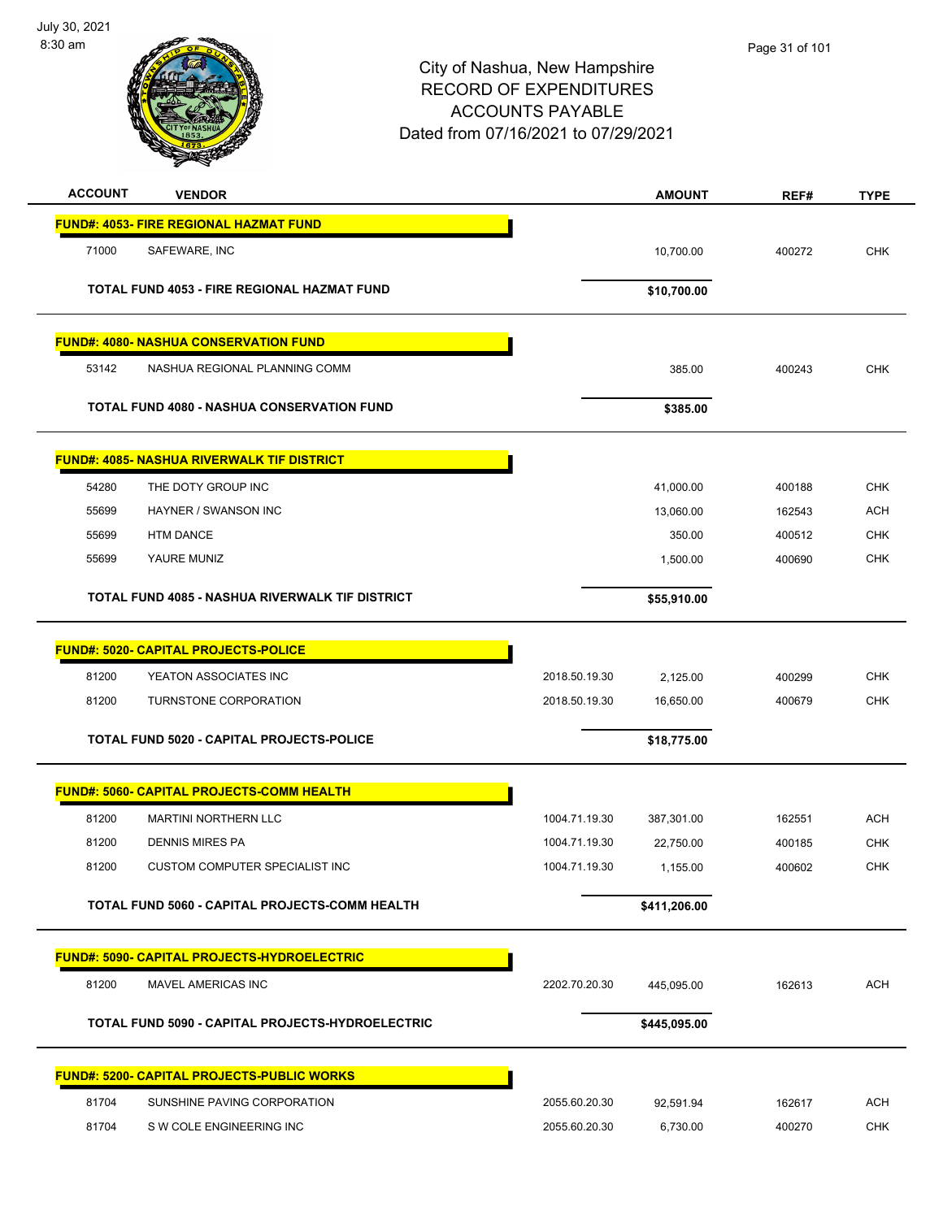# City of Nashua, New Hampshire
## RECORD OF EXPENDITURES
## ACCOUNTS PAYABLE
## Dated from 07/16/2021 to 07/29/2021

| ACCOUNT | VENDOR | | AMOUNT | REF# | TYPE |
|---|---|---|---|---|---|
| **FUND#: 4053- FIRE REGIONAL HAZMAT FUND** | | | | | |
| 71000 | SAFEWARE, INC | | 10,700.00 | 400272 | CHK |
| | **TOTAL FUND 4053 - FIRE REGIONAL HAZMAT FUND** | | **$10,700.00** | | |
| **FUND#: 4080- NASHUA CONSERVATION FUND** | | | | | |
| 53142 | NASHUA REGIONAL PLANNING COMM | | 385.00 | 400243 | CHK |
| | **TOTAL FUND 4080 - NASHUA CONSERVATION FUND** | | **$385.00** | | |
| **FUND#: 4085- NASHUA RIVERWALK TIF DISTRICT** | | | | | |
| 54280 | THE DOTY GROUP INC | | 41,000.00 | 400188 | CHK |
| 55699 | HAYNER / SWANSON INC | | 13,060.00 | 162543 | ACH |
| 55699 | HTM DANCE | | 350.00 | 400512 | CHK |
| 55699 | YAURE MUNIZ | | 1,500.00 | 400690 | CHK |
| | **TOTAL FUND 4085 - NASHUA RIVERWALK TIF DISTRICT** | | **$55,910.00** | | |
| **FUND#: 5020- CAPITAL PROJECTS-POLICE** | | | | | |
| 81200 | YEATON ASSOCIATES INC | 2018.50.19.30 | 2,125.00 | 400299 | CHK |
| 81200 | TURNSTONE CORPORATION | 2018.50.19.30 | 16,650.00 | 400679 | CHK |
| | **TOTAL FUND 5020 - CAPITAL PROJECTS-POLICE** | | **$18,775.00** | | |
| **FUND#: 5060- CAPITAL PROJECTS-COMM HEALTH** | | | | | |
| 81200 | MARTINI NORTHERN LLC | 1004.71.19.30 | 387,301.00 | 162551 | ACH |
| 81200 | DENNIS MIRES PA | 1004.71.19.30 | 22,750.00 | 400185 | CHK |
| 81200 | CUSTOM COMPUTER SPECIALIST INC | 1004.71.19.30 | 1,155.00 | 400602 | CHK |
| | **TOTAL FUND 5060 - CAPITAL PROJECTS-COMM HEALTH** | | **$411,206.00** | | |
| **FUND#: 5090- CAPITAL PROJECTS-HYDROELECTRIC** | | | | | |
| 81200 | MAVEL AMERICAS INC | 2202.70.20.30 | 445,095.00 | 162613 | ACH |
| | **TOTAL FUND 5090 - CAPITAL PROJECTS-HYDROELECTRIC** | | **$445,095.00** | | |
| **FUND#: 5200- CAPITAL PROJECTS-PUBLIC WORKS** | | | | | |
| 81704 | SUNSHINE PAVING CORPORATION | 2055.60.20.30 | 92,591.94 | 162617 | ACH |
| 81704 | S W COLE ENGINEERING INC | 2055.60.20.30 | 6,730.00 | 400270 | CHK |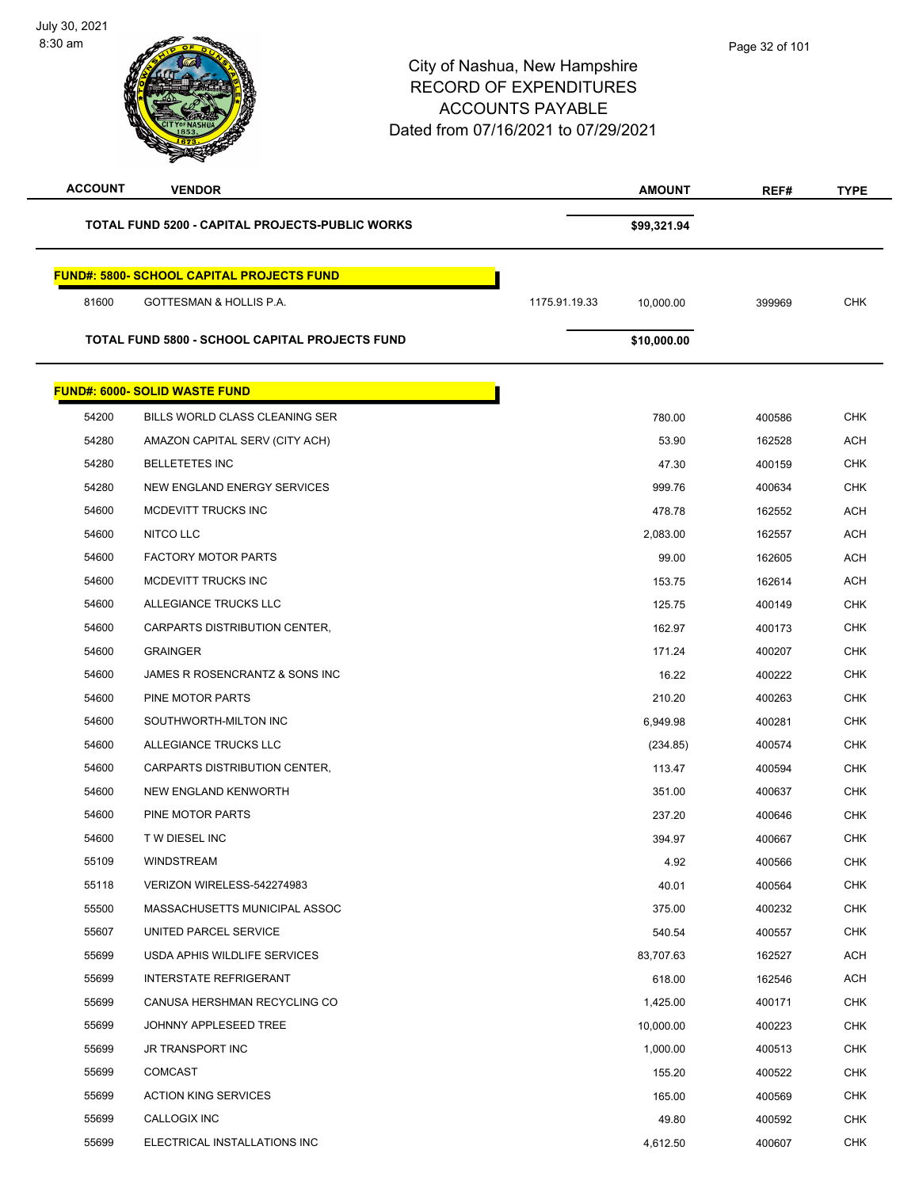City of Nashua, New Hampshire
RECORD OF EXPENDITURES
ACCOUNTS PAYABLE
Dated from 07/16/2021 to 07/29/2021

| ACCOUNT | VENDOR | | AMOUNT | REF# | TYPE |
|---|---|---|---|---|---|
| | **TOTAL FUND 5200 - CAPITAL PROJECTS-PUBLIC WORKS** | | **$99,321.94** | | |
| | **FUND#: 5800- SCHOOL CAPITAL PROJECTS FUND** | | | | |
| 81600 | GOTTESMAN & HOLLIS P.A. | 1175.91.19.33 | 10,000.00 | 399969 | CHK |
| | **TOTAL FUND 5800 - SCHOOL CAPITAL PROJECTS FUND** | | **$10,000.00** | | |
| | **FUND#: 6000- SOLID WASTE FUND** | | | | |
| 54200 | BILLS WORLD CLASS CLEANING SER | | 780.00 | 400586 | CHK |
| 54280 | AMAZON CAPITAL SERV (CITY ACH) | | 53.90 | 162528 | ACH |
| 54280 | BELLETETES INC | | 47.30 | 400159 | CHK |
| 54280 | NEW ENGLAND ENERGY SERVICES | | 999.76 | 400634 | CHK |
| 54600 | MCDEVITT TRUCKS INC | | 478.78 | 162552 | ACH |
| 54600 | NITCO LLC | | 2,083.00 | 162557 | ACH |
| 54600 | FACTORY MOTOR PARTS | | 99.00 | 162605 | ACH |
| 54600 | MCDEVITT TRUCKS INC | | 153.75 | 162614 | ACH |
| 54600 | ALLEGIANCE TRUCKS LLC | | 125.75 | 400149 | CHK |
| 54600 | CARPARTS DISTRIBUTION CENTER, | | 162.97 | 400173 | CHK |
| 54600 | GRAINGER | | 171.24 | 400207 | CHK |
| 54600 | JAMES R ROSENCRANTZ & SONS INC | | 16.22 | 400222 | CHK |
| 54600 | PINE MOTOR PARTS | | 210.20 | 400263 | CHK |
| 54600 | SOUTHWORTH-MILTON INC | | 6,949.98 | 400281 | CHK |
| 54600 | ALLEGIANCE TRUCKS LLC | | (234.85) | 400574 | CHK |
| 54600 | CARPARTS DISTRIBUTION CENTER, | | 113.47 | 400594 | CHK |
| 54600 | NEW ENGLAND KENWORTH | | 351.00 | 400637 | CHK |
| 54600 | PINE MOTOR PARTS | | 237.20 | 400646 | CHK |
| 54600 | T W DIESEL INC | | 394.97 | 400667 | CHK |
| 55109 | WINDSTREAM | | 4.92 | 400566 | CHK |
| 55118 | VERIZON WIRELESS-542274983 | | 40.01 | 400564 | CHK |
| 55500 | MASSACHUSETTS MUNICIPAL ASSOC | | 375.00 | 400232 | CHK |
| 55607 | UNITED PARCEL SERVICE | | 540.54 | 400557 | CHK |
| 55699 | USDA APHIS WILDLIFE SERVICES | | 83,707.63 | 162527 | ACH |
| 55699 | INTERSTATE REFRIGERANT | | 618.00 | 162546 | ACH |
| 55699 | CANUSA HERSHMAN RECYCLING CO | | 1,425.00 | 400171 | CHK |
| 55699 | JOHNNY APPLESEED TREE | | 10,000.00 | 400223 | CHK |
| 55699 | JR TRANSPORT INC | | 1,000.00 | 400513 | CHK |
| 55699 | COMCAST | | 155.20 | 400522 | CHK |
| 55699 | ACTION KING SERVICES | | 165.00 | 400569 | CHK |
| 55699 | CALLOGIX INC | | 49.80 | 400592 | CHK |
| 55699 | ELECTRICAL INSTALLATIONS INC | | 4,612.50 | 400607 | CHK |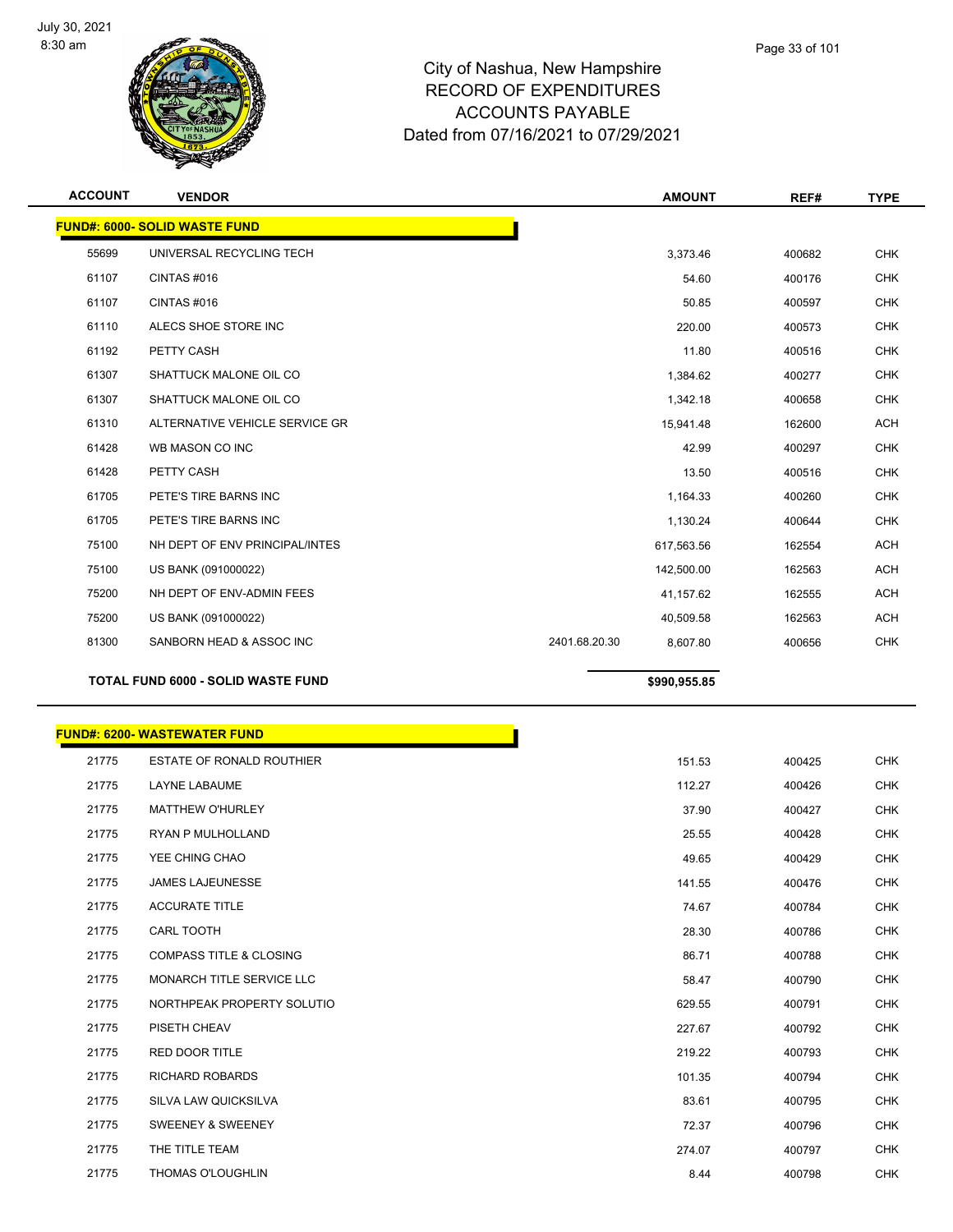# City of Nashua, New Hampshire
## RECORD OF EXPENDITURES
## ACCOUNTS PAYABLE
## Dated from 07/16/2021 to 07/29/2021

| ACCOUNT | VENDOR | | AMOUNT | REF# | TYPE |
|---|---|---|---|---|---|
| **FUND#: 6000- SOLID WASTE FUND** | | | | | |
| 55699 | UNIVERSAL RECYCLING TECH | | 3,373.46 | 400682 | CHK |
| 61107 | CINTAS #016 | | 54.60 | 400176 | CHK |
| 61107 | CINTAS #016 | | 50.85 | 400597 | CHK |
| 61110 | ALECS SHOE STORE INC | | 220.00 | 400573 | CHK |
| 61192 | PETTY CASH | | 11.80 | 400516 | CHK |
| 61307 | SHATTUCK MALONE OIL CO | | 1,384.62 | 400277 | CHK |
| 61307 | SHATTUCK MALONE OIL CO | | 1,342.18 | 400658 | CHK |
| 61310 | ALTERNATIVE VEHICLE SERVICE GR | | 15,941.48 | 162600 | ACH |
| 61428 | WB MASON CO INC | | 42.99 | 400297 | CHK |
| 61428 | PETTY CASH | | 13.50 | 400516 | CHK |
| 61705 | PETE'S TIRE BARNS INC | | 1,164.33 | 400260 | CHK |
| 61705 | PETE'S TIRE BARNS INC | | 1,130.24 | 400644 | CHK |
| 75100 | NH DEPT OF ENV PRINCIPAL/INTES | | 617,563.56 | 162554 | ACH |
| 75100 | US BANK (091000022) | | 142,500.00 | 162563 | ACH |
| 75200 | NH DEPT OF ENV-ADMIN FEES | | 41,157.62 | 162555 | ACH |
| 75200 | US BANK (091000022) | | 40,509.58 | 162563 | ACH |
| 81300 | SANBORN HEAD & ASSOC INC | 2401.68.20.30 | 8,607.80 | 400656 | CHK |
| **TOTAL FUND 6000 - SOLID WASTE FUND** | | | **$990,955.85** | | |

| ACCOUNT | VENDOR | AMOUNT | REF# | TYPE |
|---|---|---|---|---|
| **FUND#: 6200- WASTEWATER FUND** | | | | |
| 21775 | ESTATE OF RONALD ROUTHIER | 151.53 | 400425 | CHK |
| 21775 | LAYNE LABAUME | 112.27 | 400426 | CHK |
| 21775 | MATTHEW O'HURLEY | 37.90 | 400427 | CHK |
| 21775 | RYAN P MULHOLLAND | 25.55 | 400428 | CHK |
| 21775 | YEE CHING CHAO | 49.65 | 400429 | CHK |
| 21775 | JAMES LAJEUNESSE | 141.55 | 400476 | CHK |
| 21775 | ACCURATE TITLE | 74.67 | 400784 | CHK |
| 21775 | CARL TOOTH | 28.30 | 400786 | CHK |
| 21775 | COMPASS TITLE & CLOSING | 86.71 | 400788 | CHK |
| 21775 | MONARCH TITLE SERVICE LLC | 58.47 | 400790 | CHK |
| 21775 | NORTHPEAK PROPERTY SOLUTIO | 629.55 | 400791 | CHK |
| 21775 | PISETH CHEAV | 227.67 | 400792 | CHK |
| 21775 | RED DOOR TITLE | 219.22 | 400793 | CHK |
| 21775 | RICHARD ROBARDS | 101.35 | 400794 | CHK |
| 21775 | SILVA LAW QUICKSILVA | 83.61 | 400795 | CHK |
| 21775 | SWEENEY & SWEENEY | 72.37 | 400796 | CHK |
| 21775 | THE TITLE TEAM | 274.07 | 400797 | CHK |
| 21775 | THOMAS O'LOUGHLIN | 8.44 | 400798 | CHK |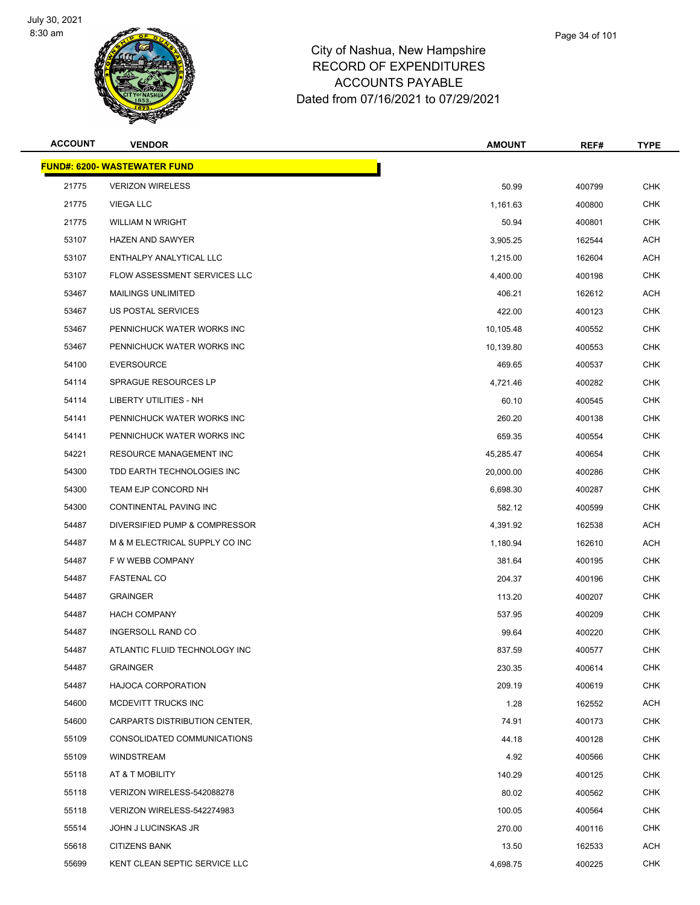# City of Nashua, New Hampshire
## RECORD OF EXPENDITURES
## ACCOUNTS PAYABLE
## Dated from 07/16/2021 to 07/29/2021

| ACCOUNT | VENDOR | AMOUNT | REF# | TYPE |
|---|---|---|---|---|
| **FUND#: 6200- WASTEWATER FUND** | | | | |
| 21775 | VERIZON WIRELESS | 50.99 | 400799 | CHK |
| 21775 | VIEGA LLC | 1,161.63 | 400800 | CHK |
| 21775 | WILLIAM N WRIGHT | 50.94 | 400801 | CHK |
| 53107 | HAZEN AND SAWYER | 3,905.25 | 162544 | ACH |
| 53107 | ENTHALPY ANALYTICAL LLC | 1,215.00 | 162604 | ACH |
| 53107 | FLOW ASSESSMENT SERVICES LLC | 4,400.00 | 400198 | CHK |
| 53467 | MAILINGS UNLIMITED | 406.21 | 162612 | ACH |
| 53467 | US POSTAL SERVICES | 422.00 | 400123 | CHK |
| 53467 | PENNICHUCK WATER WORKS INC | 10,105.48 | 400552 | CHK |
| 53467 | PENNICHUCK WATER WORKS INC | 10,139.80 | 400553 | CHK |
| 54100 | EVERSOURCE | 469.65 | 400537 | CHK |
| 54114 | SPRAGUE RESOURCES LP | 4,721.46 | 400282 | CHK |
| 54114 | LIBERTY UTILITIES - NH | 60.10 | 400545 | CHK |
| 54141 | PENNICHUCK WATER WORKS INC | 260.20 | 400138 | CHK |
| 54141 | PENNICHUCK WATER WORKS INC | 659.35 | 400554 | CHK |
| 54221 | RESOURCE MANAGEMENT INC | 45,285.47 | 400654 | CHK |
| 54300 | TDD EARTH TECHNOLOGIES INC | 20,000.00 | 400286 | CHK |
| 54300 | TEAM EJP CONCORD NH | 6,698.30 | 400287 | CHK |
| 54300 | CONTINENTAL PAVING INC | 582.12 | 400599 | CHK |
| 54487 | DIVERSIFIED PUMP & COMPRESSOR | 4,391.92 | 162538 | ACH |
| 54487 | M & M ELECTRICAL SUPPLY CO INC | 1,180.94 | 162610 | ACH |
| 54487 | F W WEBB COMPANY | 381.64 | 400195 | CHK |
| 54487 | FASTENAL CO | 204.37 | 400196 | CHK |
| 54487 | GRAINGER | 113.20 | 400207 | CHK |
| 54487 | HACH COMPANY | 537.95 | 400209 | CHK |
| 54487 | INGERSOLL RAND CO | 99.64 | 400220 | CHK |
| 54487 | ATLANTIC FLUID TECHNOLOGY INC | 837.59 | 400577 | CHK |
| 54487 | GRAINGER | 230.35 | 400614 | CHK |
| 54487 | HAJOCA CORPORATION | 209.19 | 400619 | CHK |
| 54600 | MCDEVITT TRUCKS INC | 1.28 | 162552 | ACH |
| 54600 | CARPARTS DISTRIBUTION CENTER, | 74.91 | 400173 | CHK |
| 55109 | CONSOLIDATED COMMUNICATIONS | 44.18 | 400128 | CHK |
| 55109 | WINDSTREAM | 4.92 | 400566 | CHK |
| 55118 | AT & T MOBILITY | 140.29 | 400125 | CHK |
| 55118 | VERIZON WIRELESS-542088278 | 80.02 | 400562 | CHK |
| 55118 | VERIZON WIRELESS-542274983 | 100.05 | 400564 | CHK |
| 55514 | JOHN J LUCINSKAS JR | 270.00 | 400116 | CHK |
| 55618 | CITIZENS BANK | 13.50 | 162533 | ACH |
| 55699 | KENT CLEAN SEPTIC SERVICE LLC | 4,698.75 | 400225 | CHK |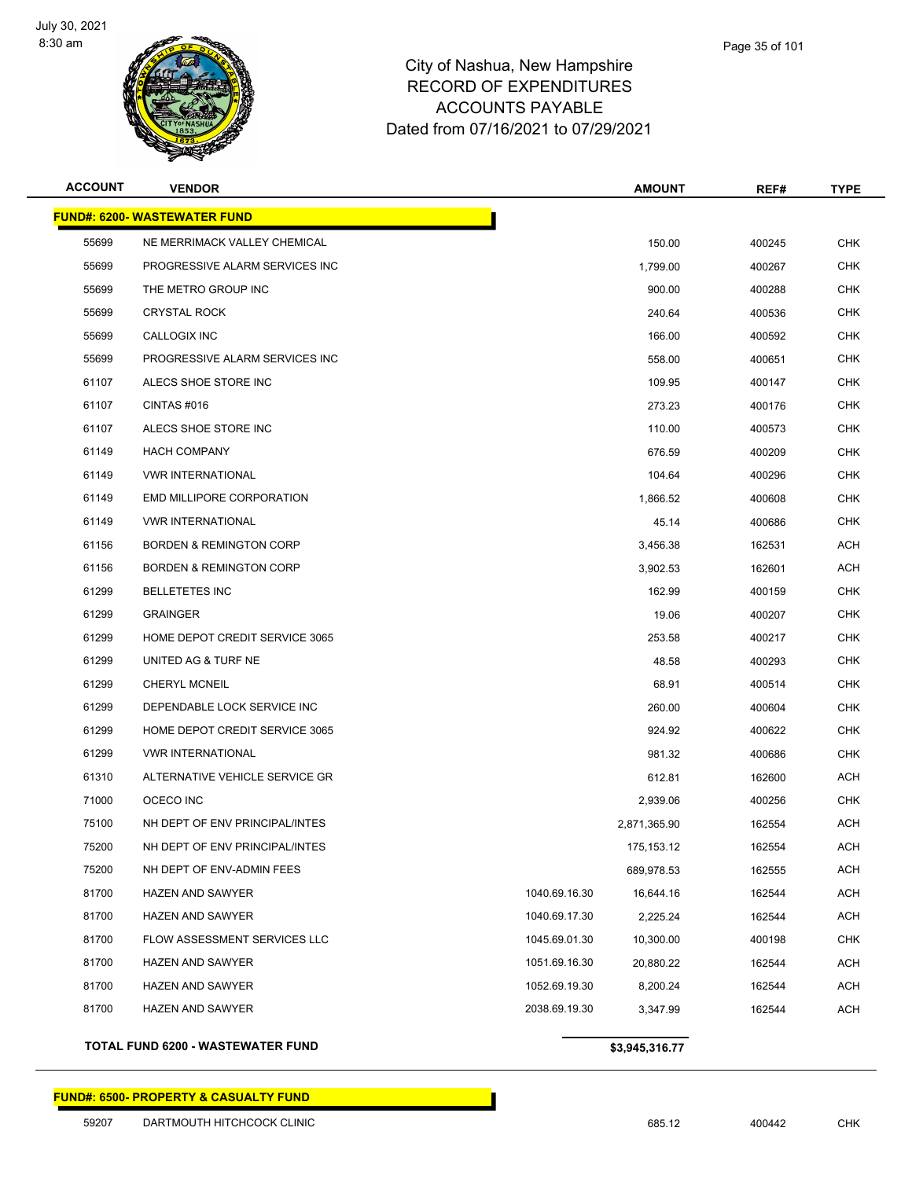# City of Nashua, New Hampshire
# RECORD OF EXPENDITURES
# ACCOUNTS PAYABLE
# Dated from 07/16/2021 to 07/29/2021

| ACCOUNT | VENDOR | | AMOUNT | REF# | TYPE |
|---|---|---|---|---|---|
| **FUND#: 6200- WASTEWATER FUND** | | | | | |
| 55699 | NE MERRIMACK VALLEY CHEMICAL | | 150.00 | 400245 | CHK |
| 55699 | PROGRESSIVE ALARM SERVICES INC | | 1,799.00 | 400267 | CHK |
| 55699 | THE METRO GROUP INC | | 900.00 | 400288 | CHK |
| 55699 | CRYSTAL ROCK | | 240.64 | 400536 | CHK |
| 55699 | CALLOGIX INC | | 166.00 | 400592 | CHK |
| 55699 | PROGRESSIVE ALARM SERVICES INC | | 558.00 | 400651 | CHK |
| 61107 | ALECS SHOE STORE INC | | 109.95 | 400147 | CHK |
| 61107 | CINTAS #016 | | 273.23 | 400176 | CHK |
| 61107 | ALECS SHOE STORE INC | | 110.00 | 400573 | CHK |
| 61149 | HACH COMPANY | | 676.59 | 400209 | CHK |
| 61149 | VWR INTERNATIONAL | | 104.64 | 400296 | CHK |
| 61149 | EMD MILLIPORE CORPORATION | | 1,866.52 | 400608 | CHK |
| 61149 | VWR INTERNATIONAL | | 45.14 | 400686 | CHK |
| 61156 | BORDEN & REMINGTON CORP | | 3,456.38 | 162531 | ACH |
| 61156 | BORDEN & REMINGTON CORP | | 3,902.53 | 162601 | ACH |
| 61299 | BELLETETES INC | | 162.99 | 400159 | CHK |
| 61299 | GRAINGER | | 19.06 | 400207 | CHK |
| 61299 | HOME DEPOT CREDIT SERVICE 3065 | | 253.58 | 400217 | CHK |
| 61299 | UNITED AG & TURF NE | | 48.58 | 400293 | CHK |
| 61299 | CHERYL MCNEIL | | 68.91 | 400514 | CHK |
| 61299 | DEPENDABLE LOCK SERVICE INC | | 260.00 | 400604 | CHK |
| 61299 | HOME DEPOT CREDIT SERVICE 3065 | | 924.92 | 400622 | CHK |
| 61299 | VWR INTERNATIONAL | | 981.32 | 400686 | CHK |
| 61310 | ALTERNATIVE VEHICLE SERVICE GR | | 612.81 | 162600 | ACH |
| 71000 | OCECO INC | | 2,939.06 | 400256 | CHK |
| 75100 | NH DEPT OF ENV PRINCIPAL/INTES | | 2,871,365.90 | 162554 | ACH |
| 75200 | NH DEPT OF ENV PRINCIPAL/INTES | | 175,153.12 | 162554 | ACH |
| 75200 | NH DEPT OF ENV-ADMIN FEES | | 689,978.53 | 162555 | ACH |
| 81700 | HAZEN AND SAWYER | 1040.69.16.30 | 16,644.16 | 162544 | ACH |
| 81700 | HAZEN AND SAWYER | 1040.69.17.30 | 2,225.24 | 162544 | ACH |
| 81700 | FLOW ASSESSMENT SERVICES LLC | 1045.69.01.30 | 10,300.00 | 400198 | CHK |
| 81700 | HAZEN AND SAWYER | 1051.69.16.30 | 20,880.22 | 162544 | ACH |
| 81700 | HAZEN AND SAWYER | 1052.69.19.30 | 8,200.24 | 162544 | ACH |
| 81700 | HAZEN AND SAWYER | 2038.69.19.30 | 3,347.99 | 162544 | ACH |
| **TOTAL FUND 6200 - WASTEWATER FUND** | | | **$3,945,316.77** | | |

| ACCOUNT | VENDOR | | AMOUNT | REF# | TYPE |
|---|---|---|---|---|---|
| **FUND#: 6500- PROPERTY & CASUALTY FUND** | | | | | |
| 59207 | DARTMOUTH HITCHCOCK CLINIC | | 685.12 | 400442 | CHK |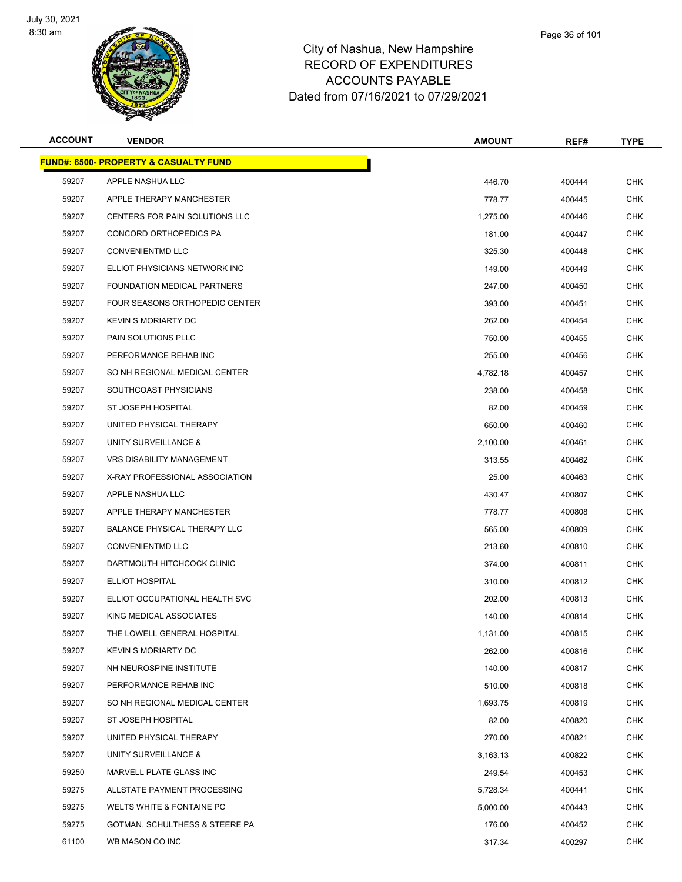# City of Nashua, New Hampshire
## RECORD OF EXPENDITURES
## ACCOUNTS PAYABLE
## Dated from 07/16/2021 to 07/29/2021

| ACCOUNT | VENDOR | AMOUNT | REF# | TYPE |
|---|---|---|---|---|
| **FUND#: 6500- PROPERTY & CASUALTY FUND** | | | | |
| 59207 | APPLE NASHUA LLC | 446.70 | 400444 | CHK |
| 59207 | APPLE THERAPY MANCHESTER | 778.77 | 400445 | CHK |
| 59207 | CENTERS FOR PAIN SOLUTIONS LLC | 1,275.00 | 400446 | CHK |
| 59207 | CONCORD ORTHOPEDICS PA | 181.00 | 400447 | CHK |
| 59207 | CONVENIENTMD LLC | 325.30 | 400448 | CHK |
| 59207 | ELLIOT PHYSICIANS NETWORK INC | 149.00 | 400449 | CHK |
| 59207 | FOUNDATION MEDICAL PARTNERS | 247.00 | 400450 | CHK |
| 59207 | FOUR SEASONS ORTHOPEDIC CENTER | 393.00 | 400451 | CHK |
| 59207 | KEVIN S MORIARTY DC | 262.00 | 400454 | CHK |
| 59207 | PAIN SOLUTIONS PLLC | 750.00 | 400455 | CHK |
| 59207 | PERFORMANCE REHAB INC | 255.00 | 400456 | CHK |
| 59207 | SO NH REGIONAL MEDICAL CENTER | 4,782.18 | 400457 | CHK |
| 59207 | SOUTHCOAST PHYSICIANS | 238.00 | 400458 | CHK |
| 59207 | ST JOSEPH HOSPITAL | 82.00 | 400459 | CHK |
| 59207 | UNITED PHYSICAL THERAPY | 650.00 | 400460 | CHK |
| 59207 | UNITY SURVEILLANCE & | 2,100.00 | 400461 | CHK |
| 59207 | VRS DISABILITY MANAGEMENT | 313.55 | 400462 | CHK |
| 59207 | X-RAY PROFESSIONAL ASSOCIATION | 25.00 | 400463 | CHK |
| 59207 | APPLE NASHUA LLC | 430.47 | 400807 | CHK |
| 59207 | APPLE THERAPY MANCHESTER | 778.77 | 400808 | CHK |
| 59207 | BALANCE PHYSICAL THERAPY LLC | 565.00 | 400809 | CHK |
| 59207 | CONVENIENTMD LLC | 213.60 | 400810 | CHK |
| 59207 | DARTMOUTH HITCHCOCK CLINIC | 374.00 | 400811 | CHK |
| 59207 | ELLIOT HOSPITAL | 310.00 | 400812 | CHK |
| 59207 | ELLIOT OCCUPATIONAL HEALTH SVC | 202.00 | 400813 | CHK |
| 59207 | KING MEDICAL ASSOCIATES | 140.00 | 400814 | CHK |
| 59207 | THE LOWELL GENERAL HOSPITAL | 1,131.00 | 400815 | CHK |
| 59207 | KEVIN S MORIARTY DC | 262.00 | 400816 | CHK |
| 59207 | NH NEUROSPINE INSTITUTE | 140.00 | 400817 | CHK |
| 59207 | PERFORMANCE REHAB INC | 510.00 | 400818 | CHK |
| 59207 | SO NH REGIONAL MEDICAL CENTER | 1,693.75 | 400819 | CHK |
| 59207 | ST JOSEPH HOSPITAL | 82.00 | 400820 | CHK |
| 59207 | UNITED PHYSICAL THERAPY | 270.00 | 400821 | CHK |
| 59207 | UNITY SURVEILLANCE & | 3,163.13 | 400822 | CHK |
| 59250 | MARVELL PLATE GLASS INC | 249.54 | 400453 | CHK |
| 59275 | ALLSTATE PAYMENT PROCESSING | 5,728.34 | 400441 | CHK |
| 59275 | WELTS WHITE & FONTAINE PC | 5,000.00 | 400443 | CHK |
| 59275 | GOTMAN, SCHULTHESS & STEERE PA | 176.00 | 400452 | CHK |
| 61100 | WB MASON CO INC | 317.34 | 400297 | CHK |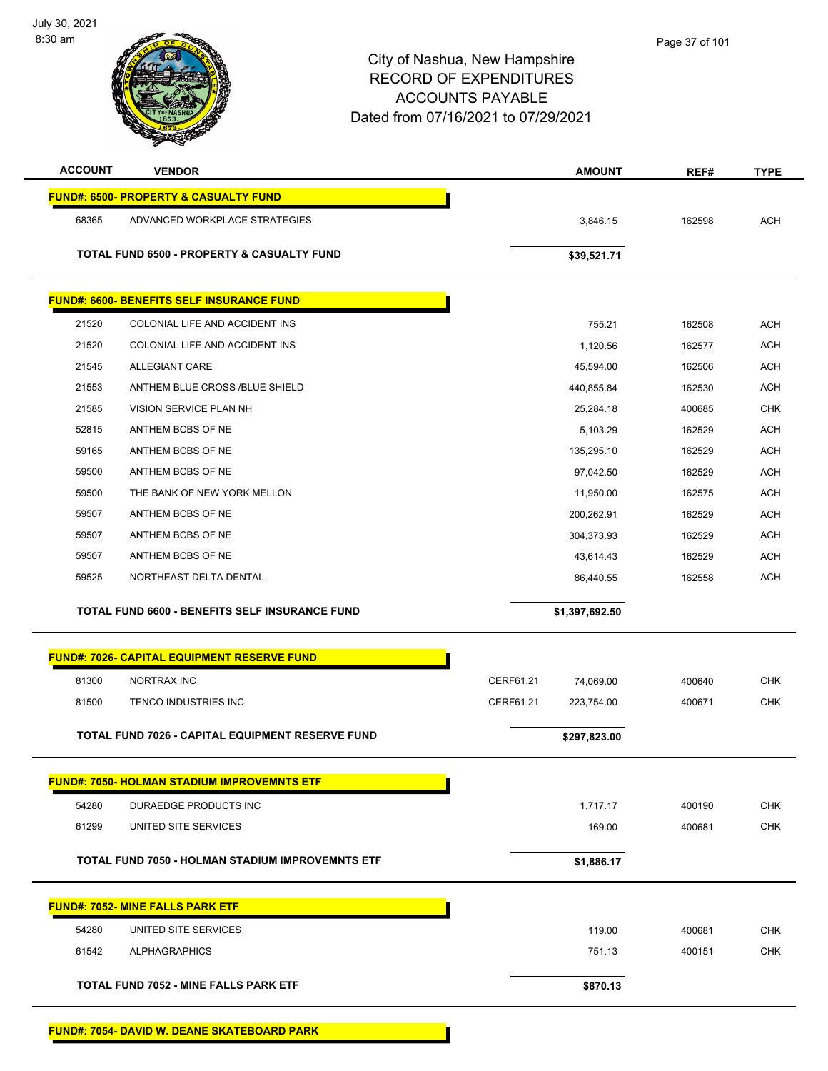City of Nashua, New Hampshire
RECORD OF EXPENDITURES
ACCOUNTS PAYABLE
Dated from 07/16/2021 to 07/29/2021

| ACCOUNT | VENDOR | | AMOUNT | REF# | TYPE |
|---|---|---|---|---|---|
| **FUND#: 6500- PROPERTY & CASUALTY FUND** | | | | | |
| 68365 | ADVANCED WORKPLACE STRATEGIES | | 3,846.15 | 162598 | ACH |
| | **TOTAL FUND 6500 - PROPERTY & CASUALTY FUND** | | **$39,521.71** | | |
| **FUND#: 6600- BENEFITS SELF INSURANCE FUND** | | | | | |
| 21520 | COLONIAL LIFE AND ACCIDENT INS | | 755.21 | 162508 | ACH |
| 21520 | COLONIAL LIFE AND ACCIDENT INS | | 1,120.56 | 162577 | ACH |
| 21545 | ALLEGIANT CARE | | 45,594.00 | 162506 | ACH |
| 21553 | ANTHEM BLUE CROSS /BLUE SHIELD | | 440,855.84 | 162530 | ACH |
| 21585 | VISION SERVICE PLAN NH | | 25,284.18 | 400685 | CHK |
| 52815 | ANTHEM BCBS OF NE | | 5,103.29 | 162529 | ACH |
| 59165 | ANTHEM BCBS OF NE | | 135,295.10 | 162529 | ACH |
| 59500 | ANTHEM BCBS OF NE | | 97,042.50 | 162529 | ACH |
| 59500 | THE BANK OF NEW YORK MELLON | | 11,950.00 | 162575 | ACH |
| 59507 | ANTHEM BCBS OF NE | | 200,262.91 | 162529 | ACH |
| 59507 | ANTHEM BCBS OF NE | | 304,373.93 | 162529 | ACH |
| 59507 | ANTHEM BCBS OF NE | | 43,614.43 | 162529 | ACH |
| 59525 | NORTHEAST DELTA DENTAL | | 86,440.55 | 162558 | ACH |
| | **TOTAL FUND 6600 - BENEFITS SELF INSURANCE FUND** | | **$1,397,692.50** | | |
| **FUND#: 7026- CAPITAL EQUIPMENT RESERVE FUND** | | | | | |
| 81300 | NORTRAX INC | CERF61.21 | 74,069.00 | 400640 | CHK |
| 81500 | TENCO INDUSTRIES INC | CERF61.21 | 223,754.00 | 400671 | CHK |
| | **TOTAL FUND 7026 - CAPITAL EQUIPMENT RESERVE FUND** | | **$297,823.00** | | |
| **FUND#: 7050- HOLMAN STADIUM IMPROVEMNTS ETF** | | | | | |
| 54280 | DURAEDGE PRODUCTS INC | | 1,717.17 | 400190 | CHK |
| 61299 | UNITED SITE SERVICES | | 169.00 | 400681 | CHK |
| | **TOTAL FUND 7050 - HOLMAN STADIUM IMPROVEMNTS ETF** | | **$1,886.17** | | |
| **FUND#: 7052- MINE FALLS PARK ETF** | | | | | |
| 54280 | UNITED SITE SERVICES | | 119.00 | 400681 | CHK |
| 61542 | ALPHAGRAPHICS | | 751.13 | 400151 | CHK |
| | **TOTAL FUND 7052 - MINE FALLS PARK ETF** | | **$870.13** | | |
| **FUND#: 7054- DAVID W. DEANE SKATEBOARD PARK** | | | | | |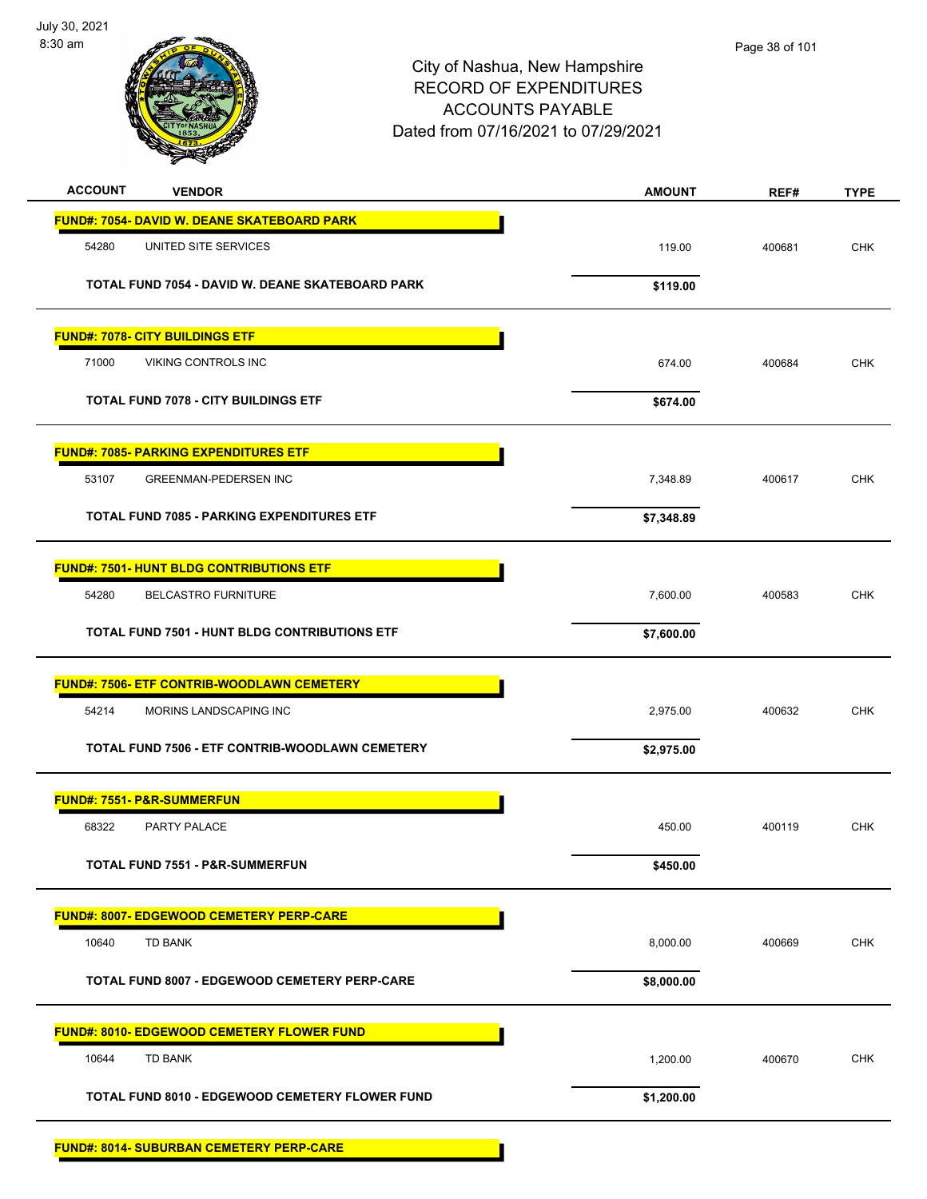City of Nashua, New Hampshire
RECORD OF EXPENDITURES
ACCOUNTS PAYABLE
Dated from 07/16/2021 to 07/29/2021

July 30, 2021
8:30 am

| ACCOUNT | VENDOR | AMOUNT | REF# | TYPE |
|---|---|---|---|---|
| **FUND#: 7054- DAVID W. DEANE SKATEBOARD PARK** | | | | |
| 54280 | UNITED SITE SERVICES | 119.00 | 400681 | CHK |
| | **TOTAL FUND 7054 - DAVID W. DEANE SKATEBOARD PARK** | **$119.00** | | |
| **FUND#: 7078- CITY BUILDINGS ETF** | | | | |
| 71000 | VIKING CONTROLS INC | 674.00 | 400684 | CHK |
| | **TOTAL FUND 7078 - CITY BUILDINGS ETF** | **$674.00** | | |
| **FUND#: 7085- PARKING EXPENDITURES ETF** | | | | |
| 53107 | GREENMAN-PEDERSEN INC | 7,348.89 | 400617 | CHK |
| | **TOTAL FUND 7085 - PARKING EXPENDITURES ETF** | **$7,348.89** | | |
| **FUND#: 7501- HUNT BLDG CONTRIBUTIONS ETF** | | | | |
| 54280 | BELCASTRO FURNITURE | 7,600.00 | 400583 | CHK |
| | **TOTAL FUND 7501 - HUNT BLDG CONTRIBUTIONS ETF** | **$7,600.00** | | |
| **FUND#: 7506- ETF CONTRIB-WOODLAWN CEMETERY** | | | | |
| 54214 | MORINS LANDSCAPING INC | 2,975.00 | 400632 | CHK |
| | **TOTAL FUND 7506 - ETF CONTRIB-WOODLAWN CEMETERY** | **$2,975.00** | | |
| **FUND#: 7551- P&R-SUMMERFUN** | | | | |
| 68322 | PARTY PALACE | 450.00 | 400119 | CHK |
| | **TOTAL FUND 7551 - P&R-SUMMERFUN** | **$450.00** | | |
| **FUND#: 8007- EDGEWOOD CEMETERY PERP-CARE** | | | | |
| 10640 | TD BANK | 8,000.00 | 400669 | CHK |
| | **TOTAL FUND 8007 - EDGEWOOD CEMETERY PERP-CARE** | **$8,000.00** | | |
| **FUND#: 8010- EDGEWOOD CEMETERY FLOWER FUND** | | | | |
| 10644 | TD BANK | 1,200.00 | 400670 | CHK |
| | **TOTAL FUND 8010 - EDGEWOOD CEMETERY FLOWER FUND** | **$1,200.00** | | |
| **FUND#: 8014- SUBURBAN CEMETERY PERP-CARE** | | | | |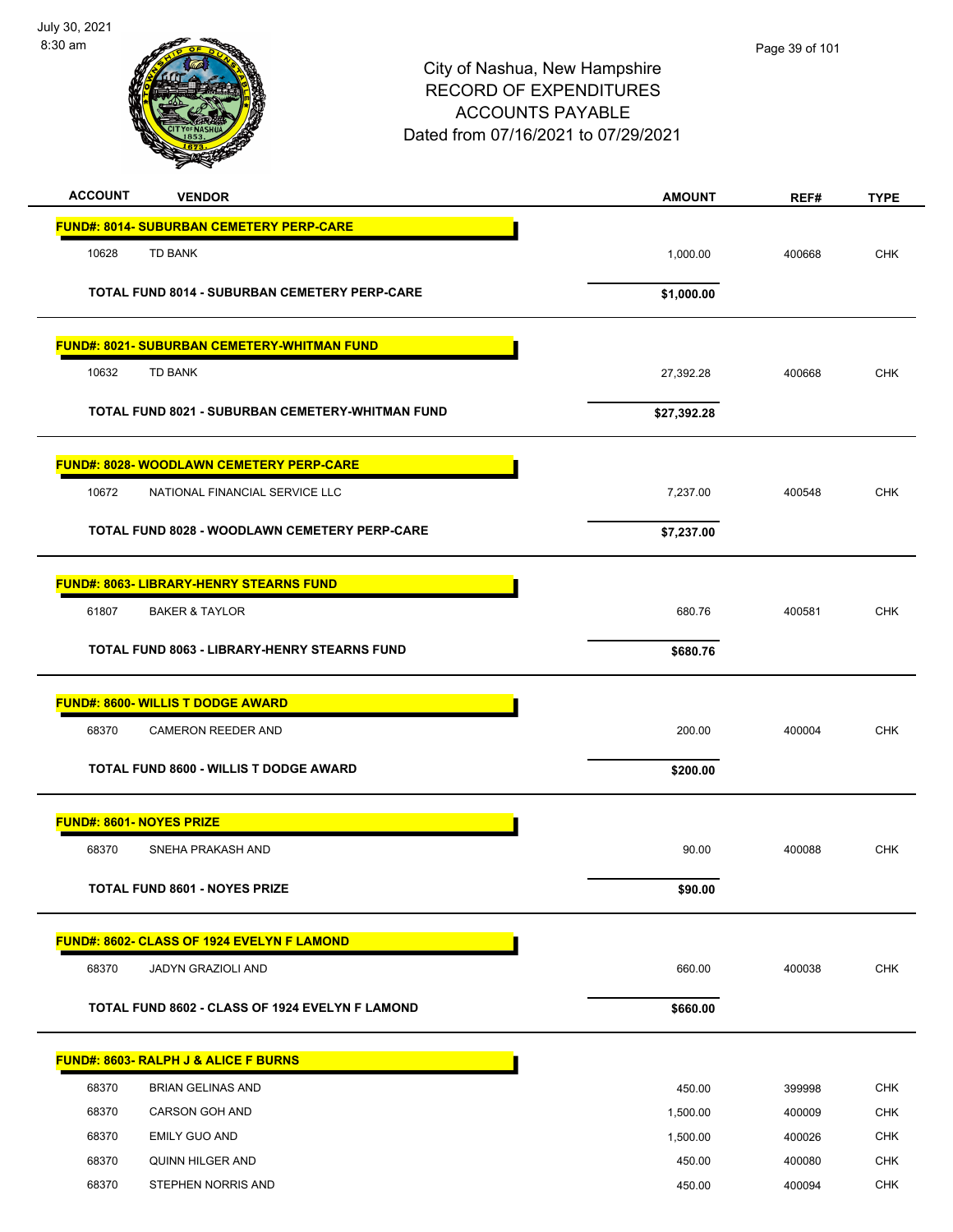City of Nashua, New Hampshire
RECORD OF EXPENDITURES
ACCOUNTS PAYABLE
Dated from 07/16/2021 to 07/29/2021

| ACCOUNT | VENDOR | AMOUNT | REF# | TYPE |
|---|---|---|---|---|
| **FUND#: 8014- SUBURBAN CEMETERY PERP-CARE** | | | | |
| 10628 | TD BANK | 1,000.00 | 400668 | CHK |
| | **TOTAL FUND 8014 - SUBURBAN CEMETERY PERP-CARE** | **$1,000.00** | | |
| **FUND#: 8021- SUBURBAN CEMETERY-WHITMAN FUND** | | | | |
| 10632 | TD BANK | 27,392.28 | 400668 | CHK |
| | **TOTAL FUND 8021 - SUBURBAN CEMETERY-WHITMAN FUND** | **$27,392.28** | | |
| **FUND#: 8028- WOODLAWN CEMETERY PERP-CARE** | | | | |
| 10672 | NATIONAL FINANCIAL SERVICE LLC | 7,237.00 | 400548 | CHK |
| | **TOTAL FUND 8028 - WOODLAWN CEMETERY PERP-CARE** | **$7,237.00** | | |
| **FUND#: 8063- LIBRARY-HENRY STEARNS FUND** | | | | |
| 61807 | BAKER & TAYLOR | 680.76 | 400581 | CHK |
| | **TOTAL FUND 8063 - LIBRARY-HENRY STEARNS FUND** | **$680.76** | | |
| **FUND#: 8600- WILLIS T DODGE AWARD** | | | | |
| 68370 | CAMERON REEDER AND | 200.00 | 400004 | CHK |
| | **TOTAL FUND 8600 - WILLIS T DODGE AWARD** | **$200.00** | | |
| **FUND#: 8601- NOYES PRIZE** | | | | |
| 68370 | SNEHA PRAKASH AND | 90.00 | 400088 | CHK |
| | **TOTAL FUND 8601 - NOYES PRIZE** | **$90.00** | | |
| **FUND#: 8602- CLASS OF 1924 EVELYN F LAMOND** | | | | |
| 68370 | JADYN GRAZIOLI AND | 660.00 | 400038 | CHK |
| | **TOTAL FUND 8602 - CLASS OF 1924 EVELYN F LAMOND** | **$660.00** | | |
| **FUND#: 8603- RALPH J & ALICE F BURNS** | | | | |
| 68370 | BRIAN GELINAS AND | 450.00 | 399998 | CHK |
| 68370 | CARSON GOH AND | 1,500.00 | 400009 | CHK |
| 68370 | EMILY GUO AND | 1,500.00 | 400026 | CHK |
| 68370 | QUINN HILGER AND | 450.00 | 400080 | CHK |
| 68370 | STEPHEN NORRIS AND | 450.00 | 400094 | CHK |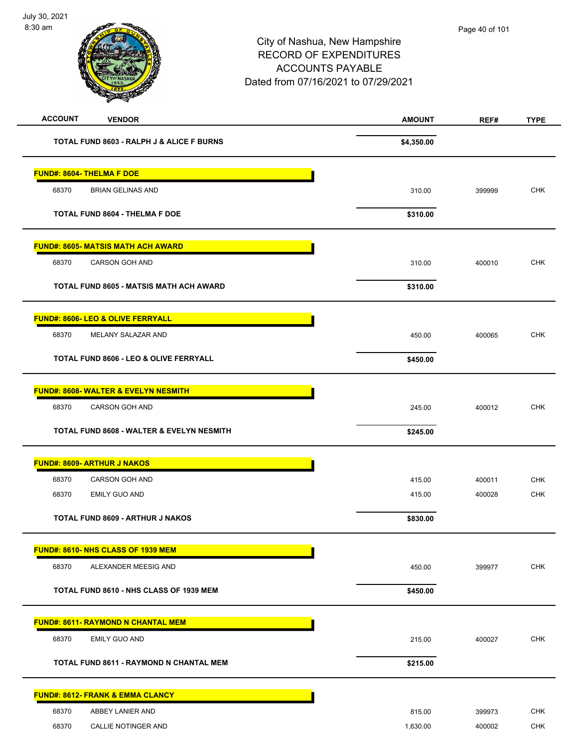| ACCOUNT | VENDOR | AMOUNT | REF# | TYPE |
|---|---|---|---|---|
| | **TOTAL FUND 8603 - RALPH J & ALICE F BURNS** | **$4,350.00** | | |
| **FUND#: 8604- THELMA F DOE** | | | | |
| 68370 | BRIAN GELINAS AND | 310.00 | 399999 | CHK |
| | **TOTAL FUND 8604 - THELMA F DOE** | **$310.00** | | |
| **FUND#: 8605- MATSIS MATH ACH AWARD** | | | | |
| 68370 | CARSON GOH AND | 310.00 | 400010 | CHK |
| | **TOTAL FUND 8605 - MATSIS MATH ACH AWARD** | **$310.00** | | |
| **FUND#: 8606- LEO & OLIVE FERRYALL** | | | | |
| 68370 | MELANY SALAZAR AND | 450.00 | 400065 | CHK |
| | **TOTAL FUND 8606 - LEO & OLIVE FERRYALL** | **$450.00** | | |
| **FUND#: 8608- WALTER & EVELYN NESMITH** | | | | |
| 68370 | CARSON GOH AND | 245.00 | 400012 | CHK |
| | **TOTAL FUND 8608 - WALTER & EVELYN NESMITH** | **$245.00** | | |
| **FUND#: 8609- ARTHUR J NAKOS** | | | | |
| 68370 | CARSON GOH AND | 415.00 | 400011 | CHK |
| 68370 | EMILY GUO AND | 415.00 | 400028 | CHK |
| | **TOTAL FUND 8609 - ARTHUR J NAKOS** | **$830.00** | | |
| **FUND#: 8610- NHS CLASS OF 1939 MEM** | | | | |
| 68370 | ALEXANDER MEESIG AND | 450.00 | 399977 | CHK |
| | **TOTAL FUND 8610 - NHS CLASS OF 1939 MEM** | **$450.00** | | |
| **FUND#: 8611- RAYMOND N CHANTAL MEM** | | | | |
| 68370 | EMILY GUO AND | 215.00 | 400027 | CHK |
| | **TOTAL FUND 8611 - RAYMOND N CHANTAL MEM** | **$215.00** | | |
| **FUND#: 8612- FRANK & EMMA CLANCY** | | | | |
| 68370 | ABBEY LANIER AND | 815.00 | 399973 | CHK |
| 68370 | CALLIE NOTINGER AND | 1,630.00 | 400002 | CHK |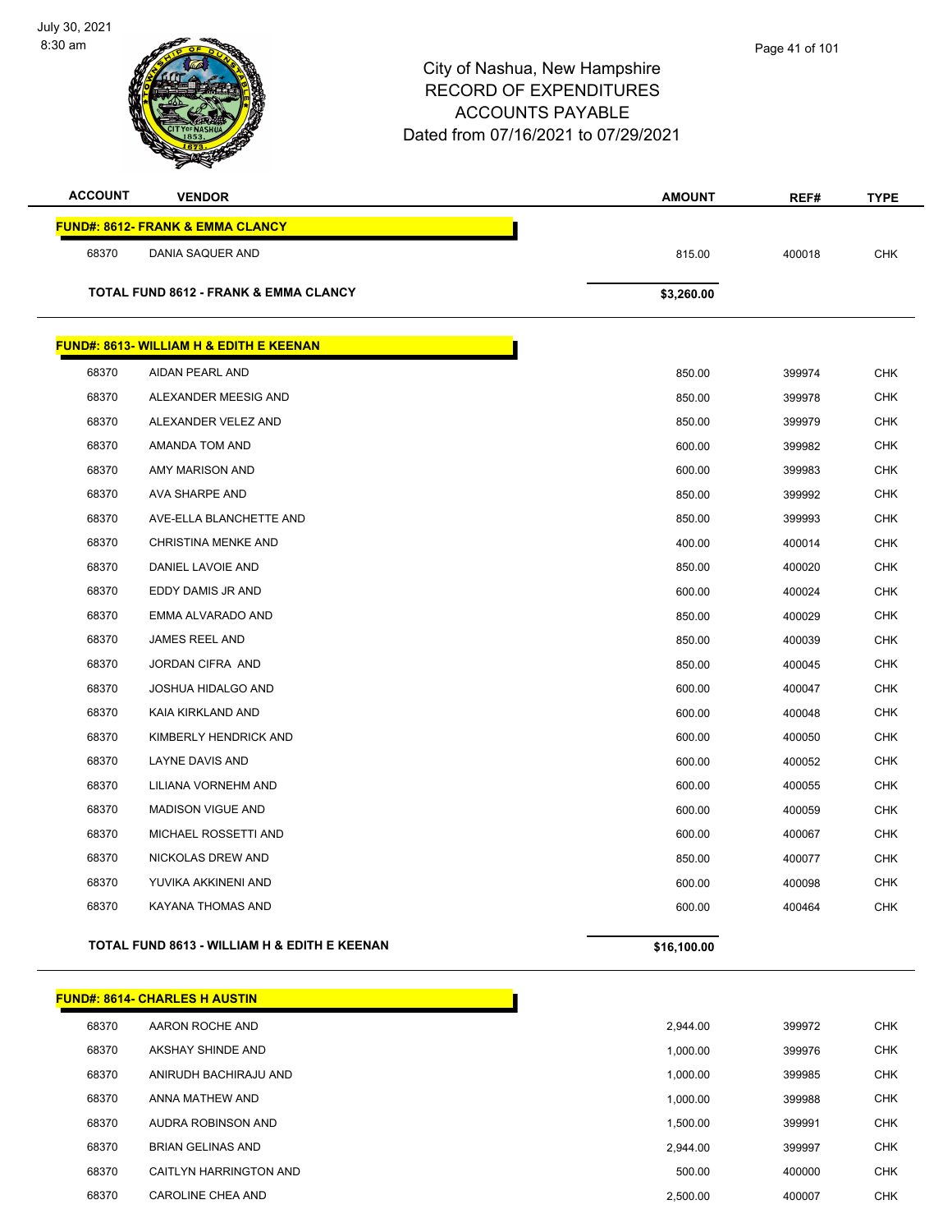City of Nashua, New Hampshire
RECORD OF EXPENDITURES
ACCOUNTS PAYABLE
Dated from 07/16/2021 to 07/29/2021

| ACCOUNT | VENDOR | AMOUNT | REF# | TYPE |
|---|---|---|---|---|
| **FUND#: 8612- FRANK & EMMA CLANCY** | | | | |
| 68370 | DANIA SAQUER AND | 815.00 | 400018 | CHK |
| | **TOTAL FUND 8612 - FRANK & EMMA CLANCY** | **$3,260.00** | | |
| **FUND#: 8613- WILLIAM H & EDITH E KEENAN** | | | | |
| 68370 | AIDAN PEARL AND | 850.00 | 399974 | CHK |
| 68370 | ALEXANDER MEESIG AND | 850.00 | 399978 | CHK |
| 68370 | ALEXANDER VELEZ AND | 850.00 | 399979 | CHK |
| 68370 | AMANDA TOM AND | 600.00 | 399982 | CHK |
| 68370 | AMY MARISON AND | 600.00 | 399983 | CHK |
| 68370 | AVA SHARPE AND | 850.00 | 399992 | CHK |
| 68370 | AVE-ELLA BLANCHETTE AND | 850.00 | 399993 | CHK |
| 68370 | CHRISTINA MENKE AND | 400.00 | 400014 | CHK |
| 68370 | DANIEL LAVOIE AND | 850.00 | 400020 | CHK |
| 68370 | EDDY DAMIS JR AND | 600.00 | 400024 | CHK |
| 68370 | EMMA ALVARADO AND | 850.00 | 400029 | CHK |
| 68370 | JAMES REEL AND | 850.00 | 400039 | CHK |
| 68370 | JORDAN CIFRA AND | 850.00 | 400045 | CHK |
| 68370 | JOSHUA HIDALGO AND | 600.00 | 400047 | CHK |
| 68370 | KAIA KIRKLAND AND | 600.00 | 400048 | CHK |
| 68370 | KIMBERLY HENDRICK AND | 600.00 | 400050 | CHK |
| 68370 | LAYNE DAVIS AND | 600.00 | 400052 | CHK |
| 68370 | LILIANA VORNEHM AND | 600.00 | 400055 | CHK |
| 68370 | MADISON VIGUE AND | 600.00 | 400059 | CHK |
| 68370 | MICHAEL ROSSETTI AND | 600.00 | 400067 | CHK |
| 68370 | NICKOLAS DREW AND | 850.00 | 400077 | CHK |
| 68370 | YUVIKA AKKINENI AND | 600.00 | 400098 | CHK |
| 68370 | KAYANA THOMAS AND | 600.00 | 400464 | CHK |
| | **TOTAL FUND 8613 - WILLIAM H & EDITH E KEENAN** | **$16,100.00** | | |
| **FUND#: 8614- CHARLES H AUSTIN** | | | | |
| 68370 | AARON ROCHE AND | 2,944.00 | 399972 | CHK |
| 68370 | AKSHAY SHINDE AND | 1,000.00 | 399976 | CHK |
| 68370 | ANIRUDH BACHIRAJU AND | 1,000.00 | 399985 | CHK |
| 68370 | ANNA MATHEW AND | 1,000.00 | 399988 | CHK |
| 68370 | AUDRA ROBINSON AND | 1,500.00 | 399991 | CHK |
| 68370 | BRIAN GELINAS AND | 2,944.00 | 399997 | CHK |
| 68370 | CAITLYN HARRINGTON AND | 500.00 | 400000 | CHK |
| 68370 | CAROLINE CHEA AND | 2,500.00 | 400007 | CHK |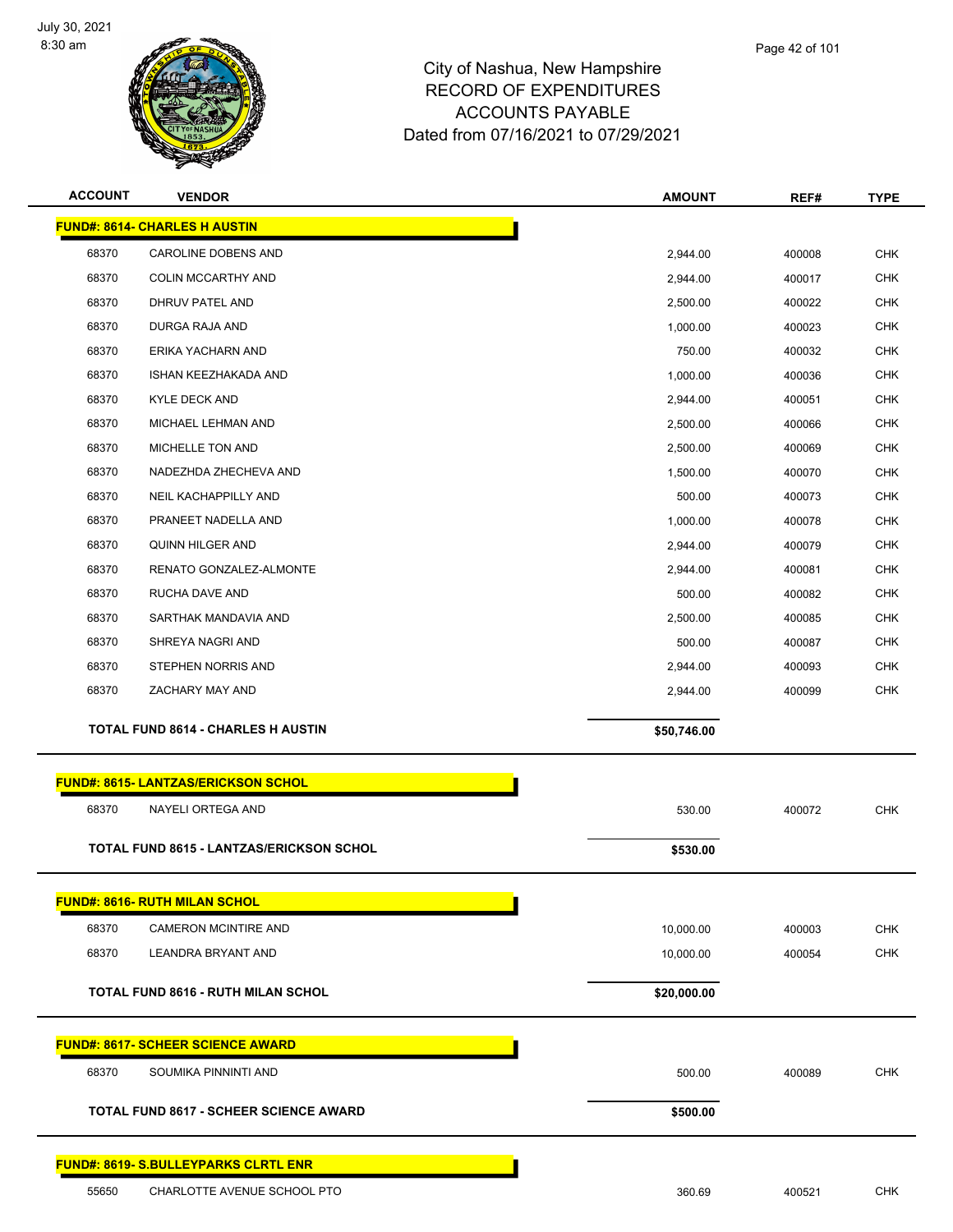City of Nashua, New Hampshire
RECORD OF EXPENDITURES
ACCOUNTS PAYABLE
Dated from 07/16/2021 to 07/29/2021

| ACCOUNT | VENDOR | AMOUNT | REF# | TYPE |
|---|---|---|---|---|
| **FUND#: 8614- CHARLES H AUSTIN** | | | | |
| 68370 | CAROLINE DOBENS AND | 2,944.00 | 400008 | CHK |
| 68370 | COLIN MCCARTHY AND | 2,944.00 | 400017 | CHK |
| 68370 | DHRUV PATEL AND | 2,500.00 | 400022 | CHK |
| 68370 | DURGA RAJA AND | 1,000.00 | 400023 | CHK |
| 68370 | ERIKA YACHARN AND | 750.00 | 400032 | CHK |
| 68370 | ISHAN KEEZHAKADA AND | 1,000.00 | 400036 | CHK |
| 68370 | KYLE DECK AND | 2,944.00 | 400051 | CHK |
| 68370 | MICHAEL LEHMAN AND | 2,500.00 | 400066 | CHK |
| 68370 | MICHELLE TON AND | 2,500.00 | 400069 | CHK |
| 68370 | NADEZHDA ZHECHEVA AND | 1,500.00 | 400070 | CHK |
| 68370 | NEIL KACHAPPILLY AND | 500.00 | 400073 | CHK |
| 68370 | PRANEET NADELLA AND | 1,000.00 | 400078 | CHK |
| 68370 | QUINN HILGER AND | 2,944.00 | 400079 | CHK |
| 68370 | RENATO GONZALEZ-ALMONTE | 2,944.00 | 400081 | CHK |
| 68370 | RUCHA DAVE AND | 500.00 | 400082 | CHK |
| 68370 | SARTHAK MANDAVIA AND | 2,500.00 | 400085 | CHK |
| 68370 | SHREYA NAGRI AND | 500.00 | 400087 | CHK |
| 68370 | STEPHEN NORRIS AND | 2,944.00 | 400093 | CHK |
| 68370 | ZACHARY MAY AND | 2,944.00 | 400099 | CHK |
| | **TOTAL FUND 8614 - CHARLES H AUSTIN** | **$50,746.00** | | |
| **FUND#: 8615- LANTZAS/ERICKSON SCHOL** | | | | |
| 68370 | NAYELI ORTEGA AND | 530.00 | 400072 | CHK |
| | **TOTAL FUND 8615 - LANTZAS/ERICKSON SCHOL** | **$530.00** | | |
| **FUND#: 8616- RUTH MILAN SCHOL** | | | | |
| 68370 | CAMERON MCINTIRE AND | 10,000.00 | 400003 | CHK |
| 68370 | LEANDRA BRYANT AND | 10,000.00 | 400054 | CHK |
| | **TOTAL FUND 8616 - RUTH MILAN SCHOL** | **$20,000.00** | | |
| **FUND#: 8617- SCHEER SCIENCE AWARD** | | | | |
| 68370 | SOUMIKA PINNINTI AND | 500.00 | 400089 | CHK |
| | **TOTAL FUND 8617 - SCHEER SCIENCE AWARD** | **$500.00** | | |
| **FUND#: 8619- S.BULLEYPARKS CLRTL ENR** | | | | |
| 55650 | CHARLOTTE AVENUE SCHOOL PTO | 360.69 | 400521 | CHK |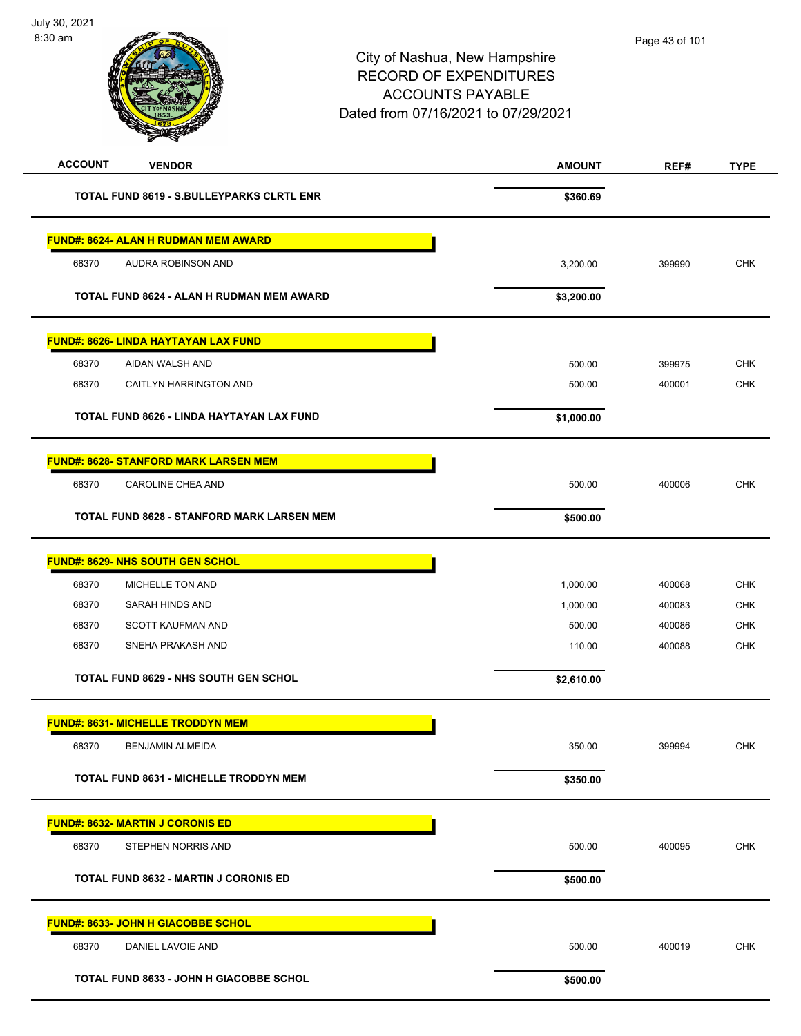City of Nashua, New Hampshire
RECORD OF EXPENDITURES
ACCOUNTS PAYABLE
Dated from 07/16/2021 to 07/29/2021

| ACCOUNT | VENDOR | AMOUNT | REF# | TYPE |
|---|---|---|---|---|
| | **TOTAL FUND 8619 - S.BULLEYPARKS CLRTL ENR** | **$360.69** | | |
| | **FUND#: 8624- ALAN H RUDMAN MEM AWARD** | | | |
| 68370 | AUDRA ROBINSON AND | 3,200.00 | 399990 | CHK |
| | **TOTAL FUND 8624 - ALAN H RUDMAN MEM AWARD** | **$3,200.00** | | |
| | **FUND#: 8626- LINDA HAYTAYAN LAX FUND** | | | |
| 68370 | AIDAN WALSH AND | 500.00 | 399975 | CHK |
| 68370 | CAITLYN HARRINGTON AND | 500.00 | 400001 | CHK |
| | **TOTAL FUND 8626 - LINDA HAYTAYAN LAX FUND** | **$1,000.00** | | |
| | **FUND#: 8628- STANFORD MARK LARSEN MEM** | | | |
| 68370 | CAROLINE CHEA AND | 500.00 | 400006 | CHK |
| | **TOTAL FUND 8628 - STANFORD MARK LARSEN MEM** | **$500.00** | | |
| | **FUND#: 8629- NHS SOUTH GEN SCHOL** | | | |
| 68370 | MICHELLE TON AND | 1,000.00 | 400068 | CHK |
| 68370 | SARAH HINDS AND | 1,000.00 | 400083 | CHK |
| 68370 | SCOTT KAUFMAN AND | 500.00 | 400086 | CHK |
| 68370 | SNEHA PRAKASH AND | 110.00 | 400088 | CHK |
| | **TOTAL FUND 8629 - NHS SOUTH GEN SCHOL** | **$2,610.00** | | |
| | **FUND#: 8631- MICHELLE TRODDYN MEM** | | | |
| 68370 | BENJAMIN ALMEIDA | 350.00 | 399994 | CHK |
| | **TOTAL FUND 8631 - MICHELLE TRODDYN MEM** | **$350.00** | | |
| | **FUND#: 8632- MARTIN J CORONIS ED** | | | |
| 68370 | STEPHEN NORRIS AND | 500.00 | 400095 | CHK |
| | **TOTAL FUND 8632 - MARTIN J CORONIS ED** | **$500.00** | | |
| | **FUND#: 8633- JOHN H GIACOBBE SCHOL** | | | |
| 68370 | DANIEL LAVOIE AND | 500.00 | 400019 | CHK |
| | **TOTAL FUND 8633 - JOHN H GIACOBBE SCHOL** | **$500.00** | | |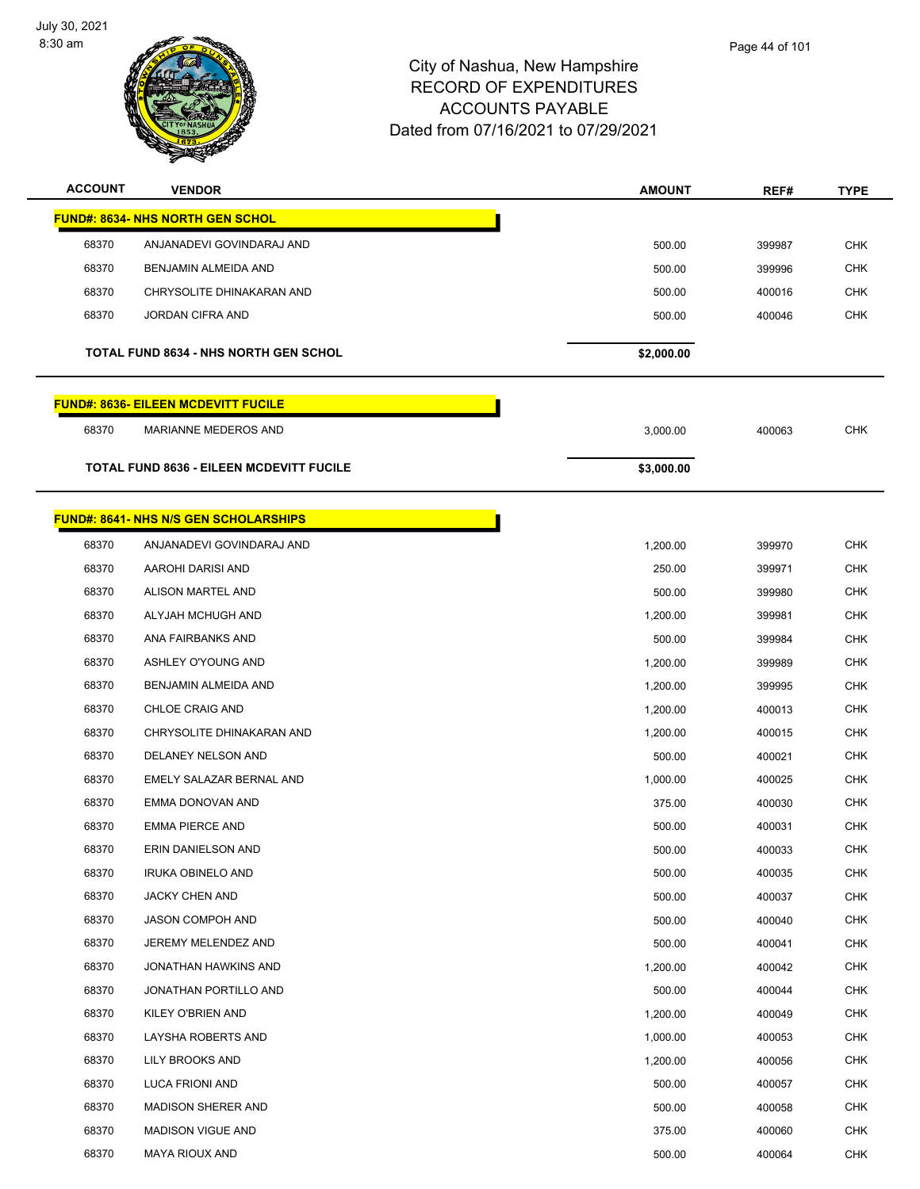City of Nashua, New Hampshire
RECORD OF EXPENDITURES
ACCOUNTS PAYABLE
Dated from 07/16/2021 to 07/29/2021

| ACCOUNT | VENDOR | AMOUNT | REF# | TYPE |
|---|---|---|---|---|
| **FUND#: 8634- NHS NORTH GEN SCHOL** | | | | |
| 68370 | ANJANADEVI GOVINDARAJ AND | 500.00 | 399987 | CHK |
| 68370 | BENJAMIN ALMEIDA AND | 500.00 | 399996 | CHK |
| 68370 | CHRYSOLITE DHINAKARAN AND | 500.00 | 400016 | CHK |
| 68370 | JORDAN CIFRA AND | 500.00 | 400046 | CHK |
| | **TOTAL FUND 8634 - NHS NORTH GEN SCHOL** | **$2,000.00** | | |
| **FUND#: 8636- EILEEN MCDEVITT FUCILE** | | | | |
| 68370 | MARIANNE MEDEROS AND | 3,000.00 | 400063 | CHK |
| | **TOTAL FUND 8636 - EILEEN MCDEVITT FUCILE** | **$3,000.00** | | |
| **FUND#: 8641- NHS N/S GEN SCHOLARSHIPS** | | | | |
| 68370 | ANJANADEVI GOVINDARAJ AND | 1,200.00 | 399970 | CHK |
| 68370 | AAROHI DARISI AND | 250.00 | 399971 | CHK |
| 68370 | ALISON MARTEL AND | 500.00 | 399980 | CHK |
| 68370 | ALYJAH MCHUGH AND | 1,200.00 | 399981 | CHK |
| 68370 | ANA FAIRBANKS AND | 500.00 | 399984 | CHK |
| 68370 | ASHLEY O'YOUNG AND | 1,200.00 | 399989 | CHK |
| 68370 | BENJAMIN ALMEIDA AND | 1,200.00 | 399995 | CHK |
| 68370 | CHLOE CRAIG AND | 1,200.00 | 400013 | CHK |
| 68370 | CHRYSOLITE DHINAKARAN AND | 1,200.00 | 400015 | CHK |
| 68370 | DELANEY NELSON AND | 500.00 | 400021 | CHK |
| 68370 | EMELY SALAZAR BERNAL AND | 1,000.00 | 400025 | CHK |
| 68370 | EMMA DONOVAN AND | 375.00 | 400030 | CHK |
| 68370 | EMMA PIERCE AND | 500.00 | 400031 | CHK |
| 68370 | ERIN DANIELSON AND | 500.00 | 400033 | CHK |
| 68370 | IRUKA OBINELO AND | 500.00 | 400035 | CHK |
| 68370 | JACKY CHEN AND | 500.00 | 400037 | CHK |
| 68370 | JASON COMPOH AND | 500.00 | 400040 | CHK |
| 68370 | JEREMY MELENDEZ AND | 500.00 | 400041 | CHK |
| 68370 | JONATHAN HAWKINS AND | 1,200.00 | 400042 | CHK |
| 68370 | JONATHAN PORTILLO AND | 500.00 | 400044 | CHK |
| 68370 | KILEY O'BRIEN AND | 1,200.00 | 400049 | CHK |
| 68370 | LAYSHA ROBERTS AND | 1,000.00 | 400053 | CHK |
| 68370 | LILY BROOKS AND | 1,200.00 | 400056 | CHK |
| 68370 | LUCA FRIONI AND | 500.00 | 400057 | CHK |
| 68370 | MADISON SHERER AND | 500.00 | 400058 | CHK |
| 68370 | MADISON VIGUE AND | 375.00 | 400060 | CHK |
| 68370 | MAYA RIOUX AND | 500.00 | 400064 | CHK |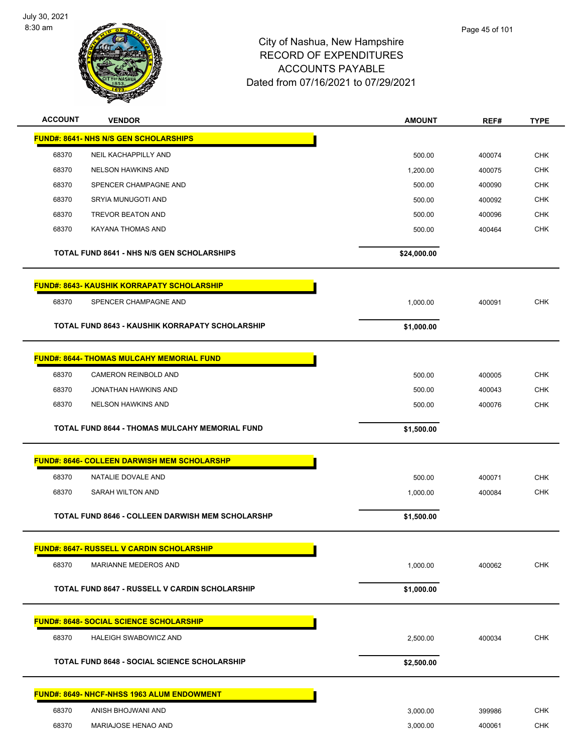City of Nashua, New Hampshire
RECORD OF EXPENDITURES
ACCOUNTS PAYABLE
Dated from 07/16/2021 to 07/29/2021

| ACCOUNT | VENDOR | AMOUNT | REF# | TYPE |
|---|---|---|---|---|
| **FUND#: 8641- NHS N/S GEN SCHOLARSHIPS** | | | | |
| 68370 | NEIL KACHAPPILLY AND | 500.00 | 400074 | CHK |
| 68370 | NELSON HAWKINS AND | 1,200.00 | 400075 | CHK |
| 68370 | SPENCER CHAMPAGNE AND | 500.00 | 400090 | CHK |
| 68370 | SRYIA MUNUGOTI AND | 500.00 | 400092 | CHK |
| 68370 | TREVOR BEATON AND | 500.00 | 400096 | CHK |
| 68370 | KAYANA THOMAS AND | 500.00 | 400464 | CHK |
| | **TOTAL FUND 8641 - NHS N/S GEN SCHOLARSHIPS** | **$24,000.00** | | |
| **FUND#: 8643- KAUSHIK KORRAPATY SCHOLARSHIP** | | | | |
| 68370 | SPENCER CHAMPAGNE AND | 1,000.00 | 400091 | CHK |
| | **TOTAL FUND 8643 - KAUSHIK KORRAPATY SCHOLARSHIP** | **$1,000.00** | | |
| **FUND#: 8644- THOMAS MULCAHY MEMORIAL FUND** | | | | |
| 68370 | CAMERON REINBOLD AND | 500.00 | 400005 | CHK |
| 68370 | JONATHAN HAWKINS AND | 500.00 | 400043 | CHK |
| 68370 | NELSON HAWKINS AND | 500.00 | 400076 | CHK |
| | **TOTAL FUND 8644 - THOMAS MULCAHY MEMORIAL FUND** | **$1,500.00** | | |
| **FUND#: 8646- COLLEEN DARWISH MEM SCHOLARSHP** | | | | |
| 68370 | NATALIE DOVALE AND | 500.00 | 400071 | CHK |
| 68370 | SARAH WILTON AND | 1,000.00 | 400084 | CHK |
| | **TOTAL FUND 8646 - COLLEEN DARWISH MEM SCHOLARSHP** | **$1,500.00** | | |
| **FUND#: 8647- RUSSELL V CARDIN SCHOLARSHIP** | | | | |
| 68370 | MARIANNE MEDEROS AND | 1,000.00 | 400062 | CHK |
| | **TOTAL FUND 8647 - RUSSELL V CARDIN SCHOLARSHIP** | **$1,000.00** | | |
| **FUND#: 8648- SOCIAL SCIENCE SCHOLARSHIP** | | | | |
| 68370 | HALEIGH SWABOWICZ AND | 2,500.00 | 400034 | CHK |
| | **TOTAL FUND 8648 - SOCIAL SCIENCE SCHOLARSHIP** | **$2,500.00** | | |
| **FUND#: 8649- NHCF-NHSS 1963 ALUM ENDOWMENT** | | | | |
| 68370 | ANISH BHOJWANI AND | 3,000.00 | 399986 | CHK |
| 68370 | MARIAJOSE HENAO AND | 3,000.00 | 400061 | CHK |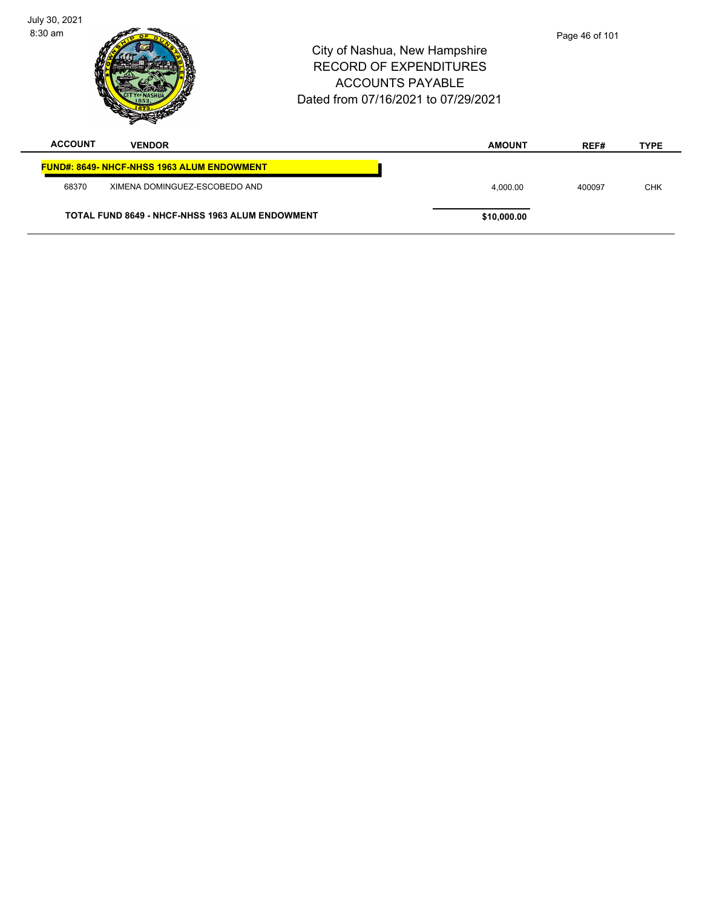| ACCOUNT | VENDOR | AMOUNT | REF# | TYPE |
|---|---|---|---|---|
| **FUND#: 8649- NHCF-NHSS 1963 ALUM ENDOWMENT** | | | | |
| 68370 | XIMENA DOMINGUEZ-ESCOBEDO AND | 4,000.00 | 400097 | CHK |
| | **TOTAL FUND 8649 - NHCF-NHSS 1963 ALUM ENDOWMENT** | **$10,000.00** | | |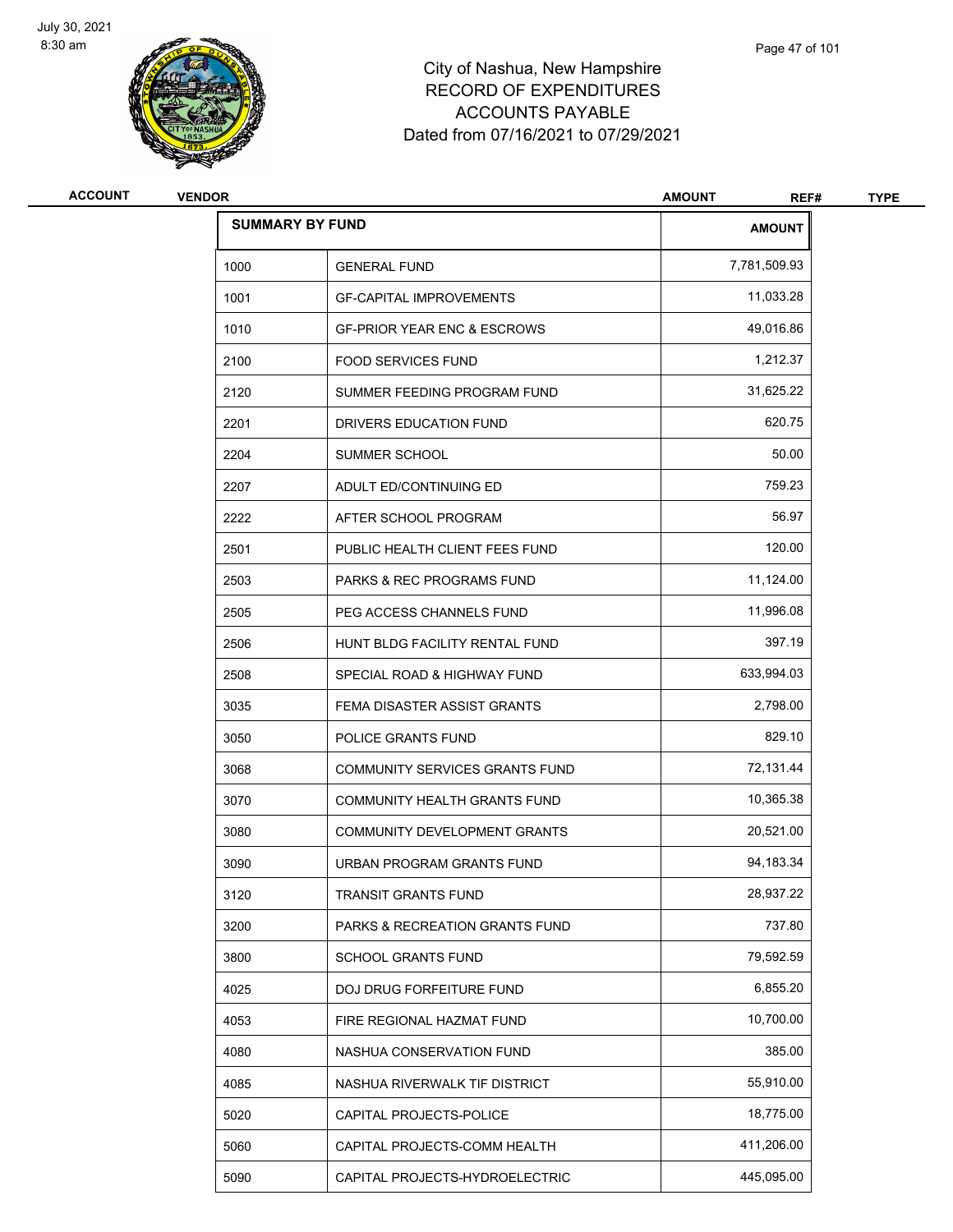City of Nashua, New Hampshire
RECORD OF EXPENDITURES
ACCOUNTS PAYABLE
Dated from 07/16/2021 to 07/29/2021

| ACCOUNT | VENDOR | AMOUNT | REF# | TYPE |
|---|---|---|---|---|

**SUMMARY BY FUND**

| | | AMOUNT |
|---|---|---|
| 1000 | GENERAL FUND | 7,781,509.93 |
| 1001 | GF-CAPITAL IMPROVEMENTS | 11,033.28 |
| 1010 | GF-PRIOR YEAR ENC & ESCROWS | 49,016.86 |
| 2100 | FOOD SERVICES FUND | 1,212.37 |
| 2120 | SUMMER FEEDING PROGRAM FUND | 31,625.22 |
| 2201 | DRIVERS EDUCATION FUND | 620.75 |
| 2204 | SUMMER SCHOOL | 50.00 |
| 2207 | ADULT ED/CONTINUING ED | 759.23 |
| 2222 | AFTER SCHOOL PROGRAM | 56.97 |
| 2501 | PUBLIC HEALTH CLIENT FEES FUND | 120.00 |
| 2503 | PARKS & REC PROGRAMS FUND | 11,124.00 |
| 2505 | PEG ACCESS CHANNELS FUND | 11,996.08 |
| 2506 | HUNT BLDG FACILITY RENTAL FUND | 397.19 |
| 2508 | SPECIAL ROAD & HIGHWAY FUND | 633,994.03 |
| 3035 | FEMA DISASTER ASSIST GRANTS | 2,798.00 |
| 3050 | POLICE GRANTS FUND | 829.10 |
| 3068 | COMMUNITY SERVICES GRANTS FUND | 72,131.44 |
| 3070 | COMMUNITY HEALTH GRANTS FUND | 10,365.38 |
| 3080 | COMMUNITY DEVELOPMENT GRANTS | 20,521.00 |
| 3090 | URBAN PROGRAM GRANTS FUND | 94,183.34 |
| 3120 | TRANSIT GRANTS FUND | 28,937.22 |
| 3200 | PARKS & RECREATION GRANTS FUND | 737.80 |
| 3800 | SCHOOL GRANTS FUND | 79,592.59 |
| 4025 | DOJ DRUG FORFEITURE FUND | 6,855.20 |
| 4053 | FIRE REGIONAL HAZMAT FUND | 10,700.00 |
| 4080 | NASHUA CONSERVATION FUND | 385.00 |
| 4085 | NASHUA RIVERWALK TIF DISTRICT | 55,910.00 |
| 5020 | CAPITAL PROJECTS-POLICE | 18,775.00 |
| 5060 | CAPITAL PROJECTS-COMM HEALTH | 411,206.00 |
| 5090 | CAPITAL PROJECTS-HYDROELECTRIC | 445,095.00 |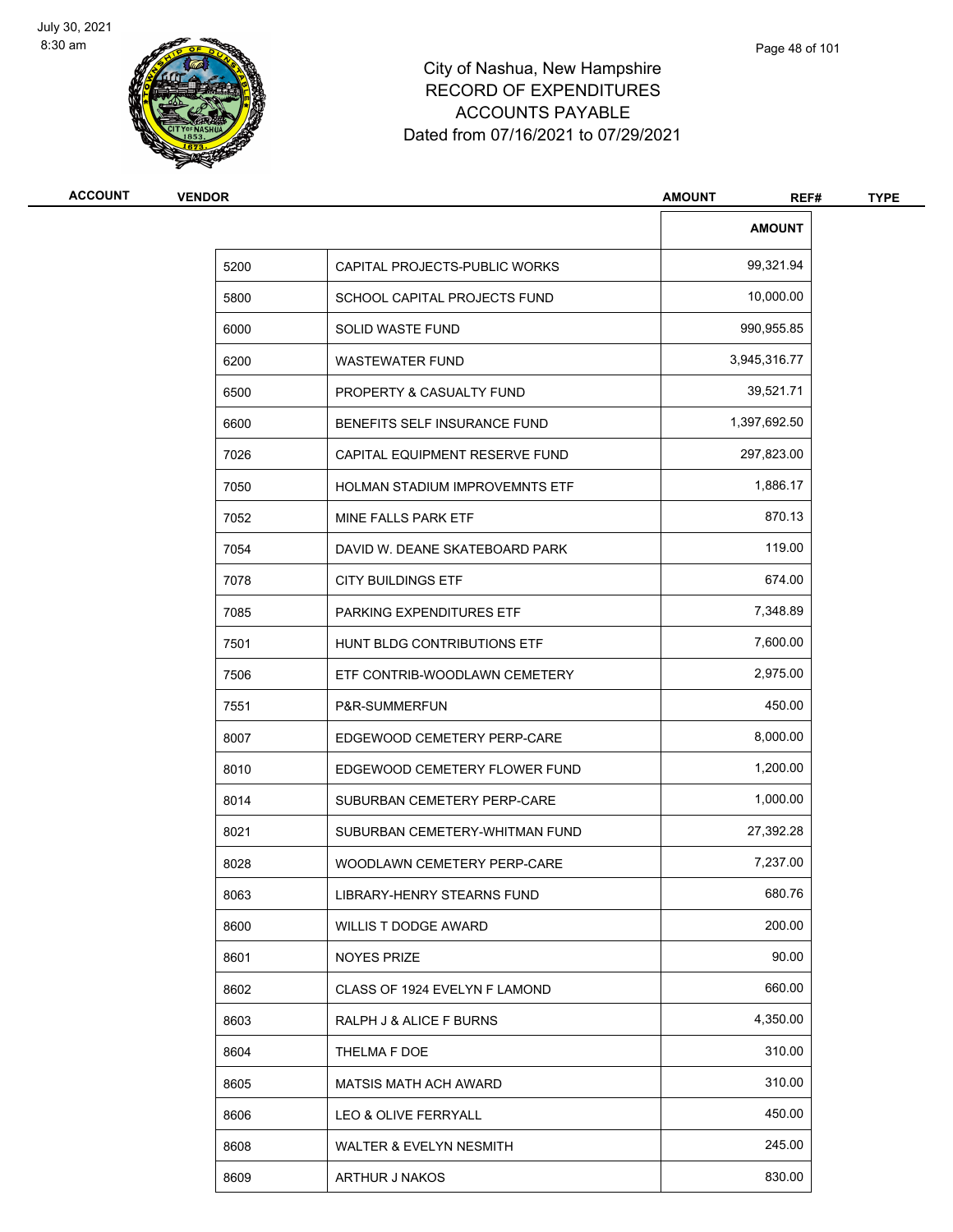# City of Nashua, New Hampshire
## RECORD OF EXPENDITURES
## ACCOUNTS PAYABLE
### Dated from 07/16/2021 to 07/29/2021

| ACCOUNT | VENDOR | AMOUNT | REF# | TYPE |
|---|---|---|---|---|

| | | AMOUNT |
|---|---|---|
| 5200 | CAPITAL PROJECTS-PUBLIC WORKS | 99,321.94 |
| 5800 | SCHOOL CAPITAL PROJECTS FUND | 10,000.00 |
| 6000 | SOLID WASTE FUND | 990,955.85 |
| 6200 | WASTEWATER FUND | 3,945,316.77 |
| 6500 | PROPERTY & CASUALTY FUND | 39,521.71 |
| 6600 | BENEFITS SELF INSURANCE FUND | 1,397,692.50 |
| 7026 | CAPITAL EQUIPMENT RESERVE FUND | 297,823.00 |
| 7050 | HOLMAN STADIUM IMPROVEMNTS ETF | 1,886.17 |
| 7052 | MINE FALLS PARK ETF | 870.13 |
| 7054 | DAVID W. DEANE SKATEBOARD PARK | 119.00 |
| 7078 | CITY BUILDINGS ETF | 674.00 |
| 7085 | PARKING EXPENDITURES ETF | 7,348.89 |
| 7501 | HUNT BLDG CONTRIBUTIONS ETF | 7,600.00 |
| 7506 | ETF CONTRIB-WOODLAWN CEMETERY | 2,975.00 |
| 7551 | P&R-SUMMERFUN | 450.00 |
| 8007 | EDGEWOOD CEMETERY PERP-CARE | 8,000.00 |
| 8010 | EDGEWOOD CEMETERY FLOWER FUND | 1,200.00 |
| 8014 | SUBURBAN CEMETERY PERP-CARE | 1,000.00 |
| 8021 | SUBURBAN CEMETERY-WHITMAN FUND | 27,392.28 |
| 8028 | WOODLAWN CEMETERY PERP-CARE | 7,237.00 |
| 8063 | LIBRARY-HENRY STEARNS FUND | 680.76 |
| 8600 | WILLIS T DODGE AWARD | 200.00 |
| 8601 | NOYES PRIZE | 90.00 |
| 8602 | CLASS OF 1924 EVELYN F LAMOND | 660.00 |
| 8603 | RALPH J & ALICE F BURNS | 4,350.00 |
| 8604 | THELMA F DOE | 310.00 |
| 8605 | MATSIS MATH ACH AWARD | 310.00 |
| 8606 | LEO & OLIVE FERRYALL | 450.00 |
| 8608 | WALTER & EVELYN NESMITH | 245.00 |
| 8609 | ARTHUR J NAKOS | 830.00 |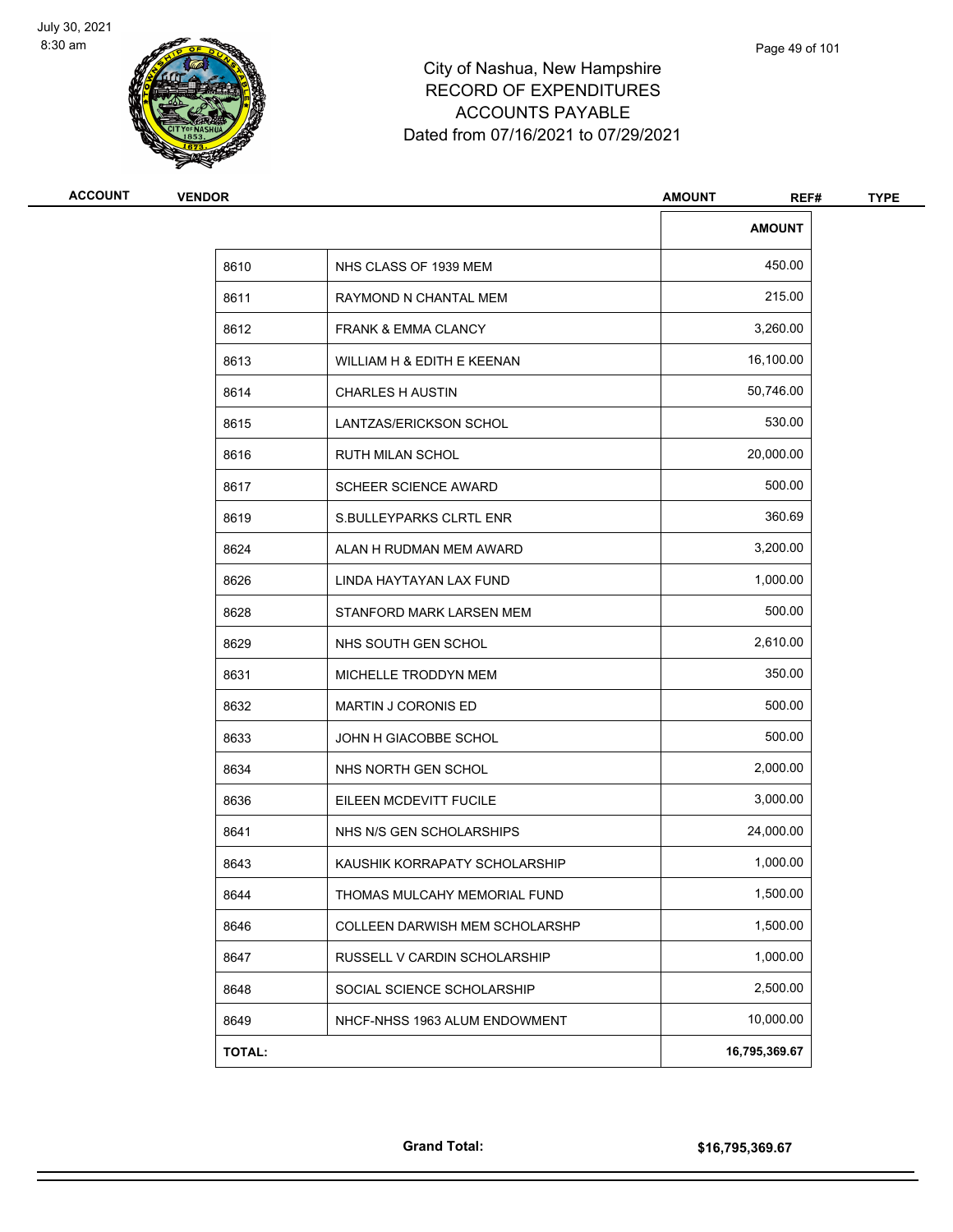City of Nashua, New Hampshire
RECORD OF EXPENDITURES
ACCOUNTS PAYABLE
Dated from 07/16/2021 to 07/29/2021

| ACCOUNT | VENDOR | AMOUNT | REF# | TYPE |
|---|---|---|---|---|

| | | AMOUNT |
|---|---|---|
| 8610 | NHS CLASS OF 1939 MEM | 450.00 |
| 8611 | RAYMOND N CHANTAL MEM | 215.00 |
| 8612 | FRANK & EMMA CLANCY | 3,260.00 |
| 8613 | WILLIAM H & EDITH E KEENAN | 16,100.00 |
| 8614 | CHARLES H AUSTIN | 50,746.00 |
| 8615 | LANTZAS/ERICKSON SCHOL | 530.00 |
| 8616 | RUTH MILAN SCHOL | 20,000.00 |
| 8617 | SCHEER SCIENCE AWARD | 500.00 |
| 8619 | S.BULLEYPARKS CLRTL ENR | 360.69 |
| 8624 | ALAN H RUDMAN MEM AWARD | 3,200.00 |
| 8626 | LINDA HAYTAYAN LAX FUND | 1,000.00 |
| 8628 | STANFORD MARK LARSEN MEM | 500.00 |
| 8629 | NHS SOUTH GEN SCHOL | 2,610.00 |
| 8631 | MICHELLE TRODDYN MEM | 350.00 |
| 8632 | MARTIN J CORONIS ED | 500.00 |
| 8633 | JOHN H GIACOBBE SCHOL | 500.00 |
| 8634 | NHS NORTH GEN SCHOL | 2,000.00 |
| 8636 | EILEEN MCDEVITT FUCILE | 3,000.00 |
| 8641 | NHS N/S GEN SCHOLARSHIPS | 24,000.00 |
| 8643 | KAUSHIK KORRAPATY SCHOLARSHIP | 1,000.00 |
| 8644 | THOMAS MULCAHY MEMORIAL FUND | 1,500.00 |
| 8646 | COLLEEN DARWISH MEM SCHOLARSHP | 1,500.00 |
| 8647 | RUSSELL V CARDIN SCHOLARSHIP | 1,000.00 |
| 8648 | SOCIAL SCIENCE SCHOLARSHIP | 2,500.00 |
| 8649 | NHCF-NHSS 1963 ALUM ENDOWMENT | 10,000.00 |
| **TOTAL:** | | **16,795,369.67** |

**Grand Total:** **$16,795,369.67**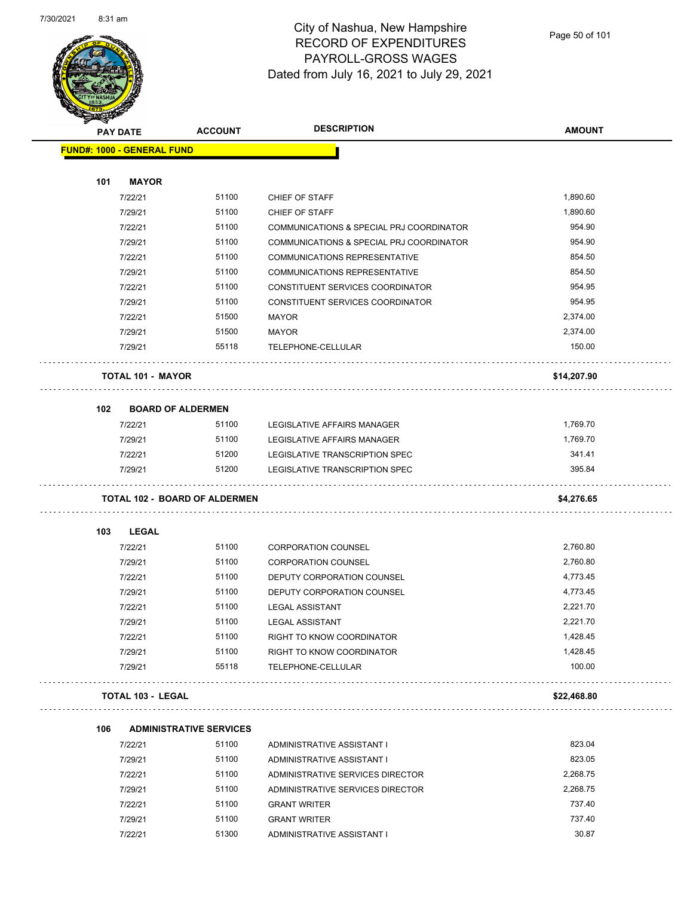# City of Nashua, New Hampshire
## RECORD OF EXPENDITURES
## PAYROLL-GROSS WAGES
## Dated from July 16, 2021 to July 29, 2021

7/30/2021 8:31 am

| PAY DATE | ACCOUNT | DESCRIPTION | AMOUNT |
|---|---|---|---|
| **FUND#: 1000 - GENERAL FUND** | | | |
| **101 MAYOR** | | | |
| 7/22/21 | 51100 | CHIEF OF STAFF | 1,890.60 |
| 7/29/21 | 51100 | CHIEF OF STAFF | 1,890.60 |
| 7/22/21 | 51100 | COMMUNICATIONS & SPECIAL PRJ COORDINATOR | 954.90 |
| 7/29/21 | 51100 | COMMUNICATIONS & SPECIAL PRJ COORDINATOR | 954.90 |
| 7/22/21 | 51100 | COMMUNICATIONS REPRESENTATIVE | 854.50 |
| 7/29/21 | 51100 | COMMUNICATIONS REPRESENTATIVE | 854.50 |
| 7/22/21 | 51100 | CONSTITUENT SERVICES COORDINATOR | 954.95 |
| 7/29/21 | 51100 | CONSTITUENT SERVICES COORDINATOR | 954.95 |
| 7/22/21 | 51500 | MAYOR | 2,374.00 |
| 7/29/21 | 51500 | MAYOR | 2,374.00 |
| 7/29/21 | 55118 | TELEPHONE-CELLULAR | 150.00 |
| **TOTAL 101 - MAYOR** | | | **$14,207.90** |
| **102 BOARD OF ALDERMEN** | | | |
| 7/22/21 | 51100 | LEGISLATIVE AFFAIRS MANAGER | 1,769.70 |
| 7/29/21 | 51100 | LEGISLATIVE AFFAIRS MANAGER | 1,769.70 |
| 7/22/21 | 51200 | LEGISLATIVE TRANSCRIPTION SPEC | 341.41 |
| 7/29/21 | 51200 | LEGISLATIVE TRANSCRIPTION SPEC | 395.84 |
| **TOTAL 102 - BOARD OF ALDERMEN** | | | **$4,276.65** |
| **103 LEGAL** | | | |
| 7/22/21 | 51100 | CORPORATION COUNSEL | 2,760.80 |
| 7/29/21 | 51100 | CORPORATION COUNSEL | 2,760.80 |
| 7/22/21 | 51100 | DEPUTY CORPORATION COUNSEL | 4,773.45 |
| 7/29/21 | 51100 | DEPUTY CORPORATION COUNSEL | 4,773.45 |
| 7/22/21 | 51100 | LEGAL ASSISTANT | 2,221.70 |
| 7/29/21 | 51100 | LEGAL ASSISTANT | 2,221.70 |
| 7/22/21 | 51100 | RIGHT TO KNOW COORDINATOR | 1,428.45 |
| 7/29/21 | 51100 | RIGHT TO KNOW COORDINATOR | 1,428.45 |
| 7/29/21 | 55118 | TELEPHONE-CELLULAR | 100.00 |
| **TOTAL 103 - LEGAL** | | | **$22,468.80** |
| **106 ADMINISTRATIVE SERVICES** | | | |
| 7/22/21 | 51100 | ADMINISTRATIVE ASSISTANT I | 823.04 |
| 7/29/21 | 51100 | ADMINISTRATIVE ASSISTANT I | 823.05 |
| 7/22/21 | 51100 | ADMINISTRATIVE SERVICES DIRECTOR | 2,268.75 |
| 7/29/21 | 51100 | ADMINISTRATIVE SERVICES DIRECTOR | 2,268.75 |
| 7/22/21 | 51100 | GRANT WRITER | 737.40 |
| 7/29/21 | 51100 | GRANT WRITER | 737.40 |
| 7/22/21 | 51300 | ADMINISTRATIVE ASSISTANT I | 30.87 |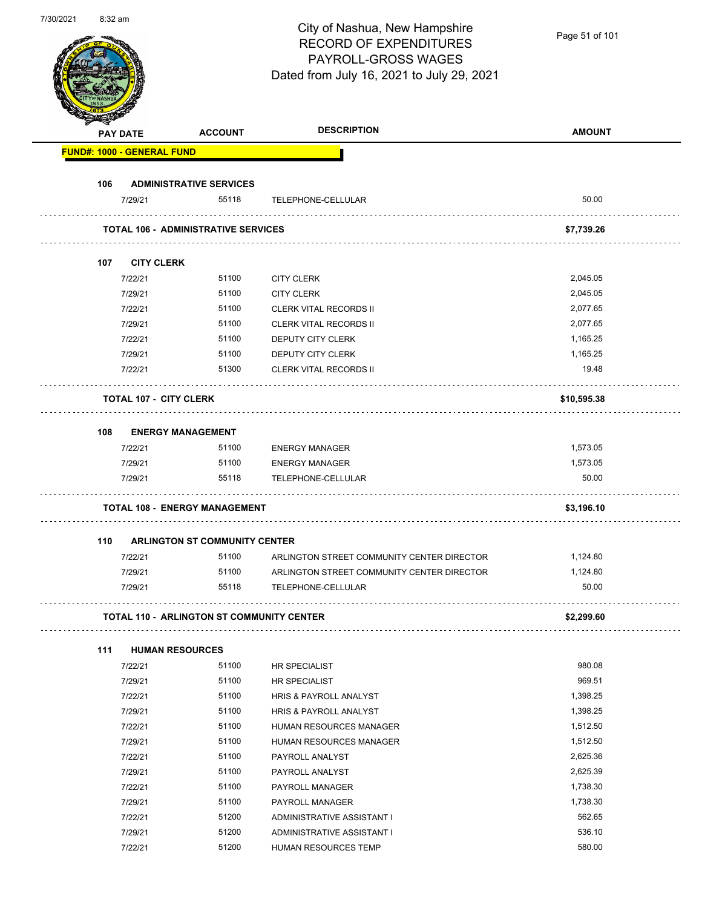City of Nashua, New Hampshire
RECORD OF EXPENDITURES
PAYROLL-GROSS WAGES
Dated from July 16, 2021 to July 29, 2021

| PAY DATE | ACCOUNT | DESCRIPTION | AMOUNT |
|---|---|---|---|
| **FUND#: 1000 - GENERAL FUND** | | | |
| **106 ADMINISTRATIVE SERVICES** | | | |
| 7/29/21 | 55118 | TELEPHONE-CELLULAR | 50.00 |
| **TOTAL 106 - ADMINISTRATIVE SERVICES** | | | **$7,739.26** |
| **107 CITY CLERK** | | | |
| 7/22/21 | 51100 | CITY CLERK | 2,045.05 |
| 7/29/21 | 51100 | CITY CLERK | 2,045.05 |
| 7/22/21 | 51100 | CLERK VITAL RECORDS II | 2,077.65 |
| 7/29/21 | 51100 | CLERK VITAL RECORDS II | 2,077.65 |
| 7/22/21 | 51100 | DEPUTY CITY CLERK | 1,165.25 |
| 7/29/21 | 51100 | DEPUTY CITY CLERK | 1,165.25 |
| 7/22/21 | 51300 | CLERK VITAL RECORDS II | 19.48 |
| **TOTAL 107 - CITY CLERK** | | | **$10,595.38** |
| **108 ENERGY MANAGEMENT** | | | |
| 7/22/21 | 51100 | ENERGY MANAGER | 1,573.05 |
| 7/29/21 | 51100 | ENERGY MANAGER | 1,573.05 |
| 7/29/21 | 55118 | TELEPHONE-CELLULAR | 50.00 |
| **TOTAL 108 - ENERGY MANAGEMENT** | | | **$3,196.10** |
| **110 ARLINGTON ST COMMUNITY CENTER** | | | |
| 7/22/21 | 51100 | ARLINGTON STREET COMMUNITY CENTER DIRECTOR | 1,124.80 |
| 7/29/21 | 51100 | ARLINGTON STREET COMMUNITY CENTER DIRECTOR | 1,124.80 |
| 7/29/21 | 55118 | TELEPHONE-CELLULAR | 50.00 |
| **TOTAL 110 - ARLINGTON ST COMMUNITY CENTER** | | | **$2,299.60** |
| **111 HUMAN RESOURCES** | | | |
| 7/22/21 | 51100 | HR SPECIALIST | 980.08 |
| 7/29/21 | 51100 | HR SPECIALIST | 969.51 |
| 7/22/21 | 51100 | HRIS & PAYROLL ANALYST | 1,398.25 |
| 7/29/21 | 51100 | HRIS & PAYROLL ANALYST | 1,398.25 |
| 7/22/21 | 51100 | HUMAN RESOURCES MANAGER | 1,512.50 |
| 7/29/21 | 51100 | HUMAN RESOURCES MANAGER | 1,512.50 |
| 7/22/21 | 51100 | PAYROLL ANALYST | 2,625.36 |
| 7/29/21 | 51100 | PAYROLL ANALYST | 2,625.39 |
| 7/22/21 | 51100 | PAYROLL MANAGER | 1,738.30 |
| 7/29/21 | 51100 | PAYROLL MANAGER | 1,738.30 |
| 7/22/21 | 51200 | ADMINISTRATIVE ASSISTANT I | 562.65 |
| 7/29/21 | 51200 | ADMINISTRATIVE ASSISTANT I | 536.10 |
| 7/22/21 | 51200 | HUMAN RESOURCES TEMP | 580.00 |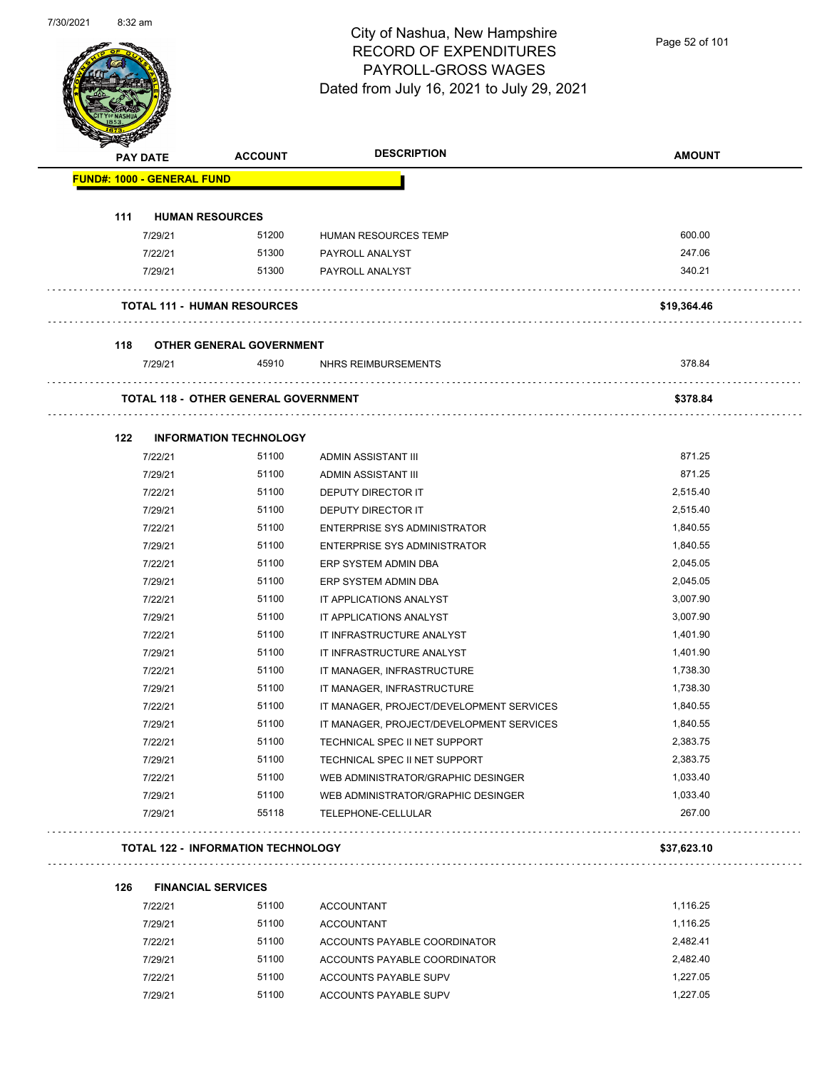# City of Nashua, New Hampshire
## RECORD OF EXPENDITURES
## PAYROLL-GROSS WAGES
## Dated from July 16, 2021 to July 29, 2021

| PAY DATE | ACCOUNT | DESCRIPTION | AMOUNT |
|---|---|---|---|
| **FUND#: 1000 - GENERAL FUND** | | | |
| **111 HUMAN RESOURCES** | | | |
| 7/29/21 | 51200 | HUMAN RESOURCES TEMP | 600.00 |
| 7/22/21 | 51300 | PAYROLL ANALYST | 247.06 |
| 7/29/21 | 51300 | PAYROLL ANALYST | 340.21 |
| **TOTAL 111 - HUMAN RESOURCES** | | | **$19,364.46** |
| **118 OTHER GENERAL GOVERNMENT** | | | |
| 7/29/21 | 45910 | NHRS REIMBURSEMENTS | 378.84 |
| **TOTAL 118 - OTHER GENERAL GOVERNMENT** | | | **$378.84** |
| **122 INFORMATION TECHNOLOGY** | | | |
| 7/22/21 | 51100 | ADMIN ASSISTANT III | 871.25 |
| 7/29/21 | 51100 | ADMIN ASSISTANT III | 871.25 |
| 7/22/21 | 51100 | DEPUTY DIRECTOR IT | 2,515.40 |
| 7/29/21 | 51100 | DEPUTY DIRECTOR IT | 2,515.40 |
| 7/22/21 | 51100 | ENTERPRISE SYS ADMINISTRATOR | 1,840.55 |
| 7/29/21 | 51100 | ENTERPRISE SYS ADMINISTRATOR | 1,840.55 |
| 7/22/21 | 51100 | ERP SYSTEM ADMIN DBA | 2,045.05 |
| 7/29/21 | 51100 | ERP SYSTEM ADMIN DBA | 2,045.05 |
| 7/22/21 | 51100 | IT APPLICATIONS ANALYST | 3,007.90 |
| 7/29/21 | 51100 | IT APPLICATIONS ANALYST | 3,007.90 |
| 7/22/21 | 51100 | IT INFRASTRUCTURE ANALYST | 1,401.90 |
| 7/29/21 | 51100 | IT INFRASTRUCTURE ANALYST | 1,401.90 |
| 7/22/21 | 51100 | IT MANAGER, INFRASTRUCTURE | 1,738.30 |
| 7/29/21 | 51100 | IT MANAGER, INFRASTRUCTURE | 1,738.30 |
| 7/22/21 | 51100 | IT MANAGER, PROJECT/DEVELOPMENT SERVICES | 1,840.55 |
| 7/29/21 | 51100 | IT MANAGER, PROJECT/DEVELOPMENT SERVICES | 1,840.55 |
| 7/22/21 | 51100 | TECHNICAL SPEC II NET SUPPORT | 2,383.75 |
| 7/29/21 | 51100 | TECHNICAL SPEC II NET SUPPORT | 2,383.75 |
| 7/22/21 | 51100 | WEB ADMINISTRATOR/GRAPHIC DESINGER | 1,033.40 |
| 7/29/21 | 51100 | WEB ADMINISTRATOR/GRAPHIC DESINGER | 1,033.40 |
| 7/29/21 | 55118 | TELEPHONE-CELLULAR | 267.00 |
| **TOTAL 122 - INFORMATION TECHNOLOGY** | | | **$37,623.10** |
| **126 FINANCIAL SERVICES** | | | |
| 7/22/21 | 51100 | ACCOUNTANT | 1,116.25 |
| 7/29/21 | 51100 | ACCOUNTANT | 1,116.25 |
| 7/22/21 | 51100 | ACCOUNTS PAYABLE COORDINATOR | 2,482.41 |
| 7/29/21 | 51100 | ACCOUNTS PAYABLE COORDINATOR | 2,482.40 |
| 7/22/21 | 51100 | ACCOUNTS PAYABLE SUPV | 1,227.05 |
| 7/29/21 | 51100 | ACCOUNTS PAYABLE SUPV | 1,227.05 |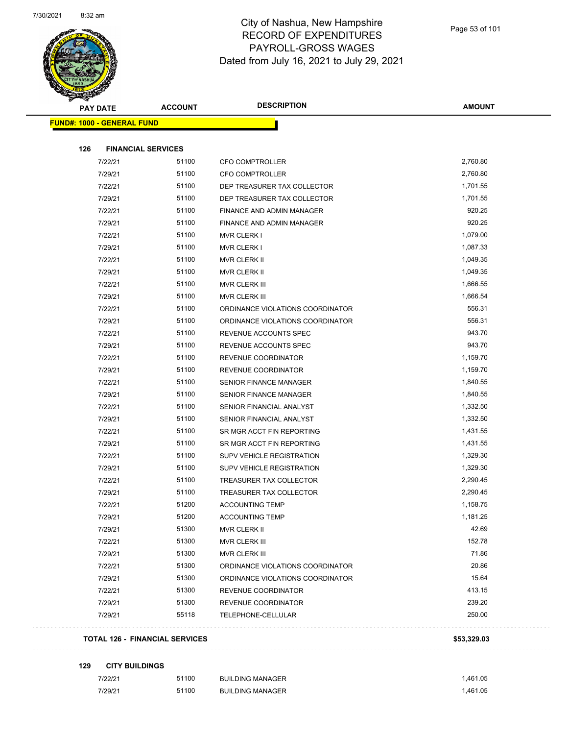# City of Nashua, New Hampshire
## RECORD OF EXPENDITURES
## PAYROLL-GROSS WAGES
## Dated from July 16, 2021 to July 29, 2021

| PAY DATE | ACCOUNT | DESCRIPTION | AMOUNT |
|---|---|---|---|
| **FUND#: 1000 - GENERAL FUND** | | | |
| **126 FINANCIAL SERVICES** | | | |
| 7/22/21 | 51100 | CFO COMPTROLLER | 2,760.80 |
| 7/29/21 | 51100 | CFO COMPTROLLER | 2,760.80 |
| 7/22/21 | 51100 | DEP TREASURER TAX COLLECTOR | 1,701.55 |
| 7/29/21 | 51100 | DEP TREASURER TAX COLLECTOR | 1,701.55 |
| 7/22/21 | 51100 | FINANCE AND ADMIN MANAGER | 920.25 |
| 7/29/21 | 51100 | FINANCE AND ADMIN MANAGER | 920.25 |
| 7/22/21 | 51100 | MVR CLERK I | 1,079.00 |
| 7/29/21 | 51100 | MVR CLERK I | 1,087.33 |
| 7/22/21 | 51100 | MVR CLERK II | 1,049.35 |
| 7/29/21 | 51100 | MVR CLERK II | 1,049.35 |
| 7/22/21 | 51100 | MVR CLERK III | 1,666.55 |
| 7/29/21 | 51100 | MVR CLERK III | 1,666.54 |
| 7/22/21 | 51100 | ORDINANCE VIOLATIONS COORDINATOR | 556.31 |
| 7/29/21 | 51100 | ORDINANCE VIOLATIONS COORDINATOR | 556.31 |
| 7/22/21 | 51100 | REVENUE ACCOUNTS SPEC | 943.70 |
| 7/29/21 | 51100 | REVENUE ACCOUNTS SPEC | 943.70 |
| 7/22/21 | 51100 | REVENUE COORDINATOR | 1,159.70 |
| 7/29/21 | 51100 | REVENUE COORDINATOR | 1,159.70 |
| 7/22/21 | 51100 | SENIOR FINANCE MANAGER | 1,840.55 |
| 7/29/21 | 51100 | SENIOR FINANCE MANAGER | 1,840.55 |
| 7/22/21 | 51100 | SENIOR FINANCIAL ANALYST | 1,332.50 |
| 7/29/21 | 51100 | SENIOR FINANCIAL ANALYST | 1,332.50 |
| 7/22/21 | 51100 | SR MGR ACCT FIN REPORTING | 1,431.55 |
| 7/29/21 | 51100 | SR MGR ACCT FIN REPORTING | 1,431.55 |
| 7/22/21 | 51100 | SUPV VEHICLE REGISTRATION | 1,329.30 |
| 7/29/21 | 51100 | SUPV VEHICLE REGISTRATION | 1,329.30 |
| 7/22/21 | 51100 | TREASURER TAX COLLECTOR | 2,290.45 |
| 7/29/21 | 51100 | TREASURER TAX COLLECTOR | 2,290.45 |
| 7/22/21 | 51200 | ACCOUNTING TEMP | 1,158.75 |
| 7/29/21 | 51200 | ACCOUNTING TEMP | 1,181.25 |
| 7/29/21 | 51300 | MVR CLERK II | 42.69 |
| 7/22/21 | 51300 | MVR CLERK III | 152.78 |
| 7/29/21 | 51300 | MVR CLERK III | 71.86 |
| 7/22/21 | 51300 | ORDINANCE VIOLATIONS COORDINATOR | 20.86 |
| 7/29/21 | 51300 | ORDINANCE VIOLATIONS COORDINATOR | 15.64 |
| 7/22/21 | 51300 | REVENUE COORDINATOR | 413.15 |
| 7/29/21 | 51300 | REVENUE COORDINATOR | 239.20 |
| 7/29/21 | 55118 | TELEPHONE-CELLULAR | 250.00 |
| **TOTAL 126 - FINANCIAL SERVICES** | | | **$53,329.03** |
| **129 CITY BUILDINGS** | | | |
| 7/22/21 | 51100 | BUILDING MANAGER | 1,461.05 |
| 7/29/21 | 51100 | BUILDING MANAGER | 1,461.05 |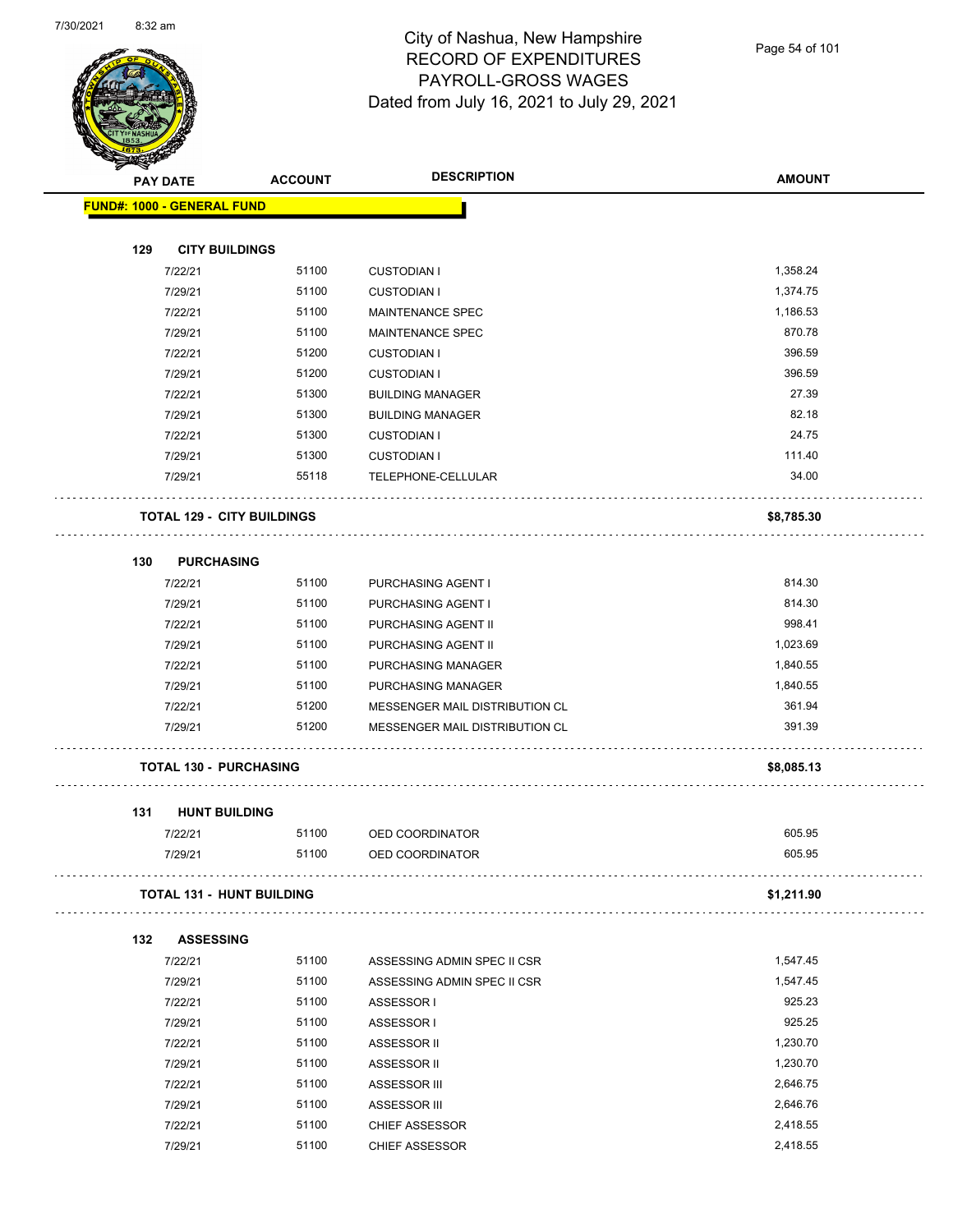# City of Nashua, New Hampshire
## RECORD OF EXPENDITURES
## PAYROLL-GROSS WAGES
## Dated from July 16, 2021 to July 29, 2021

| PAY DATE | ACCOUNT | DESCRIPTION | AMOUNT |
|---|---|---|---|
| **FUND#: 1000 - GENERAL FUND** | | | |
| **129 CITY BUILDINGS** | | | |
| 7/22/21 | 51100 | CUSTODIAN I | 1,358.24 |
| 7/29/21 | 51100 | CUSTODIAN I | 1,374.75 |
| 7/22/21 | 51100 | MAINTENANCE SPEC | 1,186.53 |
| 7/29/21 | 51100 | MAINTENANCE SPEC | 870.78 |
| 7/22/21 | 51200 | CUSTODIAN I | 396.59 |
| 7/29/21 | 51200 | CUSTODIAN I | 396.59 |
| 7/22/21 | 51300 | BUILDING MANAGER | 27.39 |
| 7/29/21 | 51300 | BUILDING MANAGER | 82.18 |
| 7/22/21 | 51300 | CUSTODIAN I | 24.75 |
| 7/29/21 | 51300 | CUSTODIAN I | 111.40 |
| 7/29/21 | 55118 | TELEPHONE-CELLULAR | 34.00 |
| **TOTAL 129 - CITY BUILDINGS** | | | **$8,785.30** |
| **130 PURCHASING** | | | |
| 7/22/21 | 51100 | PURCHASING AGENT I | 814.30 |
| 7/29/21 | 51100 | PURCHASING AGENT I | 814.30 |
| 7/22/21 | 51100 | PURCHASING AGENT II | 998.41 |
| 7/29/21 | 51100 | PURCHASING AGENT II | 1,023.69 |
| 7/22/21 | 51100 | PURCHASING MANAGER | 1,840.55 |
| 7/29/21 | 51100 | PURCHASING MANAGER | 1,840.55 |
| 7/22/21 | 51200 | MESSENGER MAIL DISTRIBUTION CL | 361.94 |
| 7/29/21 | 51200 | MESSENGER MAIL DISTRIBUTION CL | 391.39 |
| **TOTAL 130 - PURCHASING** | | | **$8,085.13** |
| **131 HUNT BUILDING** | | | |
| 7/22/21 | 51100 | OED COORDINATOR | 605.95 |
| 7/29/21 | 51100 | OED COORDINATOR | 605.95 |
| **TOTAL 131 - HUNT BUILDING** | | | **$1,211.90** |
| **132 ASSESSING** | | | |
| 7/22/21 | 51100 | ASSESSING ADMIN SPEC II CSR | 1,547.45 |
| 7/29/21 | 51100 | ASSESSING ADMIN SPEC II CSR | 1,547.45 |
| 7/22/21 | 51100 | ASSESSOR I | 925.23 |
| 7/29/21 | 51100 | ASSESSOR I | 925.25 |
| 7/22/21 | 51100 | ASSESSOR II | 1,230.70 |
| 7/29/21 | 51100 | ASSESSOR II | 1,230.70 |
| 7/22/21 | 51100 | ASSESSOR III | 2,646.75 |
| 7/29/21 | 51100 | ASSESSOR III | 2,646.76 |
| 7/22/21 | 51100 | CHIEF ASSESSOR | 2,418.55 |
| 7/29/21 | 51100 | CHIEF ASSESSOR | 2,418.55 |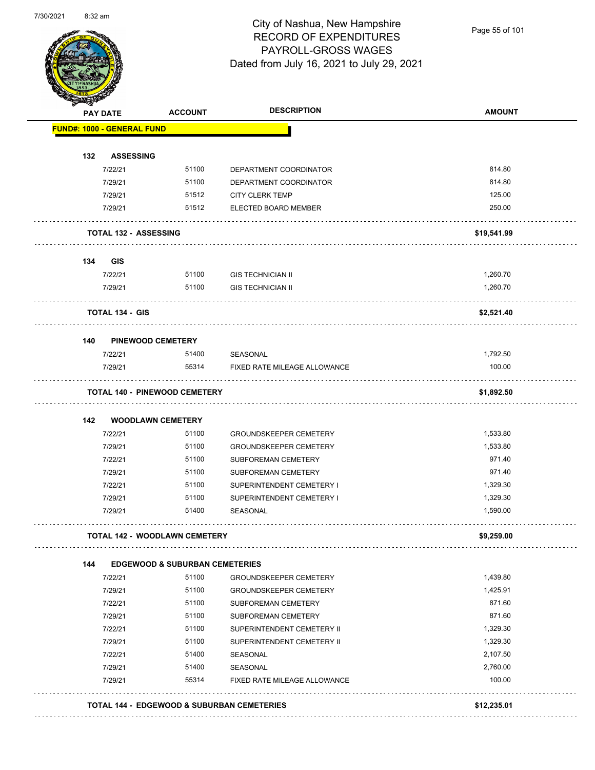# City of Nashua, New Hampshire
## RECORD OF EXPENDITURES
## PAYROLL-GROSS WAGES
### Dated from July 16, 2021 to July 29, 2021

| PAY DATE | ACCOUNT | DESCRIPTION | AMOUNT |
|---|---|---|---|
| **FUND#: 1000 - GENERAL FUND** | | | |
| **132 ASSESSING** | | | |
| 7/22/21 | 51100 | DEPARTMENT COORDINATOR | 814.80 |
| 7/29/21 | 51100 | DEPARTMENT COORDINATOR | 814.80 |
| 7/29/21 | 51512 | CITY CLERK TEMP | 125.00 |
| 7/29/21 | 51512 | ELECTED BOARD MEMBER | 250.00 |
| **TOTAL 132 - ASSESSING** | | | **$19,541.99** |
| **134 GIS** | | | |
| 7/22/21 | 51100 | GIS TECHNICIAN II | 1,260.70 |
| 7/29/21 | 51100 | GIS TECHNICIAN II | 1,260.70 |
| **TOTAL 134 - GIS** | | | **$2,521.40** |
| **140 PINEWOOD CEMETERY** | | | |
| 7/22/21 | 51400 | SEASONAL | 1,792.50 |
| 7/29/21 | 55314 | FIXED RATE MILEAGE ALLOWANCE | 100.00 |
| **TOTAL 140 - PINEWOOD CEMETERY** | | | **$1,892.50** |
| **142 WOODLAWN CEMETERY** | | | |
| 7/22/21 | 51100 | GROUNDSKEEPER CEMETERY | 1,533.80 |
| 7/29/21 | 51100 | GROUNDSKEEPER CEMETERY | 1,533.80 |
| 7/22/21 | 51100 | SUBFOREMAN CEMETERY | 971.40 |
| 7/29/21 | 51100 | SUBFOREMAN CEMETERY | 971.40 |
| 7/22/21 | 51100 | SUPERINTENDENT CEMETERY I | 1,329.30 |
| 7/29/21 | 51100 | SUPERINTENDENT CEMETERY I | 1,329.30 |
| 7/29/21 | 51400 | SEASONAL | 1,590.00 |
| **TOTAL 142 - WOODLAWN CEMETERY** | | | **$9,259.00** |
| **144 EDGEWOOD & SUBURBAN CEMETERIES** | | | |
| 7/22/21 | 51100 | GROUNDSKEEPER CEMETERY | 1,439.80 |
| 7/29/21 | 51100 | GROUNDSKEEPER CEMETERY | 1,425.91 |
| 7/22/21 | 51100 | SUBFOREMAN CEMETERY | 871.60 |
| 7/29/21 | 51100 | SUBFOREMAN CEMETERY | 871.60 |
| 7/22/21 | 51100 | SUPERINTENDENT CEMETERY II | 1,329.30 |
| 7/29/21 | 51100 | SUPERINTENDENT CEMETERY II | 1,329.30 |
| 7/22/21 | 51400 | SEASONAL | 2,107.50 |
| 7/29/21 | 51400 | SEASONAL | 2,760.00 |
| 7/29/21 | 55314 | FIXED RATE MILEAGE ALLOWANCE | 100.00 |
| **TOTAL 144 - EDGEWOOD & SUBURBAN CEMETERIES** | | | **$12,235.01** |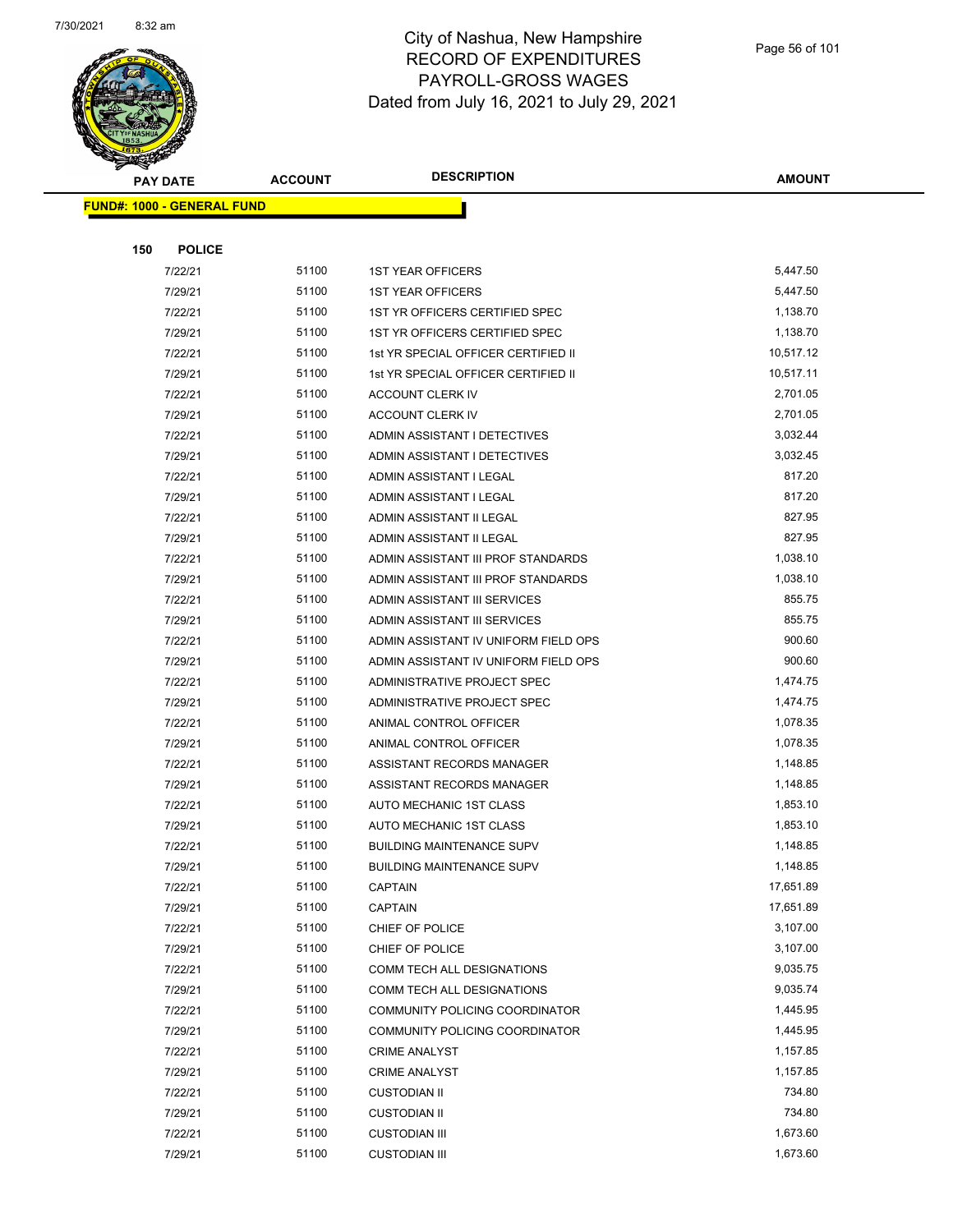# City of Nashua, New Hampshire
## RECORD OF EXPENDITURES
## PAYROLL-GROSS WAGES
## Dated from July 16, 2021 to July 29, 2021

**FUND#: 1000 - GENERAL FUND**

**150 POLICE**

| PAY DATE | ACCOUNT | DESCRIPTION | AMOUNT |
|---|---|---|---|
| 7/22/21 | 51100 | 1ST YEAR OFFICERS | 5,447.50 |
| 7/29/21 | 51100 | 1ST YEAR OFFICERS | 5,447.50 |
| 7/22/21 | 51100 | 1ST YR OFFICERS CERTIFIED SPEC | 1,138.70 |
| 7/29/21 | 51100 | 1ST YR OFFICERS CERTIFIED SPEC | 1,138.70 |
| 7/22/21 | 51100 | 1st YR SPECIAL OFFICER CERTIFIED II | 10,517.12 |
| 7/29/21 | 51100 | 1st YR SPECIAL OFFICER CERTIFIED II | 10,517.11 |
| 7/22/21 | 51100 | ACCOUNT CLERK IV | 2,701.05 |
| 7/29/21 | 51100 | ACCOUNT CLERK IV | 2,701.05 |
| 7/22/21 | 51100 | ADMIN ASSISTANT I DETECTIVES | 3,032.44 |
| 7/29/21 | 51100 | ADMIN ASSISTANT I DETECTIVES | 3,032.45 |
| 7/22/21 | 51100 | ADMIN ASSISTANT I LEGAL | 817.20 |
| 7/29/21 | 51100 | ADMIN ASSISTANT I LEGAL | 817.20 |
| 7/22/21 | 51100 | ADMIN ASSISTANT II LEGAL | 827.95 |
| 7/29/21 | 51100 | ADMIN ASSISTANT II LEGAL | 827.95 |
| 7/22/21 | 51100 | ADMIN ASSISTANT III PROF STANDARDS | 1,038.10 |
| 7/29/21 | 51100 | ADMIN ASSISTANT III PROF STANDARDS | 1,038.10 |
| 7/22/21 | 51100 | ADMIN ASSISTANT III SERVICES | 855.75 |
| 7/29/21 | 51100 | ADMIN ASSISTANT III SERVICES | 855.75 |
| 7/22/21 | 51100 | ADMIN ASSISTANT IV UNIFORM FIELD OPS | 900.60 |
| 7/29/21 | 51100 | ADMIN ASSISTANT IV UNIFORM FIELD OPS | 900.60 |
| 7/22/21 | 51100 | ADMINISTRATIVE PROJECT SPEC | 1,474.75 |
| 7/29/21 | 51100 | ADMINISTRATIVE PROJECT SPEC | 1,474.75 |
| 7/22/21 | 51100 | ANIMAL CONTROL OFFICER | 1,078.35 |
| 7/29/21 | 51100 | ANIMAL CONTROL OFFICER | 1,078.35 |
| 7/22/21 | 51100 | ASSISTANT RECORDS MANAGER | 1,148.85 |
| 7/29/21 | 51100 | ASSISTANT RECORDS MANAGER | 1,148.85 |
| 7/22/21 | 51100 | AUTO MECHANIC 1ST CLASS | 1,853.10 |
| 7/29/21 | 51100 | AUTO MECHANIC 1ST CLASS | 1,853.10 |
| 7/22/21 | 51100 | BUILDING MAINTENANCE SUPV | 1,148.85 |
| 7/29/21 | 51100 | BUILDING MAINTENANCE SUPV | 1,148.85 |
| 7/22/21 | 51100 | CAPTAIN | 17,651.89 |
| 7/29/21 | 51100 | CAPTAIN | 17,651.89 |
| 7/22/21 | 51100 | CHIEF OF POLICE | 3,107.00 |
| 7/29/21 | 51100 | CHIEF OF POLICE | 3,107.00 |
| 7/22/21 | 51100 | COMM TECH ALL DESIGNATIONS | 9,035.75 |
| 7/29/21 | 51100 | COMM TECH ALL DESIGNATIONS | 9,035.74 |
| 7/22/21 | 51100 | COMMUNITY POLICING COORDINATOR | 1,445.95 |
| 7/29/21 | 51100 | COMMUNITY POLICING COORDINATOR | 1,445.95 |
| 7/22/21 | 51100 | CRIME ANALYST | 1,157.85 |
| 7/29/21 | 51100 | CRIME ANALYST | 1,157.85 |
| 7/22/21 | 51100 | CUSTODIAN II | 734.80 |
| 7/29/21 | 51100 | CUSTODIAN II | 734.80 |
| 7/22/21 | 51100 | CUSTODIAN III | 1,673.60 |
| 7/29/21 | 51100 | CUSTODIAN III | 1,673.60 |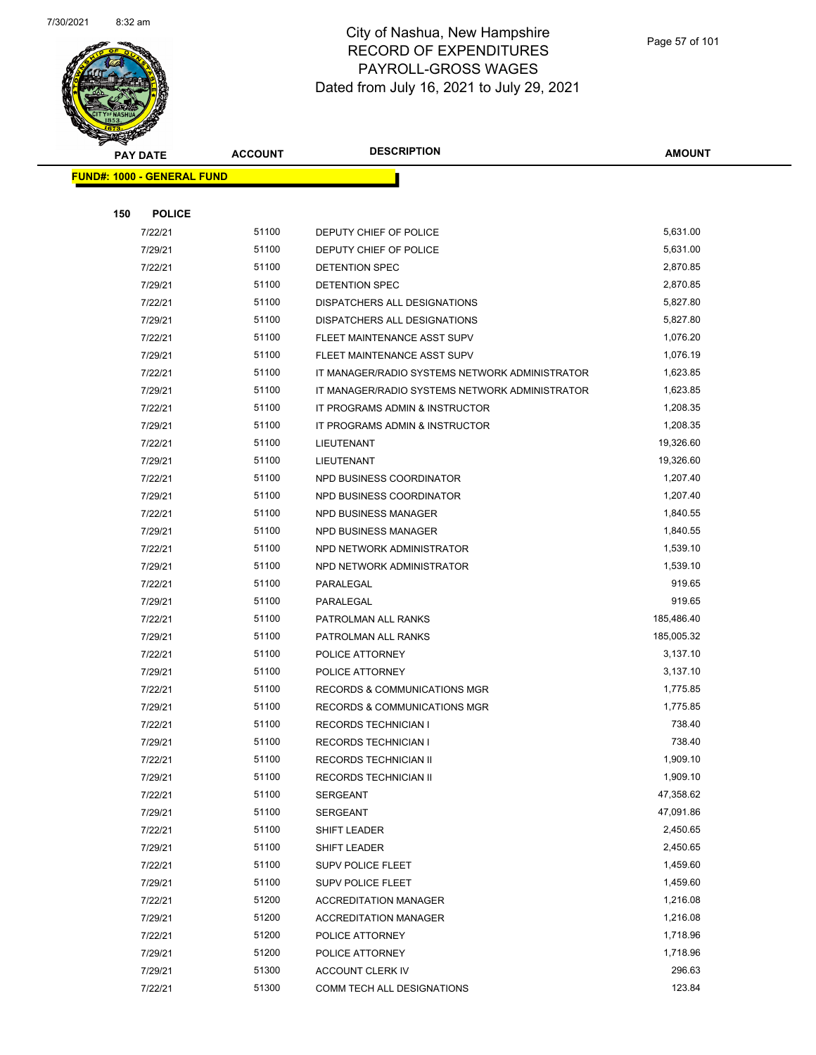# City of Nashua, New Hampshire
## RECORD OF EXPENDITURES
## PAYROLL-GROSS WAGES
## Dated from July 16, 2021 to July 29, 2021

| PAY DATE | ACCOUNT | DESCRIPTION | AMOUNT |
|---|---|---|---|

**FUND#: 1000 - GENERAL FUND**

**150 POLICE**

| PAY DATE | ACCOUNT | DESCRIPTION | AMOUNT |
|---|---|---|---|
| 7/22/21 | 51100 | DEPUTY CHIEF OF POLICE | 5,631.00 |
| 7/29/21 | 51100 | DEPUTY CHIEF OF POLICE | 5,631.00 |
| 7/22/21 | 51100 | DETENTION SPEC | 2,870.85 |
| 7/29/21 | 51100 | DETENTION SPEC | 2,870.85 |
| 7/22/21 | 51100 | DISPATCHERS ALL DESIGNATIONS | 5,827.80 |
| 7/29/21 | 51100 | DISPATCHERS ALL DESIGNATIONS | 5,827.80 |
| 7/22/21 | 51100 | FLEET MAINTENANCE ASST SUPV | 1,076.20 |
| 7/29/21 | 51100 | FLEET MAINTENANCE ASST SUPV | 1,076.19 |
| 7/22/21 | 51100 | IT MANAGER/RADIO SYSTEMS NETWORK ADMINISTRATOR | 1,623.85 |
| 7/29/21 | 51100 | IT MANAGER/RADIO SYSTEMS NETWORK ADMINISTRATOR | 1,623.85 |
| 7/22/21 | 51100 | IT PROGRAMS ADMIN & INSTRUCTOR | 1,208.35 |
| 7/29/21 | 51100 | IT PROGRAMS ADMIN & INSTRUCTOR | 1,208.35 |
| 7/22/21 | 51100 | LIEUTENANT | 19,326.60 |
| 7/29/21 | 51100 | LIEUTENANT | 19,326.60 |
| 7/22/21 | 51100 | NPD BUSINESS COORDINATOR | 1,207.40 |
| 7/29/21 | 51100 | NPD BUSINESS COORDINATOR | 1,207.40 |
| 7/22/21 | 51100 | NPD BUSINESS MANAGER | 1,840.55 |
| 7/29/21 | 51100 | NPD BUSINESS MANAGER | 1,840.55 |
| 7/22/21 | 51100 | NPD NETWORK ADMINISTRATOR | 1,539.10 |
| 7/29/21 | 51100 | NPD NETWORK ADMINISTRATOR | 1,539.10 |
| 7/22/21 | 51100 | PARALEGAL | 919.65 |
| 7/29/21 | 51100 | PARALEGAL | 919.65 |
| 7/22/21 | 51100 | PATROLMAN ALL RANKS | 185,486.40 |
| 7/29/21 | 51100 | PATROLMAN ALL RANKS | 185,005.32 |
| 7/22/21 | 51100 | POLICE ATTORNEY | 3,137.10 |
| 7/29/21 | 51100 | POLICE ATTORNEY | 3,137.10 |
| 7/22/21 | 51100 | RECORDS & COMMUNICATIONS MGR | 1,775.85 |
| 7/29/21 | 51100 | RECORDS & COMMUNICATIONS MGR | 1,775.85 |
| 7/22/21 | 51100 | RECORDS TECHNICIAN I | 738.40 |
| 7/29/21 | 51100 | RECORDS TECHNICIAN I | 738.40 |
| 7/22/21 | 51100 | RECORDS TECHNICIAN II | 1,909.10 |
| 7/29/21 | 51100 | RECORDS TECHNICIAN II | 1,909.10 |
| 7/22/21 | 51100 | SERGEANT | 47,358.62 |
| 7/29/21 | 51100 | SERGEANT | 47,091.86 |
| 7/22/21 | 51100 | SHIFT LEADER | 2,450.65 |
| 7/29/21 | 51100 | SHIFT LEADER | 2,450.65 |
| 7/22/21 | 51100 | SUPV POLICE FLEET | 1,459.60 |
| 7/29/21 | 51100 | SUPV POLICE FLEET | 1,459.60 |
| 7/22/21 | 51200 | ACCREDITATION MANAGER | 1,216.08 |
| 7/29/21 | 51200 | ACCREDITATION MANAGER | 1,216.08 |
| 7/22/21 | 51200 | POLICE ATTORNEY | 1,718.96 |
| 7/29/21 | 51200 | POLICE ATTORNEY | 1,718.96 |
| 7/29/21 | 51300 | ACCOUNT CLERK IV | 296.63 |
| 7/22/21 | 51300 | COMM TECH ALL DESIGNATIONS | 123.84 |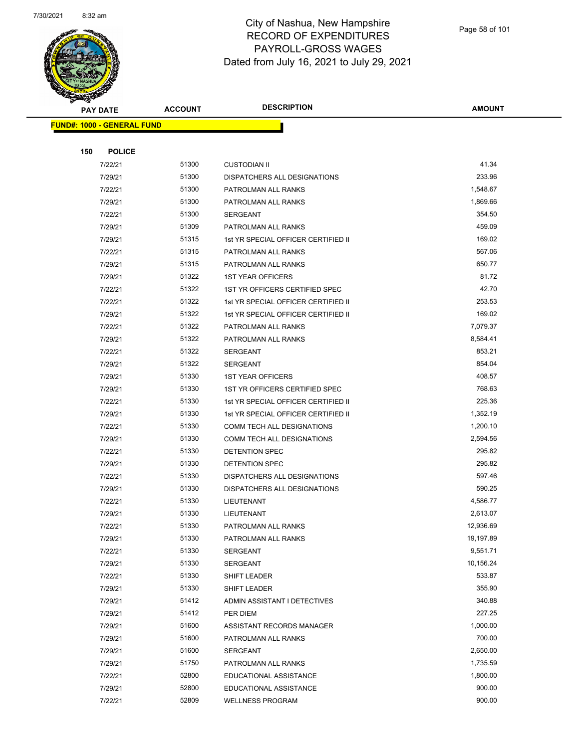# City of Nashua, New Hampshire
## RECORD OF EXPENDITURES
## PAYROLL-GROSS WAGES
## Dated from July 16, 2021 to July 29, 2021

**FUND#: 1000 - GENERAL FUND**

**150 POLICE**

| PAY DATE | ACCOUNT | DESCRIPTION | AMOUNT |
|---|---|---|---|
| 7/22/21 | 51300 | CUSTODIAN II | 41.34 |
| 7/29/21 | 51300 | DISPATCHERS ALL DESIGNATIONS | 233.96 |
| 7/22/21 | 51300 | PATROLMAN ALL RANKS | 1,548.67 |
| 7/29/21 | 51300 | PATROLMAN ALL RANKS | 1,869.66 |
| 7/22/21 | 51300 | SERGEANT | 354.50 |
| 7/29/21 | 51309 | PATROLMAN ALL RANKS | 459.09 |
| 7/29/21 | 51315 | 1st YR SPECIAL OFFICER CERTIFIED II | 169.02 |
| 7/22/21 | 51315 | PATROLMAN ALL RANKS | 567.06 |
| 7/29/21 | 51315 | PATROLMAN ALL RANKS | 650.77 |
| 7/29/21 | 51322 | 1ST YEAR OFFICERS | 81.72 |
| 7/22/21 | 51322 | 1ST YR OFFICERS CERTIFIED SPEC | 42.70 |
| 7/22/21 | 51322 | 1st YR SPECIAL OFFICER CERTIFIED II | 253.53 |
| 7/29/21 | 51322 | 1st YR SPECIAL OFFICER CERTIFIED II | 169.02 |
| 7/22/21 | 51322 | PATROLMAN ALL RANKS | 7,079.37 |
| 7/29/21 | 51322 | PATROLMAN ALL RANKS | 8,584.41 |
| 7/22/21 | 51322 | SERGEANT | 853.21 |
| 7/29/21 | 51322 | SERGEANT | 854.04 |
| 7/29/21 | 51330 | 1ST YEAR OFFICERS | 408.57 |
| 7/29/21 | 51330 | 1ST YR OFFICERS CERTIFIED SPEC | 768.63 |
| 7/22/21 | 51330 | 1st YR SPECIAL OFFICER CERTIFIED II | 225.36 |
| 7/29/21 | 51330 | 1st YR SPECIAL OFFICER CERTIFIED II | 1,352.19 |
| 7/22/21 | 51330 | COMM TECH ALL DESIGNATIONS | 1,200.10 |
| 7/29/21 | 51330 | COMM TECH ALL DESIGNATIONS | 2,594.56 |
| 7/22/21 | 51330 | DETENTION SPEC | 295.82 |
| 7/29/21 | 51330 | DETENTION SPEC | 295.82 |
| 7/22/21 | 51330 | DISPATCHERS ALL DESIGNATIONS | 597.46 |
| 7/29/21 | 51330 | DISPATCHERS ALL DESIGNATIONS | 590.25 |
| 7/22/21 | 51330 | LIEUTENANT | 4,586.77 |
| 7/29/21 | 51330 | LIEUTENANT | 2,613.07 |
| 7/22/21 | 51330 | PATROLMAN ALL RANKS | 12,936.69 |
| 7/29/21 | 51330 | PATROLMAN ALL RANKS | 19,197.89 |
| 7/22/21 | 51330 | SERGEANT | 9,551.71 |
| 7/29/21 | 51330 | SERGEANT | 10,156.24 |
| 7/22/21 | 51330 | SHIFT LEADER | 533.87 |
| 7/29/21 | 51330 | SHIFT LEADER | 355.90 |
| 7/29/21 | 51412 | ADMIN ASSISTANT I DETECTIVES | 340.88 |
| 7/29/21 | 51412 | PER DIEM | 227.25 |
| 7/29/21 | 51600 | ASSISTANT RECORDS MANAGER | 1,000.00 |
| 7/29/21 | 51600 | PATROLMAN ALL RANKS | 700.00 |
| 7/29/21 | 51600 | SERGEANT | 2,650.00 |
| 7/29/21 | 51750 | PATROLMAN ALL RANKS | 1,735.59 |
| 7/22/21 | 52800 | EDUCATIONAL ASSISTANCE | 1,800.00 |
| 7/29/21 | 52800 | EDUCATIONAL ASSISTANCE | 900.00 |
| 7/22/21 | 52809 | WELLNESS PROGRAM | 900.00 |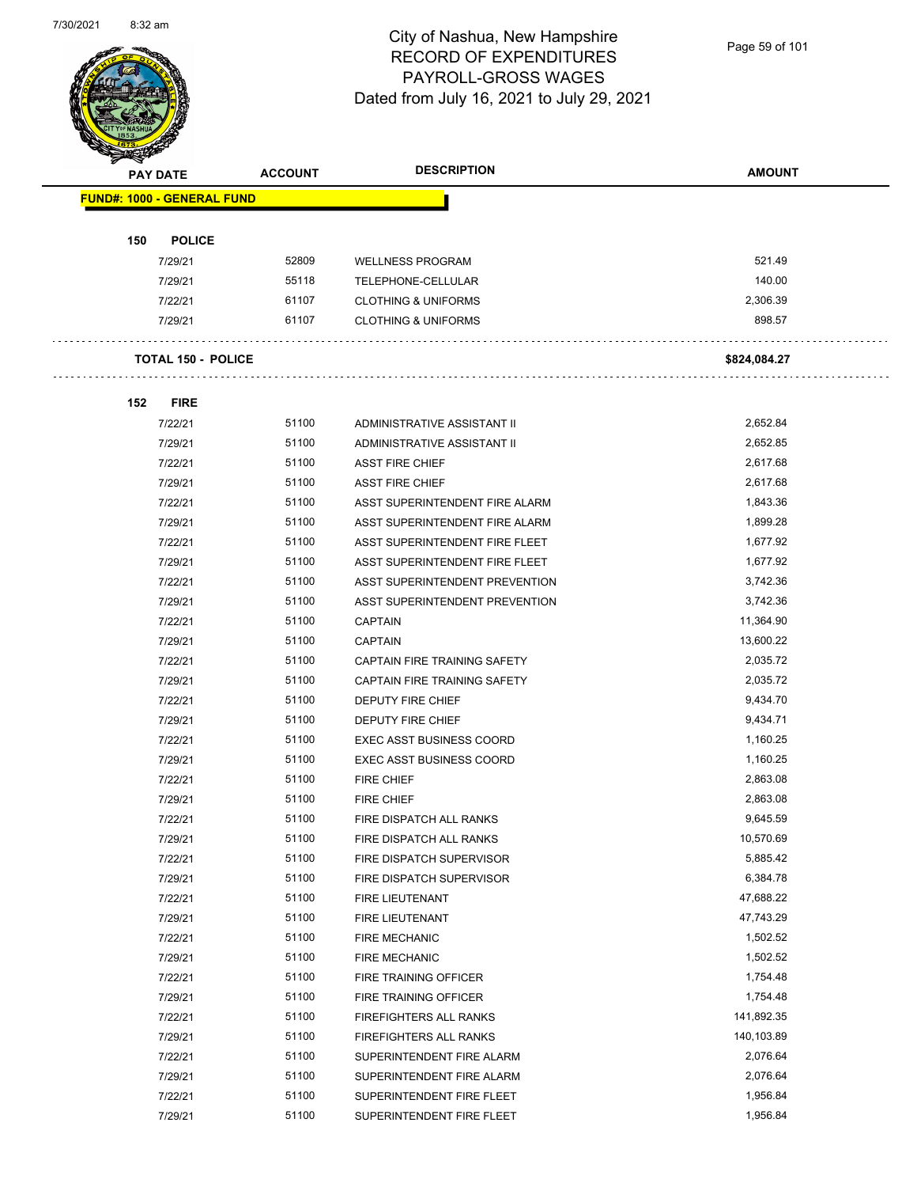# City of Nashua, New Hampshire
## RECORD OF EXPENDITURES
## PAYROLL-GROSS WAGES
### Dated from July 16, 2021 to July 29, 2021

| PAY DATE | ACCOUNT | DESCRIPTION | AMOUNT |
|---|---|---|---|
| **FUND#: 1000 - GENERAL FUND** | | | |
| **150 POLICE** | | | |
| 7/29/21 | 52809 | WELLNESS PROGRAM | 521.49 |
| 7/29/21 | 55118 | TELEPHONE-CELLULAR | 140.00 |
| 7/22/21 | 61107 | CLOTHING & UNIFORMS | 2,306.39 |
| 7/29/21 | 61107 | CLOTHING & UNIFORMS | 898.57 |
| **TOTAL 150 - POLICE** | | | **$824,084.27** |
| **152 FIRE** | | | |
| 7/22/21 | 51100 | ADMINISTRATIVE ASSISTANT II | 2,652.84 |
| 7/29/21 | 51100 | ADMINISTRATIVE ASSISTANT II | 2,652.85 |
| 7/22/21 | 51100 | ASST FIRE CHIEF | 2,617.68 |
| 7/29/21 | 51100 | ASST FIRE CHIEF | 2,617.68 |
| 7/22/21 | 51100 | ASST SUPERINTENDENT FIRE ALARM | 1,843.36 |
| 7/29/21 | 51100 | ASST SUPERINTENDENT FIRE ALARM | 1,899.28 |
| 7/22/21 | 51100 | ASST SUPERINTENDENT FIRE FLEET | 1,677.92 |
| 7/29/21 | 51100 | ASST SUPERINTENDENT FIRE FLEET | 1,677.92 |
| 7/22/21 | 51100 | ASST SUPERINTENDENT PREVENTION | 3,742.36 |
| 7/29/21 | 51100 | ASST SUPERINTENDENT PREVENTION | 3,742.36 |
| 7/22/21 | 51100 | CAPTAIN | 11,364.90 |
| 7/29/21 | 51100 | CAPTAIN | 13,600.22 |
| 7/22/21 | 51100 | CAPTAIN FIRE TRAINING SAFETY | 2,035.72 |
| 7/29/21 | 51100 | CAPTAIN FIRE TRAINING SAFETY | 2,035.72 |
| 7/22/21 | 51100 | DEPUTY FIRE CHIEF | 9,434.70 |
| 7/29/21 | 51100 | DEPUTY FIRE CHIEF | 9,434.71 |
| 7/22/21 | 51100 | EXEC ASST BUSINESS COORD | 1,160.25 |
| 7/29/21 | 51100 | EXEC ASST BUSINESS COORD | 1,160.25 |
| 7/22/21 | 51100 | FIRE CHIEF | 2,863.08 |
| 7/29/21 | 51100 | FIRE CHIEF | 2,863.08 |
| 7/22/21 | 51100 | FIRE DISPATCH ALL RANKS | 9,645.59 |
| 7/29/21 | 51100 | FIRE DISPATCH ALL RANKS | 10,570.69 |
| 7/22/21 | 51100 | FIRE DISPATCH SUPERVISOR | 5,885.42 |
| 7/29/21 | 51100 | FIRE DISPATCH SUPERVISOR | 6,384.78 |
| 7/22/21 | 51100 | FIRE LIEUTENANT | 47,688.22 |
| 7/29/21 | 51100 | FIRE LIEUTENANT | 47,743.29 |
| 7/22/21 | 51100 | FIRE MECHANIC | 1,502.52 |
| 7/29/21 | 51100 | FIRE MECHANIC | 1,502.52 |
| 7/22/21 | 51100 | FIRE TRAINING OFFICER | 1,754.48 |
| 7/29/21 | 51100 | FIRE TRAINING OFFICER | 1,754.48 |
| 7/22/21 | 51100 | FIREFIGHTERS ALL RANKS | 141,892.35 |
| 7/29/21 | 51100 | FIREFIGHTERS ALL RANKS | 140,103.89 |
| 7/22/21 | 51100 | SUPERINTENDENT FIRE ALARM | 2,076.64 |
| 7/29/21 | 51100 | SUPERINTENDENT FIRE ALARM | 2,076.64 |
| 7/22/21 | 51100 | SUPERINTENDENT FIRE FLEET | 1,956.84 |
| 7/29/21 | 51100 | SUPERINTENDENT FIRE FLEET | 1,956.84 |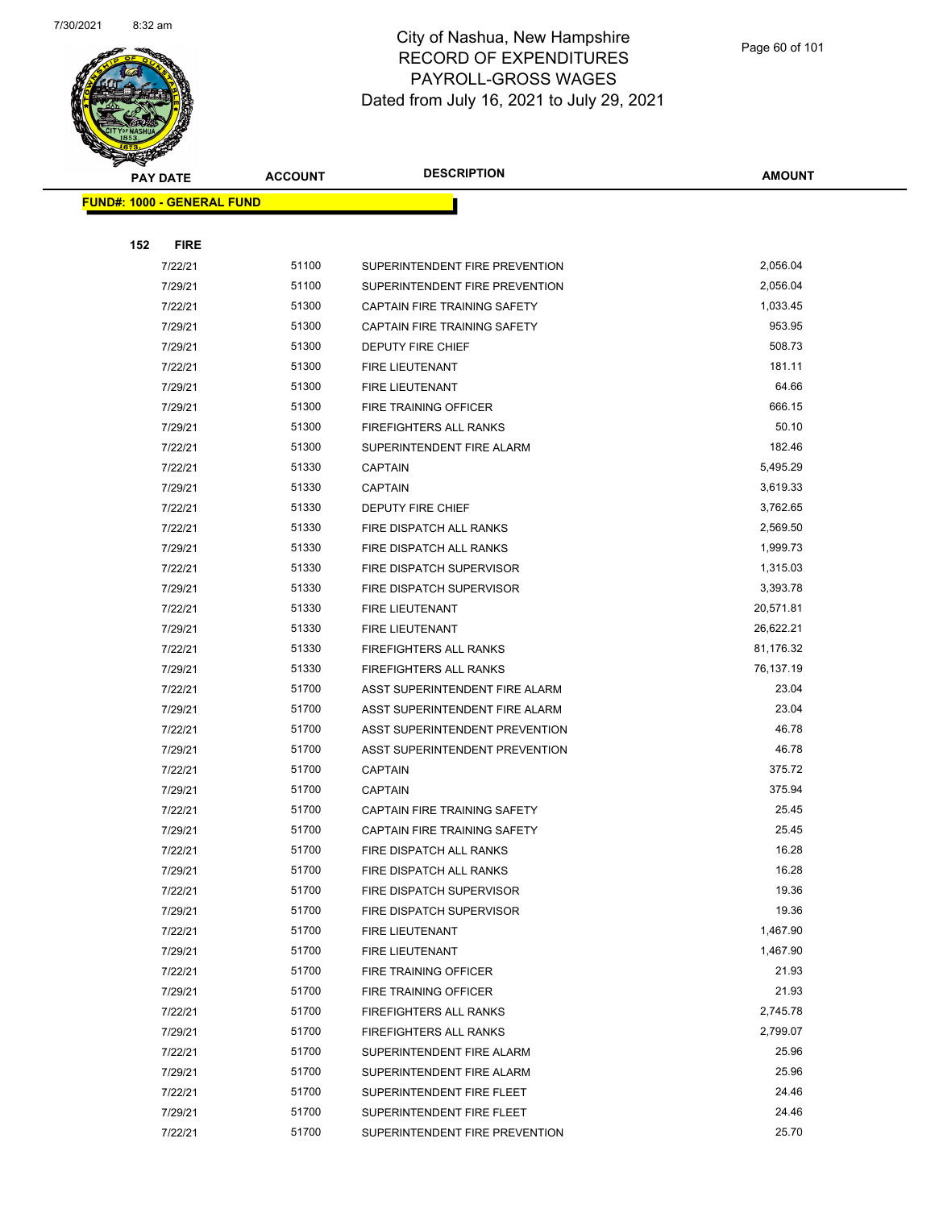# City of Nashua, New Hampshire
## RECORD OF EXPENDITURES
## PAYROLL-GROSS WAGES
## Dated from July 16, 2021 to July 29, 2021

| PAY DATE | ACCOUNT | DESCRIPTION | AMOUNT |
|---|---|---|---|
| **FUND#: 1000 - GENERAL FUND** | | | |
| **152 FIRE** | | | |
| 7/22/21 | 51100 | SUPERINTENDENT FIRE PREVENTION | 2,056.04 |
| 7/29/21 | 51100 | SUPERINTENDENT FIRE PREVENTION | 2,056.04 |
| 7/22/21 | 51300 | CAPTAIN FIRE TRAINING SAFETY | 1,033.45 |
| 7/29/21 | 51300 | CAPTAIN FIRE TRAINING SAFETY | 953.95 |
| 7/29/21 | 51300 | DEPUTY FIRE CHIEF | 508.73 |
| 7/22/21 | 51300 | FIRE LIEUTENANT | 181.11 |
| 7/29/21 | 51300 | FIRE LIEUTENANT | 64.66 |
| 7/29/21 | 51300 | FIRE TRAINING OFFICER | 666.15 |
| 7/29/21 | 51300 | FIREFIGHTERS ALL RANKS | 50.10 |
| 7/22/21 | 51300 | SUPERINTENDENT FIRE ALARM | 182.46 |
| 7/22/21 | 51330 | CAPTAIN | 5,495.29 |
| 7/29/21 | 51330 | CAPTAIN | 3,619.33 |
| 7/22/21 | 51330 | DEPUTY FIRE CHIEF | 3,762.65 |
| 7/22/21 | 51330 | FIRE DISPATCH ALL RANKS | 2,569.50 |
| 7/29/21 | 51330 | FIRE DISPATCH ALL RANKS | 1,999.73 |
| 7/22/21 | 51330 | FIRE DISPATCH SUPERVISOR | 1,315.03 |
| 7/29/21 | 51330 | FIRE DISPATCH SUPERVISOR | 3,393.78 |
| 7/22/21 | 51330 | FIRE LIEUTENANT | 20,571.81 |
| 7/29/21 | 51330 | FIRE LIEUTENANT | 26,622.21 |
| 7/22/21 | 51330 | FIREFIGHTERS ALL RANKS | 81,176.32 |
| 7/29/21 | 51330 | FIREFIGHTERS ALL RANKS | 76,137.19 |
| 7/22/21 | 51700 | ASST SUPERINTENDENT FIRE ALARM | 23.04 |
| 7/29/21 | 51700 | ASST SUPERINTENDENT FIRE ALARM | 23.04 |
| 7/22/21 | 51700 | ASST SUPERINTENDENT PREVENTION | 46.78 |
| 7/29/21 | 51700 | ASST SUPERINTENDENT PREVENTION | 46.78 |
| 7/22/21 | 51700 | CAPTAIN | 375.72 |
| 7/29/21 | 51700 | CAPTAIN | 375.94 |
| 7/22/21 | 51700 | CAPTAIN FIRE TRAINING SAFETY | 25.45 |
| 7/29/21 | 51700 | CAPTAIN FIRE TRAINING SAFETY | 25.45 |
| 7/22/21 | 51700 | FIRE DISPATCH ALL RANKS | 16.28 |
| 7/29/21 | 51700 | FIRE DISPATCH ALL RANKS | 16.28 |
| 7/22/21 | 51700 | FIRE DISPATCH SUPERVISOR | 19.36 |
| 7/29/21 | 51700 | FIRE DISPATCH SUPERVISOR | 19.36 |
| 7/22/21 | 51700 | FIRE LIEUTENANT | 1,467.90 |
| 7/29/21 | 51700 | FIRE LIEUTENANT | 1,467.90 |
| 7/22/21 | 51700 | FIRE TRAINING OFFICER | 21.93 |
| 7/29/21 | 51700 | FIRE TRAINING OFFICER | 21.93 |
| 7/22/21 | 51700 | FIREFIGHTERS ALL RANKS | 2,745.78 |
| 7/29/21 | 51700 | FIREFIGHTERS ALL RANKS | 2,799.07 |
| 7/22/21 | 51700 | SUPERINTENDENT FIRE ALARM | 25.96 |
| 7/29/21 | 51700 | SUPERINTENDENT FIRE ALARM | 25.96 |
| 7/22/21 | 51700 | SUPERINTENDENT FIRE FLEET | 24.46 |
| 7/29/21 | 51700 | SUPERINTENDENT FIRE FLEET | 24.46 |
| 7/22/21 | 51700 | SUPERINTENDENT FIRE PREVENTION | 25.70 |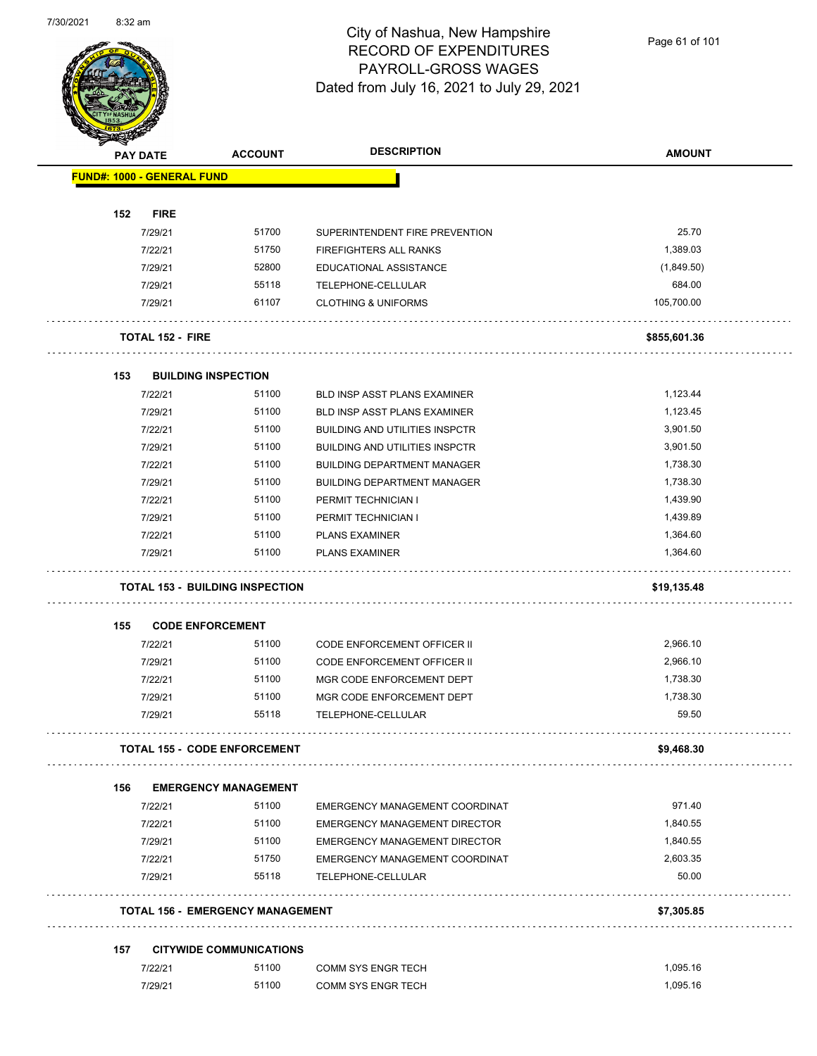# City of Nashua, New Hampshire
## RECORD OF EXPENDITURES
## PAYROLL-GROSS WAGES
## Dated from July 16, 2021 to July 29, 2021

| PAY DATE | ACCOUNT | DESCRIPTION | AMOUNT |
|---|---|---|---|
| **FUND#: 1000 - GENERAL FUND** | | | |
| **152 FIRE** | | | |
| 7/29/21 | 51700 | SUPERINTENDENT FIRE PREVENTION | 25.70 |
| 7/22/21 | 51750 | FIREFIGHTERS ALL RANKS | 1,389.03 |
| 7/29/21 | 52800 | EDUCATIONAL ASSISTANCE | (1,849.50) |
| 7/29/21 | 55118 | TELEPHONE-CELLULAR | 684.00 |
| 7/29/21 | 61107 | CLOTHING & UNIFORMS | 105,700.00 |
| **TOTAL 152 - FIRE** | | | **$855,601.36** |
| **153 BUILDING INSPECTION** | | | |
| 7/22/21 | 51100 | BLD INSP ASST PLANS EXAMINER | 1,123.44 |
| 7/29/21 | 51100 | BLD INSP ASST PLANS EXAMINER | 1,123.45 |
| 7/22/21 | 51100 | BUILDING AND UTILITIES INSPCTR | 3,901.50 |
| 7/29/21 | 51100 | BUILDING AND UTILITIES INSPCTR | 3,901.50 |
| 7/22/21 | 51100 | BUILDING DEPARTMENT MANAGER | 1,738.30 |
| 7/29/21 | 51100 | BUILDING DEPARTMENT MANAGER | 1,738.30 |
| 7/22/21 | 51100 | PERMIT TECHNICIAN I | 1,439.90 |
| 7/29/21 | 51100 | PERMIT TECHNICIAN I | 1,439.89 |
| 7/22/21 | 51100 | PLANS EXAMINER | 1,364.60 |
| 7/29/21 | 51100 | PLANS EXAMINER | 1,364.60 |
| **TOTAL 153 - BUILDING INSPECTION** | | | **$19,135.48** |
| **155 CODE ENFORCEMENT** | | | |
| 7/22/21 | 51100 | CODE ENFORCEMENT OFFICER II | 2,966.10 |
| 7/29/21 | 51100 | CODE ENFORCEMENT OFFICER II | 2,966.10 |
| 7/22/21 | 51100 | MGR CODE ENFORCEMENT DEPT | 1,738.30 |
| 7/29/21 | 51100 | MGR CODE ENFORCEMENT DEPT | 1,738.30 |
| 7/29/21 | 55118 | TELEPHONE-CELLULAR | 59.50 |
| **TOTAL 155 - CODE ENFORCEMENT** | | | **$9,468.30** |
| **156 EMERGENCY MANAGEMENT** | | | |
| 7/22/21 | 51100 | EMERGENCY MANAGEMENT COORDINAT | 971.40 |
| 7/22/21 | 51100 | EMERGENCY MANAGEMENT DIRECTOR | 1,840.55 |
| 7/29/21 | 51100 | EMERGENCY MANAGEMENT DIRECTOR | 1,840.55 |
| 7/22/21 | 51750 | EMERGENCY MANAGEMENT COORDINAT | 2,603.35 |
| 7/29/21 | 55118 | TELEPHONE-CELLULAR | 50.00 |
| **TOTAL 156 - EMERGENCY MANAGEMENT** | | | **$7,305.85** |
| **157 CITYWIDE COMMUNICATIONS** | | | |
| 7/22/21 | 51100 | COMM SYS ENGR TECH | 1,095.16 |
| 7/29/21 | 51100 | COMM SYS ENGR TECH | 1,095.16 |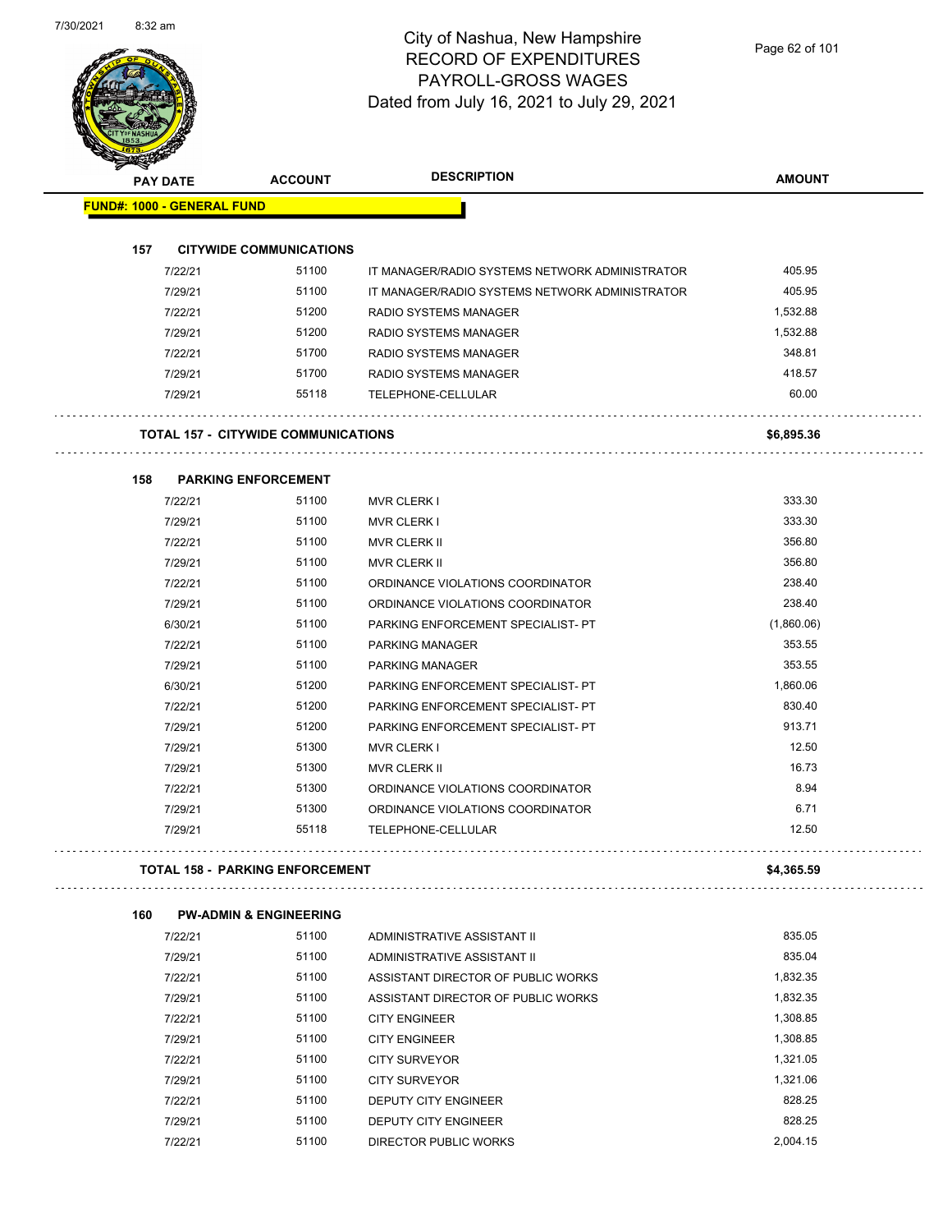# City of Nashua, New Hampshire
## RECORD OF EXPENDITURES
## PAYROLL-GROSS WAGES
## Dated from July 16, 2021 to July 29, 2021

| PAY DATE | ACCOUNT | DESCRIPTION | AMOUNT |
|---|---|---|---|
| **FUND#: 1000 - GENERAL FUND** | | | |
| **157 CITYWIDE COMMUNICATIONS** | | | |
| 7/22/21 | 51100 | IT MANAGER/RADIO SYSTEMS NETWORK ADMINISTRATOR | 405.95 |
| 7/29/21 | 51100 | IT MANAGER/RADIO SYSTEMS NETWORK ADMINISTRATOR | 405.95 |
| 7/22/21 | 51200 | RADIO SYSTEMS MANAGER | 1,532.88 |
| 7/29/21 | 51200 | RADIO SYSTEMS MANAGER | 1,532.88 |
| 7/22/21 | 51700 | RADIO SYSTEMS MANAGER | 348.81 |
| 7/29/21 | 51700 | RADIO SYSTEMS MANAGER | 418.57 |
| 7/29/21 | 55118 | TELEPHONE-CELLULAR | 60.00 |
| **TOTAL 157 - CITYWIDE COMMUNICATIONS** | | | **$6,895.36** |
| **158 PARKING ENFORCEMENT** | | | |
| 7/22/21 | 51100 | MVR CLERK I | 333.30 |
| 7/29/21 | 51100 | MVR CLERK I | 333.30 |
| 7/22/21 | 51100 | MVR CLERK II | 356.80 |
| 7/29/21 | 51100 | MVR CLERK II | 356.80 |
| 7/22/21 | 51100 | ORDINANCE VIOLATIONS COORDINATOR | 238.40 |
| 7/29/21 | 51100 | ORDINANCE VIOLATIONS COORDINATOR | 238.40 |
| 6/30/21 | 51100 | PARKING ENFORCEMENT SPECIALIST- PT | (1,860.06) |
| 7/22/21 | 51100 | PARKING MANAGER | 353.55 |
| 7/29/21 | 51100 | PARKING MANAGER | 353.55 |
| 6/30/21 | 51200 | PARKING ENFORCEMENT SPECIALIST- PT | 1,860.06 |
| 7/22/21 | 51200 | PARKING ENFORCEMENT SPECIALIST- PT | 830.40 |
| 7/29/21 | 51200 | PARKING ENFORCEMENT SPECIALIST- PT | 913.71 |
| 7/29/21 | 51300 | MVR CLERK I | 12.50 |
| 7/29/21 | 51300 | MVR CLERK II | 16.73 |
| 7/22/21 | 51300 | ORDINANCE VIOLATIONS COORDINATOR | 8.94 |
| 7/29/21 | 51300 | ORDINANCE VIOLATIONS COORDINATOR | 6.71 |
| 7/29/21 | 55118 | TELEPHONE-CELLULAR | 12.50 |
| **TOTAL 158 - PARKING ENFORCEMENT** | | | **$4,365.59** |
| **160 PW-ADMIN & ENGINEERING** | | | |
| 7/22/21 | 51100 | ADMINISTRATIVE ASSISTANT II | 835.05 |
| 7/29/21 | 51100 | ADMINISTRATIVE ASSISTANT II | 835.04 |
| 7/22/21 | 51100 | ASSISTANT DIRECTOR OF PUBLIC WORKS | 1,832.35 |
| 7/29/21 | 51100 | ASSISTANT DIRECTOR OF PUBLIC WORKS | 1,832.35 |
| 7/22/21 | 51100 | CITY ENGINEER | 1,308.85 |
| 7/29/21 | 51100 | CITY ENGINEER | 1,308.85 |
| 7/22/21 | 51100 | CITY SURVEYOR | 1,321.05 |
| 7/29/21 | 51100 | CITY SURVEYOR | 1,321.06 |
| 7/22/21 | 51100 | DEPUTY CITY ENGINEER | 828.25 |
| 7/29/21 | 51100 | DEPUTY CITY ENGINEER | 828.25 |
| 7/22/21 | 51100 | DIRECTOR PUBLIC WORKS | 2,004.15 |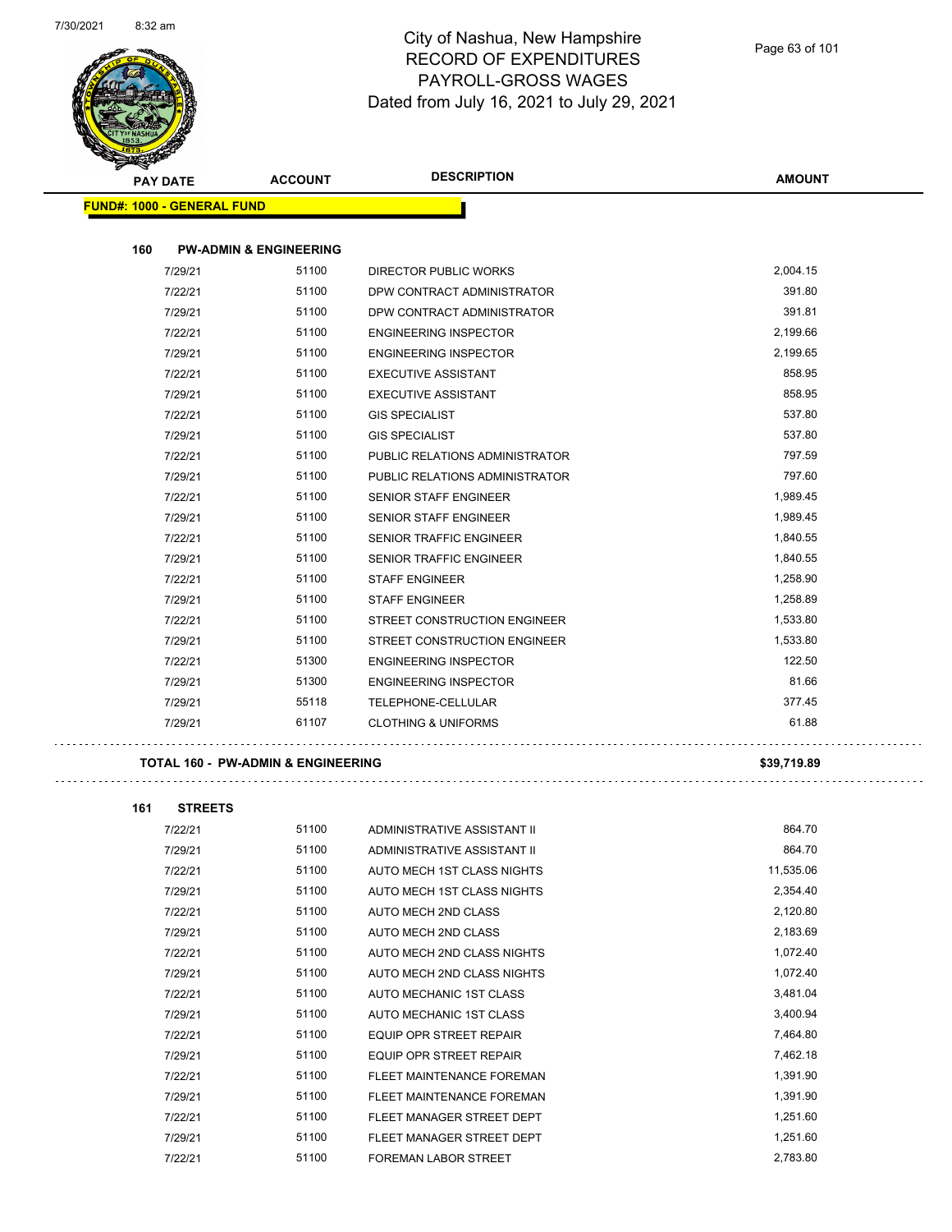# City of Nashua, New Hampshire
## RECORD OF EXPENDITURES
## PAYROLL-GROSS WAGES
### Dated from July 16, 2021 to July 29, 2021

| PAY DATE | ACCOUNT | DESCRIPTION | AMOUNT |
|---|---|---|---|

**FUND#: 1000 - GENERAL FUND**

**160 PW-ADMIN & ENGINEERING**

| PAY DATE | ACCOUNT | DESCRIPTION | AMOUNT |
|---|---|---|---|
| 7/29/21 | 51100 | DIRECTOR PUBLIC WORKS | 2,004.15 |
| 7/22/21 | 51100 | DPW CONTRACT ADMINISTRATOR | 391.80 |
| 7/29/21 | 51100 | DPW CONTRACT ADMINISTRATOR | 391.81 |
| 7/22/21 | 51100 | ENGINEERING INSPECTOR | 2,199.66 |
| 7/29/21 | 51100 | ENGINEERING INSPECTOR | 2,199.65 |
| 7/22/21 | 51100 | EXECUTIVE ASSISTANT | 858.95 |
| 7/29/21 | 51100 | EXECUTIVE ASSISTANT | 858.95 |
| 7/22/21 | 51100 | GIS SPECIALIST | 537.80 |
| 7/29/21 | 51100 | GIS SPECIALIST | 537.80 |
| 7/22/21 | 51100 | PUBLIC RELATIONS ADMINISTRATOR | 797.59 |
| 7/29/21 | 51100 | PUBLIC RELATIONS ADMINISTRATOR | 797.60 |
| 7/22/21 | 51100 | SENIOR STAFF ENGINEER | 1,989.45 |
| 7/29/21 | 51100 | SENIOR STAFF ENGINEER | 1,989.45 |
| 7/22/21 | 51100 | SENIOR TRAFFIC ENGINEER | 1,840.55 |
| 7/29/21 | 51100 | SENIOR TRAFFIC ENGINEER | 1,840.55 |
| 7/22/21 | 51100 | STAFF ENGINEER | 1,258.90 |
| 7/29/21 | 51100 | STAFF ENGINEER | 1,258.89 |
| 7/22/21 | 51100 | STREET CONSTRUCTION ENGINEER | 1,533.80 |
| 7/29/21 | 51100 | STREET CONSTRUCTION ENGINEER | 1,533.80 |
| 7/22/21 | 51300 | ENGINEERING INSPECTOR | 122.50 |
| 7/29/21 | 51300 | ENGINEERING INSPECTOR | 81.66 |
| 7/29/21 | 55118 | TELEPHONE-CELLULAR | 377.45 |
| 7/29/21 | 61107 | CLOTHING & UNIFORMS | 61.88 |

**TOTAL 160 - PW-ADMIN & ENGINEERING** **$39,719.89**

**161 STREETS**

| PAY DATE | ACCOUNT | DESCRIPTION | AMOUNT |
|---|---|---|---|
| 7/22/21 | 51100 | ADMINISTRATIVE ASSISTANT II | 864.70 |
| 7/29/21 | 51100 | ADMINISTRATIVE ASSISTANT II | 864.70 |
| 7/22/21 | 51100 | AUTO MECH 1ST CLASS NIGHTS | 11,535.06 |
| 7/29/21 | 51100 | AUTO MECH 1ST CLASS NIGHTS | 2,354.40 |
| 7/22/21 | 51100 | AUTO MECH 2ND CLASS | 2,120.80 |
| 7/29/21 | 51100 | AUTO MECH 2ND CLASS | 2,183.69 |
| 7/22/21 | 51100 | AUTO MECH 2ND CLASS NIGHTS | 1,072.40 |
| 7/29/21 | 51100 | AUTO MECH 2ND CLASS NIGHTS | 1,072.40 |
| 7/22/21 | 51100 | AUTO MECHANIC 1ST CLASS | 3,481.04 |
| 7/29/21 | 51100 | AUTO MECHANIC 1ST CLASS | 3,400.94 |
| 7/22/21 | 51100 | EQUIP OPR STREET REPAIR | 7,464.80 |
| 7/29/21 | 51100 | EQUIP OPR STREET REPAIR | 7,462.18 |
| 7/22/21 | 51100 | FLEET MAINTENANCE FOREMAN | 1,391.90 |
| 7/29/21 | 51100 | FLEET MAINTENANCE FOREMAN | 1,391.90 |
| 7/22/21 | 51100 | FLEET MANAGER STREET DEPT | 1,251.60 |
| 7/29/21 | 51100 | FLEET MANAGER STREET DEPT | 1,251.60 |
| 7/22/21 | 51100 | FOREMAN LABOR STREET | 2,783.80 |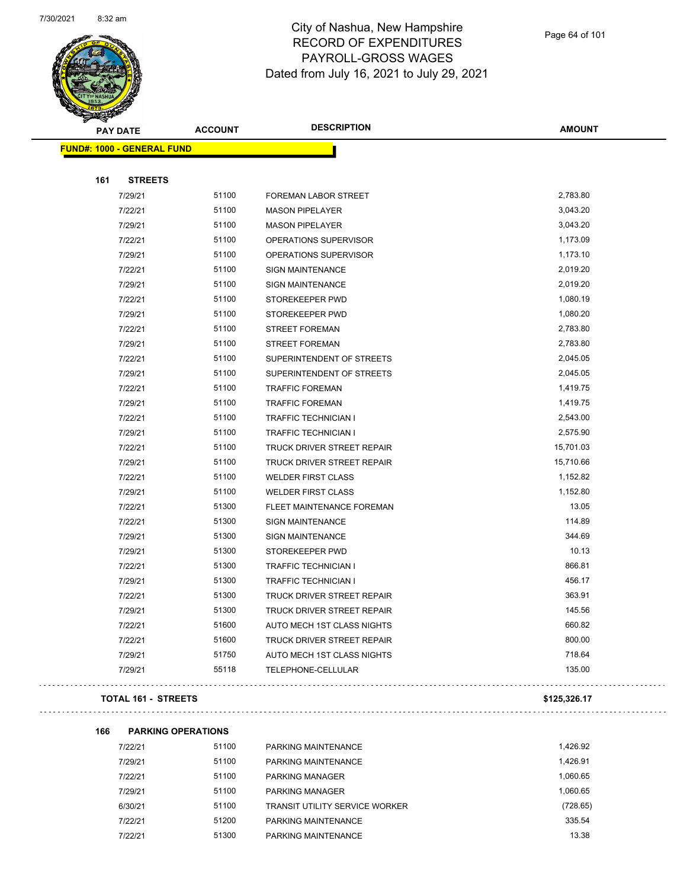# City of Nashua, New Hampshire
## RECORD OF EXPENDITURES
## PAYROLL-GROSS WAGES
## Dated from July 16, 2021 to July 29, 2021

| PAY DATE | ACCOUNT | DESCRIPTION | AMOUNT |
|---|---|---|---|
| **FUND#: 1000 - GENERAL FUND** | | | |
| **161 STREETS** | | | |
| 7/29/21 | 51100 | FOREMAN LABOR STREET | 2,783.80 |
| 7/22/21 | 51100 | MASON PIPELAYER | 3,043.20 |
| 7/29/21 | 51100 | MASON PIPELAYER | 3,043.20 |
| 7/22/21 | 51100 | OPERATIONS SUPERVISOR | 1,173.09 |
| 7/29/21 | 51100 | OPERATIONS SUPERVISOR | 1,173.10 |
| 7/22/21 | 51100 | SIGN MAINTENANCE | 2,019.20 |
| 7/29/21 | 51100 | SIGN MAINTENANCE | 2,019.20 |
| 7/22/21 | 51100 | STOREKEEPER PWD | 1,080.19 |
| 7/29/21 | 51100 | STOREKEEPER PWD | 1,080.20 |
| 7/22/21 | 51100 | STREET FOREMAN | 2,783.80 |
| 7/29/21 | 51100 | STREET FOREMAN | 2,783.80 |
| 7/22/21 | 51100 | SUPERINTENDENT OF STREETS | 2,045.05 |
| 7/29/21 | 51100 | SUPERINTENDENT OF STREETS | 2,045.05 |
| 7/22/21 | 51100 | TRAFFIC FOREMAN | 1,419.75 |
| 7/29/21 | 51100 | TRAFFIC FOREMAN | 1,419.75 |
| 7/22/21 | 51100 | TRAFFIC TECHNICIAN I | 2,543.00 |
| 7/29/21 | 51100 | TRAFFIC TECHNICIAN I | 2,575.90 |
| 7/22/21 | 51100 | TRUCK DRIVER STREET REPAIR | 15,701.03 |
| 7/29/21 | 51100 | TRUCK DRIVER STREET REPAIR | 15,710.66 |
| 7/22/21 | 51100 | WELDER FIRST CLASS | 1,152.82 |
| 7/29/21 | 51100 | WELDER FIRST CLASS | 1,152.80 |
| 7/22/21 | 51300 | FLEET MAINTENANCE FOREMAN | 13.05 |
| 7/22/21 | 51300 | SIGN MAINTENANCE | 114.89 |
| 7/29/21 | 51300 | SIGN MAINTENANCE | 344.69 |
| 7/29/21 | 51300 | STOREKEEPER PWD | 10.13 |
| 7/22/21 | 51300 | TRAFFIC TECHNICIAN I | 866.81 |
| 7/29/21 | 51300 | TRAFFIC TECHNICIAN I | 456.17 |
| 7/22/21 | 51300 | TRUCK DRIVER STREET REPAIR | 363.91 |
| 7/29/21 | 51300 | TRUCK DRIVER STREET REPAIR | 145.56 |
| 7/22/21 | 51600 | AUTO MECH 1ST CLASS NIGHTS | 660.82 |
| 7/22/21 | 51600 | TRUCK DRIVER STREET REPAIR | 800.00 |
| 7/29/21 | 51750 | AUTO MECH 1ST CLASS NIGHTS | 718.64 |
| 7/29/21 | 55118 | TELEPHONE-CELLULAR | 135.00 |
| **TOTAL 161 - STREETS** | | | **$125,326.17** |
| **166 PARKING OPERATIONS** | | | |
| 7/22/21 | 51100 | PARKING MAINTENANCE | 1,426.92 |
| 7/29/21 | 51100 | PARKING MAINTENANCE | 1,426.91 |
| 7/22/21 | 51100 | PARKING MANAGER | 1,060.65 |
| 7/29/21 | 51100 | PARKING MANAGER | 1,060.65 |
| 6/30/21 | 51100 | TRANSIT UTILITY SERVICE WORKER | (728.65) |
| 7/22/21 | 51200 | PARKING MAINTENANCE | 335.54 |
| 7/22/21 | 51300 | PARKING MAINTENANCE | 13.38 |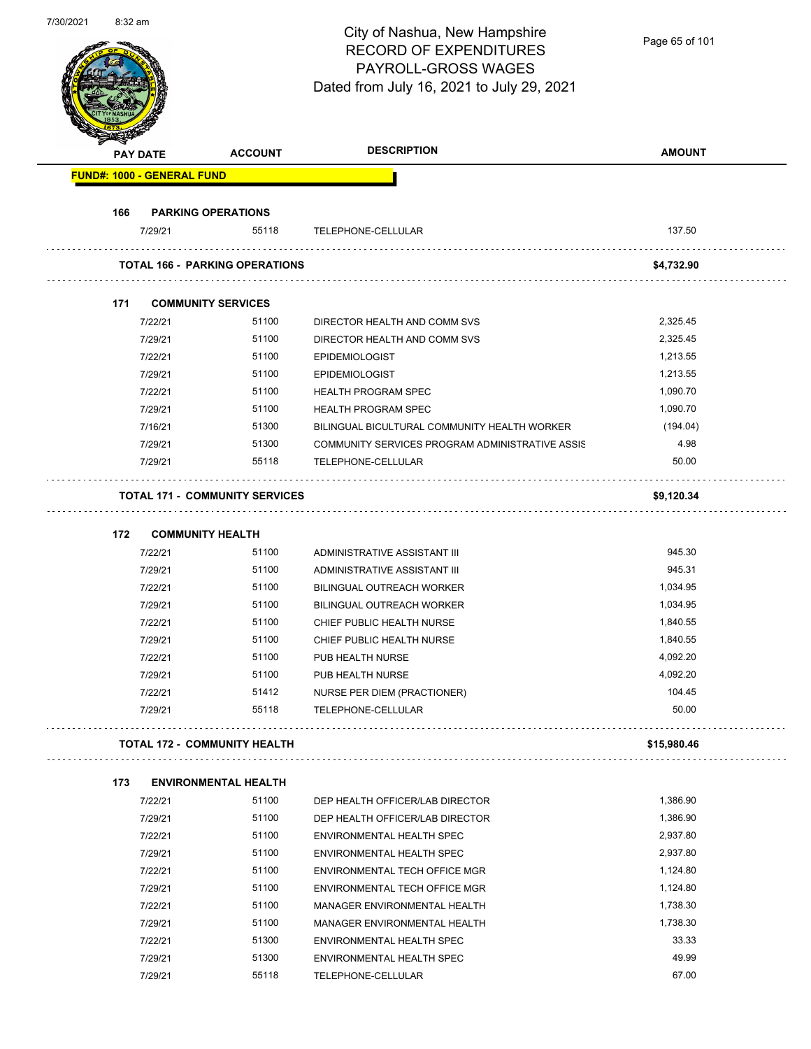# City of Nashua, New Hampshire
## RECORD OF EXPENDITURES
## PAYROLL-GROSS WAGES
### Dated from July 16, 2021 to July 29, 2021

| PAY DATE | ACCOUNT | DESCRIPTION | AMOUNT |
|---|---|---|---|
| **FUND#: 1000 - GENERAL FUND** | | | |
| **166 PARKING OPERATIONS** | | | |
| 7/29/21 | 55118 | TELEPHONE-CELLULAR | 137.50 |
| **TOTAL 166 - PARKING OPERATIONS** | | | **$4,732.90** |
| **171 COMMUNITY SERVICES** | | | |
| 7/22/21 | 51100 | DIRECTOR HEALTH AND COMM SVS | 2,325.45 |
| 7/29/21 | 51100 | DIRECTOR HEALTH AND COMM SVS | 2,325.45 |
| 7/22/21 | 51100 | EPIDEMIOLOGIST | 1,213.55 |
| 7/29/21 | 51100 | EPIDEMIOLOGIST | 1,213.55 |
| 7/22/21 | 51100 | HEALTH PROGRAM SPEC | 1,090.70 |
| 7/29/21 | 51100 | HEALTH PROGRAM SPEC | 1,090.70 |
| 7/16/21 | 51300 | BILINGUAL BICULTURAL COMMUNITY HEALTH WORKER | (194.04) |
| 7/29/21 | 51300 | COMMUNITY SERVICES PROGRAM ADMINISTRATIVE ASSIS | 4.98 |
| 7/29/21 | 55118 | TELEPHONE-CELLULAR | 50.00 |
| **TOTAL 171 - COMMUNITY SERVICES** | | | **$9,120.34** |
| **172 COMMUNITY HEALTH** | | | |
| 7/22/21 | 51100 | ADMINISTRATIVE ASSISTANT III | 945.30 |
| 7/29/21 | 51100 | ADMINISTRATIVE ASSISTANT III | 945.31 |
| 7/22/21 | 51100 | BILINGUAL OUTREACH WORKER | 1,034.95 |
| 7/29/21 | 51100 | BILINGUAL OUTREACH WORKER | 1,034.95 |
| 7/22/21 | 51100 | CHIEF PUBLIC HEALTH NURSE | 1,840.55 |
| 7/29/21 | 51100 | CHIEF PUBLIC HEALTH NURSE | 1,840.55 |
| 7/22/21 | 51100 | PUB HEALTH NURSE | 4,092.20 |
| 7/29/21 | 51100 | PUB HEALTH NURSE | 4,092.20 |
| 7/22/21 | 51412 | NURSE PER DIEM (PRACTIONER) | 104.45 |
| 7/29/21 | 55118 | TELEPHONE-CELLULAR | 50.00 |
| **TOTAL 172 - COMMUNITY HEALTH** | | | **$15,980.46** |
| **173 ENVIRONMENTAL HEALTH** | | | |
| 7/22/21 | 51100 | DEP HEALTH OFFICER/LAB DIRECTOR | 1,386.90 |
| 7/29/21 | 51100 | DEP HEALTH OFFICER/LAB DIRECTOR | 1,386.90 |
| 7/22/21 | 51100 | ENVIRONMENTAL HEALTH SPEC | 2,937.80 |
| 7/29/21 | 51100 | ENVIRONMENTAL HEALTH SPEC | 2,937.80 |
| 7/22/21 | 51100 | ENVIRONMENTAL TECH OFFICE MGR | 1,124.80 |
| 7/29/21 | 51100 | ENVIRONMENTAL TECH OFFICE MGR | 1,124.80 |
| 7/22/21 | 51100 | MANAGER ENVIRONMENTAL HEALTH | 1,738.30 |
| 7/29/21 | 51100 | MANAGER ENVIRONMENTAL HEALTH | 1,738.30 |
| 7/22/21 | 51300 | ENVIRONMENTAL HEALTH SPEC | 33.33 |
| 7/29/21 | 51300 | ENVIRONMENTAL HEALTH SPEC | 49.99 |
| 7/29/21 | 55118 | TELEPHONE-CELLULAR | 67.00 |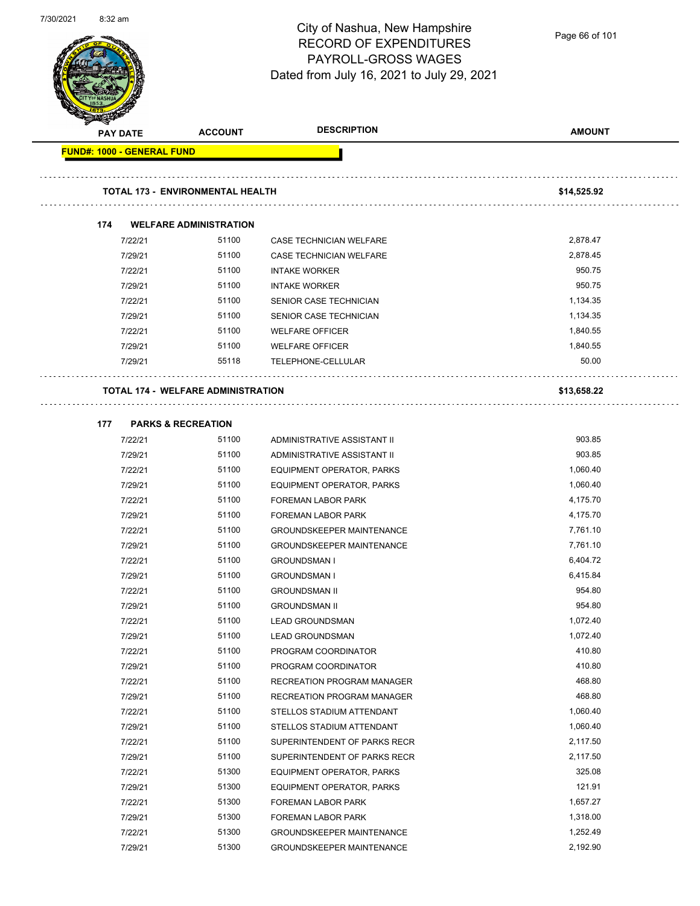# City of Nashua, New Hampshire
## RECORD OF EXPENDITURES
## PAYROLL-GROSS WAGES
## Dated from July 16, 2021 to July 29, 2021

| PAY DATE | ACCOUNT | DESCRIPTION | AMOUNT |
|---|---|---|---|
| **FUND#: 1000 - GENERAL FUND** | | | |
| **TOTAL 173 - ENVIRONMENTAL HEALTH** | | | **$14,525.92** |
| **174 WELFARE ADMINISTRATION** | | | |
| 7/22/21 | 51100 | CASE TECHNICIAN WELFARE | 2,878.47 |
| 7/29/21 | 51100 | CASE TECHNICIAN WELFARE | 2,878.45 |
| 7/22/21 | 51100 | INTAKE WORKER | 950.75 |
| 7/29/21 | 51100 | INTAKE WORKER | 950.75 |
| 7/22/21 | 51100 | SENIOR CASE TECHNICIAN | 1,134.35 |
| 7/29/21 | 51100 | SENIOR CASE TECHNICIAN | 1,134.35 |
| 7/22/21 | 51100 | WELFARE OFFICER | 1,840.55 |
| 7/29/21 | 51100 | WELFARE OFFICER | 1,840.55 |
| 7/29/21 | 55118 | TELEPHONE-CELLULAR | 50.00 |
| **TOTAL 174 - WELFARE ADMINISTRATION** | | | **$13,658.22** |
| **177 PARKS & RECREATION** | | | |
| 7/22/21 | 51100 | ADMINISTRATIVE ASSISTANT II | 903.85 |
| 7/29/21 | 51100 | ADMINISTRATIVE ASSISTANT II | 903.85 |
| 7/22/21 | 51100 | EQUIPMENT OPERATOR, PARKS | 1,060.40 |
| 7/29/21 | 51100 | EQUIPMENT OPERATOR, PARKS | 1,060.40 |
| 7/22/21 | 51100 | FOREMAN LABOR PARK | 4,175.70 |
| 7/29/21 | 51100 | FOREMAN LABOR PARK | 4,175.70 |
| 7/22/21 | 51100 | GROUNDSKEEPER MAINTENANCE | 7,761.10 |
| 7/29/21 | 51100 | GROUNDSKEEPER MAINTENANCE | 7,761.10 |
| 7/22/21 | 51100 | GROUNDSMAN I | 6,404.72 |
| 7/29/21 | 51100 | GROUNDSMAN I | 6,415.84 |
| 7/22/21 | 51100 | GROUNDSMAN II | 954.80 |
| 7/29/21 | 51100 | GROUNDSMAN II | 954.80 |
| 7/22/21 | 51100 | LEAD GROUNDSMAN | 1,072.40 |
| 7/29/21 | 51100 | LEAD GROUNDSMAN | 1,072.40 |
| 7/22/21 | 51100 | PROGRAM COORDINATOR | 410.80 |
| 7/29/21 | 51100 | PROGRAM COORDINATOR | 410.80 |
| 7/22/21 | 51100 | RECREATION PROGRAM MANAGER | 468.80 |
| 7/29/21 | 51100 | RECREATION PROGRAM MANAGER | 468.80 |
| 7/22/21 | 51100 | STELLOS STADIUM ATTENDANT | 1,060.40 |
| 7/29/21 | 51100 | STELLOS STADIUM ATTENDANT | 1,060.40 |
| 7/22/21 | 51100 | SUPERINTENDENT OF PARKS RECR | 2,117.50 |
| 7/29/21 | 51100 | SUPERINTENDENT OF PARKS RECR | 2,117.50 |
| 7/22/21 | 51300 | EQUIPMENT OPERATOR, PARKS | 325.08 |
| 7/29/21 | 51300 | EQUIPMENT OPERATOR, PARKS | 121.91 |
| 7/22/21 | 51300 | FOREMAN LABOR PARK | 1,657.27 |
| 7/29/21 | 51300 | FOREMAN LABOR PARK | 1,318.00 |
| 7/22/21 | 51300 | GROUNDSKEEPER MAINTENANCE | 1,252.49 |
| 7/29/21 | 51300 | GROUNDSKEEPER MAINTENANCE | 2,192.90 |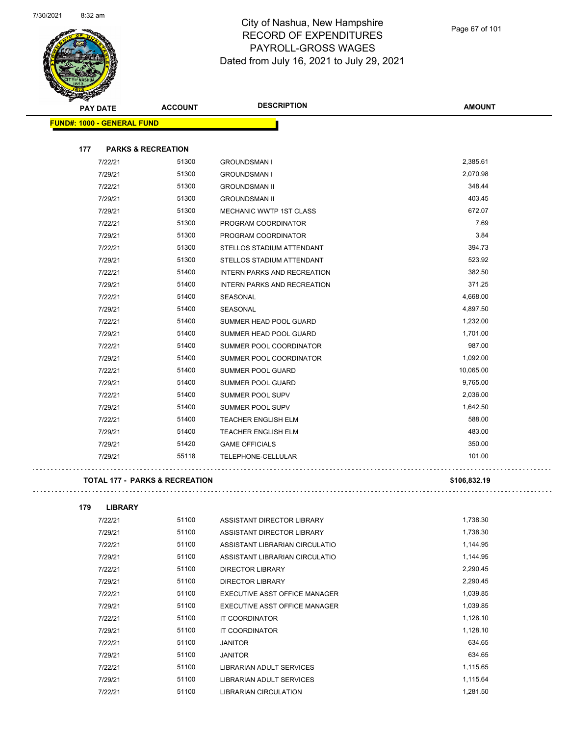# City of Nashua, New Hampshire
## RECORD OF EXPENDITURES
## PAYROLL-GROSS WAGES
## Dated from July 16, 2021 to July 29, 2021

| PAY DATE | ACCOUNT | DESCRIPTION | AMOUNT |
|---|---|---|---|
| **FUND#: 1000 - GENERAL FUND** | | | |
| **177 PARKS & RECREATION** | | | |
| 7/22/21 | 51300 | GROUNDSMAN I | 2,385.61 |
| 7/29/21 | 51300 | GROUNDSMAN I | 2,070.98 |
| 7/22/21 | 51300 | GROUNDSMAN II | 348.44 |
| 7/29/21 | 51300 | GROUNDSMAN II | 403.45 |
| 7/29/21 | 51300 | MECHANIC WWTP 1ST CLASS | 672.07 |
| 7/22/21 | 51300 | PROGRAM COORDINATOR | 7.69 |
| 7/29/21 | 51300 | PROGRAM COORDINATOR | 3.84 |
| 7/22/21 | 51300 | STELLOS STADIUM ATTENDANT | 394.73 |
| 7/29/21 | 51300 | STELLOS STADIUM ATTENDANT | 523.92 |
| 7/22/21 | 51400 | INTERN PARKS AND RECREATION | 382.50 |
| 7/29/21 | 51400 | INTERN PARKS AND RECREATION | 371.25 |
| 7/22/21 | 51400 | SEASONAL | 4,668.00 |
| 7/29/21 | 51400 | SEASONAL | 4,897.50 |
| 7/22/21 | 51400 | SUMMER HEAD POOL GUARD | 1,232.00 |
| 7/29/21 | 51400 | SUMMER HEAD POOL GUARD | 1,701.00 |
| 7/22/21 | 51400 | SUMMER POOL COORDINATOR | 987.00 |
| 7/29/21 | 51400 | SUMMER POOL COORDINATOR | 1,092.00 |
| 7/22/21 | 51400 | SUMMER POOL GUARD | 10,065.00 |
| 7/29/21 | 51400 | SUMMER POOL GUARD | 9,765.00 |
| 7/22/21 | 51400 | SUMMER POOL SUPV | 2,036.00 |
| 7/29/21 | 51400 | SUMMER POOL SUPV | 1,642.50 |
| 7/22/21 | 51400 | TEACHER ENGLISH ELM | 588.00 |
| 7/29/21 | 51400 | TEACHER ENGLISH ELM | 483.00 |
| 7/29/21 | 51420 | GAME OFFICIALS | 350.00 |
| 7/29/21 | 55118 | TELEPHONE-CELLULAR | 101.00 |
| **TOTAL 177 - PARKS & RECREATION** | | | **$106,832.19** |
| **179 LIBRARY** | | | |
| 7/22/21 | 51100 | ASSISTANT DIRECTOR LIBRARY | 1,738.30 |
| 7/29/21 | 51100 | ASSISTANT DIRECTOR LIBRARY | 1,738.30 |
| 7/22/21 | 51100 | ASSISTANT LIBRARIAN CIRCULATIO | 1,144.95 |
| 7/29/21 | 51100 | ASSISTANT LIBRARIAN CIRCULATIO | 1,144.95 |
| 7/22/21 | 51100 | DIRECTOR LIBRARY | 2,290.45 |
| 7/29/21 | 51100 | DIRECTOR LIBRARY | 2,290.45 |
| 7/22/21 | 51100 | EXECUTIVE ASST OFFICE MANAGER | 1,039.85 |
| 7/29/21 | 51100 | EXECUTIVE ASST OFFICE MANAGER | 1,039.85 |
| 7/22/21 | 51100 | IT COORDINATOR | 1,128.10 |
| 7/29/21 | 51100 | IT COORDINATOR | 1,128.10 |
| 7/22/21 | 51100 | JANITOR | 634.65 |
| 7/29/21 | 51100 | JANITOR | 634.65 |
| 7/22/21 | 51100 | LIBRARIAN ADULT SERVICES | 1,115.65 |
| 7/29/21 | 51100 | LIBRARIAN ADULT SERVICES | 1,115.64 |
| 7/22/21 | 51100 | LIBRARIAN CIRCULATION | 1,281.50 |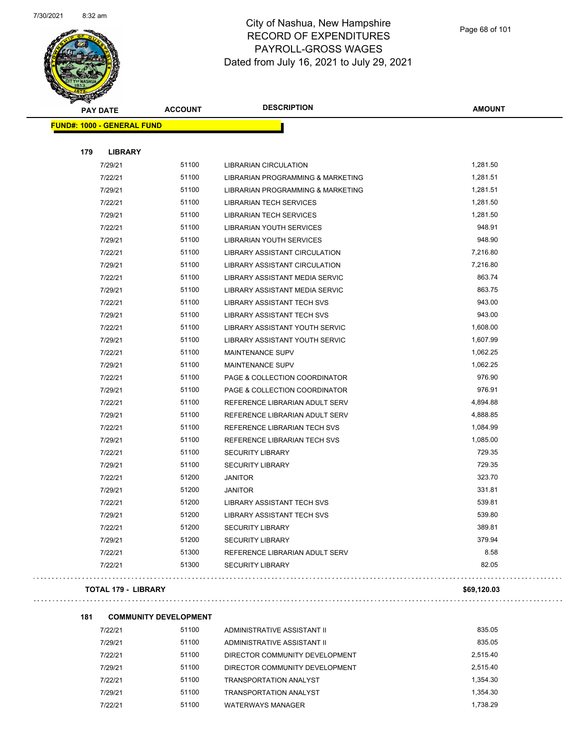# City of Nashua, New Hampshire
## RECORD OF EXPENDITURES
## PAYROLL-GROSS WAGES
### Dated from July 16, 2021 to July 29, 2021

| PAY DATE | ACCOUNT | DESCRIPTION | AMOUNT |
|---|---|---|---|
| **FUND#: 1000 - GENERAL FUND** | | | |
| **179 LIBRARY** | | | |
| 7/29/21 | 51100 | LIBRARIAN CIRCULATION | 1,281.50 |
| 7/22/21 | 51100 | LIBRARIAN PROGRAMMING & MARKETING | 1,281.51 |
| 7/29/21 | 51100 | LIBRARIAN PROGRAMMING & MARKETING | 1,281.51 |
| 7/22/21 | 51100 | LIBRARIAN TECH SERVICES | 1,281.50 |
| 7/29/21 | 51100 | LIBRARIAN TECH SERVICES | 1,281.50 |
| 7/22/21 | 51100 | LIBRARIAN YOUTH SERVICES | 948.91 |
| 7/29/21 | 51100 | LIBRARIAN YOUTH SERVICES | 948.90 |
| 7/22/21 | 51100 | LIBRARY ASSISTANT CIRCULATION | 7,216.80 |
| 7/29/21 | 51100 | LIBRARY ASSISTANT CIRCULATION | 7,216.80 |
| 7/22/21 | 51100 | LIBRARY ASSISTANT MEDIA SERVIC | 863.74 |
| 7/29/21 | 51100 | LIBRARY ASSISTANT MEDIA SERVIC | 863.75 |
| 7/22/21 | 51100 | LIBRARY ASSISTANT TECH SVS | 943.00 |
| 7/29/21 | 51100 | LIBRARY ASSISTANT TECH SVS | 943.00 |
| 7/22/21 | 51100 | LIBRARY ASSISTANT YOUTH SERVIC | 1,608.00 |
| 7/29/21 | 51100 | LIBRARY ASSISTANT YOUTH SERVIC | 1,607.99 |
| 7/22/21 | 51100 | MAINTENANCE SUPV | 1,062.25 |
| 7/29/21 | 51100 | MAINTENANCE SUPV | 1,062.25 |
| 7/22/21 | 51100 | PAGE & COLLECTION COORDINATOR | 976.90 |
| 7/29/21 | 51100 | PAGE & COLLECTION COORDINATOR | 976.91 |
| 7/22/21 | 51100 | REFERENCE LIBRARIAN ADULT SERV | 4,894.88 |
| 7/29/21 | 51100 | REFERENCE LIBRARIAN ADULT SERV | 4,888.85 |
| 7/22/21 | 51100 | REFERENCE LIBRARIAN TECH SVS | 1,084.99 |
| 7/29/21 | 51100 | REFERENCE LIBRARIAN TECH SVS | 1,085.00 |
| 7/22/21 | 51100 | SECURITY LIBRARY | 729.35 |
| 7/29/21 | 51100 | SECURITY LIBRARY | 729.35 |
| 7/22/21 | 51200 | JANITOR | 323.70 |
| 7/29/21 | 51200 | JANITOR | 331.81 |
| 7/22/21 | 51200 | LIBRARY ASSISTANT TECH SVS | 539.81 |
| 7/29/21 | 51200 | LIBRARY ASSISTANT TECH SVS | 539.80 |
| 7/22/21 | 51200 | SECURITY LIBRARY | 389.81 |
| 7/29/21 | 51200 | SECURITY LIBRARY | 379.94 |
| 7/22/21 | 51300 | REFERENCE LIBRARIAN ADULT SERV | 8.58 |
| 7/22/21 | 51300 | SECURITY LIBRARY | 82.05 |
| **TOTAL 179 - LIBRARY** | | | **$69,120.03** |
| **181 COMMUNITY DEVELOPMENT** | | | |
| 7/22/21 | 51100 | ADMINISTRATIVE ASSISTANT II | 835.05 |
| 7/29/21 | 51100 | ADMINISTRATIVE ASSISTANT II | 835.05 |
| 7/22/21 | 51100 | DIRECTOR COMMUNITY DEVELOPMENT | 2,515.40 |
| 7/29/21 | 51100 | DIRECTOR COMMUNITY DEVELOPMENT | 2,515.40 |
| 7/22/21 | 51100 | TRANSPORTATION ANALYST | 1,354.30 |
| 7/29/21 | 51100 | TRANSPORTATION ANALYST | 1,354.30 |
| 7/22/21 | 51100 | WATERWAYS MANAGER | 1,738.29 |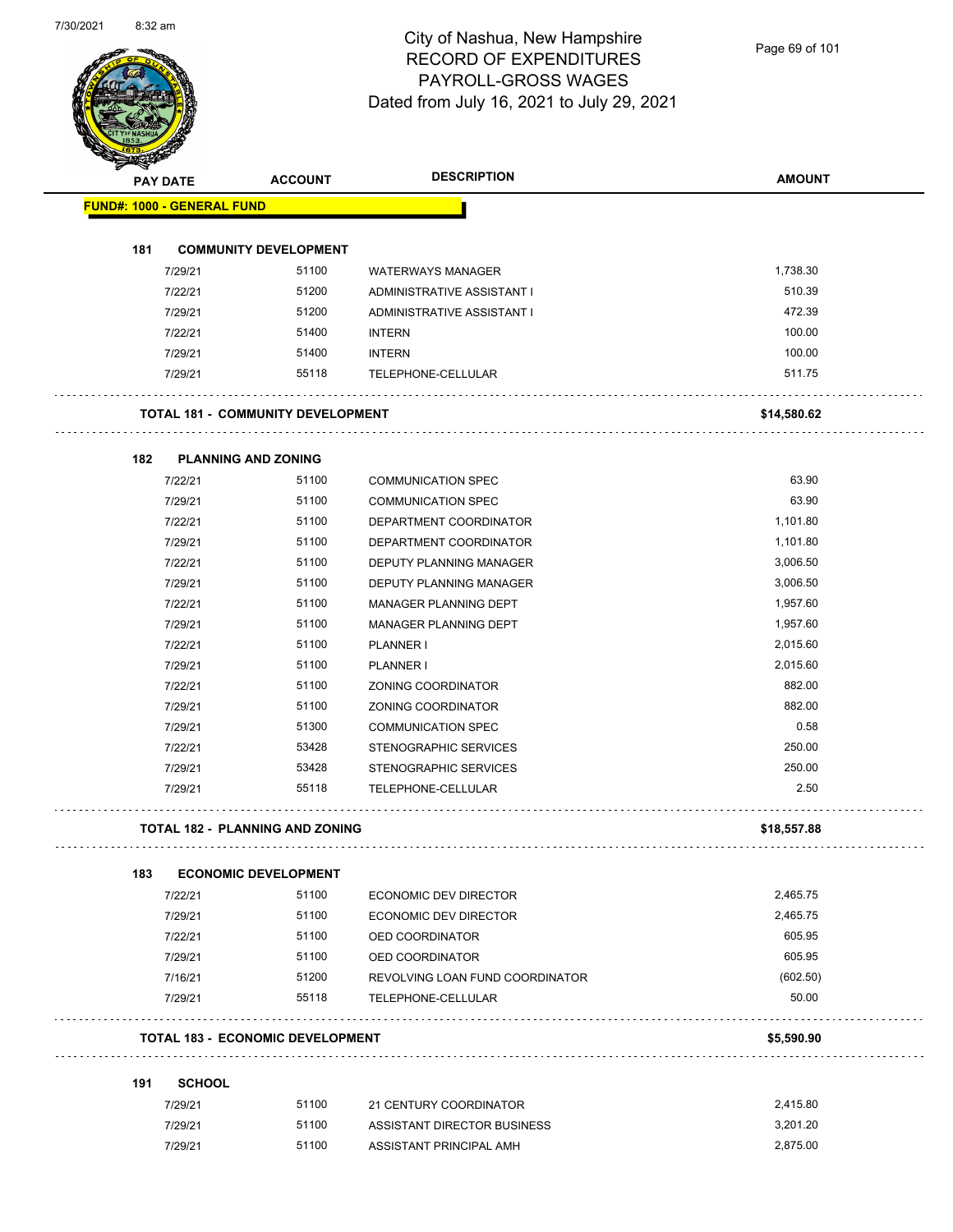City of Nashua, New Hampshire
RECORD OF EXPENDITURES
PAYROLL-GROSS WAGES
Dated from July 16, 2021 to July 29, 2021

| PAY DATE | ACCOUNT | DESCRIPTION | AMOUNT |
|---|---|---|---|
| **FUND#: 1000 - GENERAL FUND** | | | |
| **181 COMMUNITY DEVELOPMENT** | | | |
| 7/29/21 | 51100 | WATERWAYS MANAGER | 1,738.30 |
| 7/22/21 | 51200 | ADMINISTRATIVE ASSISTANT I | 510.39 |
| 7/29/21 | 51200 | ADMINISTRATIVE ASSISTANT I | 472.39 |
| 7/22/21 | 51400 | INTERN | 100.00 |
| 7/29/21 | 51400 | INTERN | 100.00 |
| 7/29/21 | 55118 | TELEPHONE-CELLULAR | 511.75 |
| **TOTAL 181 - COMMUNITY DEVELOPMENT** | | | **$14,580.62** |
| **182 PLANNING AND ZONING** | | | |
| 7/22/21 | 51100 | COMMUNICATION SPEC | 63.90 |
| 7/29/21 | 51100 | COMMUNICATION SPEC | 63.90 |
| 7/22/21 | 51100 | DEPARTMENT COORDINATOR | 1,101.80 |
| 7/29/21 | 51100 | DEPARTMENT COORDINATOR | 1,101.80 |
| 7/22/21 | 51100 | DEPUTY PLANNING MANAGER | 3,006.50 |
| 7/29/21 | 51100 | DEPUTY PLANNING MANAGER | 3,006.50 |
| 7/22/21 | 51100 | MANAGER PLANNING DEPT | 1,957.60 |
| 7/29/21 | 51100 | MANAGER PLANNING DEPT | 1,957.60 |
| 7/22/21 | 51100 | PLANNER I | 2,015.60 |
| 7/29/21 | 51100 | PLANNER I | 2,015.60 |
| 7/22/21 | 51100 | ZONING COORDINATOR | 882.00 |
| 7/29/21 | 51100 | ZONING COORDINATOR | 882.00 |
| 7/29/21 | 51300 | COMMUNICATION SPEC | 0.58 |
| 7/22/21 | 53428 | STENOGRAPHIC SERVICES | 250.00 |
| 7/29/21 | 53428 | STENOGRAPHIC SERVICES | 250.00 |
| 7/29/21 | 55118 | TELEPHONE-CELLULAR | 2.50 |
| **TOTAL 182 - PLANNING AND ZONING** | | | **$18,557.88** |
| **183 ECONOMIC DEVELOPMENT** | | | |
| 7/22/21 | 51100 | ECONOMIC DEV DIRECTOR | 2,465.75 |
| 7/29/21 | 51100 | ECONOMIC DEV DIRECTOR | 2,465.75 |
| 7/22/21 | 51100 | OED COORDINATOR | 605.95 |
| 7/29/21 | 51100 | OED COORDINATOR | 605.95 |
| 7/16/21 | 51200 | REVOLVING LOAN FUND COORDINATOR | (602.50) |
| 7/29/21 | 55118 | TELEPHONE-CELLULAR | 50.00 |
| **TOTAL 183 - ECONOMIC DEVELOPMENT** | | | **$5,590.90** |
| **191 SCHOOL** | | | |
| 7/29/21 | 51100 | 21 CENTURY COORDINATOR | 2,415.80 |
| 7/29/21 | 51100 | ASSISTANT DIRECTOR BUSINESS | 3,201.20 |
| 7/29/21 | 51100 | ASSISTANT PRINCIPAL AMH | 2,875.00 |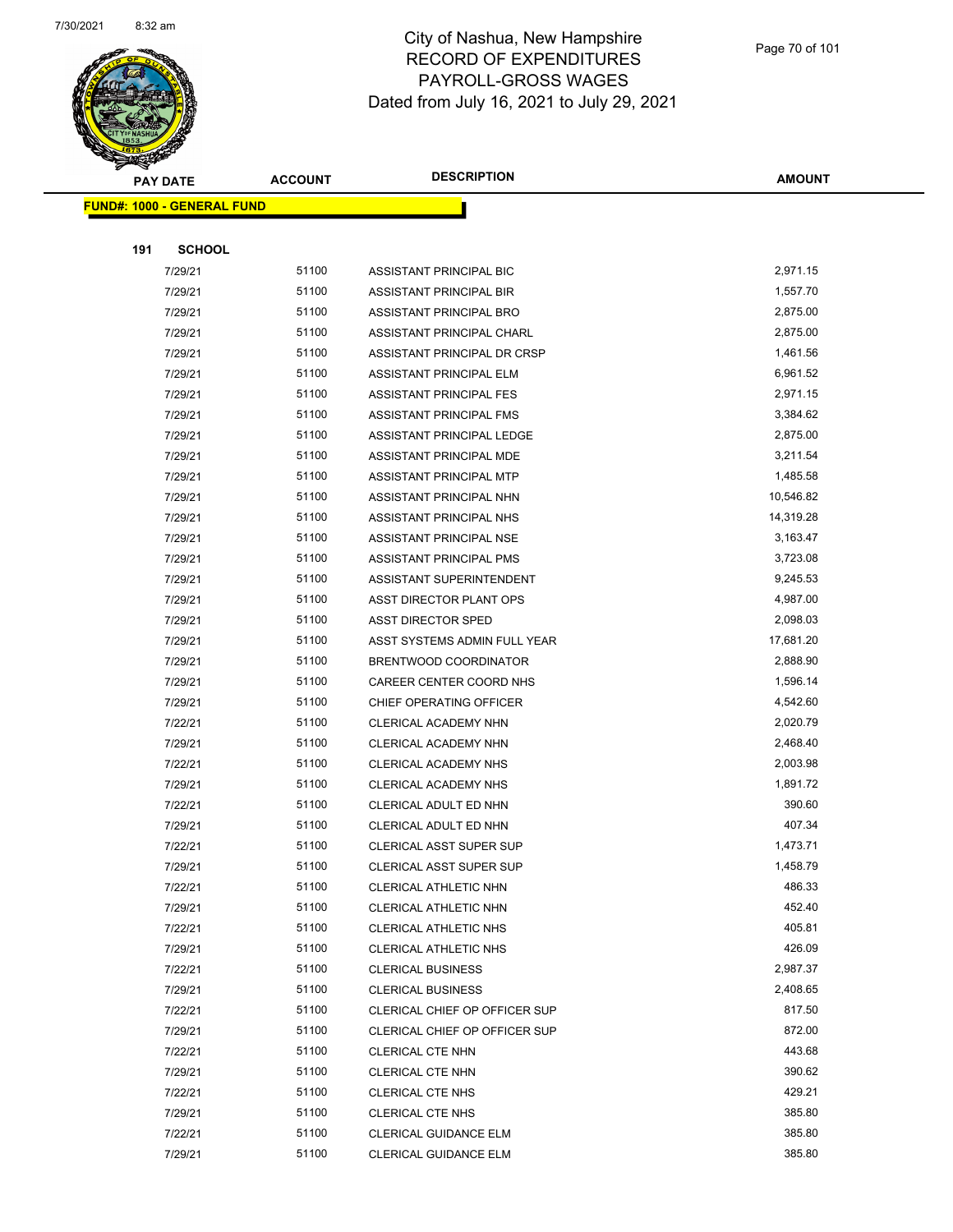# City of Nashua, New Hampshire
## RECORD OF EXPENDITURES
## PAYROLL-GROSS WAGES
## Dated from July 16, 2021 to July 29, 2021

| PAY DATE | ACCOUNT | DESCRIPTION | AMOUNT |
|---|---|---|---|
| **FUND#: 1000 - GENERAL FUND** | | | |
| **191 SCHOOL** | | | |
| 7/29/21 | 51100 | ASSISTANT PRINCIPAL BIC | 2,971.15 |
| 7/29/21 | 51100 | ASSISTANT PRINCIPAL BIR | 1,557.70 |
| 7/29/21 | 51100 | ASSISTANT PRINCIPAL BRO | 2,875.00 |
| 7/29/21 | 51100 | ASSISTANT PRINCIPAL CHARL | 2,875.00 |
| 7/29/21 | 51100 | ASSISTANT PRINCIPAL DR CRSP | 1,461.56 |
| 7/29/21 | 51100 | ASSISTANT PRINCIPAL ELM | 6,961.52 |
| 7/29/21 | 51100 | ASSISTANT PRINCIPAL FES | 2,971.15 |
| 7/29/21 | 51100 | ASSISTANT PRINCIPAL FMS | 3,384.62 |
| 7/29/21 | 51100 | ASSISTANT PRINCIPAL LEDGE | 2,875.00 |
| 7/29/21 | 51100 | ASSISTANT PRINCIPAL MDE | 3,211.54 |
| 7/29/21 | 51100 | ASSISTANT PRINCIPAL MTP | 1,485.58 |
| 7/29/21 | 51100 | ASSISTANT PRINCIPAL NHN | 10,546.82 |
| 7/29/21 | 51100 | ASSISTANT PRINCIPAL NHS | 14,319.28 |
| 7/29/21 | 51100 | ASSISTANT PRINCIPAL NSE | 3,163.47 |
| 7/29/21 | 51100 | ASSISTANT PRINCIPAL PMS | 3,723.08 |
| 7/29/21 | 51100 | ASSISTANT SUPERINTENDENT | 9,245.53 |
| 7/29/21 | 51100 | ASST DIRECTOR PLANT OPS | 4,987.00 |
| 7/29/21 | 51100 | ASST DIRECTOR SPED | 2,098.03 |
| 7/29/21 | 51100 | ASST SYSTEMS ADMIN FULL YEAR | 17,681.20 |
| 7/29/21 | 51100 | BRENTWOOD COORDINATOR | 2,888.90 |
| 7/29/21 | 51100 | CAREER CENTER COORD NHS | 1,596.14 |
| 7/29/21 | 51100 | CHIEF OPERATING OFFICER | 4,542.60 |
| 7/22/21 | 51100 | CLERICAL ACADEMY NHN | 2,020.79 |
| 7/29/21 | 51100 | CLERICAL ACADEMY NHN | 2,468.40 |
| 7/22/21 | 51100 | CLERICAL ACADEMY NHS | 2,003.98 |
| 7/29/21 | 51100 | CLERICAL ACADEMY NHS | 1,891.72 |
| 7/22/21 | 51100 | CLERICAL ADULT ED NHN | 390.60 |
| 7/29/21 | 51100 | CLERICAL ADULT ED NHN | 407.34 |
| 7/22/21 | 51100 | CLERICAL ASST SUPER SUP | 1,473.71 |
| 7/29/21 | 51100 | CLERICAL ASST SUPER SUP | 1,458.79 |
| 7/22/21 | 51100 | CLERICAL ATHLETIC NHN | 486.33 |
| 7/29/21 | 51100 | CLERICAL ATHLETIC NHN | 452.40 |
| 7/22/21 | 51100 | CLERICAL ATHLETIC NHS | 405.81 |
| 7/29/21 | 51100 | CLERICAL ATHLETIC NHS | 426.09 |
| 7/22/21 | 51100 | CLERICAL BUSINESS | 2,987.37 |
| 7/29/21 | 51100 | CLERICAL BUSINESS | 2,408.65 |
| 7/22/21 | 51100 | CLERICAL CHIEF OP OFFICER SUP | 817.50 |
| 7/29/21 | 51100 | CLERICAL CHIEF OP OFFICER SUP | 872.00 |
| 7/22/21 | 51100 | CLERICAL CTE NHN | 443.68 |
| 7/29/21 | 51100 | CLERICAL CTE NHN | 390.62 |
| 7/22/21 | 51100 | CLERICAL CTE NHS | 429.21 |
| 7/29/21 | 51100 | CLERICAL CTE NHS | 385.80 |
| 7/22/21 | 51100 | CLERICAL GUIDANCE ELM | 385.80 |
| 7/29/21 | 51100 | CLERICAL GUIDANCE ELM | 385.80 |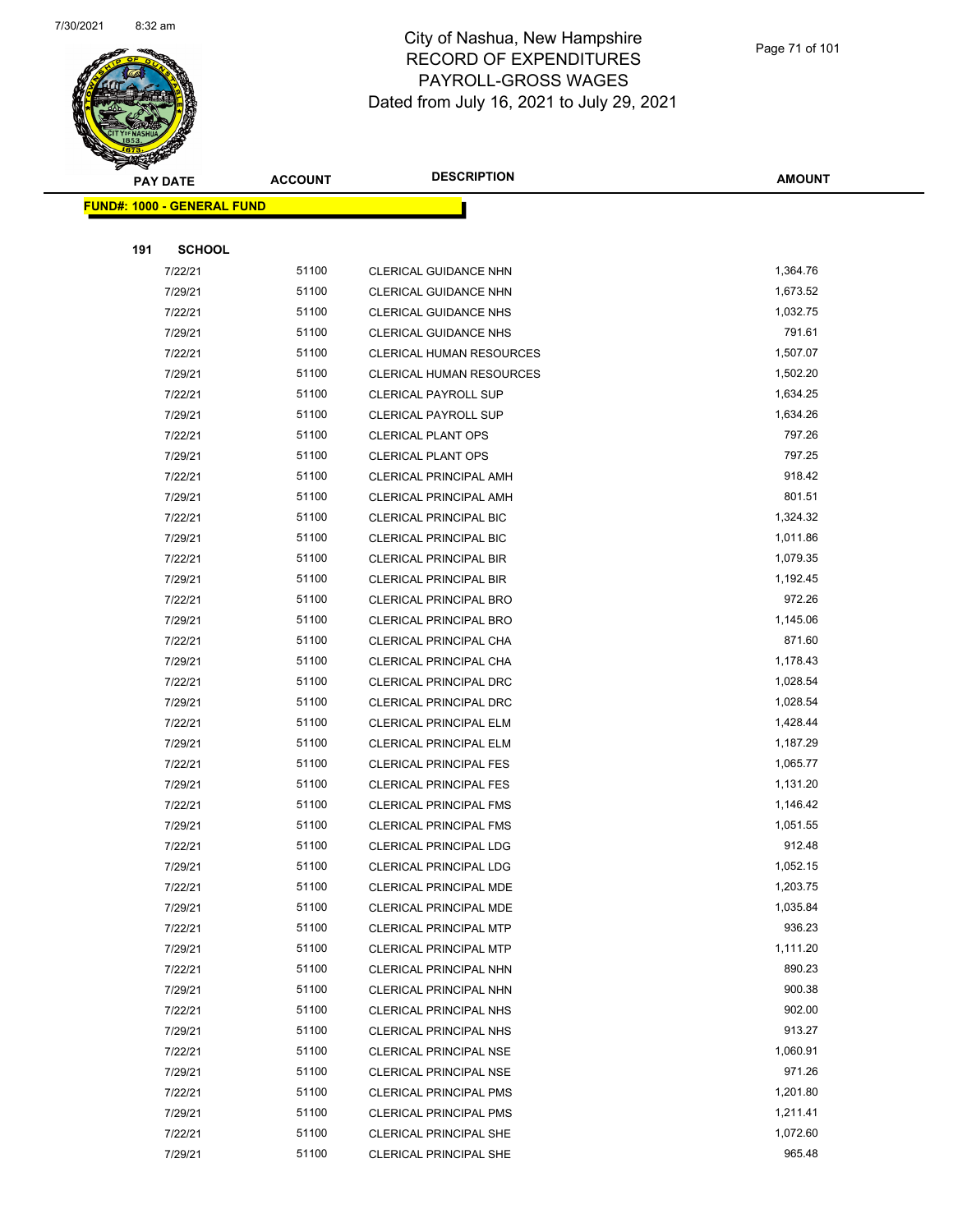# City of Nashua, New Hampshire
## RECORD OF EXPENDITURES
## PAYROLL-GROSS WAGES
## Dated from July 16, 2021 to July 29, 2021

| PAY DATE | ACCOUNT | DESCRIPTION | AMOUNT |
|---|---|---|---|

**FUND#: 1000 - GENERAL FUND**

**191 SCHOOL**

| PAY DATE | ACCOUNT | DESCRIPTION | AMOUNT |
|---|---|---|---|
| 7/22/21 | 51100 | CLERICAL GUIDANCE NHN | 1,364.76 |
| 7/29/21 | 51100 | CLERICAL GUIDANCE NHN | 1,673.52 |
| 7/22/21 | 51100 | CLERICAL GUIDANCE NHS | 1,032.75 |
| 7/29/21 | 51100 | CLERICAL GUIDANCE NHS | 791.61 |
| 7/22/21 | 51100 | CLERICAL HUMAN RESOURCES | 1,507.07 |
| 7/29/21 | 51100 | CLERICAL HUMAN RESOURCES | 1,502.20 |
| 7/22/21 | 51100 | CLERICAL PAYROLL SUP | 1,634.25 |
| 7/29/21 | 51100 | CLERICAL PAYROLL SUP | 1,634.26 |
| 7/22/21 | 51100 | CLERICAL PLANT OPS | 797.26 |
| 7/29/21 | 51100 | CLERICAL PLANT OPS | 797.25 |
| 7/22/21 | 51100 | CLERICAL PRINCIPAL AMH | 918.42 |
| 7/29/21 | 51100 | CLERICAL PRINCIPAL AMH | 801.51 |
| 7/22/21 | 51100 | CLERICAL PRINCIPAL BIC | 1,324.32 |
| 7/29/21 | 51100 | CLERICAL PRINCIPAL BIC | 1,011.86 |
| 7/22/21 | 51100 | CLERICAL PRINCIPAL BIR | 1,079.35 |
| 7/29/21 | 51100 | CLERICAL PRINCIPAL BIR | 1,192.45 |
| 7/22/21 | 51100 | CLERICAL PRINCIPAL BRO | 972.26 |
| 7/29/21 | 51100 | CLERICAL PRINCIPAL BRO | 1,145.06 |
| 7/22/21 | 51100 | CLERICAL PRINCIPAL CHA | 871.60 |
| 7/29/21 | 51100 | CLERICAL PRINCIPAL CHA | 1,178.43 |
| 7/22/21 | 51100 | CLERICAL PRINCIPAL DRC | 1,028.54 |
| 7/29/21 | 51100 | CLERICAL PRINCIPAL DRC | 1,028.54 |
| 7/22/21 | 51100 | CLERICAL PRINCIPAL ELM | 1,428.44 |
| 7/29/21 | 51100 | CLERICAL PRINCIPAL ELM | 1,187.29 |
| 7/22/21 | 51100 | CLERICAL PRINCIPAL FES | 1,065.77 |
| 7/29/21 | 51100 | CLERICAL PRINCIPAL FES | 1,131.20 |
| 7/22/21 | 51100 | CLERICAL PRINCIPAL FMS | 1,146.42 |
| 7/29/21 | 51100 | CLERICAL PRINCIPAL FMS | 1,051.55 |
| 7/22/21 | 51100 | CLERICAL PRINCIPAL LDG | 912.48 |
| 7/29/21 | 51100 | CLERICAL PRINCIPAL LDG | 1,052.15 |
| 7/22/21 | 51100 | CLERICAL PRINCIPAL MDE | 1,203.75 |
| 7/29/21 | 51100 | CLERICAL PRINCIPAL MDE | 1,035.84 |
| 7/22/21 | 51100 | CLERICAL PRINCIPAL MTP | 936.23 |
| 7/29/21 | 51100 | CLERICAL PRINCIPAL MTP | 1,111.20 |
| 7/22/21 | 51100 | CLERICAL PRINCIPAL NHN | 890.23 |
| 7/29/21 | 51100 | CLERICAL PRINCIPAL NHN | 900.38 |
| 7/22/21 | 51100 | CLERICAL PRINCIPAL NHS | 902.00 |
| 7/29/21 | 51100 | CLERICAL PRINCIPAL NHS | 913.27 |
| 7/22/21 | 51100 | CLERICAL PRINCIPAL NSE | 1,060.91 |
| 7/29/21 | 51100 | CLERICAL PRINCIPAL NSE | 971.26 |
| 7/22/21 | 51100 | CLERICAL PRINCIPAL PMS | 1,201.80 |
| 7/29/21 | 51100 | CLERICAL PRINCIPAL PMS | 1,211.41 |
| 7/22/21 | 51100 | CLERICAL PRINCIPAL SHE | 1,072.60 |
| 7/29/21 | 51100 | CLERICAL PRINCIPAL SHE | 965.48 |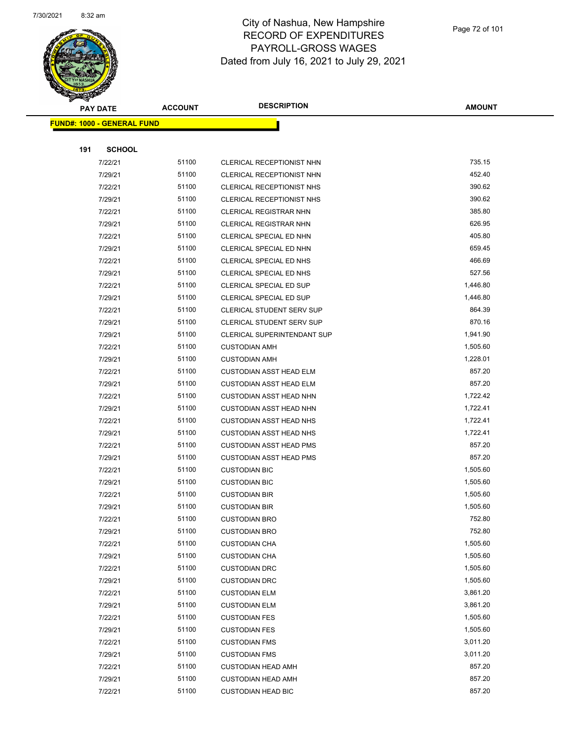# City of Nashua, New Hampshire
## RECORD OF EXPENDITURES
## PAYROLL-GROSS WAGES
Dated from July 16, 2021 to July 29, 2021

| PAY DATE | ACCOUNT | DESCRIPTION | AMOUNT |
|---|---|---|---|
| **FUND#: 1000 - GENERAL FUND** | | | |
| **191 SCHOOL** | | | |
| 7/22/21 | 51100 | CLERICAL RECEPTIONIST NHN | 735.15 |
| 7/29/21 | 51100 | CLERICAL RECEPTIONIST NHN | 452.40 |
| 7/22/21 | 51100 | CLERICAL RECEPTIONIST NHS | 390.62 |
| 7/29/21 | 51100 | CLERICAL RECEPTIONIST NHS | 390.62 |
| 7/22/21 | 51100 | CLERICAL REGISTRAR NHN | 385.80 |
| 7/29/21 | 51100 | CLERICAL REGISTRAR NHN | 626.95 |
| 7/22/21 | 51100 | CLERICAL SPECIAL ED NHN | 405.80 |
| 7/29/21 | 51100 | CLERICAL SPECIAL ED NHN | 659.45 |
| 7/22/21 | 51100 | CLERICAL SPECIAL ED NHS | 466.69 |
| 7/29/21 | 51100 | CLERICAL SPECIAL ED NHS | 527.56 |
| 7/22/21 | 51100 | CLERICAL SPECIAL ED SUP | 1,446.80 |
| 7/29/21 | 51100 | CLERICAL SPECIAL ED SUP | 1,446.80 |
| 7/22/21 | 51100 | CLERICAL STUDENT SERV SUP | 864.39 |
| 7/29/21 | 51100 | CLERICAL STUDENT SERV SUP | 870.16 |
| 7/29/21 | 51100 | CLERICAL SUPERINTENDANT SUP | 1,941.90 |
| 7/22/21 | 51100 | CUSTODIAN AMH | 1,505.60 |
| 7/29/21 | 51100 | CUSTODIAN AMH | 1,228.01 |
| 7/22/21 | 51100 | CUSTODIAN ASST HEAD ELM | 857.20 |
| 7/29/21 | 51100 | CUSTODIAN ASST HEAD ELM | 857.20 |
| 7/22/21 | 51100 | CUSTODIAN ASST HEAD NHN | 1,722.42 |
| 7/29/21 | 51100 | CUSTODIAN ASST HEAD NHN | 1,722.41 |
| 7/22/21 | 51100 | CUSTODIAN ASST HEAD NHS | 1,722.41 |
| 7/29/21 | 51100 | CUSTODIAN ASST HEAD NHS | 1,722.41 |
| 7/22/21 | 51100 | CUSTODIAN ASST HEAD PMS | 857.20 |
| 7/29/21 | 51100 | CUSTODIAN ASST HEAD PMS | 857.20 |
| 7/22/21 | 51100 | CUSTODIAN BIC | 1,505.60 |
| 7/29/21 | 51100 | CUSTODIAN BIC | 1,505.60 |
| 7/22/21 | 51100 | CUSTODIAN BIR | 1,505.60 |
| 7/29/21 | 51100 | CUSTODIAN BIR | 1,505.60 |
| 7/22/21 | 51100 | CUSTODIAN BRO | 752.80 |
| 7/29/21 | 51100 | CUSTODIAN BRO | 752.80 |
| 7/22/21 | 51100 | CUSTODIAN CHA | 1,505.60 |
| 7/29/21 | 51100 | CUSTODIAN CHA | 1,505.60 |
| 7/22/21 | 51100 | CUSTODIAN DRC | 1,505.60 |
| 7/29/21 | 51100 | CUSTODIAN DRC | 1,505.60 |
| 7/22/21 | 51100 | CUSTODIAN ELM | 3,861.20 |
| 7/29/21 | 51100 | CUSTODIAN ELM | 3,861.20 |
| 7/22/21 | 51100 | CUSTODIAN FES | 1,505.60 |
| 7/29/21 | 51100 | CUSTODIAN FES | 1,505.60 |
| 7/22/21 | 51100 | CUSTODIAN FMS | 3,011.20 |
| 7/29/21 | 51100 | CUSTODIAN FMS | 3,011.20 |
| 7/22/21 | 51100 | CUSTODIAN HEAD AMH | 857.20 |
| 7/29/21 | 51100 | CUSTODIAN HEAD AMH | 857.20 |
| 7/22/21 | 51100 | CUSTODIAN HEAD BIC | 857.20 |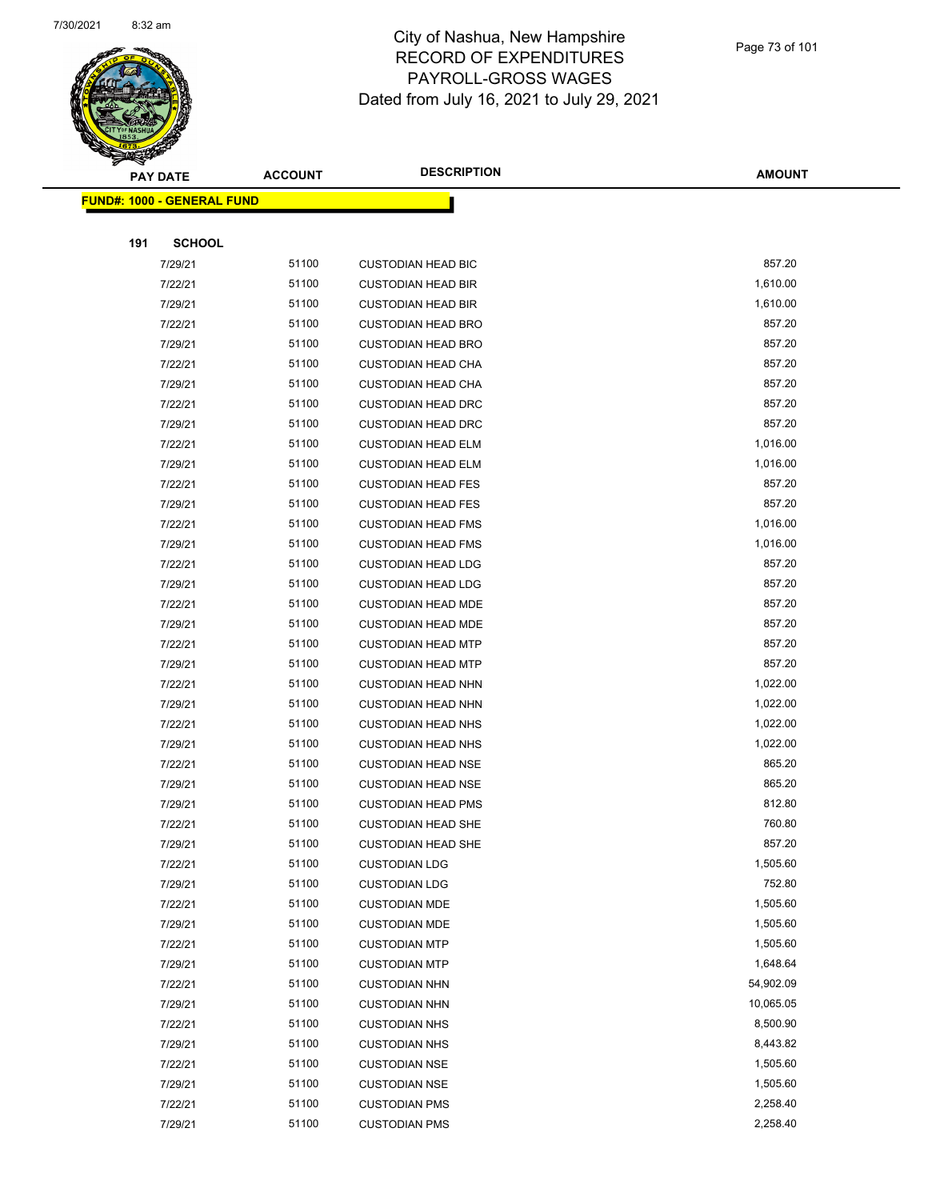# City of Nashua, New Hampshire
## RECORD OF EXPENDITURES
## PAYROLL-GROSS WAGES
### Dated from July 16, 2021 to July 29, 2021

**FUND#: 1000 - GENERAL FUND**

**191 SCHOOL**

| PAY DATE | ACCOUNT | DESCRIPTION | AMOUNT |
|---|---|---|---|
| 7/29/21 | 51100 | CUSTODIAN HEAD BIC | 857.20 |
| 7/22/21 | 51100 | CUSTODIAN HEAD BIR | 1,610.00 |
| 7/29/21 | 51100 | CUSTODIAN HEAD BIR | 1,610.00 |
| 7/22/21 | 51100 | CUSTODIAN HEAD BRO | 857.20 |
| 7/29/21 | 51100 | CUSTODIAN HEAD BRO | 857.20 |
| 7/22/21 | 51100 | CUSTODIAN HEAD CHA | 857.20 |
| 7/29/21 | 51100 | CUSTODIAN HEAD CHA | 857.20 |
| 7/22/21 | 51100 | CUSTODIAN HEAD DRC | 857.20 |
| 7/29/21 | 51100 | CUSTODIAN HEAD DRC | 857.20 |
| 7/22/21 | 51100 | CUSTODIAN HEAD ELM | 1,016.00 |
| 7/29/21 | 51100 | CUSTODIAN HEAD ELM | 1,016.00 |
| 7/22/21 | 51100 | CUSTODIAN HEAD FES | 857.20 |
| 7/29/21 | 51100 | CUSTODIAN HEAD FES | 857.20 |
| 7/22/21 | 51100 | CUSTODIAN HEAD FMS | 1,016.00 |
| 7/29/21 | 51100 | CUSTODIAN HEAD FMS | 1,016.00 |
| 7/22/21 | 51100 | CUSTODIAN HEAD LDG | 857.20 |
| 7/29/21 | 51100 | CUSTODIAN HEAD LDG | 857.20 |
| 7/22/21 | 51100 | CUSTODIAN HEAD MDE | 857.20 |
| 7/29/21 | 51100 | CUSTODIAN HEAD MDE | 857.20 |
| 7/22/21 | 51100 | CUSTODIAN HEAD MTP | 857.20 |
| 7/29/21 | 51100 | CUSTODIAN HEAD MTP | 857.20 |
| 7/22/21 | 51100 | CUSTODIAN HEAD NHN | 1,022.00 |
| 7/29/21 | 51100 | CUSTODIAN HEAD NHN | 1,022.00 |
| 7/22/21 | 51100 | CUSTODIAN HEAD NHS | 1,022.00 |
| 7/29/21 | 51100 | CUSTODIAN HEAD NHS | 1,022.00 |
| 7/22/21 | 51100 | CUSTODIAN HEAD NSE | 865.20 |
| 7/29/21 | 51100 | CUSTODIAN HEAD NSE | 865.20 |
| 7/29/21 | 51100 | CUSTODIAN HEAD PMS | 812.80 |
| 7/22/21 | 51100 | CUSTODIAN HEAD SHE | 760.80 |
| 7/29/21 | 51100 | CUSTODIAN HEAD SHE | 857.20 |
| 7/22/21 | 51100 | CUSTODIAN LDG | 1,505.60 |
| 7/29/21 | 51100 | CUSTODIAN LDG | 752.80 |
| 7/22/21 | 51100 | CUSTODIAN MDE | 1,505.60 |
| 7/29/21 | 51100 | CUSTODIAN MDE | 1,505.60 |
| 7/22/21 | 51100 | CUSTODIAN MTP | 1,505.60 |
| 7/29/21 | 51100 | CUSTODIAN MTP | 1,648.64 |
| 7/22/21 | 51100 | CUSTODIAN NHN | 54,902.09 |
| 7/29/21 | 51100 | CUSTODIAN NHN | 10,065.05 |
| 7/22/21 | 51100 | CUSTODIAN NHS | 8,500.90 |
| 7/29/21 | 51100 | CUSTODIAN NHS | 8,443.82 |
| 7/22/21 | 51100 | CUSTODIAN NSE | 1,505.60 |
| 7/29/21 | 51100 | CUSTODIAN NSE | 1,505.60 |
| 7/22/21 | 51100 | CUSTODIAN PMS | 2,258.40 |
| 7/29/21 | 51100 | CUSTODIAN PMS | 2,258.40 |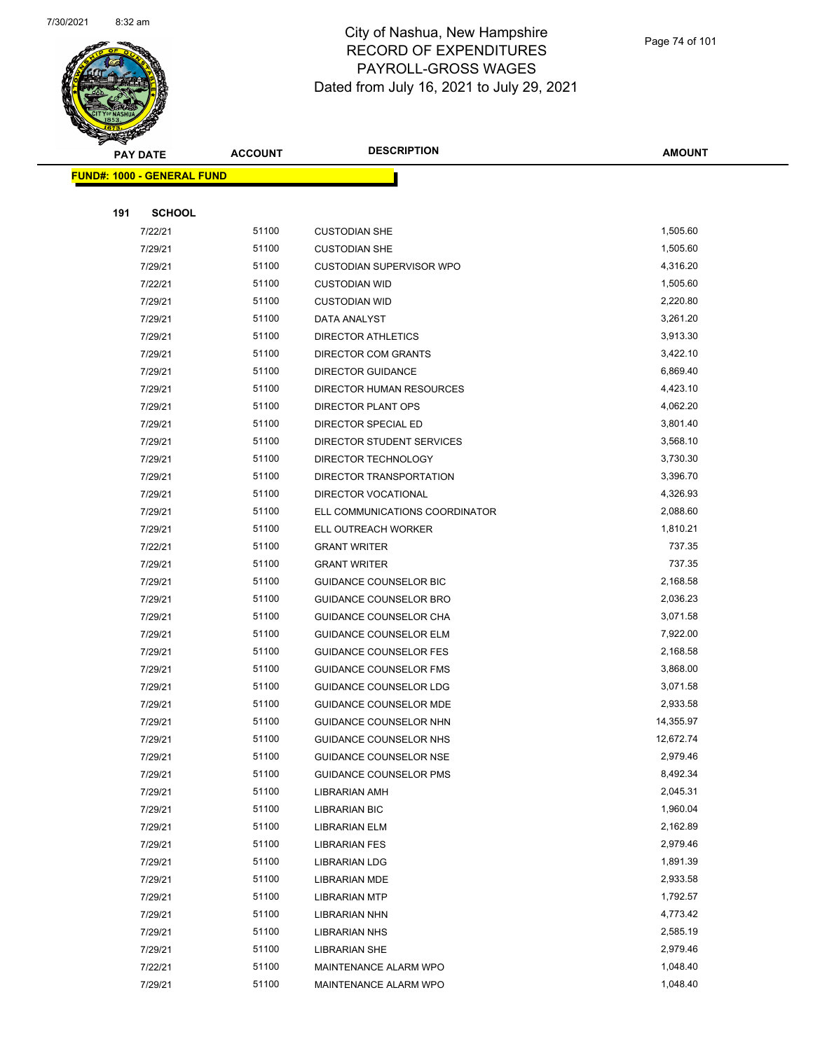City of Nashua, New Hampshire
RECORD OF EXPENDITURES
PAYROLL-GROSS WAGES
Dated from July 16, 2021 to July 29, 2021

| PAY DATE | ACCOUNT | DESCRIPTION | AMOUNT |
|---|---|---|---|
| **FUND#: 1000 - GENERAL FUND** | | | |
| **191 SCHOOL** | | | |
| 7/22/21 | 51100 | CUSTODIAN SHE | 1,505.60 |
| 7/29/21 | 51100 | CUSTODIAN SHE | 1,505.60 |
| 7/29/21 | 51100 | CUSTODIAN SUPERVISOR WPO | 4,316.20 |
| 7/22/21 | 51100 | CUSTODIAN WID | 1,505.60 |
| 7/29/21 | 51100 | CUSTODIAN WID | 2,220.80 |
| 7/29/21 | 51100 | DATA ANALYST | 3,261.20 |
| 7/29/21 | 51100 | DIRECTOR ATHLETICS | 3,913.30 |
| 7/29/21 | 51100 | DIRECTOR COM GRANTS | 3,422.10 |
| 7/29/21 | 51100 | DIRECTOR GUIDANCE | 6,869.40 |
| 7/29/21 | 51100 | DIRECTOR HUMAN RESOURCES | 4,423.10 |
| 7/29/21 | 51100 | DIRECTOR PLANT OPS | 4,062.20 |
| 7/29/21 | 51100 | DIRECTOR SPECIAL ED | 3,801.40 |
| 7/29/21 | 51100 | DIRECTOR STUDENT SERVICES | 3,568.10 |
| 7/29/21 | 51100 | DIRECTOR TECHNOLOGY | 3,730.30 |
| 7/29/21 | 51100 | DIRECTOR TRANSPORTATION | 3,396.70 |
| 7/29/21 | 51100 | DIRECTOR VOCATIONAL | 4,326.93 |
| 7/29/21 | 51100 | ELL COMMUNICATIONS COORDINATOR | 2,088.60 |
| 7/29/21 | 51100 | ELL OUTREACH WORKER | 1,810.21 |
| 7/22/21 | 51100 | GRANT WRITER | 737.35 |
| 7/29/21 | 51100 | GRANT WRITER | 737.35 |
| 7/29/21 | 51100 | GUIDANCE COUNSELOR BIC | 2,168.58 |
| 7/29/21 | 51100 | GUIDANCE COUNSELOR BRO | 2,036.23 |
| 7/29/21 | 51100 | GUIDANCE COUNSELOR CHA | 3,071.58 |
| 7/29/21 | 51100 | GUIDANCE COUNSELOR ELM | 7,922.00 |
| 7/29/21 | 51100 | GUIDANCE COUNSELOR FES | 2,168.58 |
| 7/29/21 | 51100 | GUIDANCE COUNSELOR FMS | 3,868.00 |
| 7/29/21 | 51100 | GUIDANCE COUNSELOR LDG | 3,071.58 |
| 7/29/21 | 51100 | GUIDANCE COUNSELOR MDE | 2,933.58 |
| 7/29/21 | 51100 | GUIDANCE COUNSELOR NHN | 14,355.97 |
| 7/29/21 | 51100 | GUIDANCE COUNSELOR NHS | 12,672.74 |
| 7/29/21 | 51100 | GUIDANCE COUNSELOR NSE | 2,979.46 |
| 7/29/21 | 51100 | GUIDANCE COUNSELOR PMS | 8,492.34 |
| 7/29/21 | 51100 | LIBRARIAN AMH | 2,045.31 |
| 7/29/21 | 51100 | LIBRARIAN BIC | 1,960.04 |
| 7/29/21 | 51100 | LIBRARIAN ELM | 2,162.89 |
| 7/29/21 | 51100 | LIBRARIAN FES | 2,979.46 |
| 7/29/21 | 51100 | LIBRARIAN LDG | 1,891.39 |
| 7/29/21 | 51100 | LIBRARIAN MDE | 2,933.58 |
| 7/29/21 | 51100 | LIBRARIAN MTP | 1,792.57 |
| 7/29/21 | 51100 | LIBRARIAN NHN | 4,773.42 |
| 7/29/21 | 51100 | LIBRARIAN NHS | 2,585.19 |
| 7/29/21 | 51100 | LIBRARIAN SHE | 2,979.46 |
| 7/22/21 | 51100 | MAINTENANCE ALARM WPO | 1,048.40 |
| 7/29/21 | 51100 | MAINTENANCE ALARM WPO | 1,048.40 |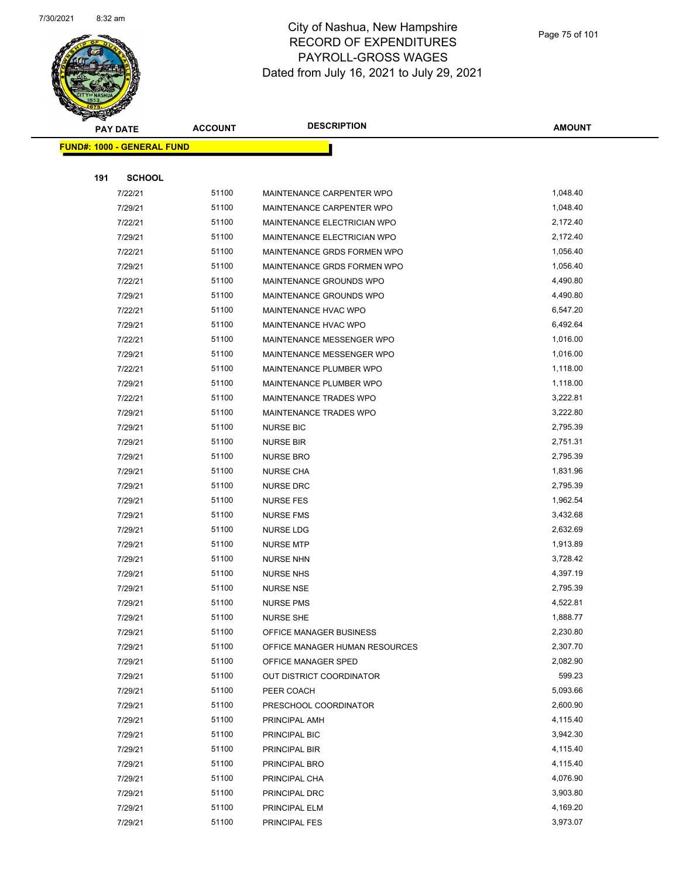# City of Nashua, New Hampshire
## RECORD OF EXPENDITURES
## PAYROLL-GROSS WAGES
## Dated from July 16, 2021 to July 29, 2021

| PAY DATE | ACCOUNT | DESCRIPTION | AMOUNT |
|---|---|---|---|

**FUND#: 1000 - GENERAL FUND**

**191 SCHOOL**

| PAY DATE | ACCOUNT | DESCRIPTION | AMOUNT |
|---|---|---|---|
| 7/22/21 | 51100 | MAINTENANCE CARPENTER WPO | 1,048.40 |
| 7/29/21 | 51100 | MAINTENANCE CARPENTER WPO | 1,048.40 |
| 7/22/21 | 51100 | MAINTENANCE ELECTRICIAN WPO | 2,172.40 |
| 7/29/21 | 51100 | MAINTENANCE ELECTRICIAN WPO | 2,172.40 |
| 7/22/21 | 51100 | MAINTENANCE GRDS FORMEN WPO | 1,056.40 |
| 7/29/21 | 51100 | MAINTENANCE GRDS FORMEN WPO | 1,056.40 |
| 7/22/21 | 51100 | MAINTENANCE GROUNDS WPO | 4,490.80 |
| 7/29/21 | 51100 | MAINTENANCE GROUNDS WPO | 4,490.80 |
| 7/22/21 | 51100 | MAINTENANCE HVAC WPO | 6,547.20 |
| 7/29/21 | 51100 | MAINTENANCE HVAC WPO | 6,492.64 |
| 7/22/21 | 51100 | MAINTENANCE MESSENGER WPO | 1,016.00 |
| 7/29/21 | 51100 | MAINTENANCE MESSENGER WPO | 1,016.00 |
| 7/22/21 | 51100 | MAINTENANCE PLUMBER WPO | 1,118.00 |
| 7/29/21 | 51100 | MAINTENANCE PLUMBER WPO | 1,118.00 |
| 7/22/21 | 51100 | MAINTENANCE TRADES WPO | 3,222.81 |
| 7/29/21 | 51100 | MAINTENANCE TRADES WPO | 3,222.80 |
| 7/29/21 | 51100 | NURSE BIC | 2,795.39 |
| 7/29/21 | 51100 | NURSE BIR | 2,751.31 |
| 7/29/21 | 51100 | NURSE BRO | 2,795.39 |
| 7/29/21 | 51100 | NURSE CHA | 1,831.96 |
| 7/29/21 | 51100 | NURSE DRC | 2,795.39 |
| 7/29/21 | 51100 | NURSE FES | 1,962.54 |
| 7/29/21 | 51100 | NURSE FMS | 3,432.68 |
| 7/29/21 | 51100 | NURSE LDG | 2,632.69 |
| 7/29/21 | 51100 | NURSE MTP | 1,913.89 |
| 7/29/21 | 51100 | NURSE NHN | 3,728.42 |
| 7/29/21 | 51100 | NURSE NHS | 4,397.19 |
| 7/29/21 | 51100 | NURSE NSE | 2,795.39 |
| 7/29/21 | 51100 | NURSE PMS | 4,522.81 |
| 7/29/21 | 51100 | NURSE SHE | 1,888.77 |
| 7/29/21 | 51100 | OFFICE MANAGER BUSINESS | 2,230.80 |
| 7/29/21 | 51100 | OFFICE MANAGER HUMAN RESOURCES | 2,307.70 |
| 7/29/21 | 51100 | OFFICE MANAGER SPED | 2,082.90 |
| 7/29/21 | 51100 | OUT DISTRICT COORDINATOR | 599.23 |
| 7/29/21 | 51100 | PEER COACH | 5,093.66 |
| 7/29/21 | 51100 | PRESCHOOL COORDINATOR | 2,600.90 |
| 7/29/21 | 51100 | PRINCIPAL AMH | 4,115.40 |
| 7/29/21 | 51100 | PRINCIPAL BIC | 3,942.30 |
| 7/29/21 | 51100 | PRINCIPAL BIR | 4,115.40 |
| 7/29/21 | 51100 | PRINCIPAL BRO | 4,115.40 |
| 7/29/21 | 51100 | PRINCIPAL CHA | 4,076.90 |
| 7/29/21 | 51100 | PRINCIPAL DRC | 3,903.80 |
| 7/29/21 | 51100 | PRINCIPAL ELM | 4,169.20 |
| 7/29/21 | 51100 | PRINCIPAL FES | 3,973.07 |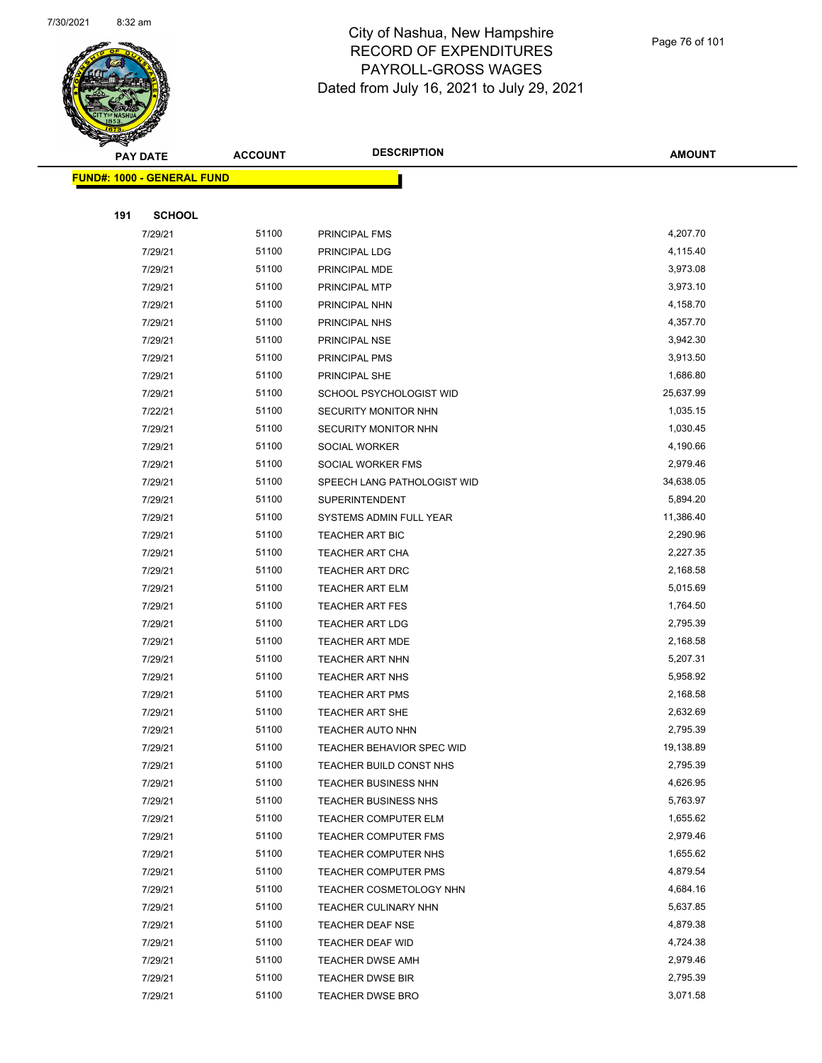# City of Nashua, New Hampshire
# RECORD OF EXPENDITURES
# PAYROLL-GROSS WAGES
# Dated from July 16, 2021 to July 29, 2021

| PAY DATE | ACCOUNT | DESCRIPTION | AMOUNT |
|---|---|---|---|

**FUND#: 1000 - GENERAL FUND**

**191 SCHOOL**

| PAY DATE | ACCOUNT | DESCRIPTION | AMOUNT |
|---|---|---|---|
| 7/29/21 | 51100 | PRINCIPAL FMS | 4,207.70 |
| 7/29/21 | 51100 | PRINCIPAL LDG | 4,115.40 |
| 7/29/21 | 51100 | PRINCIPAL MDE | 3,973.08 |
| 7/29/21 | 51100 | PRINCIPAL MTP | 3,973.10 |
| 7/29/21 | 51100 | PRINCIPAL NHN | 4,158.70 |
| 7/29/21 | 51100 | PRINCIPAL NHS | 4,357.70 |
| 7/29/21 | 51100 | PRINCIPAL NSE | 3,942.30 |
| 7/29/21 | 51100 | PRINCIPAL PMS | 3,913.50 |
| 7/29/21 | 51100 | PRINCIPAL SHE | 1,686.80 |
| 7/29/21 | 51100 | SCHOOL PSYCHOLOGIST WID | 25,637.99 |
| 7/22/21 | 51100 | SECURITY MONITOR NHN | 1,035.15 |
| 7/29/21 | 51100 | SECURITY MONITOR NHN | 1,030.45 |
| 7/29/21 | 51100 | SOCIAL WORKER | 4,190.66 |
| 7/29/21 | 51100 | SOCIAL WORKER FMS | 2,979.46 |
| 7/29/21 | 51100 | SPEECH LANG PATHOLOGIST WID | 34,638.05 |
| 7/29/21 | 51100 | SUPERINTENDENT | 5,894.20 |
| 7/29/21 | 51100 | SYSTEMS ADMIN FULL YEAR | 11,386.40 |
| 7/29/21 | 51100 | TEACHER ART BIC | 2,290.96 |
| 7/29/21 | 51100 | TEACHER ART CHA | 2,227.35 |
| 7/29/21 | 51100 | TEACHER ART DRC | 2,168.58 |
| 7/29/21 | 51100 | TEACHER ART ELM | 5,015.69 |
| 7/29/21 | 51100 | TEACHER ART FES | 1,764.50 |
| 7/29/21 | 51100 | TEACHER ART LDG | 2,795.39 |
| 7/29/21 | 51100 | TEACHER ART MDE | 2,168.58 |
| 7/29/21 | 51100 | TEACHER ART NHN | 5,207.31 |
| 7/29/21 | 51100 | TEACHER ART NHS | 5,958.92 |
| 7/29/21 | 51100 | TEACHER ART PMS | 2,168.58 |
| 7/29/21 | 51100 | TEACHER ART SHE | 2,632.69 |
| 7/29/21 | 51100 | TEACHER AUTO NHN | 2,795.39 |
| 7/29/21 | 51100 | TEACHER BEHAVIOR SPEC WID | 19,138.89 |
| 7/29/21 | 51100 | TEACHER BUILD CONST NHS | 2,795.39 |
| 7/29/21 | 51100 | TEACHER BUSINESS NHN | 4,626.95 |
| 7/29/21 | 51100 | TEACHER BUSINESS NHS | 5,763.97 |
| 7/29/21 | 51100 | TEACHER COMPUTER ELM | 1,655.62 |
| 7/29/21 | 51100 | TEACHER COMPUTER FMS | 2,979.46 |
| 7/29/21 | 51100 | TEACHER COMPUTER NHS | 1,655.62 |
| 7/29/21 | 51100 | TEACHER COMPUTER PMS | 4,879.54 |
| 7/29/21 | 51100 | TEACHER COSMETOLOGY NHN | 4,684.16 |
| 7/29/21 | 51100 | TEACHER CULINARY NHN | 5,637.85 |
| 7/29/21 | 51100 | TEACHER DEAF NSE | 4,879.38 |
| 7/29/21 | 51100 | TEACHER DEAF WID | 4,724.38 |
| 7/29/21 | 51100 | TEACHER DWSE AMH | 2,979.46 |
| 7/29/21 | 51100 | TEACHER DWSE BIR | 2,795.39 |
| 7/29/21 | 51100 | TEACHER DWSE BRO | 3,071.58 |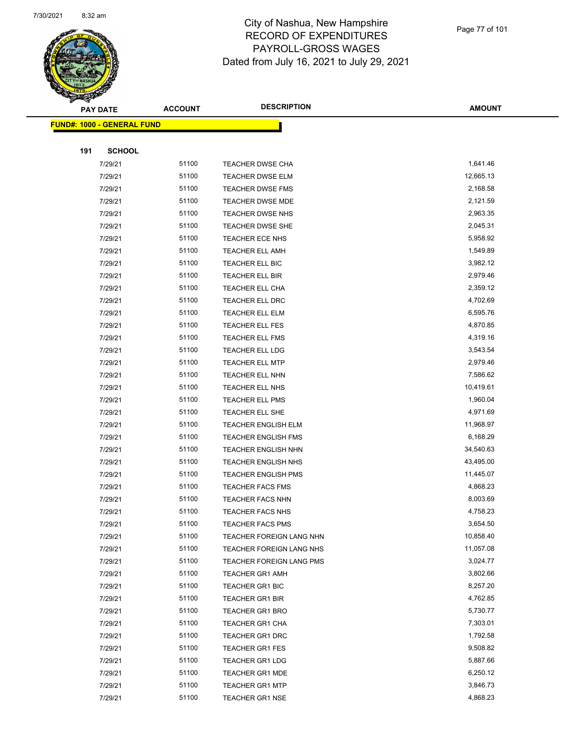City of Nashua, New Hampshire
RECORD OF EXPENDITURES
PAYROLL-GROSS WAGES
Dated from July 16, 2021 to July 29, 2021

| PAY DATE | ACCOUNT | DESCRIPTION | AMOUNT |
|---|---|---|---|
| **FUND#: 1000 - GENERAL FUND** | | | |
| **191 SCHOOL** | | | |
| 7/29/21 | 51100 | TEACHER DWSE CHA | 1,641.46 |
| 7/29/21 | 51100 | TEACHER DWSE ELM | 12,665.13 |
| 7/29/21 | 51100 | TEACHER DWSE FMS | 2,168.58 |
| 7/29/21 | 51100 | TEACHER DWSE MDE | 2,121.59 |
| 7/29/21 | 51100 | TEACHER DWSE NHS | 2,963.35 |
| 7/29/21 | 51100 | TEACHER DWSE SHE | 2,045.31 |
| 7/29/21 | 51100 | TEACHER ECE NHS | 5,958.92 |
| 7/29/21 | 51100 | TEACHER ELL AMH | 1,549.89 |
| 7/29/21 | 51100 | TEACHER ELL BIC | 3,982.12 |
| 7/29/21 | 51100 | TEACHER ELL BIR | 2,979.46 |
| 7/29/21 | 51100 | TEACHER ELL CHA | 2,359.12 |
| 7/29/21 | 51100 | TEACHER ELL DRC | 4,702.69 |
| 7/29/21 | 51100 | TEACHER ELL ELM | 6,595.76 |
| 7/29/21 | 51100 | TEACHER ELL FES | 4,870.85 |
| 7/29/21 | 51100 | TEACHER ELL FMS | 4,319.16 |
| 7/29/21 | 51100 | TEACHER ELL LDG | 3,543.54 |
| 7/29/21 | 51100 | TEACHER ELL MTP | 2,979.46 |
| 7/29/21 | 51100 | TEACHER ELL NHN | 7,586.62 |
| 7/29/21 | 51100 | TEACHER ELL NHS | 10,419.61 |
| 7/29/21 | 51100 | TEACHER ELL PMS | 1,960.04 |
| 7/29/21 | 51100 | TEACHER ELL SHE | 4,971.69 |
| 7/29/21 | 51100 | TEACHER ENGLISH ELM | 11,968.97 |
| 7/29/21 | 51100 | TEACHER ENGLISH FMS | 6,168.29 |
| 7/29/21 | 51100 | TEACHER ENGLISH NHN | 34,540.63 |
| 7/29/21 | 51100 | TEACHER ENGLISH NHS | 43,495.00 |
| 7/29/21 | 51100 | TEACHER ENGLISH PMS | 11,445.07 |
| 7/29/21 | 51100 | TEACHER FACS FMS | 4,868.23 |
| 7/29/21 | 51100 | TEACHER FACS NHN | 8,003.69 |
| 7/29/21 | 51100 | TEACHER FACS NHS | 4,758.23 |
| 7/29/21 | 51100 | TEACHER FACS PMS | 3,654.50 |
| 7/29/21 | 51100 | TEACHER FOREIGN LANG NHN | 10,858.40 |
| 7/29/21 | 51100 | TEACHER FOREIGN LANG NHS | 11,057.08 |
| 7/29/21 | 51100 | TEACHER FOREIGN LANG PMS | 3,024.77 |
| 7/29/21 | 51100 | TEACHER GR1 AMH | 3,802.66 |
| 7/29/21 | 51100 | TEACHER GR1 BIC | 8,257.20 |
| 7/29/21 | 51100 | TEACHER GR1 BIR | 4,762.85 |
| 7/29/21 | 51100 | TEACHER GR1 BRO | 5,730.77 |
| 7/29/21 | 51100 | TEACHER GR1 CHA | 7,303.01 |
| 7/29/21 | 51100 | TEACHER GR1 DRC | 1,792.58 |
| 7/29/21 | 51100 | TEACHER GR1 FES | 9,508.82 |
| 7/29/21 | 51100 | TEACHER GR1 LDG | 5,887.66 |
| 7/29/21 | 51100 | TEACHER GR1 MDE | 6,250.12 |
| 7/29/21 | 51100 | TEACHER GR1 MTP | 3,846.73 |
| 7/29/21 | 51100 | TEACHER GR1 NSE | 4,868.23 |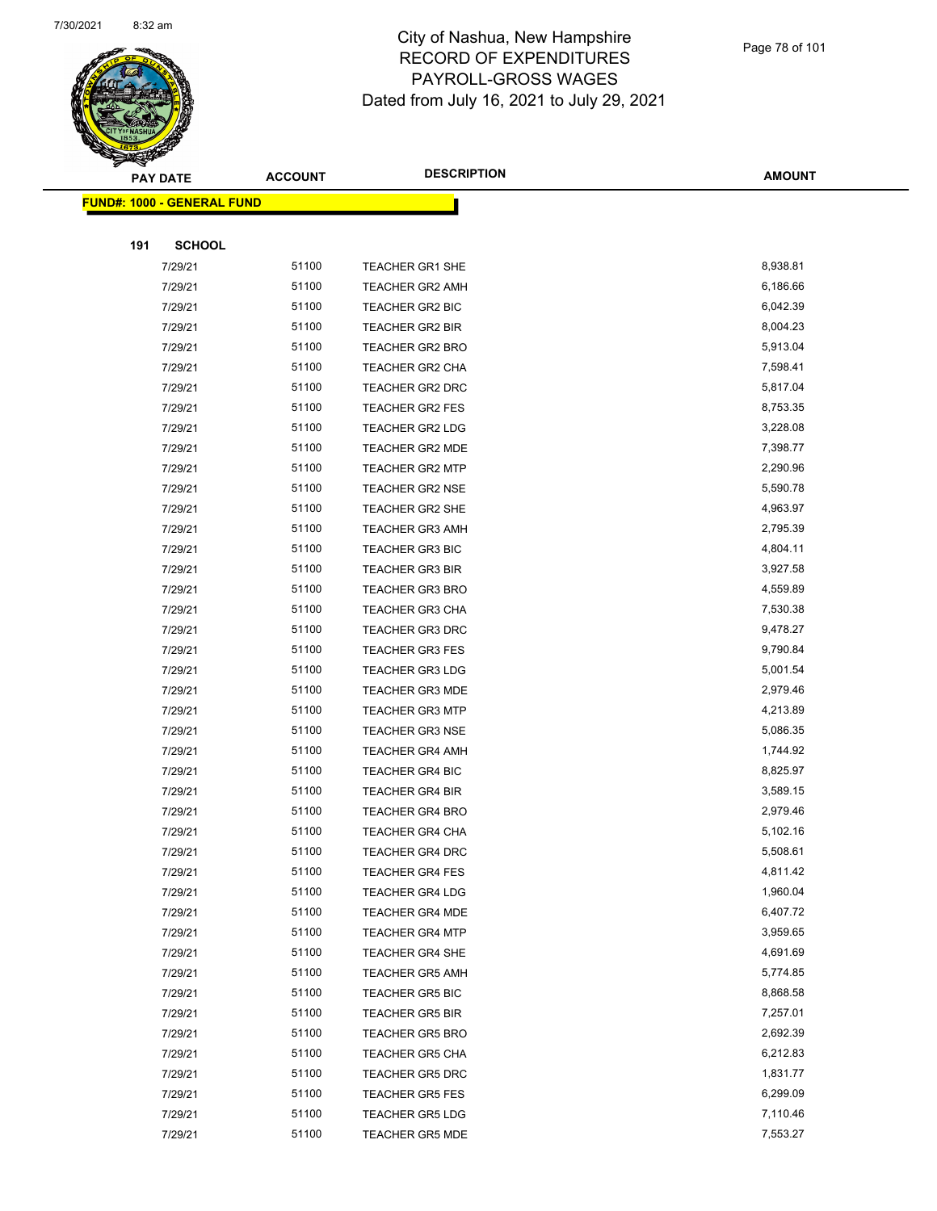# City of Nashua, New Hampshire
## RECORD OF EXPENDITURES
## PAYROLL-GROSS WAGES
## Dated from July 16, 2021 to July 29, 2021

| PAY DATE | ACCOUNT | DESCRIPTION | AMOUNT |
|---|---|---|---|
| **FUND#: 1000 - GENERAL FUND** | | | |
| **191 SCHOOL** | | | |
| 7/29/21 | 51100 | TEACHER GR1 SHE | 8,938.81 |
| 7/29/21 | 51100 | TEACHER GR2 AMH | 6,186.66 |
| 7/29/21 | 51100 | TEACHER GR2 BIC | 6,042.39 |
| 7/29/21 | 51100 | TEACHER GR2 BIR | 8,004.23 |
| 7/29/21 | 51100 | TEACHER GR2 BRO | 5,913.04 |
| 7/29/21 | 51100 | TEACHER GR2 CHA | 7,598.41 |
| 7/29/21 | 51100 | TEACHER GR2 DRC | 5,817.04 |
| 7/29/21 | 51100 | TEACHER GR2 FES | 8,753.35 |
| 7/29/21 | 51100 | TEACHER GR2 LDG | 3,228.08 |
| 7/29/21 | 51100 | TEACHER GR2 MDE | 7,398.77 |
| 7/29/21 | 51100 | TEACHER GR2 MTP | 2,290.96 |
| 7/29/21 | 51100 | TEACHER GR2 NSE | 5,590.78 |
| 7/29/21 | 51100 | TEACHER GR2 SHE | 4,963.97 |
| 7/29/21 | 51100 | TEACHER GR3 AMH | 2,795.39 |
| 7/29/21 | 51100 | TEACHER GR3 BIC | 4,804.11 |
| 7/29/21 | 51100 | TEACHER GR3 BIR | 3,927.58 |
| 7/29/21 | 51100 | TEACHER GR3 BRO | 4,559.89 |
| 7/29/21 | 51100 | TEACHER GR3 CHA | 7,530.38 |
| 7/29/21 | 51100 | TEACHER GR3 DRC | 9,478.27 |
| 7/29/21 | 51100 | TEACHER GR3 FES | 9,790.84 |
| 7/29/21 | 51100 | TEACHER GR3 LDG | 5,001.54 |
| 7/29/21 | 51100 | TEACHER GR3 MDE | 2,979.46 |
| 7/29/21 | 51100 | TEACHER GR3 MTP | 4,213.89 |
| 7/29/21 | 51100 | TEACHER GR3 NSE | 5,086.35 |
| 7/29/21 | 51100 | TEACHER GR4 AMH | 1,744.92 |
| 7/29/21 | 51100 | TEACHER GR4 BIC | 8,825.97 |
| 7/29/21 | 51100 | TEACHER GR4 BIR | 3,589.15 |
| 7/29/21 | 51100 | TEACHER GR4 BRO | 2,979.46 |
| 7/29/21 | 51100 | TEACHER GR4 CHA | 5,102.16 |
| 7/29/21 | 51100 | TEACHER GR4 DRC | 5,508.61 |
| 7/29/21 | 51100 | TEACHER GR4 FES | 4,811.42 |
| 7/29/21 | 51100 | TEACHER GR4 LDG | 1,960.04 |
| 7/29/21 | 51100 | TEACHER GR4 MDE | 6,407.72 |
| 7/29/21 | 51100 | TEACHER GR4 MTP | 3,959.65 |
| 7/29/21 | 51100 | TEACHER GR4 SHE | 4,691.69 |
| 7/29/21 | 51100 | TEACHER GR5 AMH | 5,774.85 |
| 7/29/21 | 51100 | TEACHER GR5 BIC | 8,868.58 |
| 7/29/21 | 51100 | TEACHER GR5 BIR | 7,257.01 |
| 7/29/21 | 51100 | TEACHER GR5 BRO | 2,692.39 |
| 7/29/21 | 51100 | TEACHER GR5 CHA | 6,212.83 |
| 7/29/21 | 51100 | TEACHER GR5 DRC | 1,831.77 |
| 7/29/21 | 51100 | TEACHER GR5 FES | 6,299.09 |
| 7/29/21 | 51100 | TEACHER GR5 LDG | 7,110.46 |
| 7/29/21 | 51100 | TEACHER GR5 MDE | 7,553.27 |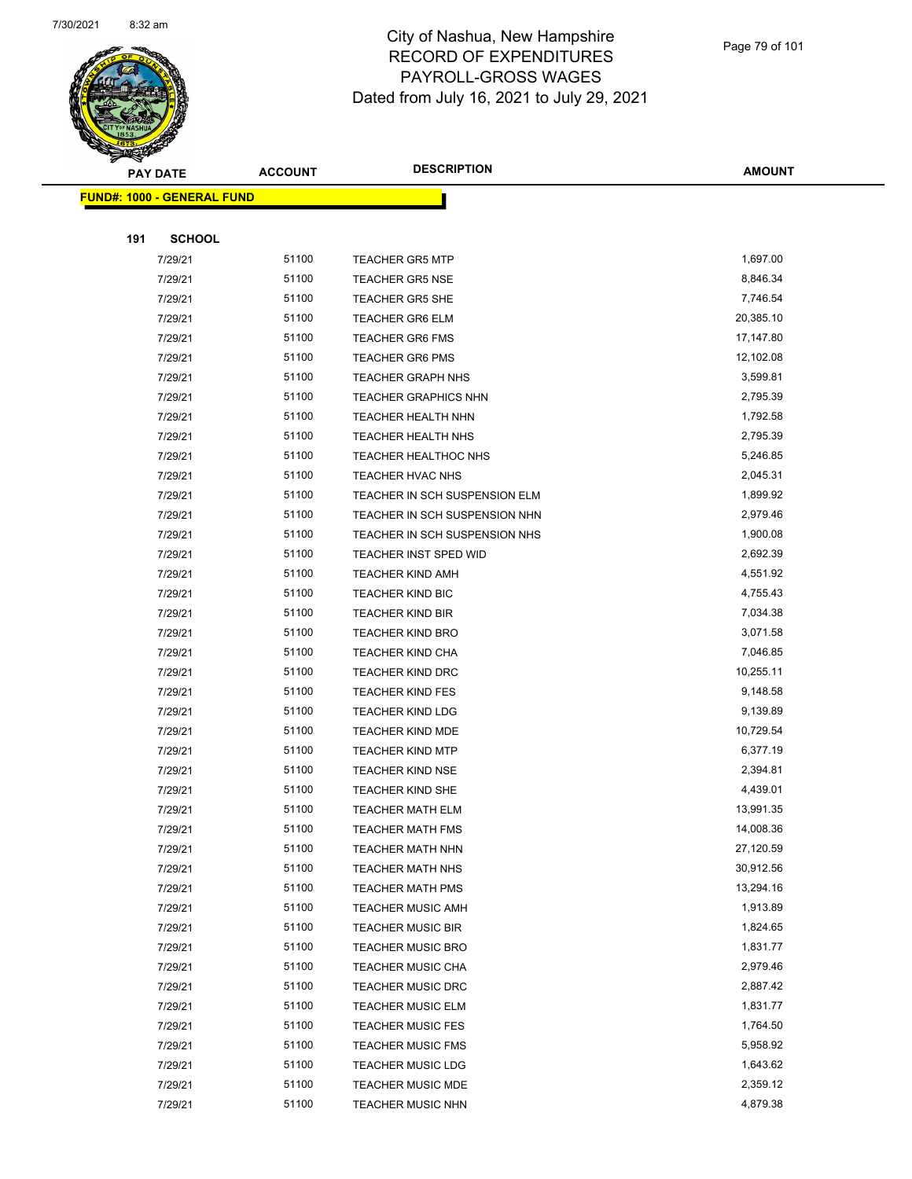# City of Nashua, New Hampshire
## RECORD OF EXPENDITURES
## PAYROLL-GROSS WAGES
## Dated from July 16, 2021 to July 29, 2021

| PAY DATE | ACCOUNT | DESCRIPTION | AMOUNT |
|---|---|---|---|
| **FUND#: 1000 - GENERAL FUND** | | | |
| **191 SCHOOL** | | | |
| 7/29/21 | 51100 | TEACHER GR5 MTP | 1,697.00 |
| 7/29/21 | 51100 | TEACHER GR5 NSE | 8,846.34 |
| 7/29/21 | 51100 | TEACHER GR5 SHE | 7,746.54 |
| 7/29/21 | 51100 | TEACHER GR6 ELM | 20,385.10 |
| 7/29/21 | 51100 | TEACHER GR6 FMS | 17,147.80 |
| 7/29/21 | 51100 | TEACHER GR6 PMS | 12,102.08 |
| 7/29/21 | 51100 | TEACHER GRAPH NHS | 3,599.81 |
| 7/29/21 | 51100 | TEACHER GRAPHICS NHN | 2,795.39 |
| 7/29/21 | 51100 | TEACHER HEALTH NHN | 1,792.58 |
| 7/29/21 | 51100 | TEACHER HEALTH NHS | 2,795.39 |
| 7/29/21 | 51100 | TEACHER HEALTHOC NHS | 5,246.85 |
| 7/29/21 | 51100 | TEACHER HVAC NHS | 2,045.31 |
| 7/29/21 | 51100 | TEACHER IN SCH SUSPENSION ELM | 1,899.92 |
| 7/29/21 | 51100 | TEACHER IN SCH SUSPENSION NHN | 2,979.46 |
| 7/29/21 | 51100 | TEACHER IN SCH SUSPENSION NHS | 1,900.08 |
| 7/29/21 | 51100 | TEACHER INST SPED WID | 2,692.39 |
| 7/29/21 | 51100 | TEACHER KIND AMH | 4,551.92 |
| 7/29/21 | 51100 | TEACHER KIND BIC | 4,755.43 |
| 7/29/21 | 51100 | TEACHER KIND BIR | 7,034.38 |
| 7/29/21 | 51100 | TEACHER KIND BRO | 3,071.58 |
| 7/29/21 | 51100 | TEACHER KIND CHA | 7,046.85 |
| 7/29/21 | 51100 | TEACHER KIND DRC | 10,255.11 |
| 7/29/21 | 51100 | TEACHER KIND FES | 9,148.58 |
| 7/29/21 | 51100 | TEACHER KIND LDG | 9,139.89 |
| 7/29/21 | 51100 | TEACHER KIND MDE | 10,729.54 |
| 7/29/21 | 51100 | TEACHER KIND MTP | 6,377.19 |
| 7/29/21 | 51100 | TEACHER KIND NSE | 2,394.81 |
| 7/29/21 | 51100 | TEACHER KIND SHE | 4,439.01 |
| 7/29/21 | 51100 | TEACHER MATH ELM | 13,991.35 |
| 7/29/21 | 51100 | TEACHER MATH FMS | 14,008.36 |
| 7/29/21 | 51100 | TEACHER MATH NHN | 27,120.59 |
| 7/29/21 | 51100 | TEACHER MATH NHS | 30,912.56 |
| 7/29/21 | 51100 | TEACHER MATH PMS | 13,294.16 |
| 7/29/21 | 51100 | TEACHER MUSIC AMH | 1,913.89 |
| 7/29/21 | 51100 | TEACHER MUSIC BIR | 1,824.65 |
| 7/29/21 | 51100 | TEACHER MUSIC BRO | 1,831.77 |
| 7/29/21 | 51100 | TEACHER MUSIC CHA | 2,979.46 |
| 7/29/21 | 51100 | TEACHER MUSIC DRC | 2,887.42 |
| 7/29/21 | 51100 | TEACHER MUSIC ELM | 1,831.77 |
| 7/29/21 | 51100 | TEACHER MUSIC FES | 1,764.50 |
| 7/29/21 | 51100 | TEACHER MUSIC FMS | 5,958.92 |
| 7/29/21 | 51100 | TEACHER MUSIC LDG | 1,643.62 |
| 7/29/21 | 51100 | TEACHER MUSIC MDE | 2,359.12 |
| 7/29/21 | 51100 | TEACHER MUSIC NHN | 4,879.38 |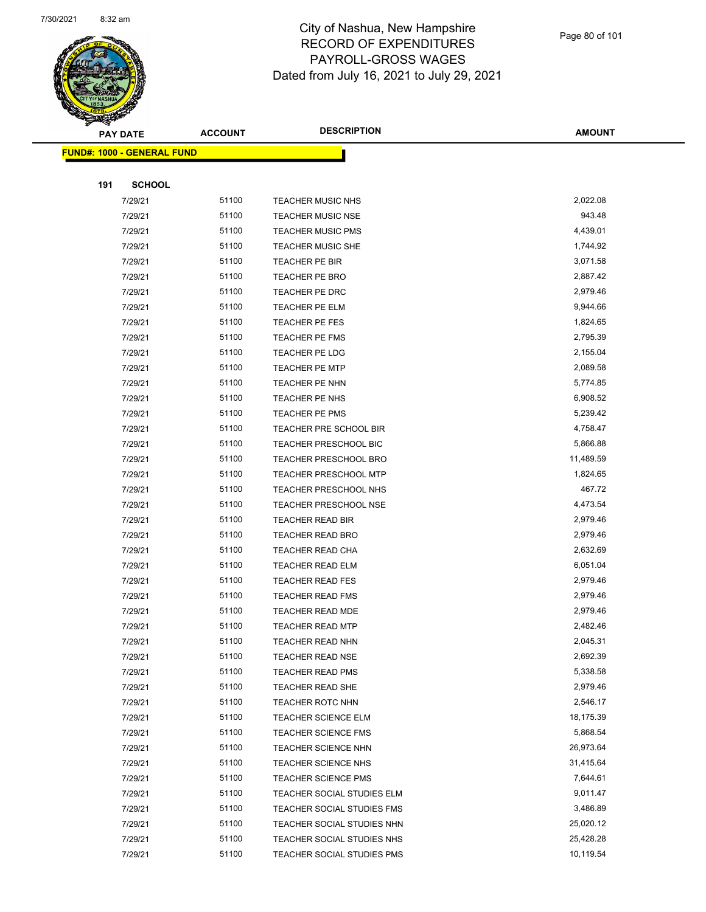City of Nashua, New Hampshire
RECORD OF EXPENDITURES
PAYROLL-GROSS WAGES
Dated from July 16, 2021 to July 29, 2021

| PAY DATE | ACCOUNT | DESCRIPTION | AMOUNT |
|---|---|---|---|
| **FUND#: 1000 - GENERAL FUND** | | | |
| **191 SCHOOL** | | | |
| 7/29/21 | 51100 | TEACHER MUSIC NHS | 2,022.08 |
| 7/29/21 | 51100 | TEACHER MUSIC NSE | 943.48 |
| 7/29/21 | 51100 | TEACHER MUSIC PMS | 4,439.01 |
| 7/29/21 | 51100 | TEACHER MUSIC SHE | 1,744.92 |
| 7/29/21 | 51100 | TEACHER PE BIR | 3,071.58 |
| 7/29/21 | 51100 | TEACHER PE BRO | 2,887.42 |
| 7/29/21 | 51100 | TEACHER PE DRC | 2,979.46 |
| 7/29/21 | 51100 | TEACHER PE ELM | 9,944.66 |
| 7/29/21 | 51100 | TEACHER PE FES | 1,824.65 |
| 7/29/21 | 51100 | TEACHER PE FMS | 2,795.39 |
| 7/29/21 | 51100 | TEACHER PE LDG | 2,155.04 |
| 7/29/21 | 51100 | TEACHER PE MTP | 2,089.58 |
| 7/29/21 | 51100 | TEACHER PE NHN | 5,774.85 |
| 7/29/21 | 51100 | TEACHER PE NHS | 6,908.52 |
| 7/29/21 | 51100 | TEACHER PE PMS | 5,239.42 |
| 7/29/21 | 51100 | TEACHER PRE SCHOOL BIR | 4,758.47 |
| 7/29/21 | 51100 | TEACHER PRESCHOOL BIC | 5,866.88 |
| 7/29/21 | 51100 | TEACHER PRESCHOOL BRO | 11,489.59 |
| 7/29/21 | 51100 | TEACHER PRESCHOOL MTP | 1,824.65 |
| 7/29/21 | 51100 | TEACHER PRESCHOOL NHS | 467.72 |
| 7/29/21 | 51100 | TEACHER PRESCHOOL NSE | 4,473.54 |
| 7/29/21 | 51100 | TEACHER READ BIR | 2,979.46 |
| 7/29/21 | 51100 | TEACHER READ BRO | 2,979.46 |
| 7/29/21 | 51100 | TEACHER READ CHA | 2,632.69 |
| 7/29/21 | 51100 | TEACHER READ ELM | 6,051.04 |
| 7/29/21 | 51100 | TEACHER READ FES | 2,979.46 |
| 7/29/21 | 51100 | TEACHER READ FMS | 2,979.46 |
| 7/29/21 | 51100 | TEACHER READ MDE | 2,979.46 |
| 7/29/21 | 51100 | TEACHER READ MTP | 2,482.46 |
| 7/29/21 | 51100 | TEACHER READ NHN | 2,045.31 |
| 7/29/21 | 51100 | TEACHER READ NSE | 2,692.39 |
| 7/29/21 | 51100 | TEACHER READ PMS | 5,338.58 |
| 7/29/21 | 51100 | TEACHER READ SHE | 2,979.46 |
| 7/29/21 | 51100 | TEACHER ROTC NHN | 2,546.17 |
| 7/29/21 | 51100 | TEACHER SCIENCE ELM | 18,175.39 |
| 7/29/21 | 51100 | TEACHER SCIENCE FMS | 5,868.54 |
| 7/29/21 | 51100 | TEACHER SCIENCE NHN | 26,973.64 |
| 7/29/21 | 51100 | TEACHER SCIENCE NHS | 31,415.64 |
| 7/29/21 | 51100 | TEACHER SCIENCE PMS | 7,644.61 |
| 7/29/21 | 51100 | TEACHER SOCIAL STUDIES ELM | 9,011.47 |
| 7/29/21 | 51100 | TEACHER SOCIAL STUDIES FMS | 3,486.89 |
| 7/29/21 | 51100 | TEACHER SOCIAL STUDIES NHN | 25,020.12 |
| 7/29/21 | 51100 | TEACHER SOCIAL STUDIES NHS | 25,428.28 |
| 7/29/21 | 51100 | TEACHER SOCIAL STUDIES PMS | 10,119.54 |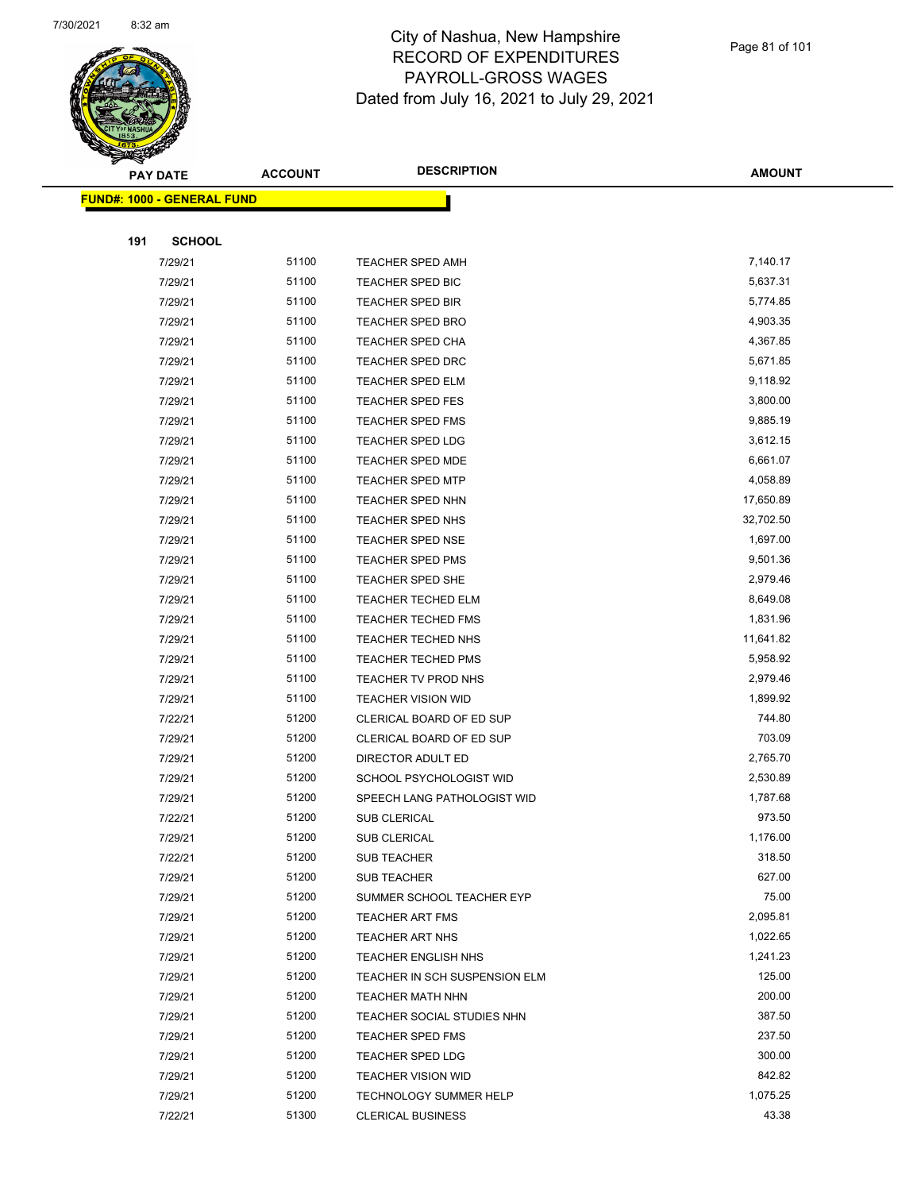City of Nashua, New Hampshire
RECORD OF EXPENDITURES
PAYROLL-GROSS WAGES
Dated from July 16, 2021 to July 29, 2021

| PAY DATE | ACCOUNT | DESCRIPTION | AMOUNT |
|---|---|---|---|
| **FUND#: 1000 - GENERAL FUND** | | | |
| **191 SCHOOL** | | | |
| 7/29/21 | 51100 | TEACHER SPED AMH | 7,140.17 |
| 7/29/21 | 51100 | TEACHER SPED BIC | 5,637.31 |
| 7/29/21 | 51100 | TEACHER SPED BIR | 5,774.85 |
| 7/29/21 | 51100 | TEACHER SPED BRO | 4,903.35 |
| 7/29/21 | 51100 | TEACHER SPED CHA | 4,367.85 |
| 7/29/21 | 51100 | TEACHER SPED DRC | 5,671.85 |
| 7/29/21 | 51100 | TEACHER SPED ELM | 9,118.92 |
| 7/29/21 | 51100 | TEACHER SPED FES | 3,800.00 |
| 7/29/21 | 51100 | TEACHER SPED FMS | 9,885.19 |
| 7/29/21 | 51100 | TEACHER SPED LDG | 3,612.15 |
| 7/29/21 | 51100 | TEACHER SPED MDE | 6,661.07 |
| 7/29/21 | 51100 | TEACHER SPED MTP | 4,058.89 |
| 7/29/21 | 51100 | TEACHER SPED NHN | 17,650.89 |
| 7/29/21 | 51100 | TEACHER SPED NHS | 32,702.50 |
| 7/29/21 | 51100 | TEACHER SPED NSE | 1,697.00 |
| 7/29/21 | 51100 | TEACHER SPED PMS | 9,501.36 |
| 7/29/21 | 51100 | TEACHER SPED SHE | 2,979.46 |
| 7/29/21 | 51100 | TEACHER TECHED ELM | 8,649.08 |
| 7/29/21 | 51100 | TEACHER TECHED FMS | 1,831.96 |
| 7/29/21 | 51100 | TEACHER TECHED NHS | 11,641.82 |
| 7/29/21 | 51100 | TEACHER TECHED PMS | 5,958.92 |
| 7/29/21 | 51100 | TEACHER TV PROD NHS | 2,979.46 |
| 7/29/21 | 51100 | TEACHER VISION WID | 1,899.92 |
| 7/22/21 | 51200 | CLERICAL BOARD OF ED SUP | 744.80 |
| 7/29/21 | 51200 | CLERICAL BOARD OF ED SUP | 703.09 |
| 7/29/21 | 51200 | DIRECTOR ADULT ED | 2,765.70 |
| 7/29/21 | 51200 | SCHOOL PSYCHOLOGIST WID | 2,530.89 |
| 7/29/21 | 51200 | SPEECH LANG PATHOLOGIST WID | 1,787.68 |
| 7/22/21 | 51200 | SUB CLERICAL | 973.50 |
| 7/29/21 | 51200 | SUB CLERICAL | 1,176.00 |
| 7/22/21 | 51200 | SUB TEACHER | 318.50 |
| 7/29/21 | 51200 | SUB TEACHER | 627.00 |
| 7/29/21 | 51200 | SUMMER SCHOOL TEACHER EYP | 75.00 |
| 7/29/21 | 51200 | TEACHER ART FMS | 2,095.81 |
| 7/29/21 | 51200 | TEACHER ART NHS | 1,022.65 |
| 7/29/21 | 51200 | TEACHER ENGLISH NHS | 1,241.23 |
| 7/29/21 | 51200 | TEACHER IN SCH SUSPENSION ELM | 125.00 |
| 7/29/21 | 51200 | TEACHER MATH NHN | 200.00 |
| 7/29/21 | 51200 | TEACHER SOCIAL STUDIES NHN | 387.50 |
| 7/29/21 | 51200 | TEACHER SPED FMS | 237.50 |
| 7/29/21 | 51200 | TEACHER SPED LDG | 300.00 |
| 7/29/21 | 51200 | TEACHER VISION WID | 842.82 |
| 7/29/21 | 51200 | TECHNOLOGY SUMMER HELP | 1,075.25 |
| 7/22/21 | 51300 | CLERICAL BUSINESS | 43.38 |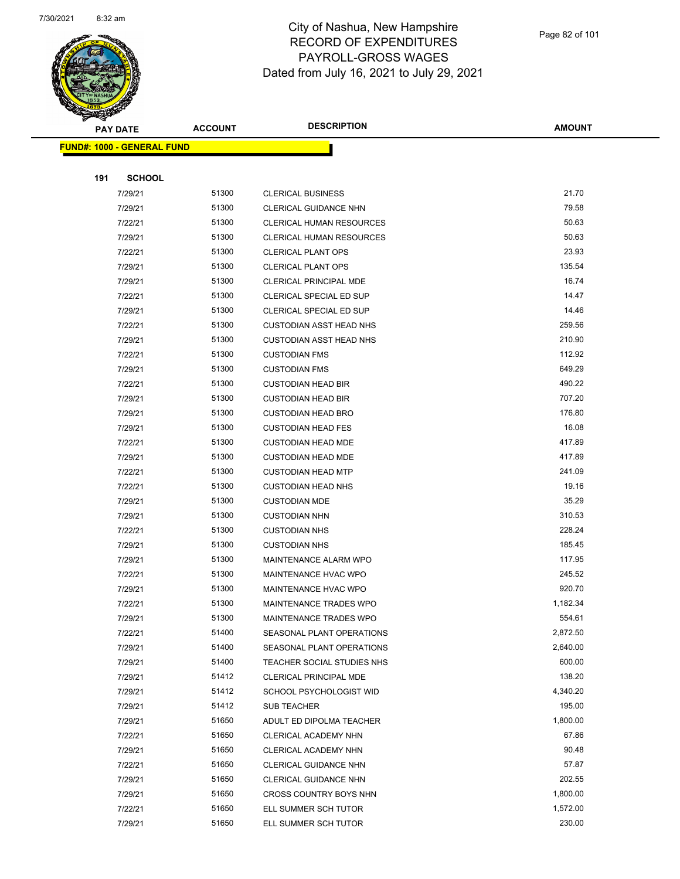City of Nashua, New Hampshire
RECORD OF EXPENDITURES
PAYROLL-GROSS WAGES
Dated from July 16, 2021 to July 29, 2021

| PAY DATE | ACCOUNT | DESCRIPTION | AMOUNT |
|---|---|---|---|
| **FUND#: 1000 - GENERAL FUND** | | | |
| **191 SCHOOL** | | | |
| 7/29/21 | 51300 | CLERICAL BUSINESS | 21.70 |
| 7/29/21 | 51300 | CLERICAL GUIDANCE NHN | 79.58 |
| 7/22/21 | 51300 | CLERICAL HUMAN RESOURCES | 50.63 |
| 7/29/21 | 51300 | CLERICAL HUMAN RESOURCES | 50.63 |
| 7/22/21 | 51300 | CLERICAL PLANT OPS | 23.93 |
| 7/29/21 | 51300 | CLERICAL PLANT OPS | 135.54 |
| 7/29/21 | 51300 | CLERICAL PRINCIPAL MDE | 16.74 |
| 7/22/21 | 51300 | CLERICAL SPECIAL ED SUP | 14.47 |
| 7/29/21 | 51300 | CLERICAL SPECIAL ED SUP | 14.46 |
| 7/22/21 | 51300 | CUSTODIAN ASST HEAD NHS | 259.56 |
| 7/29/21 | 51300 | CUSTODIAN ASST HEAD NHS | 210.90 |
| 7/22/21 | 51300 | CUSTODIAN FMS | 112.92 |
| 7/29/21 | 51300 | CUSTODIAN FMS | 649.29 |
| 7/22/21 | 51300 | CUSTODIAN HEAD BIR | 490.22 |
| 7/29/21 | 51300 | CUSTODIAN HEAD BIR | 707.20 |
| 7/29/21 | 51300 | CUSTODIAN HEAD BRO | 176.80 |
| 7/29/21 | 51300 | CUSTODIAN HEAD FES | 16.08 |
| 7/22/21 | 51300 | CUSTODIAN HEAD MDE | 417.89 |
| 7/29/21 | 51300 | CUSTODIAN HEAD MDE | 417.89 |
| 7/22/21 | 51300 | CUSTODIAN HEAD MTP | 241.09 |
| 7/22/21 | 51300 | CUSTODIAN HEAD NHS | 19.16 |
| 7/29/21 | 51300 | CUSTODIAN MDE | 35.29 |
| 7/29/21 | 51300 | CUSTODIAN NHN | 310.53 |
| 7/22/21 | 51300 | CUSTODIAN NHS | 228.24 |
| 7/29/21 | 51300 | CUSTODIAN NHS | 185.45 |
| 7/29/21 | 51300 | MAINTENANCE ALARM WPO | 117.95 |
| 7/22/21 | 51300 | MAINTENANCE HVAC WPO | 245.52 |
| 7/29/21 | 51300 | MAINTENANCE HVAC WPO | 920.70 |
| 7/22/21 | 51300 | MAINTENANCE TRADES WPO | 1,182.34 |
| 7/29/21 | 51300 | MAINTENANCE TRADES WPO | 554.61 |
| 7/22/21 | 51400 | SEASONAL PLANT OPERATIONS | 2,872.50 |
| 7/29/21 | 51400 | SEASONAL PLANT OPERATIONS | 2,640.00 |
| 7/29/21 | 51400 | TEACHER SOCIAL STUDIES NHS | 600.00 |
| 7/29/21 | 51412 | CLERICAL PRINCIPAL MDE | 138.20 |
| 7/29/21 | 51412 | SCHOOL PSYCHOLOGIST WID | 4,340.20 |
| 7/29/21 | 51412 | SUB TEACHER | 195.00 |
| 7/29/21 | 51650 | ADULT ED DIPOLMA TEACHER | 1,800.00 |
| 7/22/21 | 51650 | CLERICAL ACADEMY NHN | 67.86 |
| 7/29/21 | 51650 | CLERICAL ACADEMY NHN | 90.48 |
| 7/22/21 | 51650 | CLERICAL GUIDANCE NHN | 57.87 |
| 7/29/21 | 51650 | CLERICAL GUIDANCE NHN | 202.55 |
| 7/29/21 | 51650 | CROSS COUNTRY BOYS NHN | 1,800.00 |
| 7/22/21 | 51650 | ELL SUMMER SCH TUTOR | 1,572.00 |
| 7/29/21 | 51650 | ELL SUMMER SCH TUTOR | 230.00 |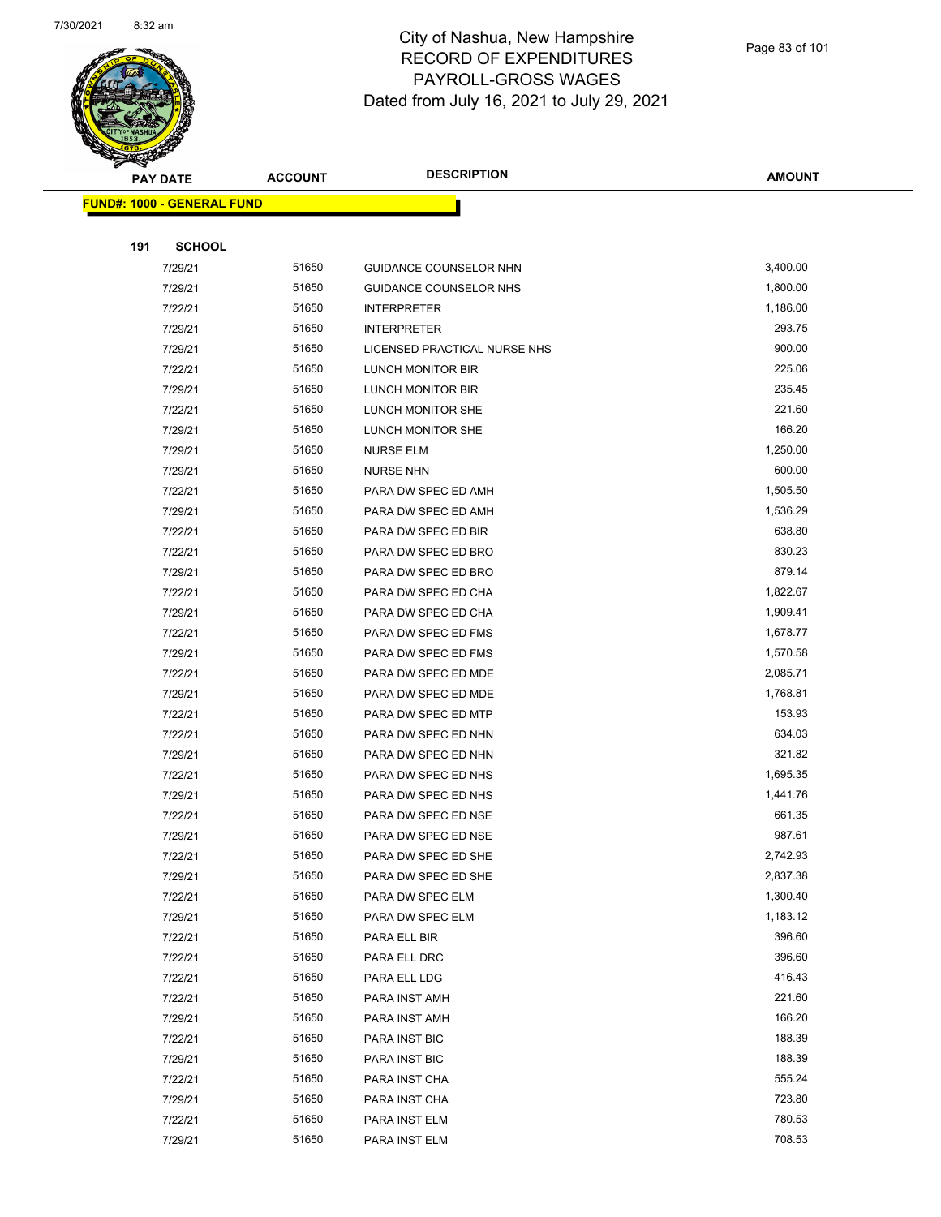# City of Nashua, New Hampshire
## RECORD OF EXPENDITURES
## PAYROLL-GROSS WAGES
Dated from July 16, 2021 to July 29, 2021

| PAY DATE | ACCOUNT | DESCRIPTION | AMOUNT |
|---|---|---|---|
| **FUND#: 1000 - GENERAL FUND** | | | |
| **191 SCHOOL** | | | |
| 7/29/21 | 51650 | GUIDANCE COUNSELOR NHN | 3,400.00 |
| 7/29/21 | 51650 | GUIDANCE COUNSELOR NHS | 1,800.00 |
| 7/22/21 | 51650 | INTERPRETER | 1,186.00 |
| 7/29/21 | 51650 | INTERPRETER | 293.75 |
| 7/29/21 | 51650 | LICENSED PRACTICAL NURSE NHS | 900.00 |
| 7/22/21 | 51650 | LUNCH MONITOR BIR | 225.06 |
| 7/29/21 | 51650 | LUNCH MONITOR BIR | 235.45 |
| 7/22/21 | 51650 | LUNCH MONITOR SHE | 221.60 |
| 7/29/21 | 51650 | LUNCH MONITOR SHE | 166.20 |
| 7/29/21 | 51650 | NURSE ELM | 1,250.00 |
| 7/29/21 | 51650 | NURSE NHN | 600.00 |
| 7/22/21 | 51650 | PARA DW SPEC ED AMH | 1,505.50 |
| 7/29/21 | 51650 | PARA DW SPEC ED AMH | 1,536.29 |
| 7/22/21 | 51650 | PARA DW SPEC ED BIR | 638.80 |
| 7/22/21 | 51650 | PARA DW SPEC ED BRO | 830.23 |
| 7/29/21 | 51650 | PARA DW SPEC ED BRO | 879.14 |
| 7/22/21 | 51650 | PARA DW SPEC ED CHA | 1,822.67 |
| 7/29/21 | 51650 | PARA DW SPEC ED CHA | 1,909.41 |
| 7/22/21 | 51650 | PARA DW SPEC ED FMS | 1,678.77 |
| 7/29/21 | 51650 | PARA DW SPEC ED FMS | 1,570.58 |
| 7/22/21 | 51650 | PARA DW SPEC ED MDE | 2,085.71 |
| 7/29/21 | 51650 | PARA DW SPEC ED MDE | 1,768.81 |
| 7/22/21 | 51650 | PARA DW SPEC ED MTP | 153.93 |
| 7/22/21 | 51650 | PARA DW SPEC ED NHN | 634.03 |
| 7/29/21 | 51650 | PARA DW SPEC ED NHN | 321.82 |
| 7/22/21 | 51650 | PARA DW SPEC ED NHS | 1,695.35 |
| 7/29/21 | 51650 | PARA DW SPEC ED NHS | 1,441.76 |
| 7/22/21 | 51650 | PARA DW SPEC ED NSE | 661.35 |
| 7/29/21 | 51650 | PARA DW SPEC ED NSE | 987.61 |
| 7/22/21 | 51650 | PARA DW SPEC ED SHE | 2,742.93 |
| 7/29/21 | 51650 | PARA DW SPEC ED SHE | 2,837.38 |
| 7/22/21 | 51650 | PARA DW SPEC ELM | 1,300.40 |
| 7/29/21 | 51650 | PARA DW SPEC ELM | 1,183.12 |
| 7/22/21 | 51650 | PARA ELL BIR | 396.60 |
| 7/22/21 | 51650 | PARA ELL DRC | 396.60 |
| 7/22/21 | 51650 | PARA ELL LDG | 416.43 |
| 7/22/21 | 51650 | PARA INST AMH | 221.60 |
| 7/29/21 | 51650 | PARA INST AMH | 166.20 |
| 7/22/21 | 51650 | PARA INST BIC | 188.39 |
| 7/29/21 | 51650 | PARA INST BIC | 188.39 |
| 7/22/21 | 51650 | PARA INST CHA | 555.24 |
| 7/29/21 | 51650 | PARA INST CHA | 723.80 |
| 7/22/21 | 51650 | PARA INST ELM | 780.53 |
| 7/29/21 | 51650 | PARA INST ELM | 708.53 |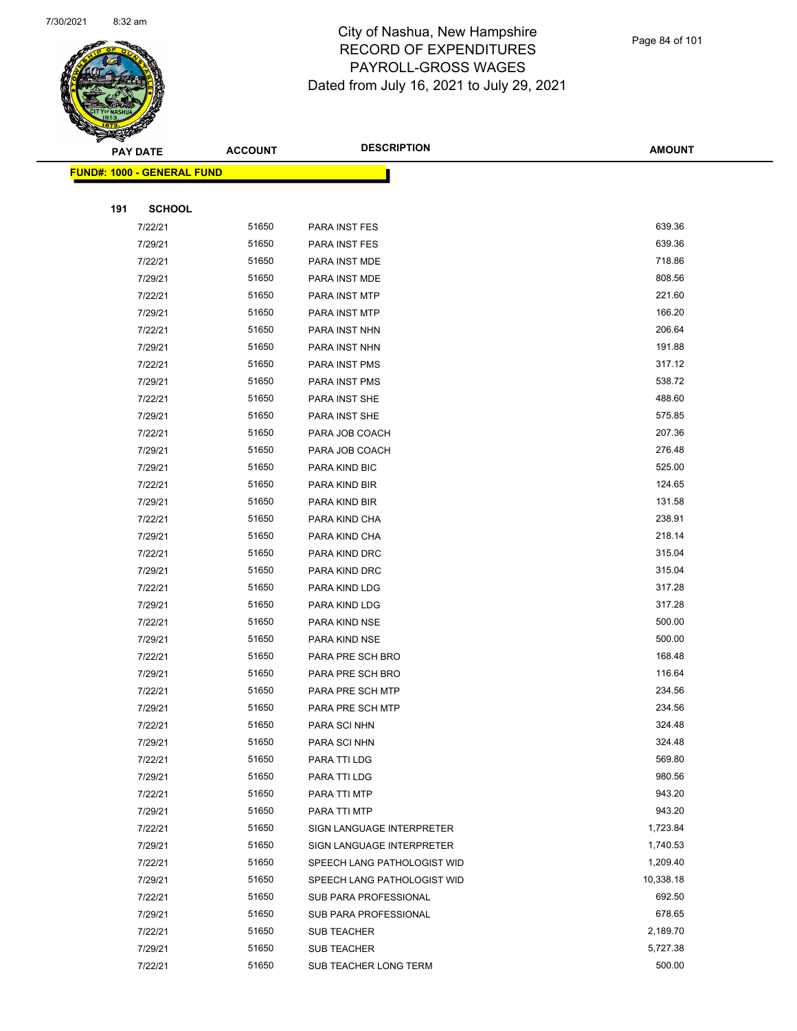# City of Nashua, New Hampshire
## RECORD OF EXPENDITURES
## PAYROLL-GROSS WAGES
## Dated from July 16, 2021 to July 29, 2021

| PAY DATE | ACCOUNT | DESCRIPTION | AMOUNT |
|---|---|---|---|
| **FUND#: 1000 - GENERAL FUND** | | | |
| **191 SCHOOL** | | | |
| 7/22/21 | 51650 | PARA INST FES | 639.36 |
| 7/29/21 | 51650 | PARA INST FES | 639.36 |
| 7/22/21 | 51650 | PARA INST MDE | 718.86 |
| 7/29/21 | 51650 | PARA INST MDE | 808.56 |
| 7/22/21 | 51650 | PARA INST MTP | 221.60 |
| 7/29/21 | 51650 | PARA INST MTP | 166.20 |
| 7/22/21 | 51650 | PARA INST NHN | 206.64 |
| 7/29/21 | 51650 | PARA INST NHN | 191.88 |
| 7/22/21 | 51650 | PARA INST PMS | 317.12 |
| 7/29/21 | 51650 | PARA INST PMS | 538.72 |
| 7/22/21 | 51650 | PARA INST SHE | 488.60 |
| 7/29/21 | 51650 | PARA INST SHE | 575.85 |
| 7/22/21 | 51650 | PARA JOB COACH | 207.36 |
| 7/29/21 | 51650 | PARA JOB COACH | 276.48 |
| 7/29/21 | 51650 | PARA KIND BIC | 525.00 |
| 7/22/21 | 51650 | PARA KIND BIR | 124.65 |
| 7/29/21 | 51650 | PARA KIND BIR | 131.58 |
| 7/22/21 | 51650 | PARA KIND CHA | 238.91 |
| 7/29/21 | 51650 | PARA KIND CHA | 218.14 |
| 7/22/21 | 51650 | PARA KIND DRC | 315.04 |
| 7/29/21 | 51650 | PARA KIND DRC | 315.04 |
| 7/22/21 | 51650 | PARA KIND LDG | 317.28 |
| 7/29/21 | 51650 | PARA KIND LDG | 317.28 |
| 7/22/21 | 51650 | PARA KIND NSE | 500.00 |
| 7/29/21 | 51650 | PARA KIND NSE | 500.00 |
| 7/22/21 | 51650 | PARA PRE SCH BRO | 168.48 |
| 7/29/21 | 51650 | PARA PRE SCH BRO | 116.64 |
| 7/22/21 | 51650 | PARA PRE SCH MTP | 234.56 |
| 7/29/21 | 51650 | PARA PRE SCH MTP | 234.56 |
| 7/22/21 | 51650 | PARA SCI NHN | 324.48 |
| 7/29/21 | 51650 | PARA SCI NHN | 324.48 |
| 7/22/21 | 51650 | PARA TTI LDG | 569.80 |
| 7/29/21 | 51650 | PARA TTI LDG | 980.56 |
| 7/22/21 | 51650 | PARA TTI MTP | 943.20 |
| 7/29/21 | 51650 | PARA TTI MTP | 943.20 |
| 7/22/21 | 51650 | SIGN LANGUAGE INTERPRETER | 1,723.84 |
| 7/29/21 | 51650 | SIGN LANGUAGE INTERPRETER | 1,740.53 |
| 7/22/21 | 51650 | SPEECH LANG PATHOLOGIST WID | 1,209.40 |
| 7/29/21 | 51650 | SPEECH LANG PATHOLOGIST WID | 10,338.18 |
| 7/22/21 | 51650 | SUB PARA PROFESSIONAL | 692.50 |
| 7/29/21 | 51650 | SUB PARA PROFESSIONAL | 678.65 |
| 7/22/21 | 51650 | SUB TEACHER | 2,189.70 |
| 7/29/21 | 51650 | SUB TEACHER | 5,727.38 |
| 7/22/21 | 51650 | SUB TEACHER LONG TERM | 500.00 |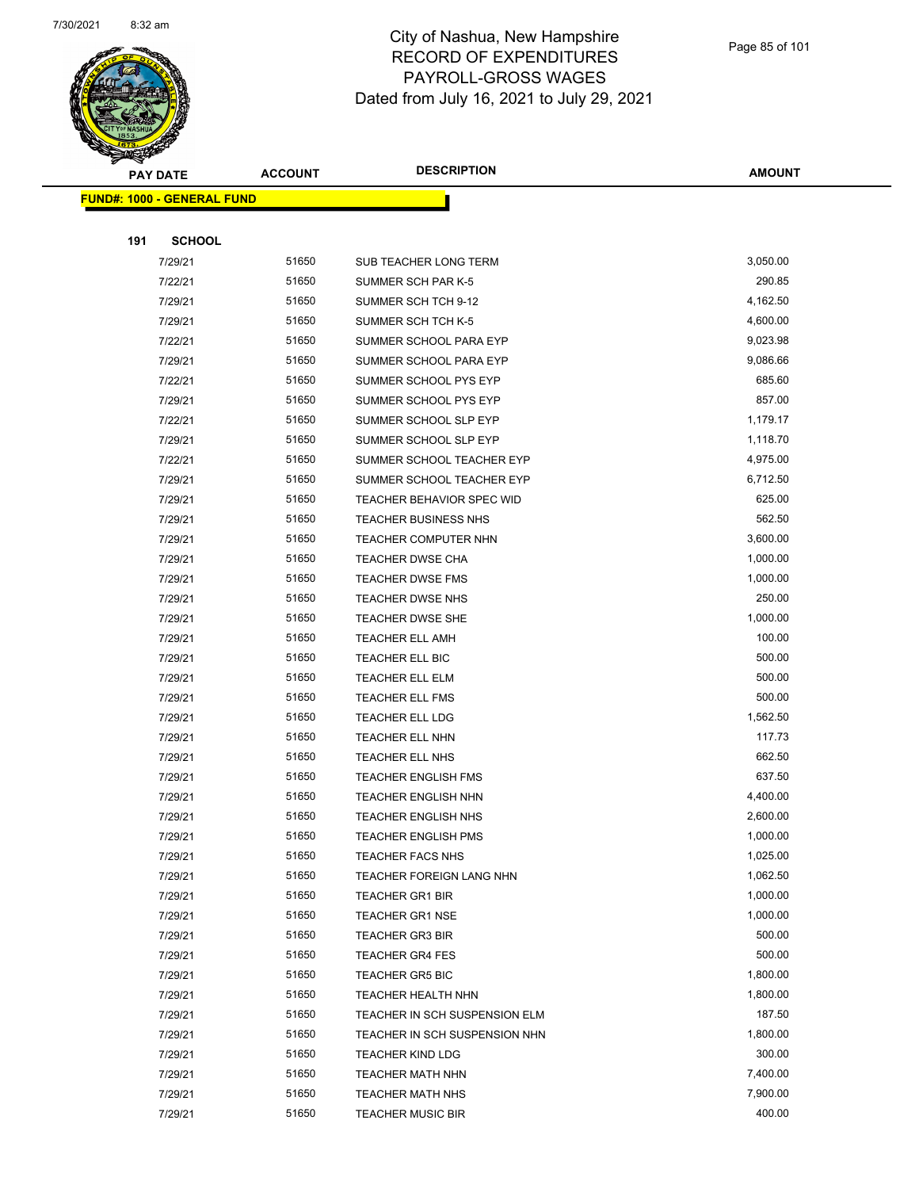# City of Nashua, New Hampshire
## RECORD OF EXPENDITURES
## PAYROLL-GROSS WAGES
## Dated from July 16, 2021 to July 29, 2021

**FUND#: 1000 - GENERAL FUND**

**191 SCHOOL**

| PAY DATE | ACCOUNT | DESCRIPTION | AMOUNT |
|---|---|---|---|
| 7/29/21 | 51650 | SUB TEACHER LONG TERM | 3,050.00 |
| 7/22/21 | 51650 | SUMMER SCH PAR K-5 | 290.85 |
| 7/29/21 | 51650 | SUMMER SCH TCH 9-12 | 4,162.50 |
| 7/29/21 | 51650 | SUMMER SCH TCH K-5 | 4,600.00 |
| 7/22/21 | 51650 | SUMMER SCHOOL PARA EYP | 9,023.98 |
| 7/29/21 | 51650 | SUMMER SCHOOL PARA EYP | 9,086.66 |
| 7/22/21 | 51650 | SUMMER SCHOOL PYS EYP | 685.60 |
| 7/29/21 | 51650 | SUMMER SCHOOL PYS EYP | 857.00 |
| 7/22/21 | 51650 | SUMMER SCHOOL SLP EYP | 1,179.17 |
| 7/29/21 | 51650 | SUMMER SCHOOL SLP EYP | 1,118.70 |
| 7/22/21 | 51650 | SUMMER SCHOOL TEACHER EYP | 4,975.00 |
| 7/29/21 | 51650 | SUMMER SCHOOL TEACHER EYP | 6,712.50 |
| 7/29/21 | 51650 | TEACHER BEHAVIOR SPEC WID | 625.00 |
| 7/29/21 | 51650 | TEACHER BUSINESS NHS | 562.50 |
| 7/29/21 | 51650 | TEACHER COMPUTER NHN | 3,600.00 |
| 7/29/21 | 51650 | TEACHER DWSE CHA | 1,000.00 |
| 7/29/21 | 51650 | TEACHER DWSE FMS | 1,000.00 |
| 7/29/21 | 51650 | TEACHER DWSE NHS | 250.00 |
| 7/29/21 | 51650 | TEACHER DWSE SHE | 1,000.00 |
| 7/29/21 | 51650 | TEACHER ELL AMH | 100.00 |
| 7/29/21 | 51650 | TEACHER ELL BIC | 500.00 |
| 7/29/21 | 51650 | TEACHER ELL ELM | 500.00 |
| 7/29/21 | 51650 | TEACHER ELL FMS | 500.00 |
| 7/29/21 | 51650 | TEACHER ELL LDG | 1,562.50 |
| 7/29/21 | 51650 | TEACHER ELL NHN | 117.73 |
| 7/29/21 | 51650 | TEACHER ELL NHS | 662.50 |
| 7/29/21 | 51650 | TEACHER ENGLISH FMS | 637.50 |
| 7/29/21 | 51650 | TEACHER ENGLISH NHN | 4,400.00 |
| 7/29/21 | 51650 | TEACHER ENGLISH NHS | 2,600.00 |
| 7/29/21 | 51650 | TEACHER ENGLISH PMS | 1,000.00 |
| 7/29/21 | 51650 | TEACHER FACS NHS | 1,025.00 |
| 7/29/21 | 51650 | TEACHER FOREIGN LANG NHN | 1,062.50 |
| 7/29/21 | 51650 | TEACHER GR1 BIR | 1,000.00 |
| 7/29/21 | 51650 | TEACHER GR1 NSE | 1,000.00 |
| 7/29/21 | 51650 | TEACHER GR3 BIR | 500.00 |
| 7/29/21 | 51650 | TEACHER GR4 FES | 500.00 |
| 7/29/21 | 51650 | TEACHER GR5 BIC | 1,800.00 |
| 7/29/21 | 51650 | TEACHER HEALTH NHN | 1,800.00 |
| 7/29/21 | 51650 | TEACHER IN SCH SUSPENSION ELM | 187.50 |
| 7/29/21 | 51650 | TEACHER IN SCH SUSPENSION NHN | 1,800.00 |
| 7/29/21 | 51650 | TEACHER KIND LDG | 300.00 |
| 7/29/21 | 51650 | TEACHER MATH NHN | 7,400.00 |
| 7/29/21 | 51650 | TEACHER MATH NHS | 7,900.00 |
| 7/29/21 | 51650 | TEACHER MUSIC BIR | 400.00 |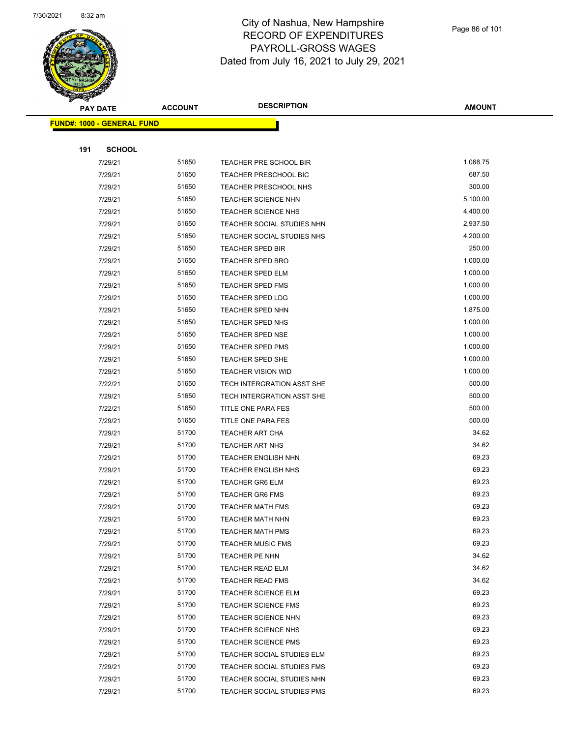# City of Nashua, New Hampshire
## RECORD OF EXPENDITURES
## PAYROLL-GROSS WAGES
## Dated from July 16, 2021 to July 29, 2021

| PAY DATE | ACCOUNT | DESCRIPTION | AMOUNT |
|---|---|---|---|
| **FUND#: 1000 - GENERAL FUND** | | | |
| **191 SCHOOL** | | | |
| 7/29/21 | 51650 | TEACHER PRE SCHOOL BIR | 1,068.75 |
| 7/29/21 | 51650 | TEACHER PRESCHOOL BIC | 687.50 |
| 7/29/21 | 51650 | TEACHER PRESCHOOL NHS | 300.00 |
| 7/29/21 | 51650 | TEACHER SCIENCE NHN | 5,100.00 |
| 7/29/21 | 51650 | TEACHER SCIENCE NHS | 4,400.00 |
| 7/29/21 | 51650 | TEACHER SOCIAL STUDIES NHN | 2,937.50 |
| 7/29/21 | 51650 | TEACHER SOCIAL STUDIES NHS | 4,200.00 |
| 7/29/21 | 51650 | TEACHER SPED BIR | 250.00 |
| 7/29/21 | 51650 | TEACHER SPED BRO | 1,000.00 |
| 7/29/21 | 51650 | TEACHER SPED ELM | 1,000.00 |
| 7/29/21 | 51650 | TEACHER SPED FMS | 1,000.00 |
| 7/29/21 | 51650 | TEACHER SPED LDG | 1,000.00 |
| 7/29/21 | 51650 | TEACHER SPED NHN | 1,875.00 |
| 7/29/21 | 51650 | TEACHER SPED NHS | 1,000.00 |
| 7/29/21 | 51650 | TEACHER SPED NSE | 1,000.00 |
| 7/29/21 | 51650 | TEACHER SPED PMS | 1,000.00 |
| 7/29/21 | 51650 | TEACHER SPED SHE | 1,000.00 |
| 7/29/21 | 51650 | TEACHER VISION WID | 1,000.00 |
| 7/22/21 | 51650 | TECH INTERGRATION ASST SHE | 500.00 |
| 7/29/21 | 51650 | TECH INTERGRATION ASST SHE | 500.00 |
| 7/22/21 | 51650 | TITLE ONE PARA FES | 500.00 |
| 7/29/21 | 51650 | TITLE ONE PARA FES | 500.00 |
| 7/29/21 | 51700 | TEACHER ART CHA | 34.62 |
| 7/29/21 | 51700 | TEACHER ART NHS | 34.62 |
| 7/29/21 | 51700 | TEACHER ENGLISH NHN | 69.23 |
| 7/29/21 | 51700 | TEACHER ENGLISH NHS | 69.23 |
| 7/29/21 | 51700 | TEACHER GR6 ELM | 69.23 |
| 7/29/21 | 51700 | TEACHER GR6 FMS | 69.23 |
| 7/29/21 | 51700 | TEACHER MATH FMS | 69.23 |
| 7/29/21 | 51700 | TEACHER MATH NHN | 69.23 |
| 7/29/21 | 51700 | TEACHER MATH PMS | 69.23 |
| 7/29/21 | 51700 | TEACHER MUSIC FMS | 69.23 |
| 7/29/21 | 51700 | TEACHER PE NHN | 34.62 |
| 7/29/21 | 51700 | TEACHER READ ELM | 34.62 |
| 7/29/21 | 51700 | TEACHER READ FMS | 34.62 |
| 7/29/21 | 51700 | TEACHER SCIENCE ELM | 69.23 |
| 7/29/21 | 51700 | TEACHER SCIENCE FMS | 69.23 |
| 7/29/21 | 51700 | TEACHER SCIENCE NHN | 69.23 |
| 7/29/21 | 51700 | TEACHER SCIENCE NHS | 69.23 |
| 7/29/21 | 51700 | TEACHER SCIENCE PMS | 69.23 |
| 7/29/21 | 51700 | TEACHER SOCIAL STUDIES ELM | 69.23 |
| 7/29/21 | 51700 | TEACHER SOCIAL STUDIES FMS | 69.23 |
| 7/29/21 | 51700 | TEACHER SOCIAL STUDIES NHN | 69.23 |
| 7/29/21 | 51700 | TEACHER SOCIAL STUDIES PMS | 69.23 |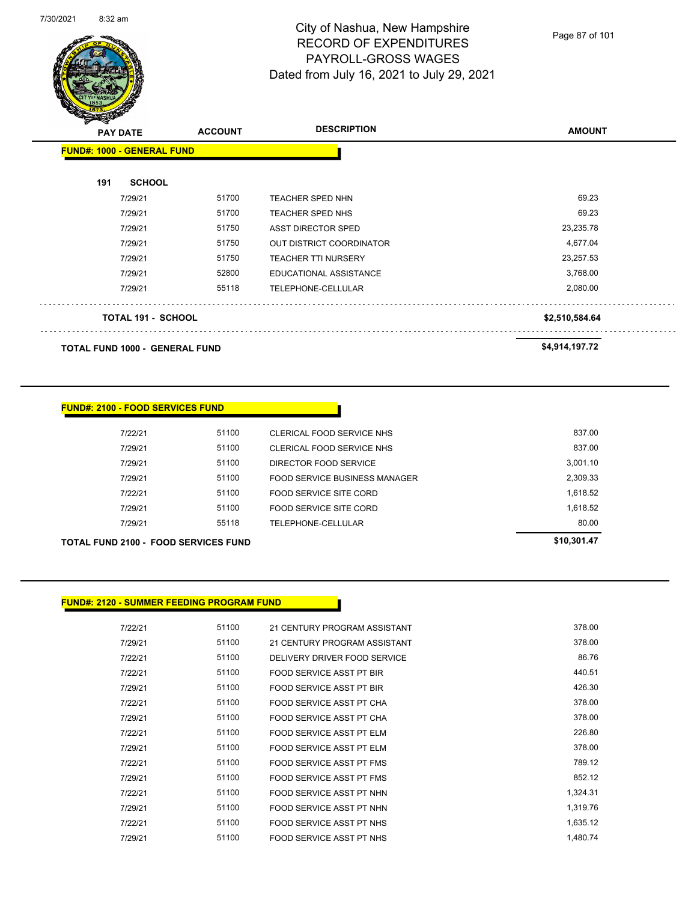City of Nashua, New Hampshire
RECORD OF EXPENDITURES
PAYROLL-GROSS WAGES
Dated from July 16, 2021 to July 29, 2021

| PAY DATE | ACCOUNT | DESCRIPTION | AMOUNT |
|---|---|---|---|
| **FUND#: 1000 - GENERAL FUND** | | | |
| **191 SCHOOL** | | | |
| 7/29/21 | 51700 | TEACHER SPED NHN | 69.23 |
| 7/29/21 | 51700 | TEACHER SPED NHS | 69.23 |
| 7/29/21 | 51750 | ASST DIRECTOR SPED | 23,235.78 |
| 7/29/21 | 51750 | OUT DISTRICT COORDINATOR | 4,677.04 |
| 7/29/21 | 51750 | TEACHER TTI NURSERY | 23,257.53 |
| 7/29/21 | 52800 | EDUCATIONAL ASSISTANCE | 3,768.00 |
| 7/29/21 | 55118 | TELEPHONE-CELLULAR | 2,080.00 |
| **TOTAL 191 - SCHOOL** | | | **$2,510,584.64** |
| **TOTAL FUND 1000 - GENERAL FUND** | | | **$4,914,197.72** |

| PAY DATE | ACCOUNT | DESCRIPTION | AMOUNT |
|---|---|---|---|
| **FUND#: 2100 - FOOD SERVICES FUND** | | | |
| 7/22/21 | 51100 | CLERICAL FOOD SERVICE NHS | 837.00 |
| 7/29/21 | 51100 | CLERICAL FOOD SERVICE NHS | 837.00 |
| 7/29/21 | 51100 | DIRECTOR FOOD SERVICE | 3,001.10 |
| 7/29/21 | 51100 | FOOD SERVICE BUSINESS MANAGER | 2,309.33 |
| 7/22/21 | 51100 | FOOD SERVICE SITE CORD | 1,618.52 |
| 7/29/21 | 51100 | FOOD SERVICE SITE CORD | 1,618.52 |
| 7/29/21 | 55118 | TELEPHONE-CELLULAR | 80.00 |
| **TOTAL FUND 2100 - FOOD SERVICES FUND** | | | **$10,301.47** |

| PAY DATE | ACCOUNT | DESCRIPTION | AMOUNT |
|---|---|---|---|
| **FUND#: 2120 - SUMMER FEEDING PROGRAM FUND** | | | |
| 7/22/21 | 51100 | 21 CENTURY PROGRAM ASSISTANT | 378.00 |
| 7/29/21 | 51100 | 21 CENTURY PROGRAM ASSISTANT | 378.00 |
| 7/22/21 | 51100 | DELIVERY DRIVER FOOD SERVICE | 86.76 |
| 7/22/21 | 51100 | FOOD SERVICE ASST PT BIR | 440.51 |
| 7/29/21 | 51100 | FOOD SERVICE ASST PT BIR | 426.30 |
| 7/22/21 | 51100 | FOOD SERVICE ASST PT CHA | 378.00 |
| 7/29/21 | 51100 | FOOD SERVICE ASST PT CHA | 378.00 |
| 7/22/21 | 51100 | FOOD SERVICE ASST PT ELM | 226.80 |
| 7/29/21 | 51100 | FOOD SERVICE ASST PT ELM | 378.00 |
| 7/22/21 | 51100 | FOOD SERVICE ASST PT FMS | 789.12 |
| 7/29/21 | 51100 | FOOD SERVICE ASST PT FMS | 852.12 |
| 7/22/21 | 51100 | FOOD SERVICE ASST PT NHN | 1,324.31 |
| 7/29/21 | 51100 | FOOD SERVICE ASST PT NHN | 1,319.76 |
| 7/22/21 | 51100 | FOOD SERVICE ASST PT NHS | 1,635.12 |
| 7/29/21 | 51100 | FOOD SERVICE ASST PT NHS | 1,480.74 |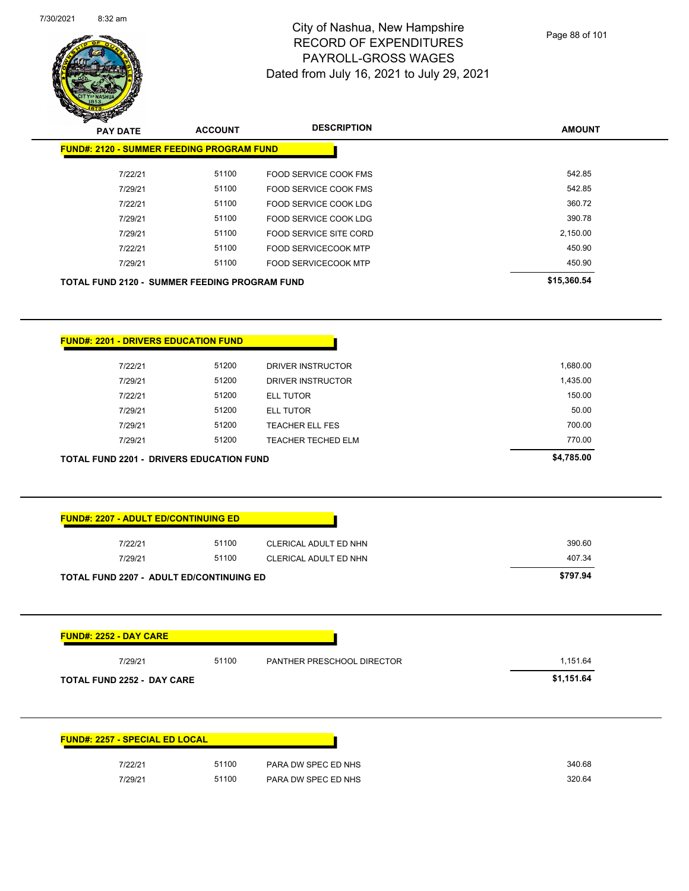# City of Nashua, New Hampshire
## RECORD OF EXPENDITURES
## PAYROLL-GROSS WAGES
## Dated from July 16, 2021 to July 29, 2021

| PAY DATE | ACCOUNT | DESCRIPTION | AMOUNT |
|---|---|---|---|
| **FUND#: 2120 - SUMMER FEEDING PROGRAM FUND** | | | |
| 7/22/21 | 51100 | FOOD SERVICE COOK FMS | 542.85 |
| 7/29/21 | 51100 | FOOD SERVICE COOK FMS | 542.85 |
| 7/22/21 | 51100 | FOOD SERVICE COOK LDG | 360.72 |
| 7/29/21 | 51100 | FOOD SERVICE COOK LDG | 390.78 |
| 7/29/21 | 51100 | FOOD SERVICE SITE CORD | 2,150.00 |
| 7/22/21 | 51100 | FOOD SERVICECOOK MTP | 450.90 |
| 7/29/21 | 51100 | FOOD SERVICECOOK MTP | 450.90 |
| **TOTAL FUND 2120 - SUMMER FEEDING PROGRAM FUND** | | | **$15,360.54** |

| PAY DATE | ACCOUNT | DESCRIPTION | AMOUNT |
|---|---|---|---|
| **FUND#: 2201 - DRIVERS EDUCATION FUND** | | | |
| 7/22/21 | 51200 | DRIVER INSTRUCTOR | 1,680.00 |
| 7/29/21 | 51200 | DRIVER INSTRUCTOR | 1,435.00 |
| 7/22/21 | 51200 | ELL TUTOR | 150.00 |
| 7/29/21 | 51200 | ELL TUTOR | 50.00 |
| 7/29/21 | 51200 | TEACHER ELL FES | 700.00 |
| 7/29/21 | 51200 | TEACHER TECHED ELM | 770.00 |
| **TOTAL FUND 2201 - DRIVERS EDUCATION FUND** | | | **$4,785.00** |

| PAY DATE | ACCOUNT | DESCRIPTION | AMOUNT |
|---|---|---|---|
| **FUND#: 2207 - ADULT ED/CONTINUING ED** | | | |
| 7/22/21 | 51100 | CLERICAL ADULT ED NHN | 390.60 |
| 7/29/21 | 51100 | CLERICAL ADULT ED NHN | 407.34 |
| **TOTAL FUND 2207 - ADULT ED/CONTINUING ED** | | | **$797.94** |

| PAY DATE | ACCOUNT | DESCRIPTION | AMOUNT |
|---|---|---|---|
| **FUND#: 2252 - DAY CARE** | | | |
| 7/29/21 | 51100 | PANTHER PRESCHOOL DIRECTOR | 1,151.64 |
| **TOTAL FUND 2252 - DAY CARE** | | | **$1,151.64** |

| PAY DATE | ACCOUNT | DESCRIPTION | AMOUNT |
|---|---|---|---|
| **FUND#: 2257 - SPECIAL ED LOCAL** | | | |
| 7/22/21 | 51100 | PARA DW SPEC ED NHS | 340.68 |
| 7/29/21 | 51100 | PARA DW SPEC ED NHS | 320.64 |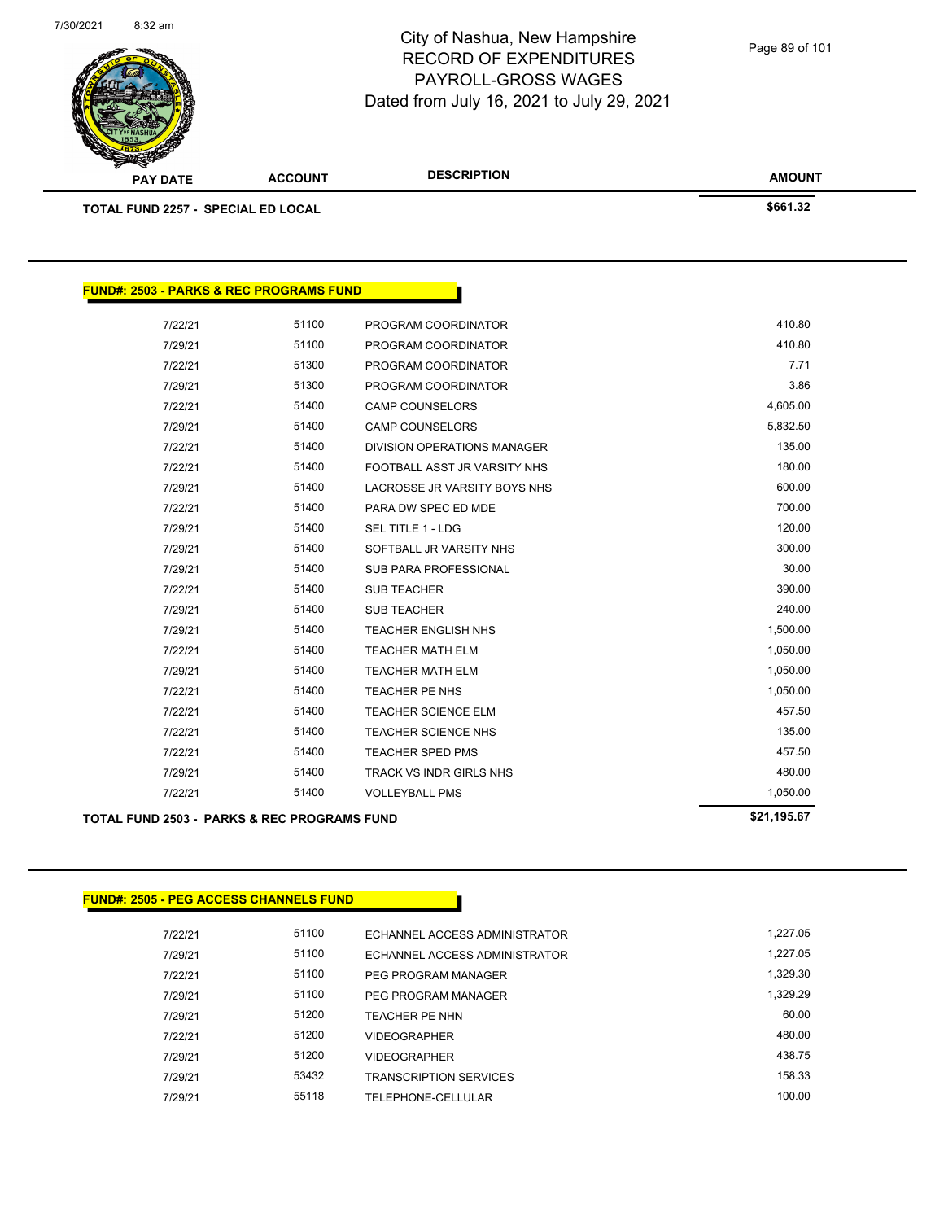# City of Nashua, New Hampshire
## RECORD OF EXPENDITURES
## PAYROLL-GROSS WAGES
### Dated from July 16, 2021 to July 29, 2021

| PAY DATE | ACCOUNT | DESCRIPTION | AMOUNT |
|---|---|---|---|
| **TOTAL FUND 2257 - SPECIAL ED LOCAL** | | | **$661.32** |

**FUND#: 2503 - PARKS & REC PROGRAMS FUND**

| PAY DATE | ACCOUNT | DESCRIPTION | AMOUNT |
|---|---|---|---|
| 7/22/21 | 51100 | PROGRAM COORDINATOR | 410.80 |
| 7/29/21 | 51100 | PROGRAM COORDINATOR | 410.80 |
| 7/22/21 | 51300 | PROGRAM COORDINATOR | 7.71 |
| 7/29/21 | 51300 | PROGRAM COORDINATOR | 3.86 |
| 7/22/21 | 51400 | CAMP COUNSELORS | 4,605.00 |
| 7/29/21 | 51400 | CAMP COUNSELORS | 5,832.50 |
| 7/22/21 | 51400 | DIVISION OPERATIONS MANAGER | 135.00 |
| 7/22/21 | 51400 | FOOTBALL ASST JR VARSITY NHS | 180.00 |
| 7/29/21 | 51400 | LACROSSE JR VARSITY BOYS NHS | 600.00 |
| 7/22/21 | 51400 | PARA DW SPEC ED MDE | 700.00 |
| 7/29/21 | 51400 | SEL TITLE 1 - LDG | 120.00 |
| 7/29/21 | 51400 | SOFTBALL JR VARSITY NHS | 300.00 |
| 7/29/21 | 51400 | SUB PARA PROFESSIONAL | 30.00 |
| 7/22/21 | 51400 | SUB TEACHER | 390.00 |
| 7/29/21 | 51400 | SUB TEACHER | 240.00 |
| 7/29/21 | 51400 | TEACHER ENGLISH NHS | 1,500.00 |
| 7/22/21 | 51400 | TEACHER MATH ELM | 1,050.00 |
| 7/29/21 | 51400 | TEACHER MATH ELM | 1,050.00 |
| 7/22/21 | 51400 | TEACHER PE NHS | 1,050.00 |
| 7/22/21 | 51400 | TEACHER SCIENCE ELM | 457.50 |
| 7/22/21 | 51400 | TEACHER SCIENCE NHS | 135.00 |
| 7/22/21 | 51400 | TEACHER SPED PMS | 457.50 |
| 7/29/21 | 51400 | TRACK VS INDR GIRLS NHS | 480.00 |
| 7/22/21 | 51400 | VOLLEYBALL PMS | 1,050.00 |
| **TOTAL FUND 2503 - PARKS & REC PROGRAMS FUND** | | | **$21,195.67** |

**FUND#: 2505 - PEG ACCESS CHANNELS FUND**

| PAY DATE | ACCOUNT | DESCRIPTION | AMOUNT |
|---|---|---|---|
| 7/22/21 | 51100 | ECHANNEL ACCESS ADMINISTRATOR | 1,227.05 |
| 7/29/21 | 51100 | ECHANNEL ACCESS ADMINISTRATOR | 1,227.05 |
| 7/22/21 | 51100 | PEG PROGRAM MANAGER | 1,329.30 |
| 7/29/21 | 51100 | PEG PROGRAM MANAGER | 1,329.29 |
| 7/29/21 | 51200 | TEACHER PE NHN | 60.00 |
| 7/22/21 | 51200 | VIDEOGRAPHER | 480.00 |
| 7/29/21 | 51200 | VIDEOGRAPHER | 438.75 |
| 7/29/21 | 53432 | TRANSCRIPTION SERVICES | 158.33 |
| 7/29/21 | 55118 | TELEPHONE-CELLULAR | 100.00 |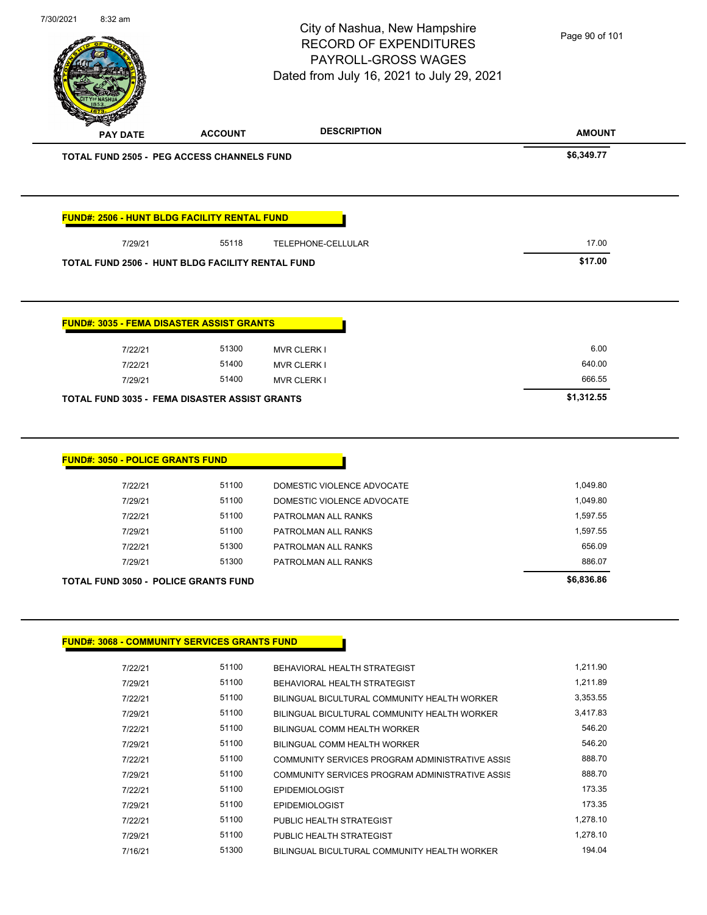City of Nashua, New Hampshire
RECORD OF EXPENDITURES
PAYROLL-GROSS WAGES
Dated from July 16, 2021 to July 29, 2021

| PAY DATE | ACCOUNT | DESCRIPTION | AMOUNT |
|---|---|---|---|
| **TOTAL FUND 2505 - PEG ACCESS CHANNELS FUND** | | | **$6,349.77** |

**FUND#: 2506 - HUNT BLDG FACILITY RENTAL FUND**

| PAY DATE | ACCOUNT | DESCRIPTION | AMOUNT |
|---|---|---|---|
| 7/29/21 | 55118 | TELEPHONE-CELLULAR | 17.00 |
| **TOTAL FUND 2506 - HUNT BLDG FACILITY RENTAL FUND** | | | **$17.00** |

**FUND#: 3035 - FEMA DISASTER ASSIST GRANTS**

| PAY DATE | ACCOUNT | DESCRIPTION | AMOUNT |
|---|---|---|---|
| 7/22/21 | 51300 | MVR CLERK I | 6.00 |
| 7/22/21 | 51400 | MVR CLERK I | 640.00 |
| 7/29/21 | 51400 | MVR CLERK I | 666.55 |
| **TOTAL FUND 3035 - FEMA DISASTER ASSIST GRANTS** | | | **$1,312.55** |

**FUND#: 3050 - POLICE GRANTS FUND**

| PAY DATE | ACCOUNT | DESCRIPTION | AMOUNT |
|---|---|---|---|
| 7/22/21 | 51100 | DOMESTIC VIOLENCE ADVOCATE | 1,049.80 |
| 7/29/21 | 51100 | DOMESTIC VIOLENCE ADVOCATE | 1,049.80 |
| 7/22/21 | 51100 | PATROLMAN ALL RANKS | 1,597.55 |
| 7/29/21 | 51100 | PATROLMAN ALL RANKS | 1,597.55 |
| 7/22/21 | 51300 | PATROLMAN ALL RANKS | 656.09 |
| 7/29/21 | 51300 | PATROLMAN ALL RANKS | 886.07 |
| **TOTAL FUND 3050 - POLICE GRANTS FUND** | | | **$6,836.86** |

**FUND#: 3068 - COMMUNITY SERVICES GRANTS FUND**

| PAY DATE | ACCOUNT | DESCRIPTION | AMOUNT |
|---|---|---|---|
| 7/22/21 | 51100 | BEHAVIORAL HEALTH STRATEGIST | 1,211.90 |
| 7/29/21 | 51100 | BEHAVIORAL HEALTH STRATEGIST | 1,211.89 |
| 7/22/21 | 51100 | BILINGUAL BICULTURAL COMMUNITY HEALTH WORKER | 3,353.55 |
| 7/29/21 | 51100 | BILINGUAL BICULTURAL COMMUNITY HEALTH WORKER | 3,417.83 |
| 7/22/21 | 51100 | BILINGUAL COMM HEALTH WORKER | 546.20 |
| 7/29/21 | 51100 | BILINGUAL COMM HEALTH WORKER | 546.20 |
| 7/22/21 | 51100 | COMMUNITY SERVICES PROGRAM ADMINISTRATIVE ASSIS | 888.70 |
| 7/29/21 | 51100 | COMMUNITY SERVICES PROGRAM ADMINISTRATIVE ASSIS | 888.70 |
| 7/22/21 | 51100 | EPIDEMIOLOGIST | 173.35 |
| 7/29/21 | 51100 | EPIDEMIOLOGIST | 173.35 |
| 7/22/21 | 51100 | PUBLIC HEALTH STRATEGIST | 1,278.10 |
| 7/29/21 | 51100 | PUBLIC HEALTH STRATEGIST | 1,278.10 |
| 7/16/21 | 51300 | BILINGUAL BICULTURAL COMMUNITY HEALTH WORKER | 194.04 |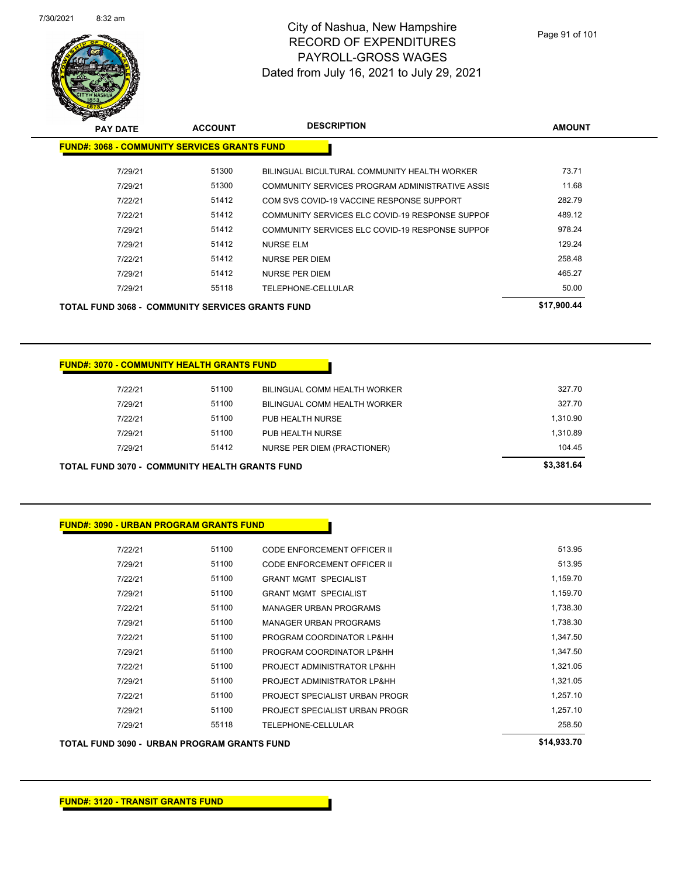# City of Nashua, New Hampshire
## RECORD OF EXPENDITURES
## PAYROLL-GROSS WAGES
## Dated from July 16, 2021 to July 29, 2021

| PAY DATE | ACCOUNT | DESCRIPTION | AMOUNT |
|---|---|---|---|
| **FUND#: 3068 - COMMUNITY SERVICES GRANTS FUND** | | | |
| 7/29/21 | 51300 | BILINGUAL BICULTURAL COMMUNITY HEALTH WORKER | 73.71 |
| 7/29/21 | 51300 | COMMUNITY SERVICES PROGRAM ADMINISTRATIVE ASSIS | 11.68 |
| 7/22/21 | 51412 | COM SVS COVID-19 VACCINE RESPONSE SUPPORT | 282.79 |
| 7/22/21 | 51412 | COMMUNITY SERVICES ELC COVID-19 RESPONSE SUPPOF | 489.12 |
| 7/29/21 | 51412 | COMMUNITY SERVICES ELC COVID-19 RESPONSE SUPPOF | 978.24 |
| 7/29/21 | 51412 | NURSE ELM | 129.24 |
| 7/22/21 | 51412 | NURSE PER DIEM | 258.48 |
| 7/29/21 | 51412 | NURSE PER DIEM | 465.27 |
| 7/29/21 | 55118 | TELEPHONE-CELLULAR | 50.00 |
| **TOTAL FUND 3068 - COMMUNITY SERVICES GRANTS FUND** | | | **$17,900.44** |

| PAY DATE | ACCOUNT | DESCRIPTION | AMOUNT |
|---|---|---|---|
| **FUND#: 3070 - COMMUNITY HEALTH GRANTS FUND** | | | |
| 7/22/21 | 51100 | BILINGUAL COMM HEALTH WORKER | 327.70 |
| 7/29/21 | 51100 | BILINGUAL COMM HEALTH WORKER | 327.70 |
| 7/22/21 | 51100 | PUB HEALTH NURSE | 1,310.90 |
| 7/29/21 | 51100 | PUB HEALTH NURSE | 1,310.89 |
| 7/29/21 | 51412 | NURSE PER DIEM (PRACTIONER) | 104.45 |
| **TOTAL FUND 3070 - COMMUNITY HEALTH GRANTS FUND** | | | **$3,381.64** |

| PAY DATE | ACCOUNT | DESCRIPTION | AMOUNT |
|---|---|---|---|
| **FUND#: 3090 - URBAN PROGRAM GRANTS FUND** | | | |
| 7/22/21 | 51100 | CODE ENFORCEMENT OFFICER II | 513.95 |
| 7/29/21 | 51100 | CODE ENFORCEMENT OFFICER II | 513.95 |
| 7/22/21 | 51100 | GRANT MGMT SPECIALIST | 1,159.70 |
| 7/29/21 | 51100 | GRANT MGMT SPECIALIST | 1,159.70 |
| 7/22/21 | 51100 | MANAGER URBAN PROGRAMS | 1,738.30 |
| 7/29/21 | 51100 | MANAGER URBAN PROGRAMS | 1,738.30 |
| 7/22/21 | 51100 | PROGRAM COORDINATOR LP&HH | 1,347.50 |
| 7/29/21 | 51100 | PROGRAM COORDINATOR LP&HH | 1,347.50 |
| 7/22/21 | 51100 | PROJECT ADMINISTRATOR LP&HH | 1,321.05 |
| 7/29/21 | 51100 | PROJECT ADMINISTRATOR LP&HH | 1,321.05 |
| 7/22/21 | 51100 | PROJECT SPECIALIST URBAN PROGR | 1,257.10 |
| 7/29/21 | 51100 | PROJECT SPECIALIST URBAN PROGR | 1,257.10 |
| 7/29/21 | 55118 | TELEPHONE-CELLULAR | 258.50 |
| **TOTAL FUND 3090 - URBAN PROGRAM GRANTS FUND** | | | **$14,933.70** |

**FUND#: 3120 - TRANSIT GRANTS FUND**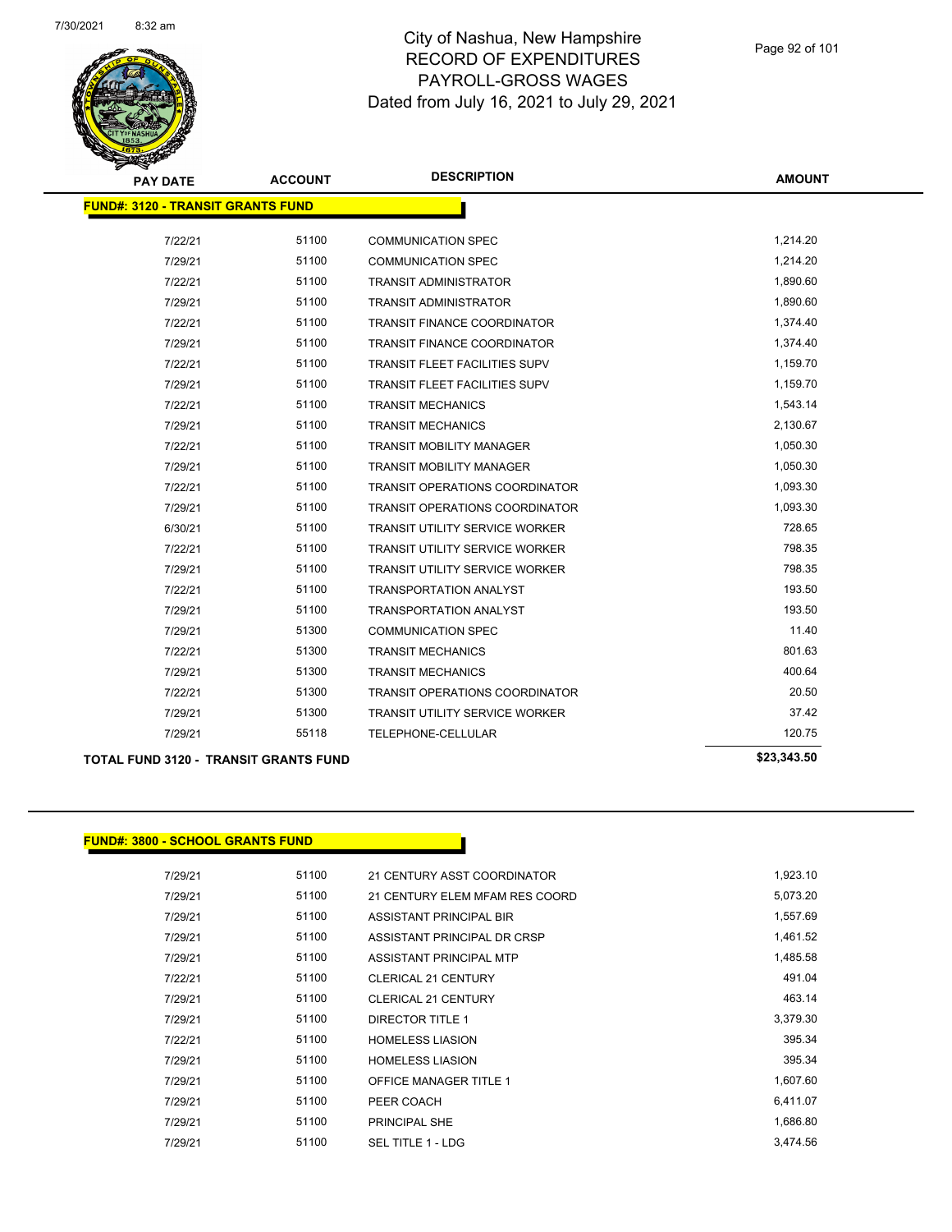# City of Nashua, New Hampshire
## RECORD OF EXPENDITURES
## PAYROLL-GROSS WAGES
## Dated from July 16, 2021 to July 29, 2021

**FUND#: 3120 - TRANSIT GRANTS FUND**

| PAY DATE | ACCOUNT | DESCRIPTION | AMOUNT |
|---|---|---|---|
| 7/22/21 | 51100 | COMMUNICATION SPEC | 1,214.20 |
| 7/29/21 | 51100 | COMMUNICATION SPEC | 1,214.20 |
| 7/22/21 | 51100 | TRANSIT ADMINISTRATOR | 1,890.60 |
| 7/29/21 | 51100 | TRANSIT ADMINISTRATOR | 1,890.60 |
| 7/22/21 | 51100 | TRANSIT FINANCE COORDINATOR | 1,374.40 |
| 7/29/21 | 51100 | TRANSIT FINANCE COORDINATOR | 1,374.40 |
| 7/22/21 | 51100 | TRANSIT FLEET FACILITIES SUPV | 1,159.70 |
| 7/29/21 | 51100 | TRANSIT FLEET FACILITIES SUPV | 1,159.70 |
| 7/22/21 | 51100 | TRANSIT MECHANICS | 1,543.14 |
| 7/29/21 | 51100 | TRANSIT MECHANICS | 2,130.67 |
| 7/22/21 | 51100 | TRANSIT MOBILITY MANAGER | 1,050.30 |
| 7/29/21 | 51100 | TRANSIT MOBILITY MANAGER | 1,050.30 |
| 7/22/21 | 51100 | TRANSIT OPERATIONS COORDINATOR | 1,093.30 |
| 7/29/21 | 51100 | TRANSIT OPERATIONS COORDINATOR | 1,093.30 |
| 6/30/21 | 51100 | TRANSIT UTILITY SERVICE WORKER | 728.65 |
| 7/22/21 | 51100 | TRANSIT UTILITY SERVICE WORKER | 798.35 |
| 7/29/21 | 51100 | TRANSIT UTILITY SERVICE WORKER | 798.35 |
| 7/22/21 | 51100 | TRANSPORTATION ANALYST | 193.50 |
| 7/29/21 | 51100 | TRANSPORTATION ANALYST | 193.50 |
| 7/29/21 | 51300 | COMMUNICATION SPEC | 11.40 |
| 7/22/21 | 51300 | TRANSIT MECHANICS | 801.63 |
| 7/29/21 | 51300 | TRANSIT MECHANICS | 400.64 |
| 7/22/21 | 51300 | TRANSIT OPERATIONS COORDINATOR | 20.50 |
| 7/29/21 | 51300 | TRANSIT UTILITY SERVICE WORKER | 37.42 |
| 7/29/21 | 55118 | TELEPHONE-CELLULAR | 120.75 |
| **TOTAL FUND 3120 - TRANSIT GRANTS FUND** | | | **$23,343.50** |

**FUND#: 3800 - SCHOOL GRANTS FUND**

| PAY DATE | ACCOUNT | DESCRIPTION | AMOUNT |
|---|---|---|---|
| 7/29/21 | 51100 | 21 CENTURY ASST COORDINATOR | 1,923.10 |
| 7/29/21 | 51100 | 21 CENTURY ELEM MFAM RES COORD | 5,073.20 |
| 7/29/21 | 51100 | ASSISTANT PRINCIPAL BIR | 1,557.69 |
| 7/29/21 | 51100 | ASSISTANT PRINCIPAL DR CRSP | 1,461.52 |
| 7/29/21 | 51100 | ASSISTANT PRINCIPAL MTP | 1,485.58 |
| 7/22/21 | 51100 | CLERICAL 21 CENTURY | 491.04 |
| 7/29/21 | 51100 | CLERICAL 21 CENTURY | 463.14 |
| 7/29/21 | 51100 | DIRECTOR TITLE 1 | 3,379.30 |
| 7/22/21 | 51100 | HOMELESS LIASION | 395.34 |
| 7/29/21 | 51100 | HOMELESS LIASION | 395.34 |
| 7/29/21 | 51100 | OFFICE MANAGER TITLE 1 | 1,607.60 |
| 7/29/21 | 51100 | PEER COACH | 6,411.07 |
| 7/29/21 | 51100 | PRINCIPAL SHE | 1,686.80 |
| 7/29/21 | 51100 | SEL TITLE 1 - LDG | 3,474.56 |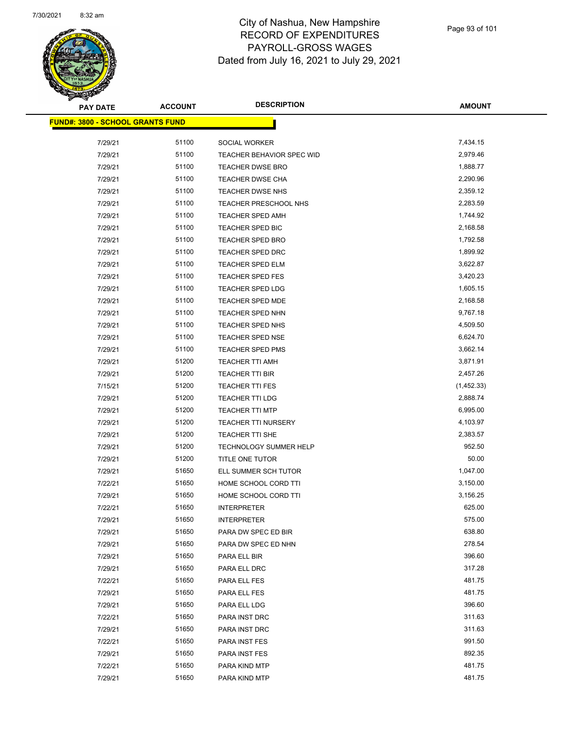# City of Nashua, New Hampshire
## RECORD OF EXPENDITURES
## PAYROLL-GROSS WAGES
## Dated from July 16, 2021 to July 29, 2021

| PAY DATE | ACCOUNT | DESCRIPTION | AMOUNT |
|---|---|---|---|
| **FUND#: 3800 - SCHOOL GRANTS FUND** | | | |
| 7/29/21 | 51100 | SOCIAL WORKER | 7,434.15 |
| 7/29/21 | 51100 | TEACHER BEHAVIOR SPEC WID | 2,979.46 |
| 7/29/21 | 51100 | TEACHER DWSE BRO | 1,888.77 |
| 7/29/21 | 51100 | TEACHER DWSE CHA | 2,290.96 |
| 7/29/21 | 51100 | TEACHER DWSE NHS | 2,359.12 |
| 7/29/21 | 51100 | TEACHER PRESCHOOL NHS | 2,283.59 |
| 7/29/21 | 51100 | TEACHER SPED AMH | 1,744.92 |
| 7/29/21 | 51100 | TEACHER SPED BIC | 2,168.58 |
| 7/29/21 | 51100 | TEACHER SPED BRO | 1,792.58 |
| 7/29/21 | 51100 | TEACHER SPED DRC | 1,899.92 |
| 7/29/21 | 51100 | TEACHER SPED ELM | 3,622.87 |
| 7/29/21 | 51100 | TEACHER SPED FES | 3,420.23 |
| 7/29/21 | 51100 | TEACHER SPED LDG | 1,605.15 |
| 7/29/21 | 51100 | TEACHER SPED MDE | 2,168.58 |
| 7/29/21 | 51100 | TEACHER SPED NHN | 9,767.18 |
| 7/29/21 | 51100 | TEACHER SPED NHS | 4,509.50 |
| 7/29/21 | 51100 | TEACHER SPED NSE | 6,624.70 |
| 7/29/21 | 51100 | TEACHER SPED PMS | 3,662.14 |
| 7/29/21 | 51200 | TEACHER TTI AMH | 3,871.91 |
| 7/29/21 | 51200 | TEACHER TTI BIR | 2,457.26 |
| 7/15/21 | 51200 | TEACHER TTI FES | (1,452.33) |
| 7/29/21 | 51200 | TEACHER TTI LDG | 2,888.74 |
| 7/29/21 | 51200 | TEACHER TTI MTP | 6,995.00 |
| 7/29/21 | 51200 | TEACHER TTI NURSERY | 4,103.97 |
| 7/29/21 | 51200 | TEACHER TTI SHE | 2,383.57 |
| 7/29/21 | 51200 | TECHNOLOGY SUMMER HELP | 952.50 |
| 7/29/21 | 51200 | TITLE ONE TUTOR | 50.00 |
| 7/29/21 | 51650 | ELL SUMMER SCH TUTOR | 1,047.00 |
| 7/22/21 | 51650 | HOME SCHOOL CORD TTI | 3,150.00 |
| 7/29/21 | 51650 | HOME SCHOOL CORD TTI | 3,156.25 |
| 7/22/21 | 51650 | INTERPRETER | 625.00 |
| 7/29/21 | 51650 | INTERPRETER | 575.00 |
| 7/29/21 | 51650 | PARA DW SPEC ED BIR | 638.80 |
| 7/29/21 | 51650 | PARA DW SPEC ED NHN | 278.54 |
| 7/29/21 | 51650 | PARA ELL BIR | 396.60 |
| 7/29/21 | 51650 | PARA ELL DRC | 317.28 |
| 7/22/21 | 51650 | PARA ELL FES | 481.75 |
| 7/29/21 | 51650 | PARA ELL FES | 481.75 |
| 7/29/21 | 51650 | PARA ELL LDG | 396.60 |
| 7/22/21 | 51650 | PARA INST DRC | 311.63 |
| 7/29/21 | 51650 | PARA INST DRC | 311.63 |
| 7/22/21 | 51650 | PARA INST FES | 991.50 |
| 7/29/21 | 51650 | PARA INST FES | 892.35 |
| 7/22/21 | 51650 | PARA KIND MTP | 481.75 |
| 7/29/21 | 51650 | PARA KIND MTP | 481.75 |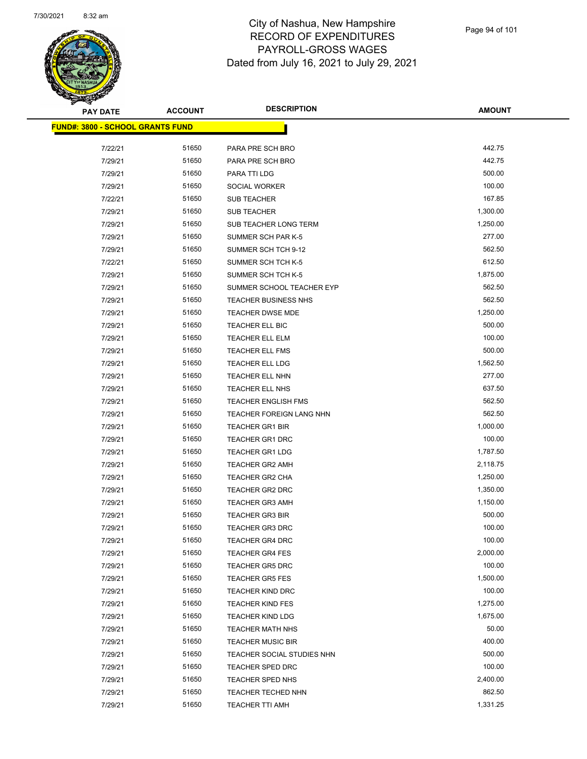# City of Nashua, New Hampshire
# RECORD OF EXPENDITURES
# PAYROLL-GROSS WAGES
# Dated from July 16, 2021 to July 29, 2021

| PAY DATE | ACCOUNT | DESCRIPTION | AMOUNT |
|---|---|---|---|
| **FUND#: 3800 - SCHOOL GRANTS FUND** | | | |
| 7/22/21 | 51650 | PARA PRE SCH BRO | 442.75 |
| 7/29/21 | 51650 | PARA PRE SCH BRO | 442.75 |
| 7/29/21 | 51650 | PARA TTI LDG | 500.00 |
| 7/29/21 | 51650 | SOCIAL WORKER | 100.00 |
| 7/22/21 | 51650 | SUB TEACHER | 167.85 |
| 7/29/21 | 51650 | SUB TEACHER | 1,300.00 |
| 7/29/21 | 51650 | SUB TEACHER LONG TERM | 1,250.00 |
| 7/29/21 | 51650 | SUMMER SCH PAR K-5 | 277.00 |
| 7/29/21 | 51650 | SUMMER SCH TCH 9-12 | 562.50 |
| 7/22/21 | 51650 | SUMMER SCH TCH K-5 | 612.50 |
| 7/29/21 | 51650 | SUMMER SCH TCH K-5 | 1,875.00 |
| 7/29/21 | 51650 | SUMMER SCHOOL TEACHER EYP | 562.50 |
| 7/29/21 | 51650 | TEACHER BUSINESS NHS | 562.50 |
| 7/29/21 | 51650 | TEACHER DWSE MDE | 1,250.00 |
| 7/29/21 | 51650 | TEACHER ELL BIC | 500.00 |
| 7/29/21 | 51650 | TEACHER ELL ELM | 100.00 |
| 7/29/21 | 51650 | TEACHER ELL FMS | 500.00 |
| 7/29/21 | 51650 | TEACHER ELL LDG | 1,562.50 |
| 7/29/21 | 51650 | TEACHER ELL NHN | 277.00 |
| 7/29/21 | 51650 | TEACHER ELL NHS | 637.50 |
| 7/29/21 | 51650 | TEACHER ENGLISH FMS | 562.50 |
| 7/29/21 | 51650 | TEACHER FOREIGN LANG NHN | 562.50 |
| 7/29/21 | 51650 | TEACHER GR1 BIR | 1,000.00 |
| 7/29/21 | 51650 | TEACHER GR1 DRC | 100.00 |
| 7/29/21 | 51650 | TEACHER GR1 LDG | 1,787.50 |
| 7/29/21 | 51650 | TEACHER GR2 AMH | 2,118.75 |
| 7/29/21 | 51650 | TEACHER GR2 CHA | 1,250.00 |
| 7/29/21 | 51650 | TEACHER GR2 DRC | 1,350.00 |
| 7/29/21 | 51650 | TEACHER GR3 AMH | 1,150.00 |
| 7/29/21 | 51650 | TEACHER GR3 BIR | 500.00 |
| 7/29/21 | 51650 | TEACHER GR3 DRC | 100.00 |
| 7/29/21 | 51650 | TEACHER GR4 DRC | 100.00 |
| 7/29/21 | 51650 | TEACHER GR4 FES | 2,000.00 |
| 7/29/21 | 51650 | TEACHER GR5 DRC | 100.00 |
| 7/29/21 | 51650 | TEACHER GR5 FES | 1,500.00 |
| 7/29/21 | 51650 | TEACHER KIND DRC | 100.00 |
| 7/29/21 | 51650 | TEACHER KIND FES | 1,275.00 |
| 7/29/21 | 51650 | TEACHER KIND LDG | 1,675.00 |
| 7/29/21 | 51650 | TEACHER MATH NHS | 50.00 |
| 7/29/21 | 51650 | TEACHER MUSIC BIR | 400.00 |
| 7/29/21 | 51650 | TEACHER SOCIAL STUDIES NHN | 500.00 |
| 7/29/21 | 51650 | TEACHER SPED DRC | 100.00 |
| 7/29/21 | 51650 | TEACHER SPED NHS | 2,400.00 |
| 7/29/21 | 51650 | TEACHER TECHED NHN | 862.50 |
| 7/29/21 | 51650 | TEACHER TTI AMH | 1,331.25 |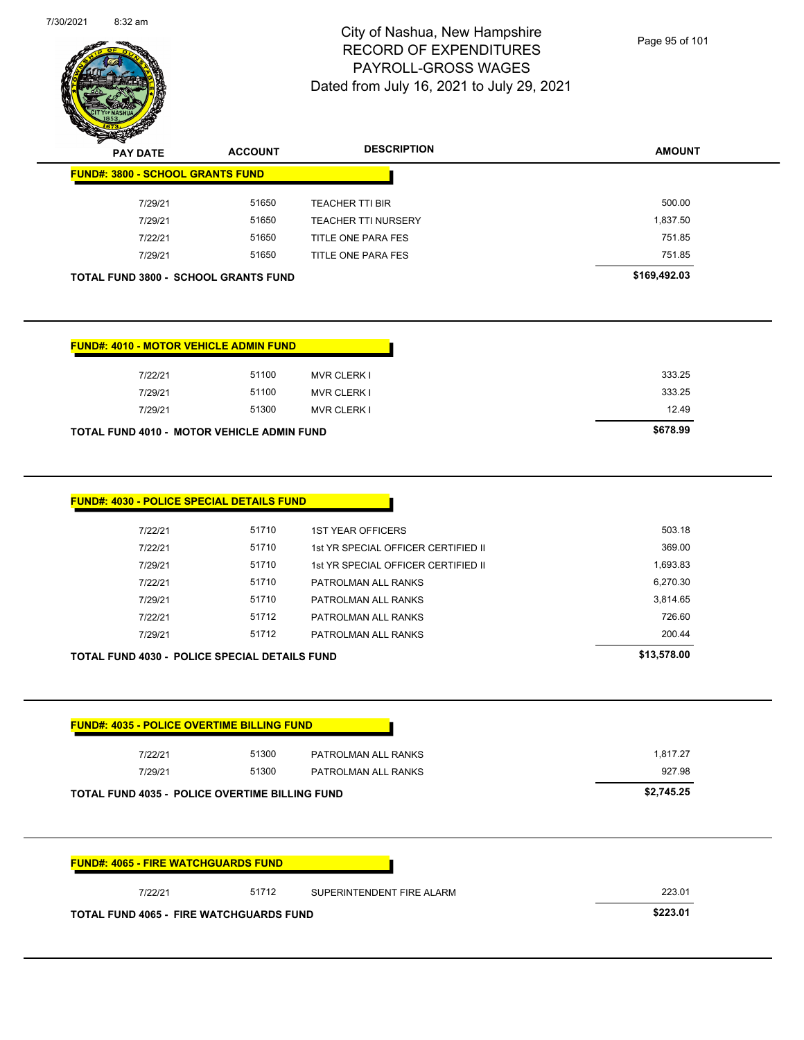# City of Nashua, New Hampshire
## RECORD OF EXPENDITURES
## PAYROLL-GROSS WAGES
## Dated from July 16, 2021 to July 29, 2021

| PAY DATE | ACCOUNT | DESCRIPTION | AMOUNT |
|---|---|---|---|
| **FUND#: 3800 - SCHOOL GRANTS FUND** | | | |
| 7/29/21 | 51650 | TEACHER TTI BIR | 500.00 |
| 7/29/21 | 51650 | TEACHER TTI NURSERY | 1,837.50 |
| 7/22/21 | 51650 | TITLE ONE PARA FES | 751.85 |
| 7/29/21 | 51650 | TITLE ONE PARA FES | 751.85 |
| **TOTAL FUND 3800 - SCHOOL GRANTS FUND** | | | **$169,492.03** |

| PAY DATE | ACCOUNT | DESCRIPTION | AMOUNT |
|---|---|---|---|
| **FUND#: 4010 - MOTOR VEHICLE ADMIN FUND** | | | |
| 7/22/21 | 51100 | MVR CLERK I | 333.25 |
| 7/29/21 | 51100 | MVR CLERK I | 333.25 |
| 7/29/21 | 51300 | MVR CLERK I | 12.49 |
| **TOTAL FUND 4010 - MOTOR VEHICLE ADMIN FUND** | | | **$678.99** |

| PAY DATE | ACCOUNT | DESCRIPTION | AMOUNT |
|---|---|---|---|
| **FUND#: 4030 - POLICE SPECIAL DETAILS FUND** | | | |
| 7/22/21 | 51710 | 1ST YEAR OFFICERS | 503.18 |
| 7/22/21 | 51710 | 1st YR SPECIAL OFFICER CERTIFIED II | 369.00 |
| 7/29/21 | 51710 | 1st YR SPECIAL OFFICER CERTIFIED II | 1,693.83 |
| 7/22/21 | 51710 | PATROLMAN ALL RANKS | 6,270.30 |
| 7/29/21 | 51710 | PATROLMAN ALL RANKS | 3,814.65 |
| 7/22/21 | 51712 | PATROLMAN ALL RANKS | 726.60 |
| 7/29/21 | 51712 | PATROLMAN ALL RANKS | 200.44 |
| **TOTAL FUND 4030 - POLICE SPECIAL DETAILS FUND** | | | **$13,578.00** |

| PAY DATE | ACCOUNT | DESCRIPTION | AMOUNT |
|---|---|---|---|
| **FUND#: 4035 - POLICE OVERTIME BILLING FUND** | | | |
| 7/22/21 | 51300 | PATROLMAN ALL RANKS | 1,817.27 |
| 7/29/21 | 51300 | PATROLMAN ALL RANKS | 927.98 |
| **TOTAL FUND 4035 - POLICE OVERTIME BILLING FUND** | | | **$2,745.25** |

| PAY DATE | ACCOUNT | DESCRIPTION | AMOUNT |
|---|---|---|---|
| **FUND#: 4065 - FIRE WATCHGUARDS FUND** | | | |
| 7/22/21 | 51712 | SUPERINTENDENT FIRE ALARM | 223.01 |
| **TOTAL FUND 4065 - FIRE WATCHGUARDS FUND** | | | **$223.01** |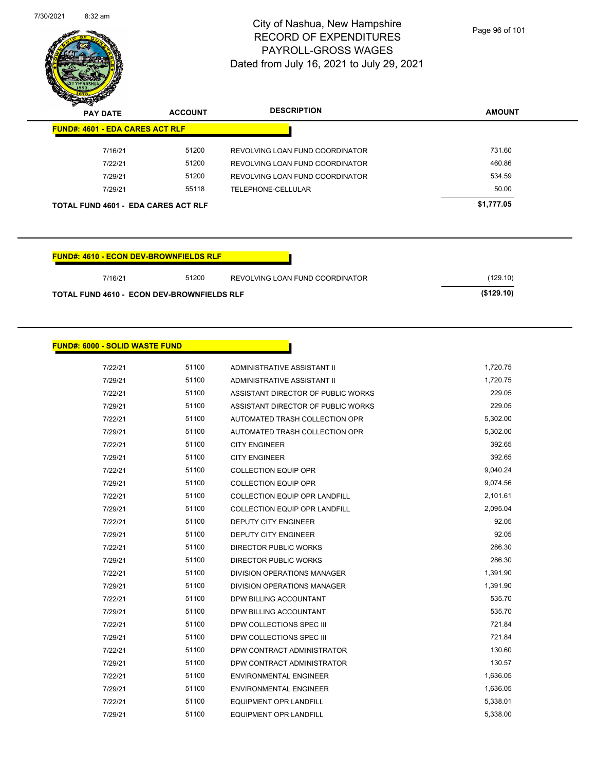# City of Nashua, New Hampshire
## RECORD OF EXPENDITURES
## PAYROLL-GROSS WAGES
### Dated from July 16, 2021 to July 29, 2021

| PAY DATE | ACCOUNT | DESCRIPTION | AMOUNT |
|---|---|---|---|
| **FUND#: 4601 - EDA CARES ACT RLF** | | | |
| 7/16/21 | 51200 | REVOLVING LOAN FUND COORDINATOR | 731.60 |
| 7/22/21 | 51200 | REVOLVING LOAN FUND COORDINATOR | 460.86 |
| 7/29/21 | 51200 | REVOLVING LOAN FUND COORDINATOR | 534.59 |
| 7/29/21 | 55118 | TELEPHONE-CELLULAR | 50.00 |
| **TOTAL FUND 4601 - EDA CARES ACT RLF** | | | **$1,777.05** |

| PAY DATE | ACCOUNT | DESCRIPTION | AMOUNT |
|---|---|---|---|
| **FUND#: 4610 - ECON DEV-BROWNFIELDS RLF** | | | |
| 7/16/21 | 51200 | REVOLVING LOAN FUND COORDINATOR | (129.10) |
| **TOTAL FUND 4610 - ECON DEV-BROWNFIELDS RLF** | | | **($129.10)** |

| PAY DATE | ACCOUNT | DESCRIPTION | AMOUNT |
|---|---|---|---|
| **FUND#: 6000 - SOLID WASTE FUND** | | | |
| 7/22/21 | 51100 | ADMINISTRATIVE ASSISTANT II | 1,720.75 |
| 7/29/21 | 51100 | ADMINISTRATIVE ASSISTANT II | 1,720.75 |
| 7/22/21 | 51100 | ASSISTANT DIRECTOR OF PUBLIC WORKS | 229.05 |
| 7/29/21 | 51100 | ASSISTANT DIRECTOR OF PUBLIC WORKS | 229.05 |
| 7/22/21 | 51100 | AUTOMATED TRASH COLLECTION OPR | 5,302.00 |
| 7/29/21 | 51100 | AUTOMATED TRASH COLLECTION OPR | 5,302.00 |
| 7/22/21 | 51100 | CITY ENGINEER | 392.65 |
| 7/29/21 | 51100 | CITY ENGINEER | 392.65 |
| 7/22/21 | 51100 | COLLECTION EQUIP OPR | 9,040.24 |
| 7/29/21 | 51100 | COLLECTION EQUIP OPR | 9,074.56 |
| 7/22/21 | 51100 | COLLECTION EQUIP OPR LANDFILL | 2,101.61 |
| 7/29/21 | 51100 | COLLECTION EQUIP OPR LANDFILL | 2,095.04 |
| 7/22/21 | 51100 | DEPUTY CITY ENGINEER | 92.05 |
| 7/29/21 | 51100 | DEPUTY CITY ENGINEER | 92.05 |
| 7/22/21 | 51100 | DIRECTOR PUBLIC WORKS | 286.30 |
| 7/29/21 | 51100 | DIRECTOR PUBLIC WORKS | 286.30 |
| 7/22/21 | 51100 | DIVISION OPERATIONS MANAGER | 1,391.90 |
| 7/29/21 | 51100 | DIVISION OPERATIONS MANAGER | 1,391.90 |
| 7/22/21 | 51100 | DPW BILLING ACCOUNTANT | 535.70 |
| 7/29/21 | 51100 | DPW BILLING ACCOUNTANT | 535.70 |
| 7/22/21 | 51100 | DPW COLLECTIONS SPEC III | 721.84 |
| 7/29/21 | 51100 | DPW COLLECTIONS SPEC III | 721.84 |
| 7/22/21 | 51100 | DPW CONTRACT ADMINISTRATOR | 130.60 |
| 7/29/21 | 51100 | DPW CONTRACT ADMINISTRATOR | 130.57 |
| 7/22/21 | 51100 | ENVIRONMENTAL ENGINEER | 1,636.05 |
| 7/29/21 | 51100 | ENVIRONMENTAL ENGINEER | 1,636.05 |
| 7/22/21 | 51100 | EQUIPMENT OPR LANDFILL | 5,338.01 |
| 7/29/21 | 51100 | EQUIPMENT OPR LANDFILL | 5,338.00 |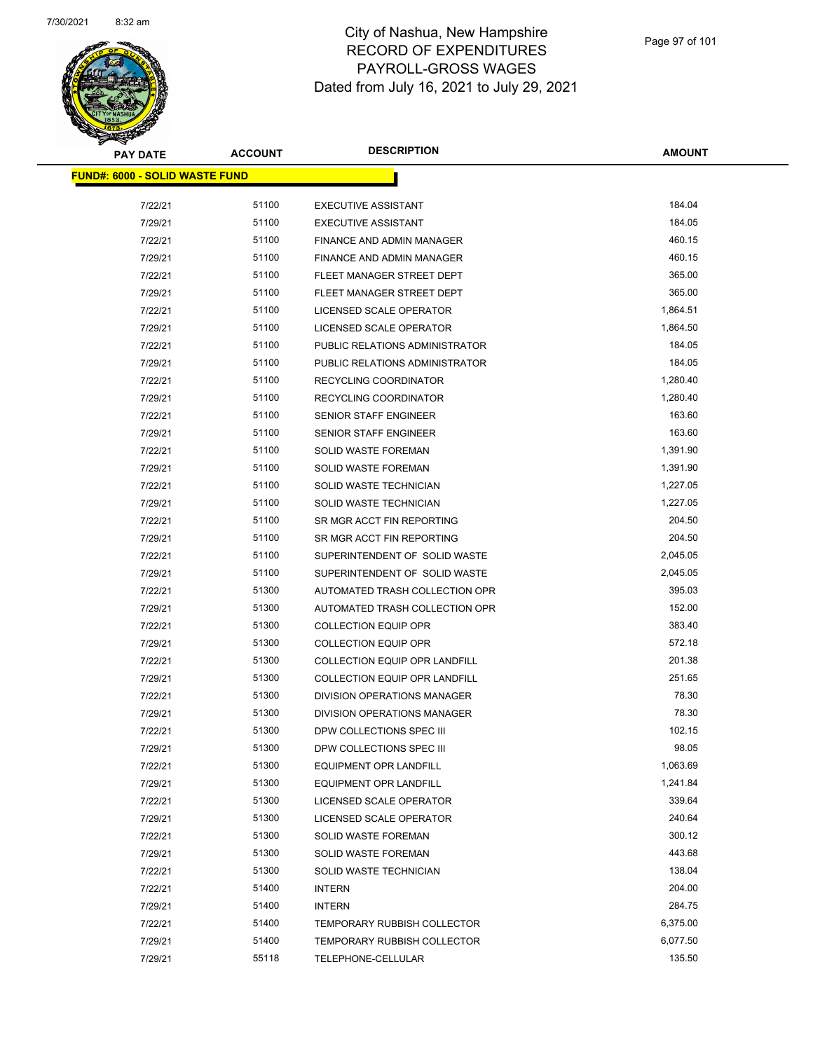# City of Nashua, New Hampshire
## RECORD OF EXPENDITURES
## PAYROLL-GROSS WAGES
## Dated from July 16, 2021 to July 29, 2021

| PAY DATE | ACCOUNT | DESCRIPTION | AMOUNT |
|---|---|---|---|
| **FUND#: 6000 - SOLID WASTE FUND** | | | |
| 7/22/21 | 51100 | EXECUTIVE ASSISTANT | 184.04 |
| 7/29/21 | 51100 | EXECUTIVE ASSISTANT | 184.05 |
| 7/22/21 | 51100 | FINANCE AND ADMIN MANAGER | 460.15 |
| 7/29/21 | 51100 | FINANCE AND ADMIN MANAGER | 460.15 |
| 7/22/21 | 51100 | FLEET MANAGER STREET DEPT | 365.00 |
| 7/29/21 | 51100 | FLEET MANAGER STREET DEPT | 365.00 |
| 7/22/21 | 51100 | LICENSED SCALE OPERATOR | 1,864.51 |
| 7/29/21 | 51100 | LICENSED SCALE OPERATOR | 1,864.50 |
| 7/22/21 | 51100 | PUBLIC RELATIONS ADMINISTRATOR | 184.05 |
| 7/29/21 | 51100 | PUBLIC RELATIONS ADMINISTRATOR | 184.05 |
| 7/22/21 | 51100 | RECYCLING COORDINATOR | 1,280.40 |
| 7/29/21 | 51100 | RECYCLING COORDINATOR | 1,280.40 |
| 7/22/21 | 51100 | SENIOR STAFF ENGINEER | 163.60 |
| 7/29/21 | 51100 | SENIOR STAFF ENGINEER | 163.60 |
| 7/22/21 | 51100 | SOLID WASTE FOREMAN | 1,391.90 |
| 7/29/21 | 51100 | SOLID WASTE FOREMAN | 1,391.90 |
| 7/22/21 | 51100 | SOLID WASTE TECHNICIAN | 1,227.05 |
| 7/29/21 | 51100 | SOLID WASTE TECHNICIAN | 1,227.05 |
| 7/22/21 | 51100 | SR MGR ACCT FIN REPORTING | 204.50 |
| 7/29/21 | 51100 | SR MGR ACCT FIN REPORTING | 204.50 |
| 7/22/21 | 51100 | SUPERINTENDENT OF SOLID WASTE | 2,045.05 |
| 7/29/21 | 51100 | SUPERINTENDENT OF SOLID WASTE | 2,045.05 |
| 7/22/21 | 51300 | AUTOMATED TRASH COLLECTION OPR | 395.03 |
| 7/29/21 | 51300 | AUTOMATED TRASH COLLECTION OPR | 152.00 |
| 7/22/21 | 51300 | COLLECTION EQUIP OPR | 383.40 |
| 7/29/21 | 51300 | COLLECTION EQUIP OPR | 572.18 |
| 7/22/21 | 51300 | COLLECTION EQUIP OPR LANDFILL | 201.38 |
| 7/29/21 | 51300 | COLLECTION EQUIP OPR LANDFILL | 251.65 |
| 7/22/21 | 51300 | DIVISION OPERATIONS MANAGER | 78.30 |
| 7/29/21 | 51300 | DIVISION OPERATIONS MANAGER | 78.30 |
| 7/22/21 | 51300 | DPW COLLECTIONS SPEC III | 102.15 |
| 7/29/21 | 51300 | DPW COLLECTIONS SPEC III | 98.05 |
| 7/22/21 | 51300 | EQUIPMENT OPR LANDFILL | 1,063.69 |
| 7/29/21 | 51300 | EQUIPMENT OPR LANDFILL | 1,241.84 |
| 7/22/21 | 51300 | LICENSED SCALE OPERATOR | 339.64 |
| 7/29/21 | 51300 | LICENSED SCALE OPERATOR | 240.64 |
| 7/22/21 | 51300 | SOLID WASTE FOREMAN | 300.12 |
| 7/29/21 | 51300 | SOLID WASTE FOREMAN | 443.68 |
| 7/22/21 | 51300 | SOLID WASTE TECHNICIAN | 138.04 |
| 7/22/21 | 51400 | INTERN | 204.00 |
| 7/29/21 | 51400 | INTERN | 284.75 |
| 7/22/21 | 51400 | TEMPORARY RUBBISH COLLECTOR | 6,375.00 |
| 7/29/21 | 51400 | TEMPORARY RUBBISH COLLECTOR | 6,077.50 |
| 7/29/21 | 55118 | TELEPHONE-CELLULAR | 135.50 |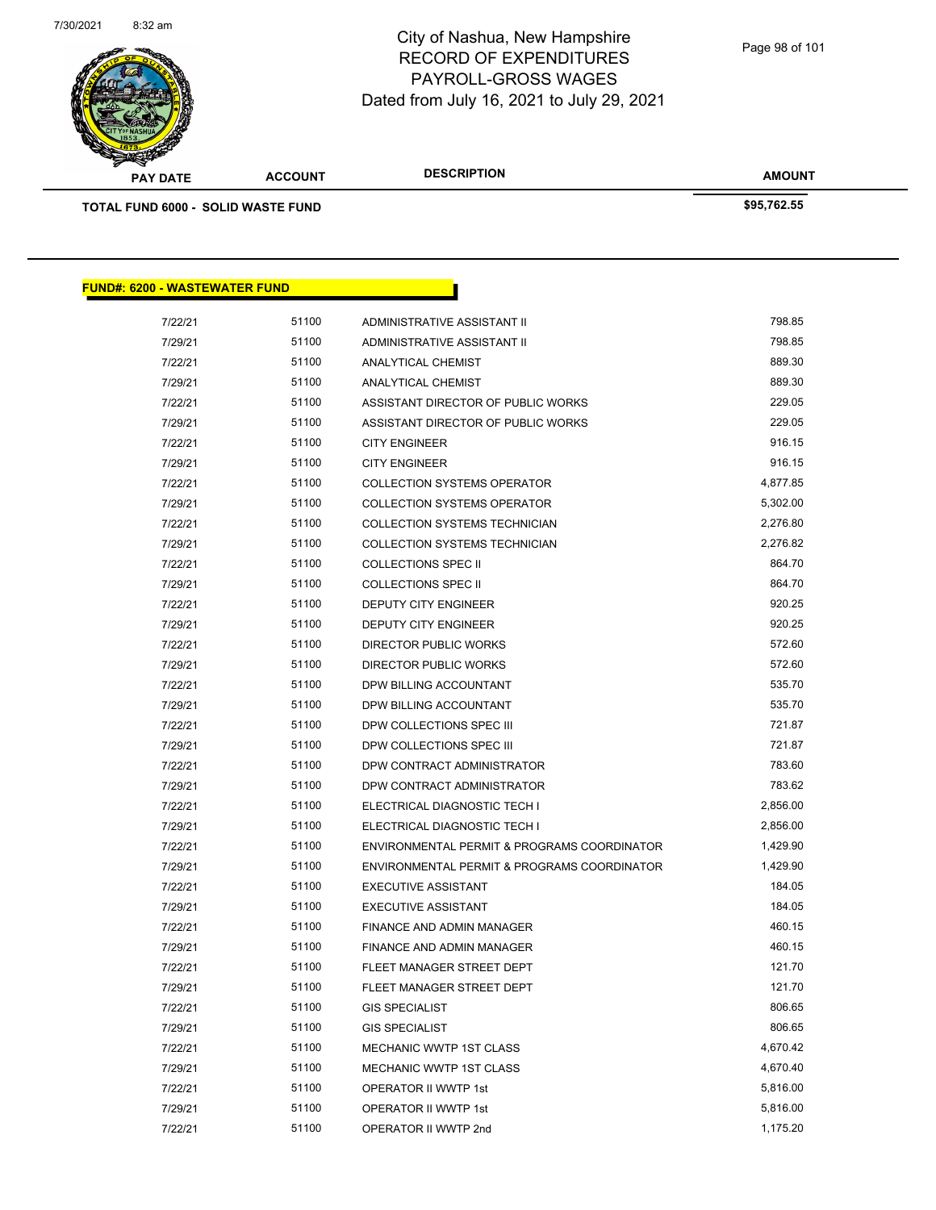| PAY DATE | ACCOUNT | DESCRIPTION | AMOUNT |
|---|---|---|---|
| **TOTAL FUND 6000 - SOLID WASTE FUND** | | | **$95,762.55** |

**FUND#: 6200 - WASTEWATER FUND**

| PAY DATE | ACCOUNT | DESCRIPTION | AMOUNT |
|---|---|---|---|
| 7/22/21 | 51100 | ADMINISTRATIVE ASSISTANT II | 798.85 |
| 7/29/21 | 51100 | ADMINISTRATIVE ASSISTANT II | 798.85 |
| 7/22/21 | 51100 | ANALYTICAL CHEMIST | 889.30 |
| 7/29/21 | 51100 | ANALYTICAL CHEMIST | 889.30 |
| 7/22/21 | 51100 | ASSISTANT DIRECTOR OF PUBLIC WORKS | 229.05 |
| 7/29/21 | 51100 | ASSISTANT DIRECTOR OF PUBLIC WORKS | 229.05 |
| 7/22/21 | 51100 | CITY ENGINEER | 916.15 |
| 7/29/21 | 51100 | CITY ENGINEER | 916.15 |
| 7/22/21 | 51100 | COLLECTION SYSTEMS OPERATOR | 4,877.85 |
| 7/29/21 | 51100 | COLLECTION SYSTEMS OPERATOR | 5,302.00 |
| 7/22/21 | 51100 | COLLECTION SYSTEMS TECHNICIAN | 2,276.80 |
| 7/29/21 | 51100 | COLLECTION SYSTEMS TECHNICIAN | 2,276.82 |
| 7/22/21 | 51100 | COLLECTIONS SPEC II | 864.70 |
| 7/29/21 | 51100 | COLLECTIONS SPEC II | 864.70 |
| 7/22/21 | 51100 | DEPUTY CITY ENGINEER | 920.25 |
| 7/29/21 | 51100 | DEPUTY CITY ENGINEER | 920.25 |
| 7/22/21 | 51100 | DIRECTOR PUBLIC WORKS | 572.60 |
| 7/29/21 | 51100 | DIRECTOR PUBLIC WORKS | 572.60 |
| 7/22/21 | 51100 | DPW BILLING ACCOUNTANT | 535.70 |
| 7/29/21 | 51100 | DPW BILLING ACCOUNTANT | 535.70 |
| 7/22/21 | 51100 | DPW COLLECTIONS SPEC III | 721.87 |
| 7/29/21 | 51100 | DPW COLLECTIONS SPEC III | 721.87 |
| 7/22/21 | 51100 | DPW CONTRACT ADMINISTRATOR | 783.60 |
| 7/29/21 | 51100 | DPW CONTRACT ADMINISTRATOR | 783.62 |
| 7/22/21 | 51100 | ELECTRICAL DIAGNOSTIC TECH I | 2,856.00 |
| 7/29/21 | 51100 | ELECTRICAL DIAGNOSTIC TECH I | 2,856.00 |
| 7/22/21 | 51100 | ENVIRONMENTAL PERMIT & PROGRAMS COORDINATOR | 1,429.90 |
| 7/29/21 | 51100 | ENVIRONMENTAL PERMIT & PROGRAMS COORDINATOR | 1,429.90 |
| 7/22/21 | 51100 | EXECUTIVE ASSISTANT | 184.05 |
| 7/29/21 | 51100 | EXECUTIVE ASSISTANT | 184.05 |
| 7/22/21 | 51100 | FINANCE AND ADMIN MANAGER | 460.15 |
| 7/29/21 | 51100 | FINANCE AND ADMIN MANAGER | 460.15 |
| 7/22/21 | 51100 | FLEET MANAGER STREET DEPT | 121.70 |
| 7/29/21 | 51100 | FLEET MANAGER STREET DEPT | 121.70 |
| 7/22/21 | 51100 | GIS SPECIALIST | 806.65 |
| 7/29/21 | 51100 | GIS SPECIALIST | 806.65 |
| 7/22/21 | 51100 | MECHANIC WWTP 1ST CLASS | 4,670.42 |
| 7/29/21 | 51100 | MECHANIC WWTP 1ST CLASS | 4,670.40 |
| 7/22/21 | 51100 | OPERATOR II WWTP 1st | 5,816.00 |
| 7/29/21 | 51100 | OPERATOR II WWTP 1st | 5,816.00 |
| 7/22/21 | 51100 | OPERATOR II WWTP 2nd | 1,175.20 |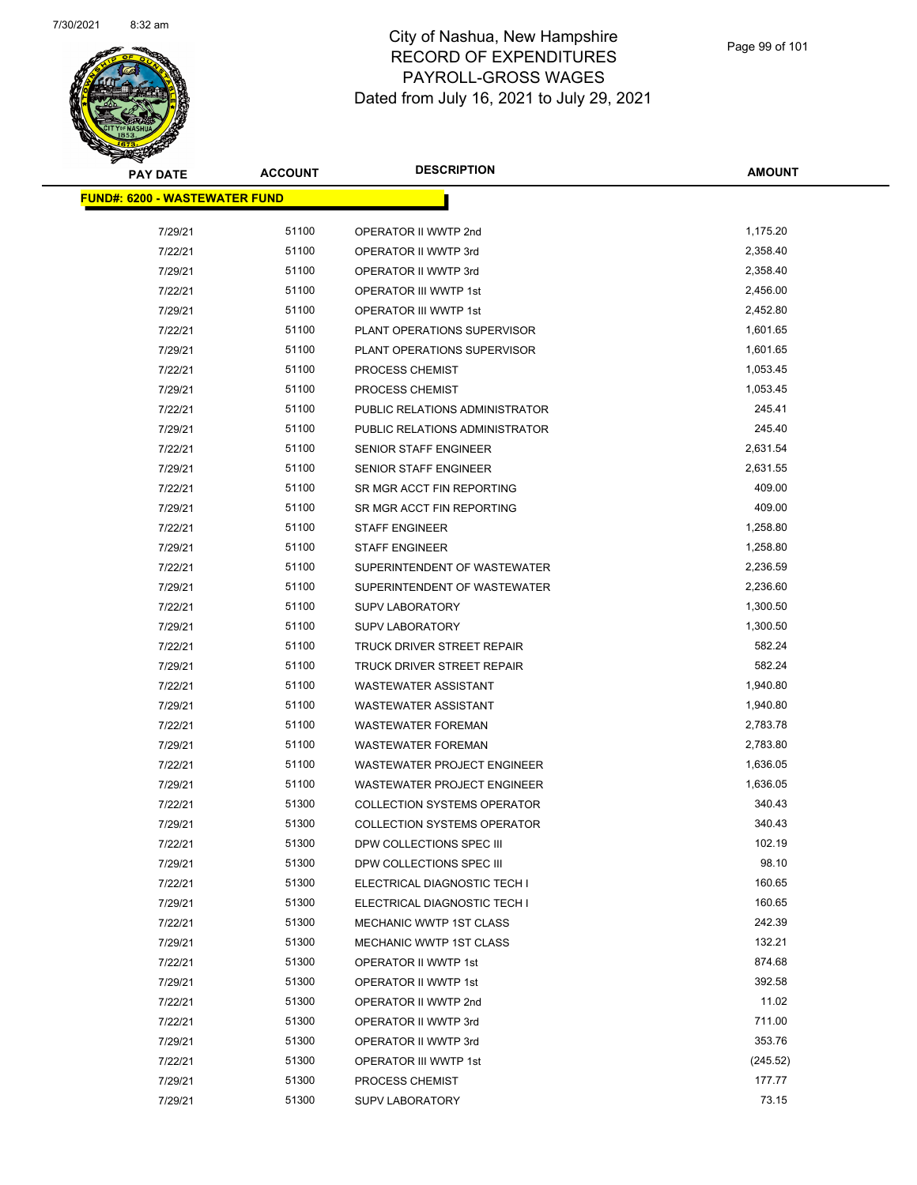# City of Nashua, New Hampshire
## RECORD OF EXPENDITURES
## PAYROLL-GROSS WAGES
### Dated from July 16, 2021 to July 29, 2021

| PAY DATE | ACCOUNT | DESCRIPTION | AMOUNT |
|---|---|---|---|
| **FUND#: 6200 - WASTEWATER FUND** | | | |
| 7/29/21 | 51100 | OPERATOR II WWTP 2nd | 1,175.20 |
| 7/22/21 | 51100 | OPERATOR II WWTP 3rd | 2,358.40 |
| 7/29/21 | 51100 | OPERATOR II WWTP 3rd | 2,358.40 |
| 7/22/21 | 51100 | OPERATOR III WWTP 1st | 2,456.00 |
| 7/29/21 | 51100 | OPERATOR III WWTP 1st | 2,452.80 |
| 7/22/21 | 51100 | PLANT OPERATIONS SUPERVISOR | 1,601.65 |
| 7/29/21 | 51100 | PLANT OPERATIONS SUPERVISOR | 1,601.65 |
| 7/22/21 | 51100 | PROCESS CHEMIST | 1,053.45 |
| 7/29/21 | 51100 | PROCESS CHEMIST | 1,053.45 |
| 7/22/21 | 51100 | PUBLIC RELATIONS ADMINISTRATOR | 245.41 |
| 7/29/21 | 51100 | PUBLIC RELATIONS ADMINISTRATOR | 245.40 |
| 7/22/21 | 51100 | SENIOR STAFF ENGINEER | 2,631.54 |
| 7/29/21 | 51100 | SENIOR STAFF ENGINEER | 2,631.55 |
| 7/22/21 | 51100 | SR MGR ACCT FIN REPORTING | 409.00 |
| 7/29/21 | 51100 | SR MGR ACCT FIN REPORTING | 409.00 |
| 7/22/21 | 51100 | STAFF ENGINEER | 1,258.80 |
| 7/29/21 | 51100 | STAFF ENGINEER | 1,258.80 |
| 7/22/21 | 51100 | SUPERINTENDENT OF WASTEWATER | 2,236.59 |
| 7/29/21 | 51100 | SUPERINTENDENT OF WASTEWATER | 2,236.60 |
| 7/22/21 | 51100 | SUPV LABORATORY | 1,300.50 |
| 7/29/21 | 51100 | SUPV LABORATORY | 1,300.50 |
| 7/22/21 | 51100 | TRUCK DRIVER STREET REPAIR | 582.24 |
| 7/29/21 | 51100 | TRUCK DRIVER STREET REPAIR | 582.24 |
| 7/22/21 | 51100 | WASTEWATER ASSISTANT | 1,940.80 |
| 7/29/21 | 51100 | WASTEWATER ASSISTANT | 1,940.80 |
| 7/22/21 | 51100 | WASTEWATER FOREMAN | 2,783.78 |
| 7/29/21 | 51100 | WASTEWATER FOREMAN | 2,783.80 |
| 7/22/21 | 51100 | WASTEWATER PROJECT ENGINEER | 1,636.05 |
| 7/29/21 | 51100 | WASTEWATER PROJECT ENGINEER | 1,636.05 |
| 7/22/21 | 51300 | COLLECTION SYSTEMS OPERATOR | 340.43 |
| 7/29/21 | 51300 | COLLECTION SYSTEMS OPERATOR | 340.43 |
| 7/22/21 | 51300 | DPW COLLECTIONS SPEC III | 102.19 |
| 7/29/21 | 51300 | DPW COLLECTIONS SPEC III | 98.10 |
| 7/22/21 | 51300 | ELECTRICAL DIAGNOSTIC TECH I | 160.65 |
| 7/29/21 | 51300 | ELECTRICAL DIAGNOSTIC TECH I | 160.65 |
| 7/22/21 | 51300 | MECHANIC WWTP 1ST CLASS | 242.39 |
| 7/29/21 | 51300 | MECHANIC WWTP 1ST CLASS | 132.21 |
| 7/22/21 | 51300 | OPERATOR II WWTP 1st | 874.68 |
| 7/29/21 | 51300 | OPERATOR II WWTP 1st | 392.58 |
| 7/22/21 | 51300 | OPERATOR II WWTP 2nd | 11.02 |
| 7/22/21 | 51300 | OPERATOR II WWTP 3rd | 711.00 |
| 7/29/21 | 51300 | OPERATOR II WWTP 3rd | 353.76 |
| 7/22/21 | 51300 | OPERATOR III WWTP 1st | (245.52) |
| 7/29/21 | 51300 | PROCESS CHEMIST | 177.77 |
| 7/29/21 | 51300 | SUPV LABORATORY | 73.15 |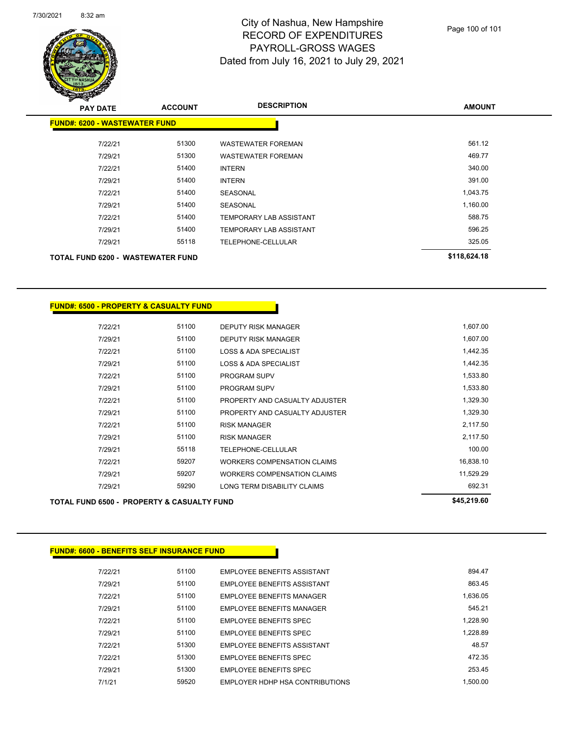# City of Nashua, New Hampshire
## RECORD OF EXPENDITURES
## PAYROLL-GROSS WAGES
## Dated from July 16, 2021 to July 29, 2021

| PAY DATE | ACCOUNT | DESCRIPTION | AMOUNT |
|---|---|---|---|
| **FUND#: 6200 - WASTEWATER FUND** | | | |
| 7/22/21 | 51300 | WASTEWATER FOREMAN | 561.12 |
| 7/29/21 | 51300 | WASTEWATER FOREMAN | 469.77 |
| 7/22/21 | 51400 | INTERN | 340.00 |
| 7/29/21 | 51400 | INTERN | 391.00 |
| 7/22/21 | 51400 | SEASONAL | 1,043.75 |
| 7/29/21 | 51400 | SEASONAL | 1,160.00 |
| 7/22/21 | 51400 | TEMPORARY LAB ASSISTANT | 588.75 |
| 7/29/21 | 51400 | TEMPORARY LAB ASSISTANT | 596.25 |
| 7/29/21 | 55118 | TELEPHONE-CELLULAR | 325.05 |
| **TOTAL FUND 6200 - WASTEWATER FUND** | | | **$118,624.18** |

| PAY DATE | ACCOUNT | DESCRIPTION | AMOUNT |
|---|---|---|---|
| **FUND#: 6500 - PROPERTY & CASUALTY FUND** | | | |
| 7/22/21 | 51100 | DEPUTY RISK MANAGER | 1,607.00 |
| 7/29/21 | 51100 | DEPUTY RISK MANAGER | 1,607.00 |
| 7/22/21 | 51100 | LOSS & ADA SPECIALIST | 1,442.35 |
| 7/29/21 | 51100 | LOSS & ADA SPECIALIST | 1,442.35 |
| 7/22/21 | 51100 | PROGRAM SUPV | 1,533.80 |
| 7/29/21 | 51100 | PROGRAM SUPV | 1,533.80 |
| 7/22/21 | 51100 | PROPERTY AND CASUALTY ADJUSTER | 1,329.30 |
| 7/29/21 | 51100 | PROPERTY AND CASUALTY ADJUSTER | 1,329.30 |
| 7/22/21 | 51100 | RISK MANAGER | 2,117.50 |
| 7/29/21 | 51100 | RISK MANAGER | 2,117.50 |
| 7/29/21 | 55118 | TELEPHONE-CELLULAR | 100.00 |
| 7/22/21 | 59207 | WORKERS COMPENSATION CLAIMS | 16,838.10 |
| 7/29/21 | 59207 | WORKERS COMPENSATION CLAIMS | 11,529.29 |
| 7/29/21 | 59290 | LONG TERM DISABILITY CLAIMS | 692.31 |
| **TOTAL FUND 6500 - PROPERTY & CASUALTY FUND** | | | **$45,219.60** |

| PAY DATE | ACCOUNT | DESCRIPTION | AMOUNT |
|---|---|---|---|
| **FUND#: 6600 - BENEFITS SELF INSURANCE FUND** | | | |
| 7/22/21 | 51100 | EMPLOYEE BENEFITS ASSISTANT | 894.47 |
| 7/29/21 | 51100 | EMPLOYEE BENEFITS ASSISTANT | 863.45 |
| 7/22/21 | 51100 | EMPLOYEE BENEFITS MANAGER | 1,636.05 |
| 7/29/21 | 51100 | EMPLOYEE BENEFITS MANAGER | 545.21 |
| 7/22/21 | 51100 | EMPLOYEE BENEFITS SPEC | 1,228.90 |
| 7/29/21 | 51100 | EMPLOYEE BENEFITS SPEC | 1,228.89 |
| 7/22/21 | 51300 | EMPLOYEE BENEFITS ASSISTANT | 48.57 |
| 7/22/21 | 51300 | EMPLOYEE BENEFITS SPEC | 472.35 |
| 7/29/21 | 51300 | EMPLOYEE BENEFITS SPEC | 253.45 |
| 7/1/21 | 59520 | EMPLOYER HDHP HSA CONTRIBUTIONS | 1,500.00 |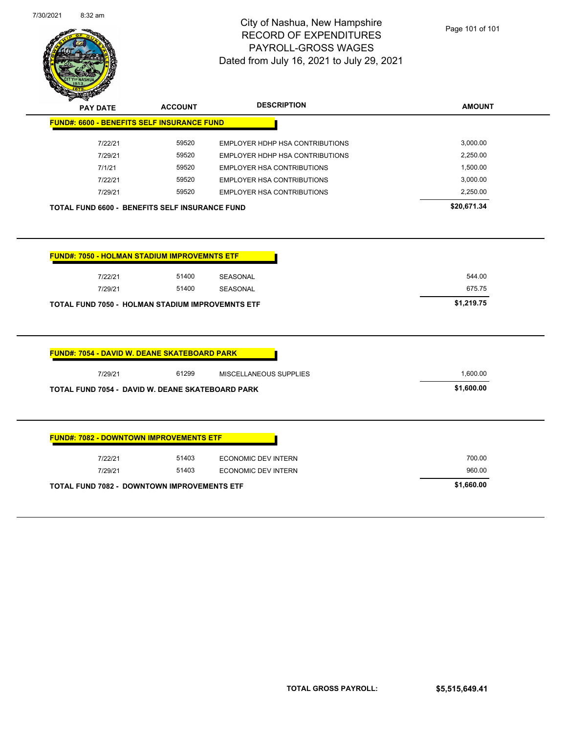# City of Nashua, New Hampshire
## RECORD OF EXPENDITURES
## PAYROLL-GROSS WAGES
## Dated from July 16, 2021 to July 29, 2021

| PAY DATE | ACCOUNT | DESCRIPTION | AMOUNT |
|---|---|---|---|
| **FUND#: 6600 - BENEFITS SELF INSURANCE FUND** | | | |
| 7/22/21 | 59520 | EMPLOYER HDHP HSA CONTRIBUTIONS | 3,000.00 |
| 7/29/21 | 59520 | EMPLOYER HDHP HSA CONTRIBUTIONS | 2,250.00 |
| 7/1/21 | 59520 | EMPLOYER HSA CONTRIBUTIONS | 1,500.00 |
| 7/22/21 | 59520 | EMPLOYER HSA CONTRIBUTIONS | 3,000.00 |
| 7/29/21 | 59520 | EMPLOYER HSA CONTRIBUTIONS | 2,250.00 |
| **TOTAL FUND 6600 - BENEFITS SELF INSURANCE FUND** | | | **$20,671.34** |
| **FUND#: 7050 - HOLMAN STADIUM IMPROVEMNTS ETF** | | | |
| 7/22/21 | 51400 | SEASONAL | 544.00 |
| 7/29/21 | 51400 | SEASONAL | 675.75 |
| **TOTAL FUND 7050 - HOLMAN STADIUM IMPROVEMNTS ETF** | | | **$1,219.75** |
| **FUND#: 7054 - DAVID W. DEANE SKATEBOARD PARK** | | | |
| 7/29/21 | 61299 | MISCELLANEOUS SUPPLIES | 1,600.00 |
| **TOTAL FUND 7054 - DAVID W. DEANE SKATEBOARD PARK** | | | **$1,600.00** |
| **FUND#: 7082 - DOWNTOWN IMPROVEMENTS ETF** | | | |
| 7/22/21 | 51403 | ECONOMIC DEV INTERN | 700.00 |
| 7/29/21 | 51403 | ECONOMIC DEV INTERN | 960.00 |
| **TOTAL FUND 7082 - DOWNTOWN IMPROVEMENTS ETF** | | | **$1,660.00** |

**TOTAL GROSS PAYROLL: $5,515,649.41**